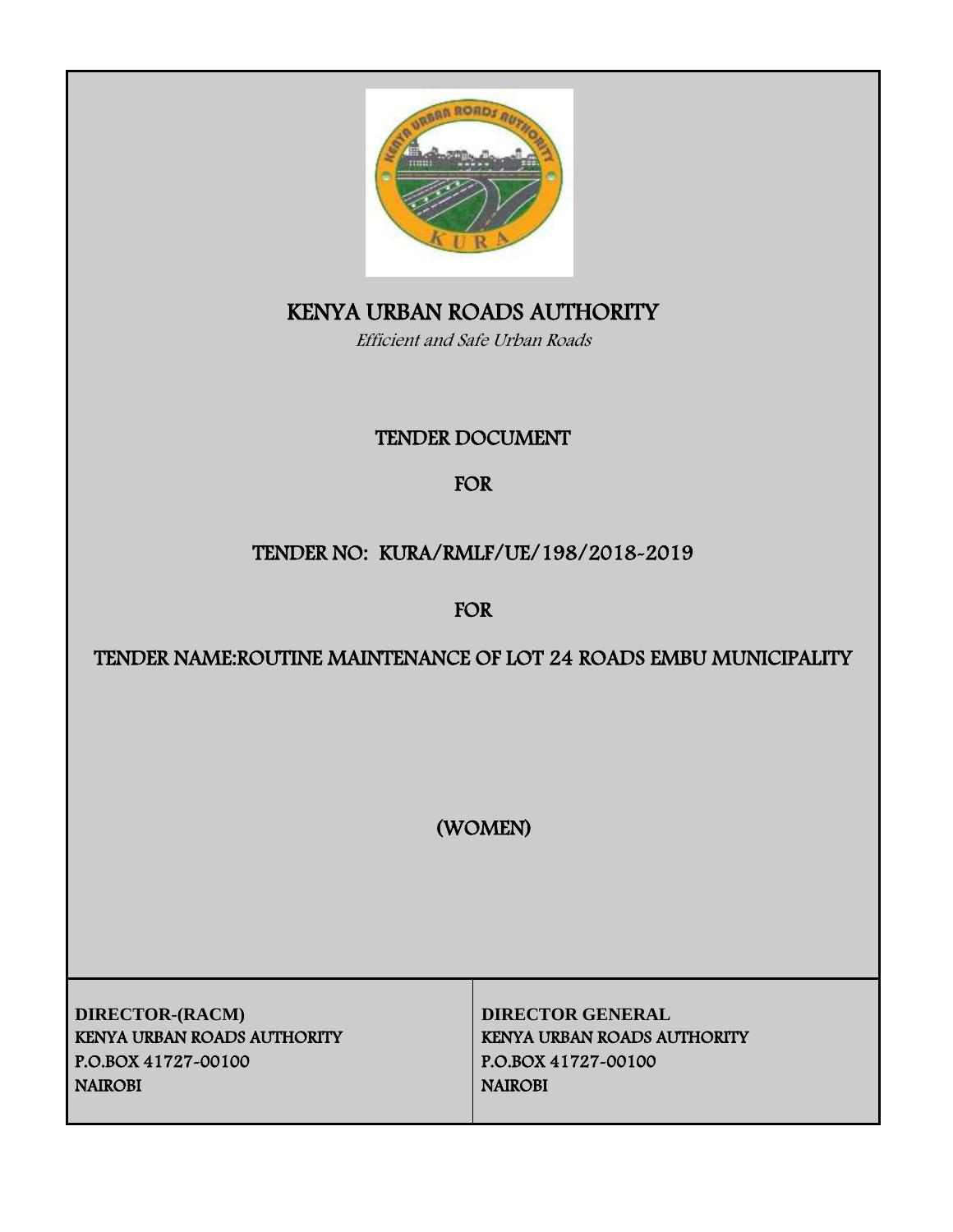# KENYA URBAN ROADS AUTHORITY

*Efficient and Safe Urban Roads*

## TENDER DOCUMENT

## FOR

## TENDER NO: KURA/RMLF/UE/198/2018-2019

## FOR

## TENDER NAME:ROUTINE MAINTENANCE OF LOT 24 ROADS EMBU MUNICIPALITY

## (WOMEN)

| **DIRECTOR-(RACM)**<br>KENYA URBAN ROADS AUTHORITY<br>P.O.BOX 41727-00100<br>NAIROBI | **DIRECTOR GENERAL**<br>KENYA URBAN ROADS AUTHORITY<br>P.O.BOX 41727-00100<br>NAIROBI |
| --- | --- |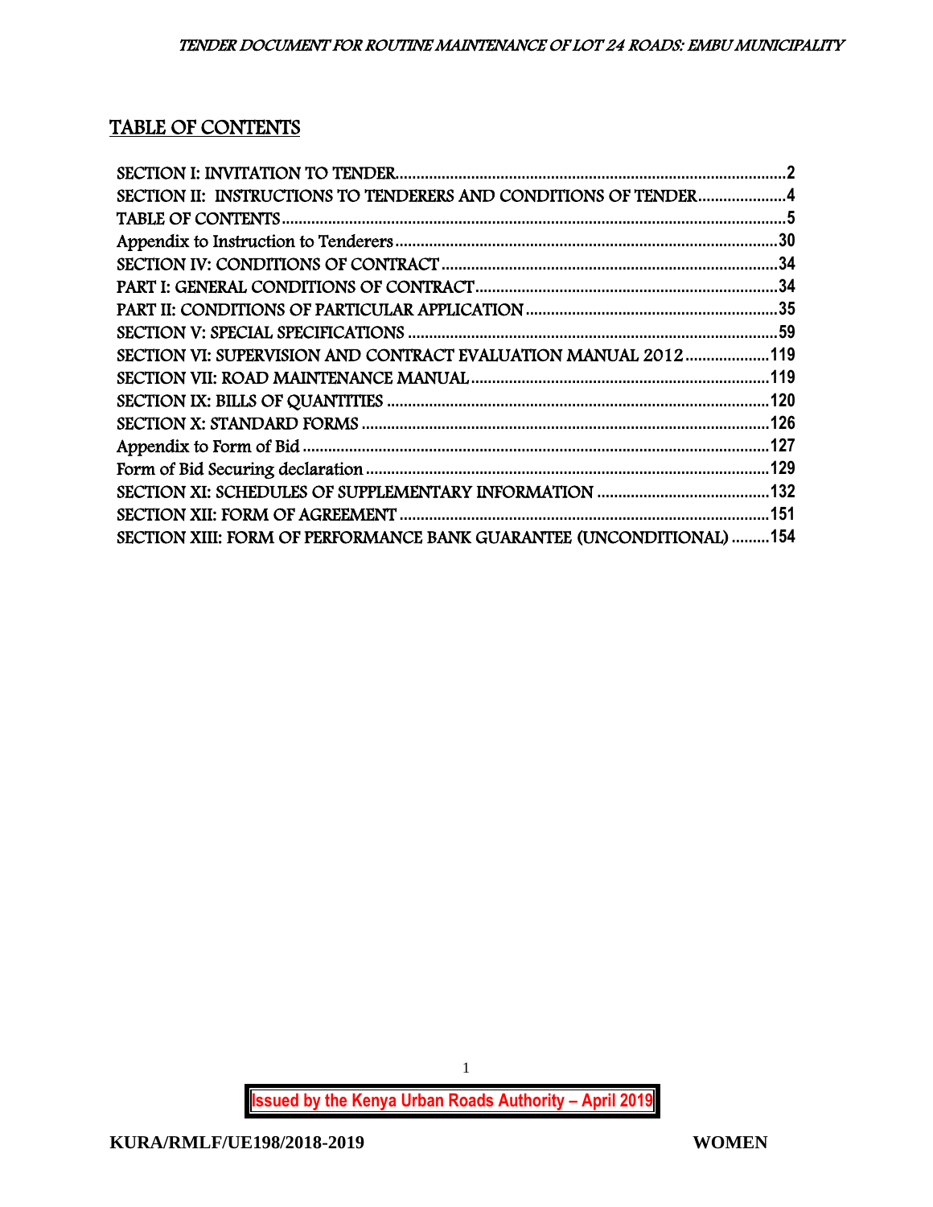# TABLE OF CONTENTS

SECTION I: INVITATION TO TENDER ....................................................................................... 2
SECTION II: INSTRUCTIONS TO TENDERERS AND CONDITIONS OF TENDER ..................... 4
TABLE OF CONTENTS ...................................................................................................................... 5
Appendix to Instruction to Tenderers ............................................................................................. 30
SECTION IV: CONDITIONS OF CONTRACT ............................................................................... 34
PART I: GENERAL CONDITIONS OF CONTRACT ....................................................................... 34
PART II: CONDITIONS OF PARTICULAR APPLICATION ........................................................... 35
SECTION V: SPECIAL SPECIFICATIONS ...................................................................................... 59
SECTION VI: SUPERVISION AND CONTRACT EVALUATION MANUAL 2012 .................... 119
SECTION VII: ROAD MAINTENANCE MANUAL ........................................................................ 119
SECTION IX: BILLS OF QUANTITIES .......................................................................................... 120
SECTION X: STANDARD FORMS ................................................................................................. 126
Appendix to Form of Bid ................................................................................................................ 127
Form of Bid Securing declaration .................................................................................................. 129
SECTION XI: SCHEDULES OF SUPPLEMENTARY INFORMATION ......................................... 132
SECTION XII: FORM OF AGREEMENT ........................................................................................ 151
SECTION XIII: FORM OF PERFORMANCE BANK GUARANTEE (UNCONDITIONAL) ......... 154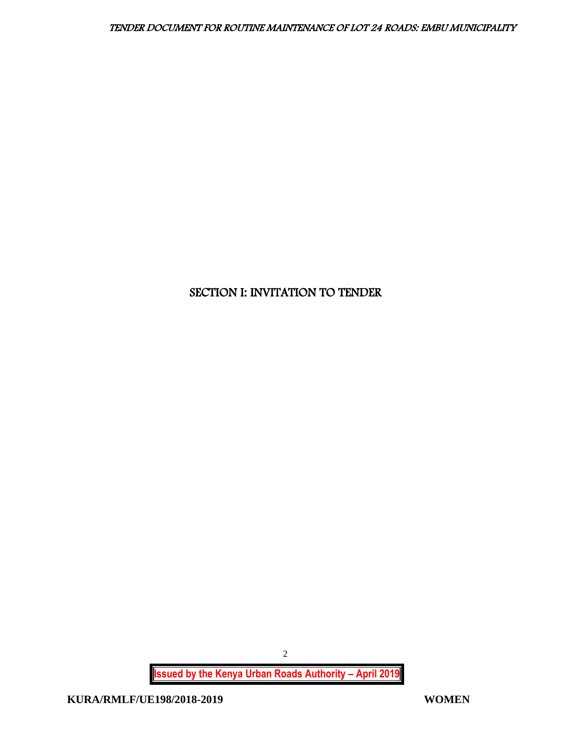# SECTION I: INVITATION TO TENDER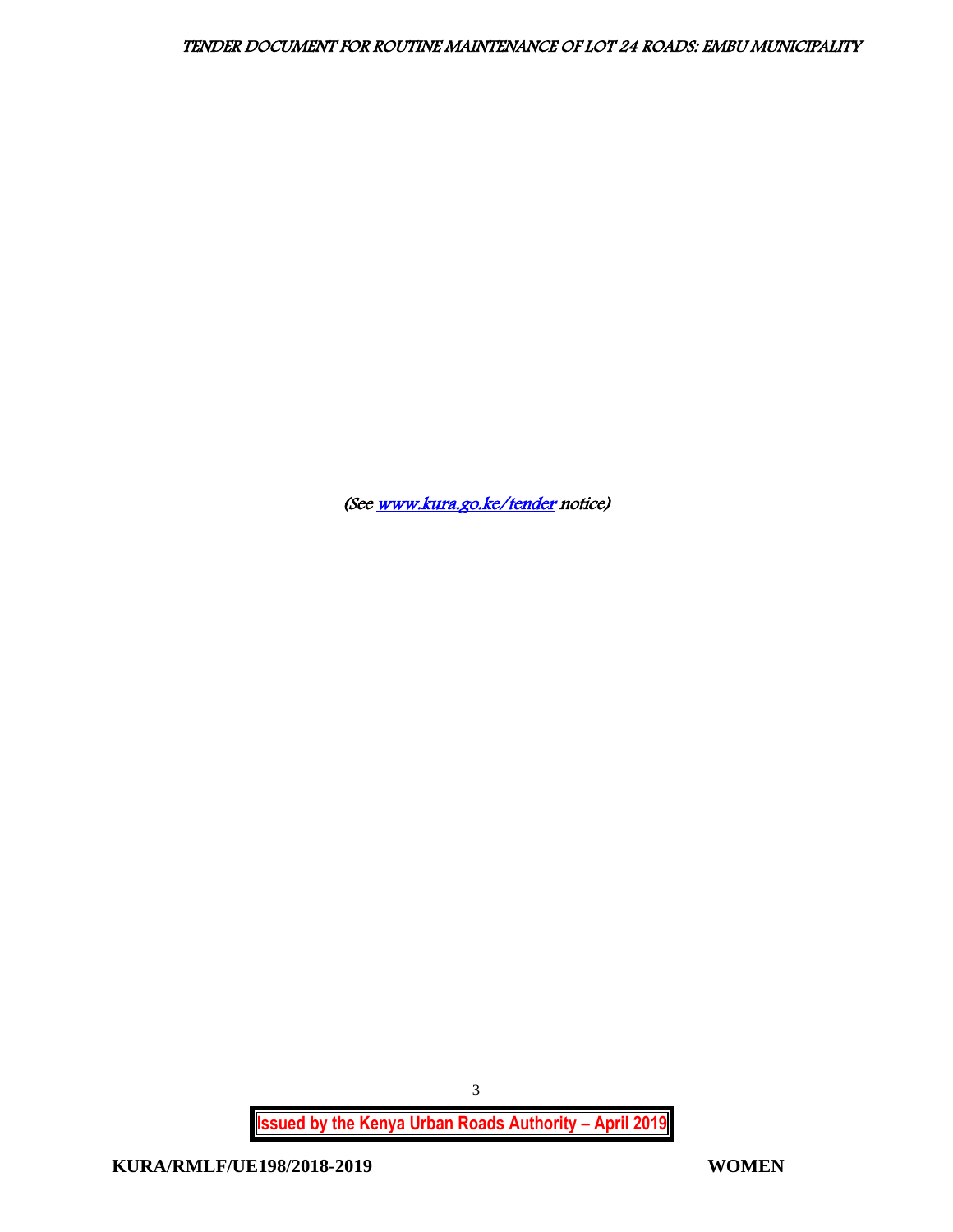*(See [www.kura.go.ke/tender](http://www.kura.go.ke/tender) notice)*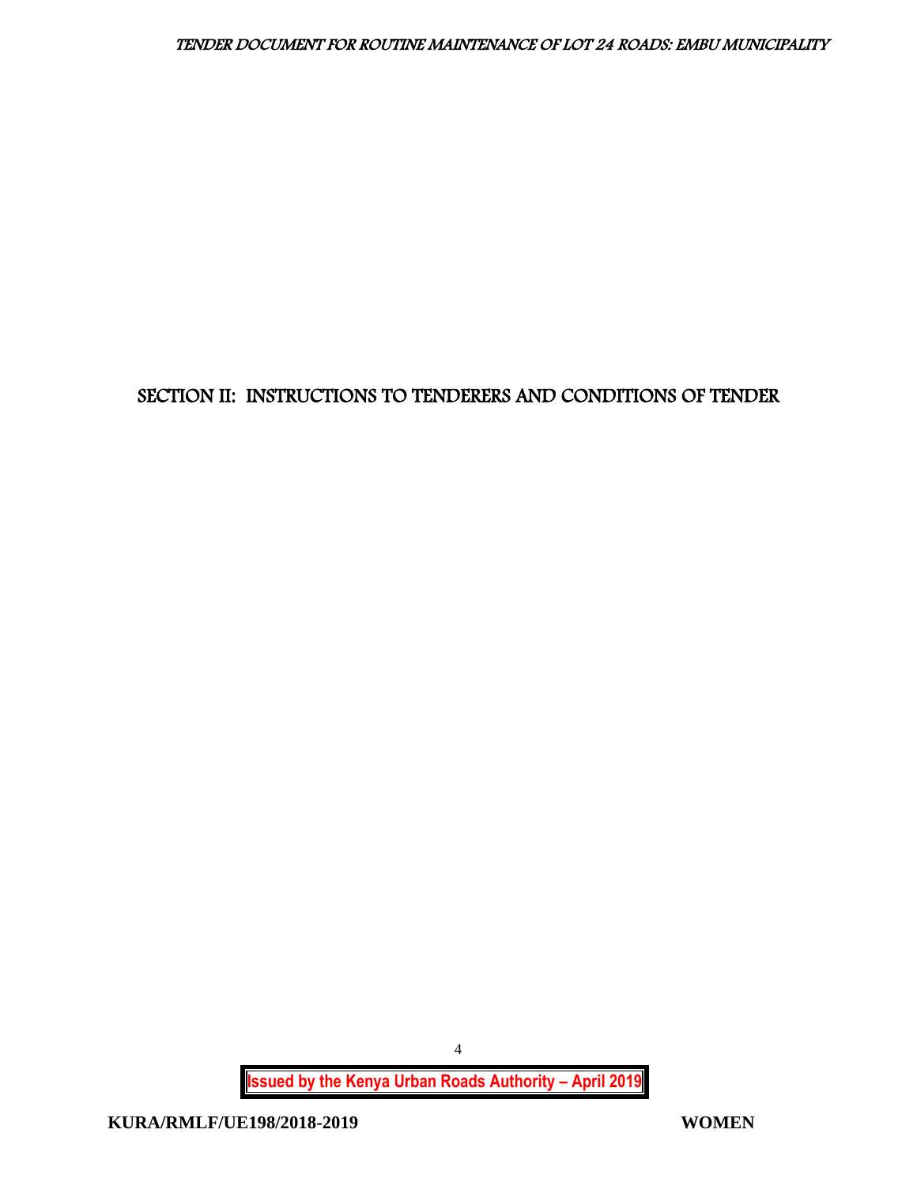# SECTION II: INSTRUCTIONS TO TENDERERS AND CONDITIONS OF TENDER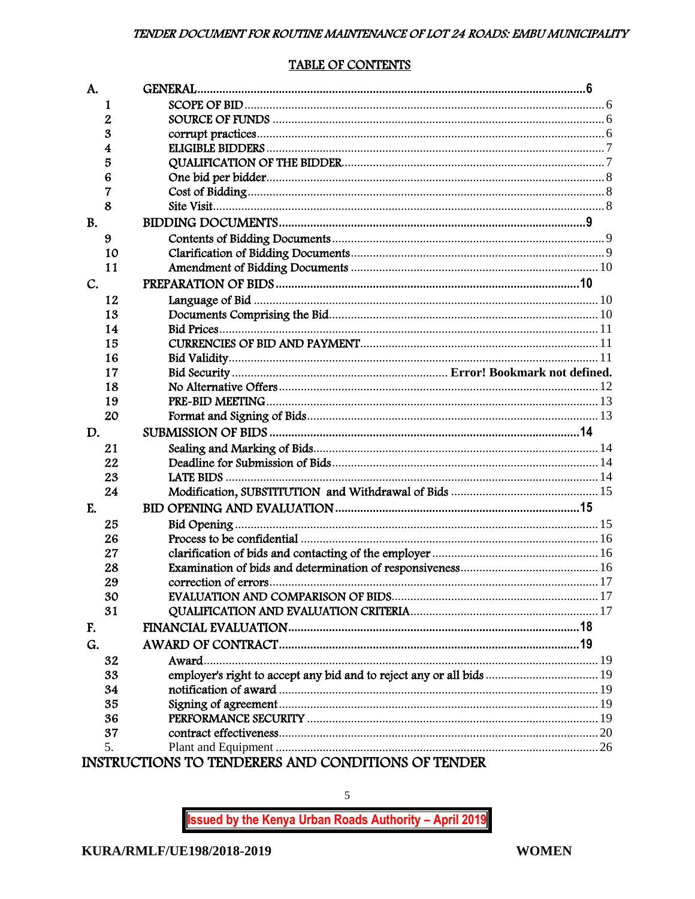## TABLE OF CONTENTS

| | | |
|---|---|---|
| **A.** | **GENERAL** | **6** |
| 1 | SCOPE OF BID | 6 |
| 2 | SOURCE OF FUNDS | 6 |
| 3 | corrupt practices | 6 |
| 4 | ELIGIBLE BIDDERS | 7 |
| 5 | QUALIFICATION OF THE BIDDER | 7 |
| 6 | One bid per bidder | 8 |
| 7 | Cost of Bidding | 8 |
| 8 | Site Visit | 8 |
| **B.** | **BIDDING DOCUMENTS** | **9** |
| 9 | Contents of Bidding Documents | 9 |
| 10 | Clarification of Bidding Documents | 9 |
| 11 | Amendment of Bidding Documents | 10 |
| **C.** | **PREPARATION OF BIDS** | **10** |
| 12 | Language of Bid | 10 |
| 13 | Documents Comprising the Bid | 10 |
| 14 | Bid Prices | 11 |
| 15 | CURRENCIES OF BID AND PAYMENT | 11 |
| 16 | Bid Validity | 11 |
| 17 | Bid Security | **Error! Bookmark not defined.** |
| 18 | No Alternative Offers | 12 |
| 19 | PRE-BID MEETING | 13 |
| 20 | Format and Signing of Bids | 13 |
| **D.** | **SUBMISSION OF BIDS** | **14** |
| 21 | Sealing and Marking of Bids | 14 |
| 22 | Deadline for Submission of Bids | 14 |
| 23 | LATE BIDS | 14 |
| 24 | Modification, SUBSTITUTION and Withdrawal of Bids | 15 |
| **E.** | **BID OPENING AND EVALUATION** | **15** |
| 25 | Bid Opening | 15 |
| 26 | Process to be confidential | 16 |
| 27 | clarification of bids and contacting of the employer | 16 |
| 28 | Examination of bids and determination of responsiveness | 16 |
| 29 | correction of errors | 17 |
| 30 | EVALUATION AND COMPARISON OF BIDS | 17 |
| 31 | QUALIFICATION AND EVALUATION CRITERIA | 17 |
| **F.** | **FINANCIAL EVALUATION** | **18** |
| **G.** | **AWARD OF CONTRACT** | **19** |
| 32 | Award | 19 |
| 33 | employer's right to accept any bid and to reject any or all bids | 19 |
| 34 | notification of award | 19 |
| 35 | Signing of agreement | 19 |
| 36 | PERFORMANCE SECURITY | 19 |
| 37 | contract effectiveness | 20 |
| 5. | Plant and Equipment | 26 |

## INSTRUCTIONS TO TENDERERS AND CONDITIONS OF TENDER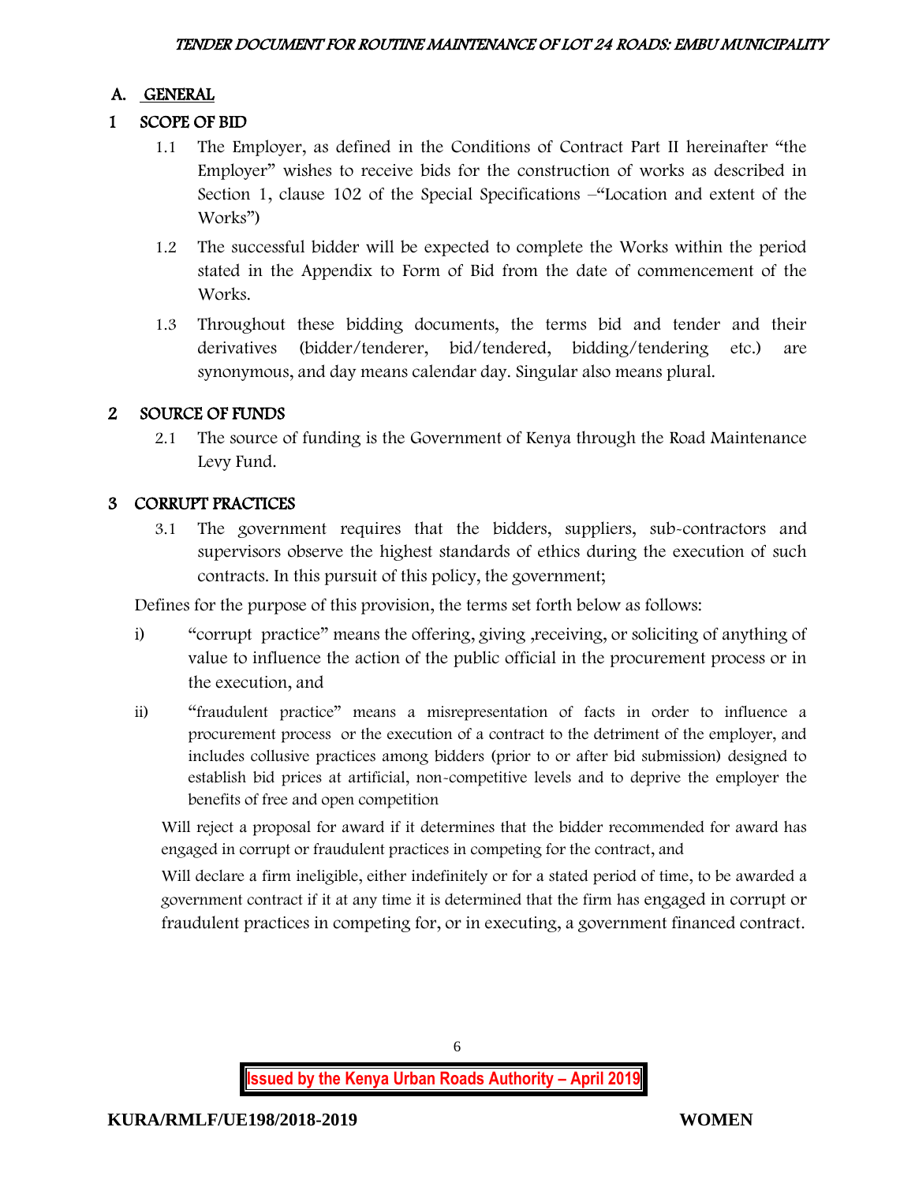## A. GENERAL

### 1 SCOPE OF BID

1.1 The Employer, as defined in the Conditions of Contract Part II hereinafter "the Employer" wishes to receive bids for the construction of works as described in Section 1, clause 102 of the Special Specifications –"Location and extent of the Works")

1.2 The successful bidder will be expected to complete the Works within the period stated in the Appendix to Form of Bid from the date of commencement of the Works.

1.3 Throughout these bidding documents, the terms bid and tender and their derivatives (bidder/tenderer, bid/tendered, bidding/tendering etc.) are synonymous, and day means calendar day. Singular also means plural.

### 2 SOURCE OF FUNDS

2.1 The source of funding is the Government of Kenya through the Road Maintenance Levy Fund.

### 3 CORRUPT PRACTICES

3.1 The government requires that the bidders, suppliers, sub-contractors and supervisors observe the highest standards of ethics during the execution of such contracts. In this pursuit of this policy, the government;

Defines for the purpose of this provision, the terms set forth below as follows:

i) "corrupt practice" means the offering, giving ,receiving, or soliciting of anything of value to influence the action of the public official in the procurement process or in the execution, and

ii) "fraudulent practice" means a misrepresentation of facts in order to influence a procurement process or the execution of a contract to the detriment of the employer, and includes collusive practices among bidders (prior to or after bid submission) designed to establish bid prices at artificial, non-competitive levels and to deprive the employer the benefits of free and open competition

Will reject a proposal for award if it determines that the bidder recommended for award has engaged in corrupt or fraudulent practices in competing for the contract, and

Will declare a firm ineligible, either indefinitely or for a stated period of time, to be awarded a government contract if it at any time it is determined that the firm has engaged in corrupt or fraudulent practices in competing for, or in executing, a government financed contract.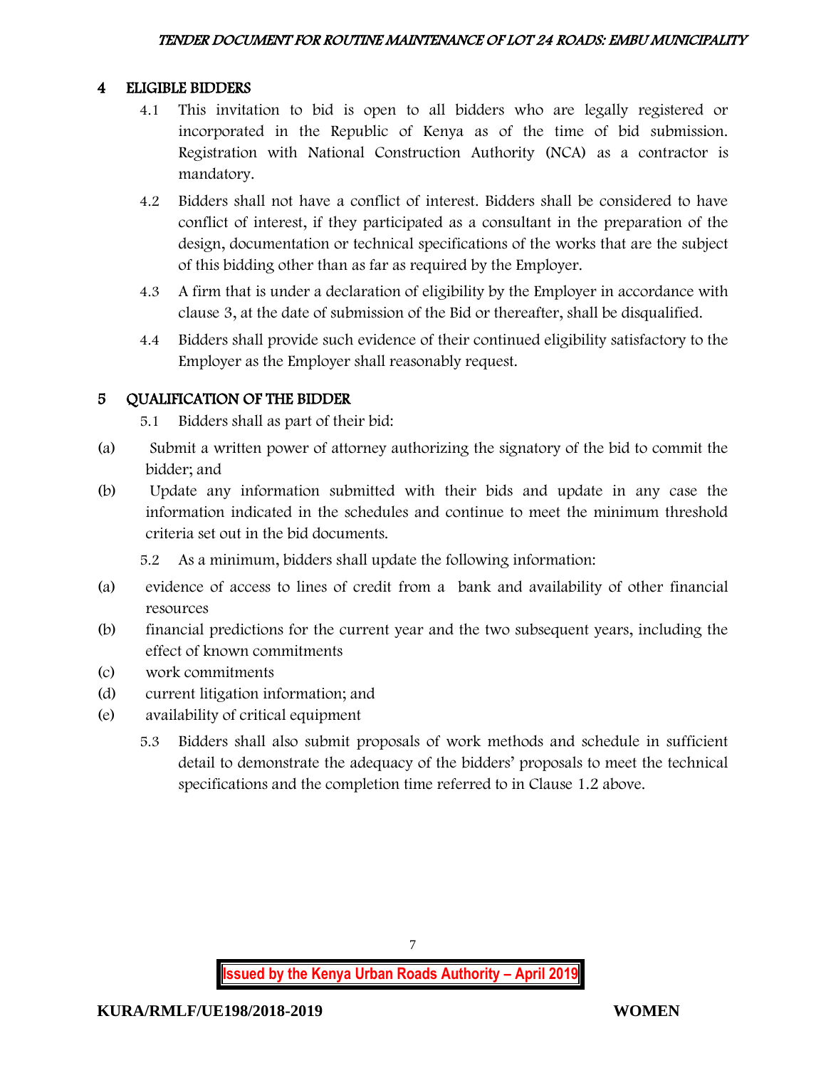## 4 ELIGIBLE BIDDERS

4.1 This invitation to bid is open to all bidders who are legally registered or incorporated in the Republic of Kenya as of the time of bid submission. Registration with National Construction Authority (NCA) as a contractor is mandatory.

4.2 Bidders shall not have a conflict of interest. Bidders shall be considered to have conflict of interest, if they participated as a consultant in the preparation of the design, documentation or technical specifications of the works that are the subject of this bidding other than as far as required by the Employer.

4.3 A firm that is under a declaration of eligibility by the Employer in accordance with clause 3, at the date of submission of the Bid or thereafter, shall be disqualified.

4.4 Bidders shall provide such evidence of their continued eligibility satisfactory to the Employer as the Employer shall reasonably request.

## 5 QUALIFICATION OF THE BIDDER

5.1 Bidders shall as part of their bid:

(a) Submit a written power of attorney authorizing the signatory of the bid to commit the bidder; and

(b) Update any information submitted with their bids and update in any case the information indicated in the schedules and continue to meet the minimum threshold criteria set out in the bid documents.

5.2 As a minimum, bidders shall update the following information:

(a) evidence of access to lines of credit from a bank and availability of other financial resources

(b) financial predictions for the current year and the two subsequent years, including the effect of known commitments

(c) work commitments

(d) current litigation information; and

(e) availability of critical equipment

5.3 Bidders shall also submit proposals of work methods and schedule in sufficient detail to demonstrate the adequacy of the bidders' proposals to meet the technical specifications and the completion time referred to in Clause 1.2 above.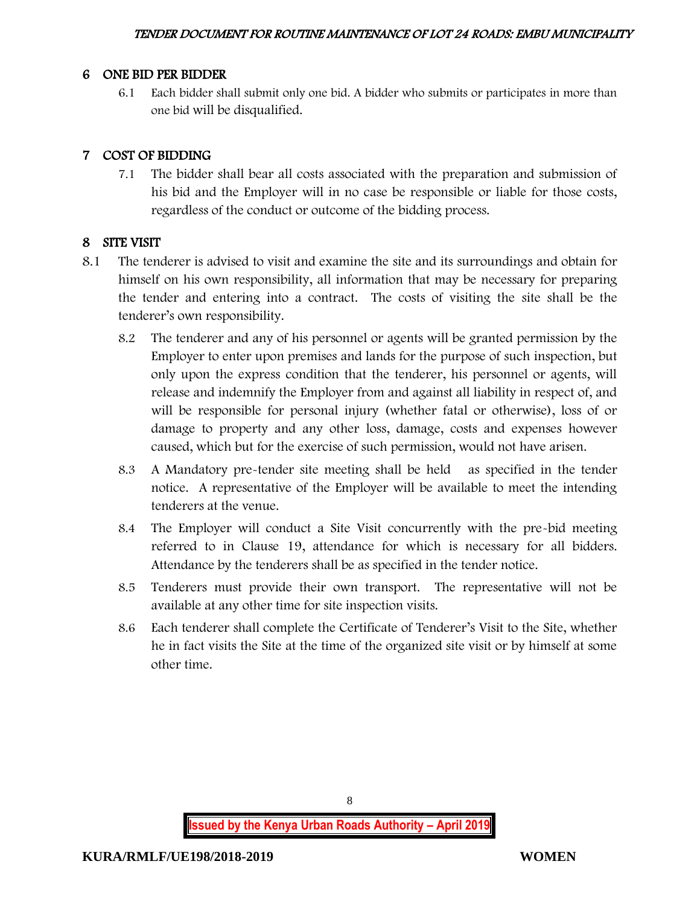## 6 ONE BID PER BIDDER

6.1 Each bidder shall submit only one bid. A bidder who submits or participates in more than one bid will be disqualified.

## 7 COST OF BIDDING

7.1 The bidder shall bear all costs associated with the preparation and submission of his bid and the Employer will in no case be responsible or liable for those costs, regardless of the conduct or outcome of the bidding process.

## 8 SITE VISIT

8.1 The tenderer is advised to visit and examine the site and its surroundings and obtain for himself on his own responsibility, all information that may be necessary for preparing the tender and entering into a contract. The costs of visiting the site shall be the tenderer's own responsibility.

8.2 The tenderer and any of his personnel or agents will be granted permission by the Employer to enter upon premises and lands for the purpose of such inspection, but only upon the express condition that the tenderer, his personnel or agents, will release and indemnify the Employer from and against all liability in respect of, and will be responsible for personal injury (whether fatal or otherwise), loss of or damage to property and any other loss, damage, costs and expenses however caused, which but for the exercise of such permission, would not have arisen.

8.3 A Mandatory pre-tender site meeting shall be held as specified in the tender notice. A representative of the Employer will be available to meet the intending tenderers at the venue.

8.4 The Employer will conduct a Site Visit concurrently with the pre-bid meeting referred to in Clause 19, attendance for which is necessary for all bidders. Attendance by the tenderers shall be as specified in the tender notice.

8.5 Tenderers must provide their own transport. The representative will not be available at any other time for site inspection visits.

8.6 Each tenderer shall complete the Certificate of Tenderer's Visit to the Site, whether he in fact visits the Site at the time of the organized site visit or by himself at some other time.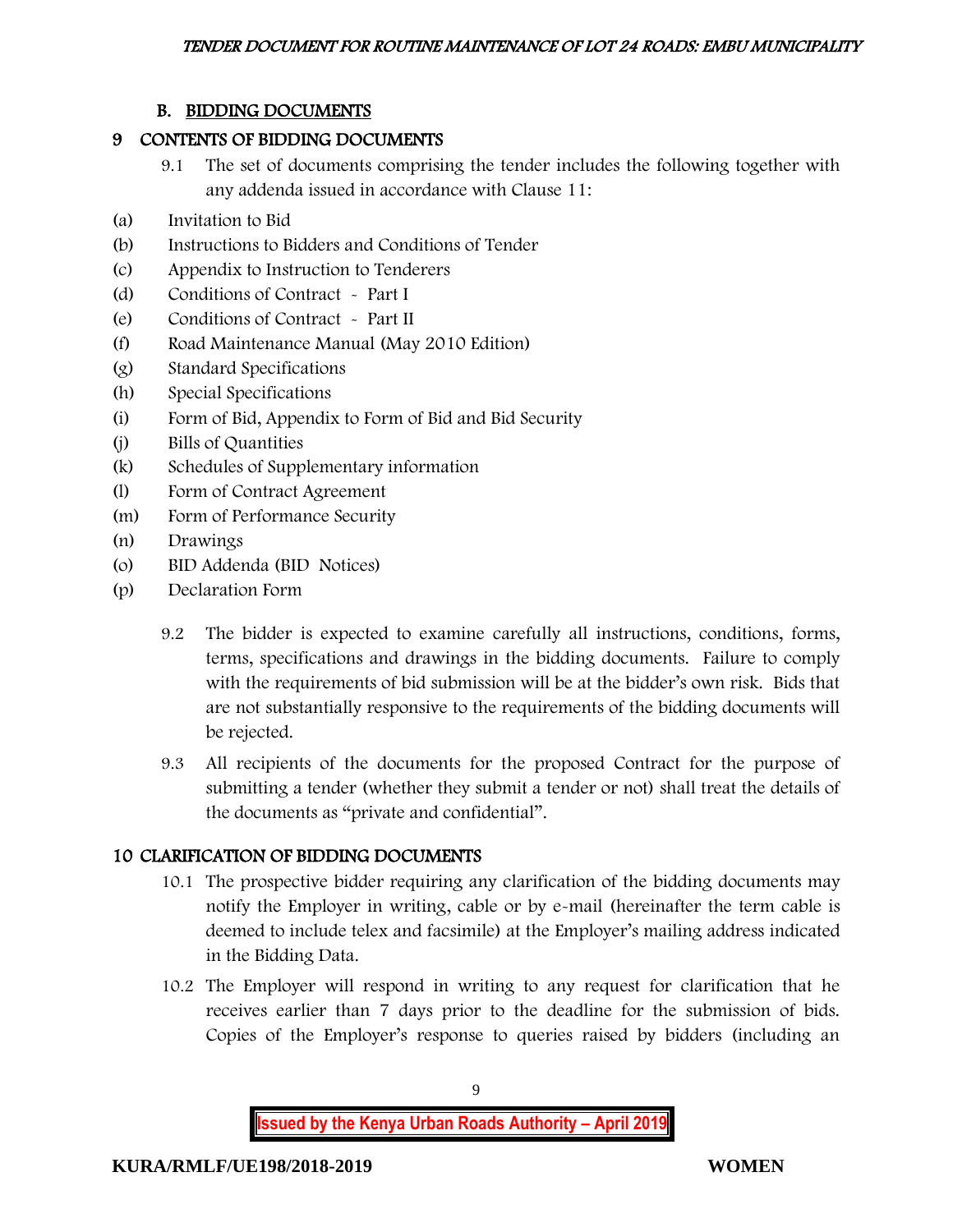## B. BIDDING DOCUMENTS

### 9 CONTENTS OF BIDDING DOCUMENTS

9.1 The set of documents comprising the tender includes the following together with any addenda issued in accordance with Clause 11:

(a) Invitation to Bid
(b) Instructions to Bidders and Conditions of Tender
(c) Appendix to Instruction to Tenderers
(d) Conditions of Contract - Part I
(e) Conditions of Contract - Part II
(f) Road Maintenance Manual (May 2010 Edition)
(g) Standard Specifications
(h) Special Specifications
(i) Form of Bid, Appendix to Form of Bid and Bid Security
(j) Bills of Quantities
(k) Schedules of Supplementary information
(l) Form of Contract Agreement
(m) Form of Performance Security
(n) Drawings
(o) BID Addenda (BID Notices)
(p) Declaration Form

9.2 The bidder is expected to examine carefully all instructions, conditions, forms, terms, specifications and drawings in the bidding documents. Failure to comply with the requirements of bid submission will be at the bidder's own risk. Bids that are not substantially responsive to the requirements of the bidding documents will be rejected.

9.3 All recipients of the documents for the proposed Contract for the purpose of submitting a tender (whether they submit a tender or not) shall treat the details of the documents as "private and confidential".

### 10 CLARIFICATION OF BIDDING DOCUMENTS

10.1 The prospective bidder requiring any clarification of the bidding documents may notify the Employer in writing, cable or by e-mail (hereinafter the term cable is deemed to include telex and facsimile) at the Employer's mailing address indicated in the Bidding Data.

10.2 The Employer will respond in writing to any request for clarification that he receives earlier than 7 days prior to the deadline for the submission of bids. Copies of the Employer's response to queries raised by bidders (including an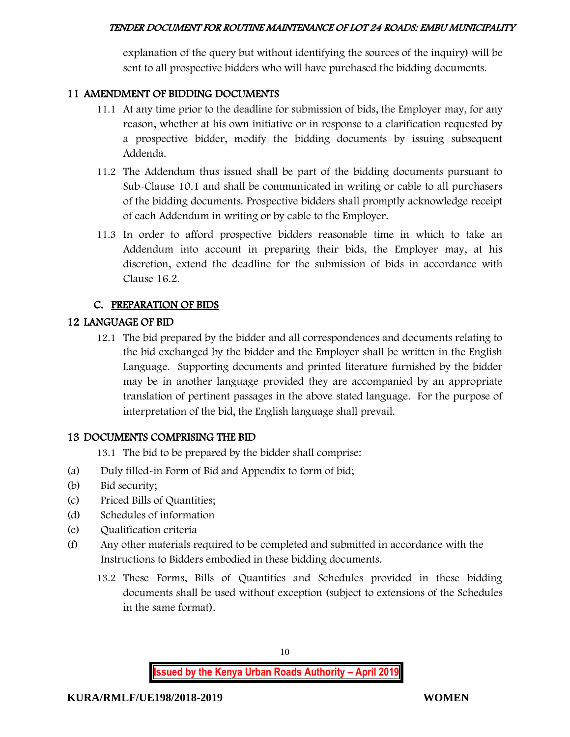explanation of the query but without identifying the sources of the inquiry) will be sent to all prospective bidders who will have purchased the bidding documents.

## 11 AMENDMENT OF BIDDING DOCUMENTS

11.1 At any time prior to the deadline for submission of bids, the Employer may, for any reason, whether at his own initiative or in response to a clarification requested by a prospective bidder, modify the bidding documents by issuing subsequent Addenda.

11.2 The Addendum thus issued shall be part of the bidding documents pursuant to Sub-Clause 10.1 and shall be communicated in writing or cable to all purchasers of the bidding documents. Prospective bidders shall promptly acknowledge receipt of each Addendum in writing or by cable to the Employer.

11.3 In order to afford prospective bidders reasonable time in which to take an Addendum into account in preparing their bids, the Employer may, at his discretion, extend the deadline for the submission of bids in accordance with Clause 16.2.

## C. PREPARATION OF BIDS

## 12 LANGUAGE OF BID

12.1 The bid prepared by the bidder and all correspondences and documents relating to the bid exchanged by the bidder and the Employer shall be written in the English Language. Supporting documents and printed literature furnished by the bidder may be in another language provided they are accompanied by an appropriate translation of pertinent passages in the above stated language. For the purpose of interpretation of the bid, the English language shall prevail.

## 13 DOCUMENTS COMPRISING THE BID

13.1 The bid to be prepared by the bidder shall comprise:

(a) Duly filled-in Form of Bid and Appendix to form of bid;
(b) Bid security;
(c) Priced Bills of Quantities;
(d) Schedules of information
(e) Qualification criteria
(f) Any other materials required to be completed and submitted in accordance with the Instructions to Bidders embodied in these bidding documents.

13.2 These Forms, Bills of Quantities and Schedules provided in these bidding documents shall be used without exception (subject to extensions of the Schedules in the same format).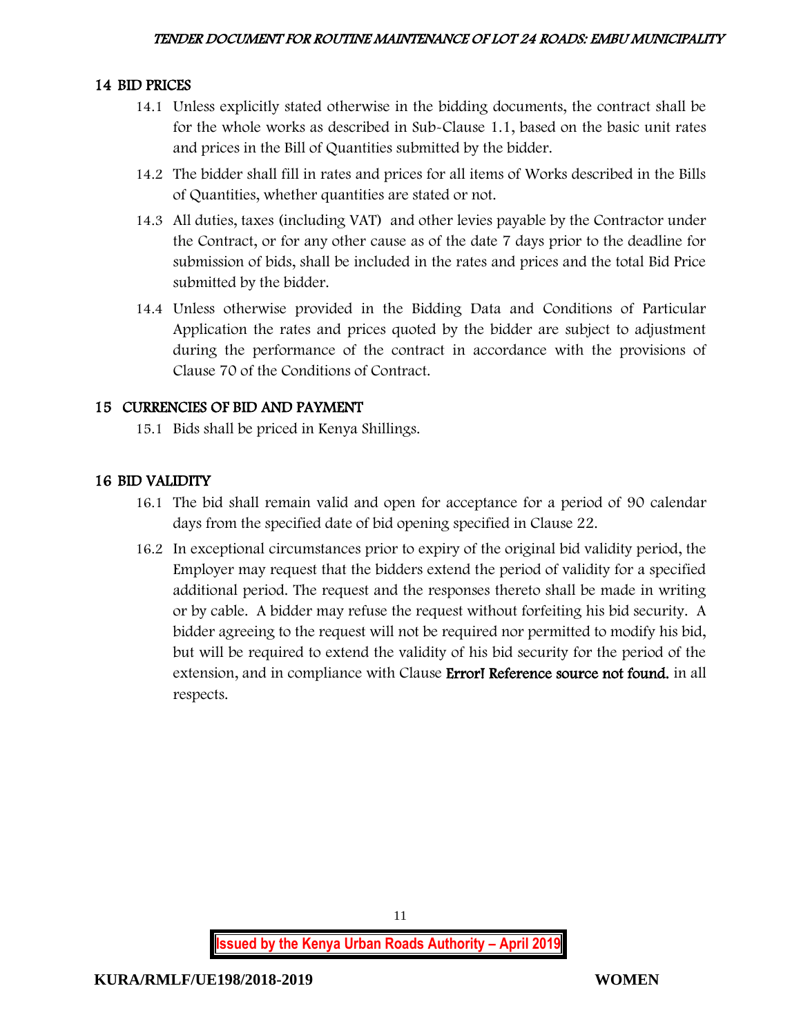## 14 BID PRICES

14.1 Unless explicitly stated otherwise in the bidding documents, the contract shall be for the whole works as described in Sub-Clause 1.1, based on the basic unit rates and prices in the Bill of Quantities submitted by the bidder.

14.2 The bidder shall fill in rates and prices for all items of Works described in the Bills of Quantities, whether quantities are stated or not.

14.3 All duties, taxes (including VAT) and other levies payable by the Contractor under the Contract, or for any other cause as of the date 7 days prior to the deadline for submission of bids, shall be included in the rates and prices and the total Bid Price submitted by the bidder.

14.4 Unless otherwise provided in the Bidding Data and Conditions of Particular Application the rates and prices quoted by the bidder are subject to adjustment during the performance of the contract in accordance with the provisions of Clause 70 of the Conditions of Contract.

## 15 CURRENCIES OF BID AND PAYMENT

15.1 Bids shall be priced in Kenya Shillings.

## 16 BID VALIDITY

16.1 The bid shall remain valid and open for acceptance for a period of 90 calendar days from the specified date of bid opening specified in Clause 22.

16.2 In exceptional circumstances prior to expiry of the original bid validity period, the Employer may request that the bidders extend the period of validity for a specified additional period. The request and the responses thereto shall be made in writing or by cable. A bidder may refuse the request without forfeiting his bid security. A bidder agreeing to the request will not be required nor permitted to modify his bid, but will be required to extend the validity of his bid security for the period of the extension, and in compliance with Clause **Error! Reference source not found.** in all respects.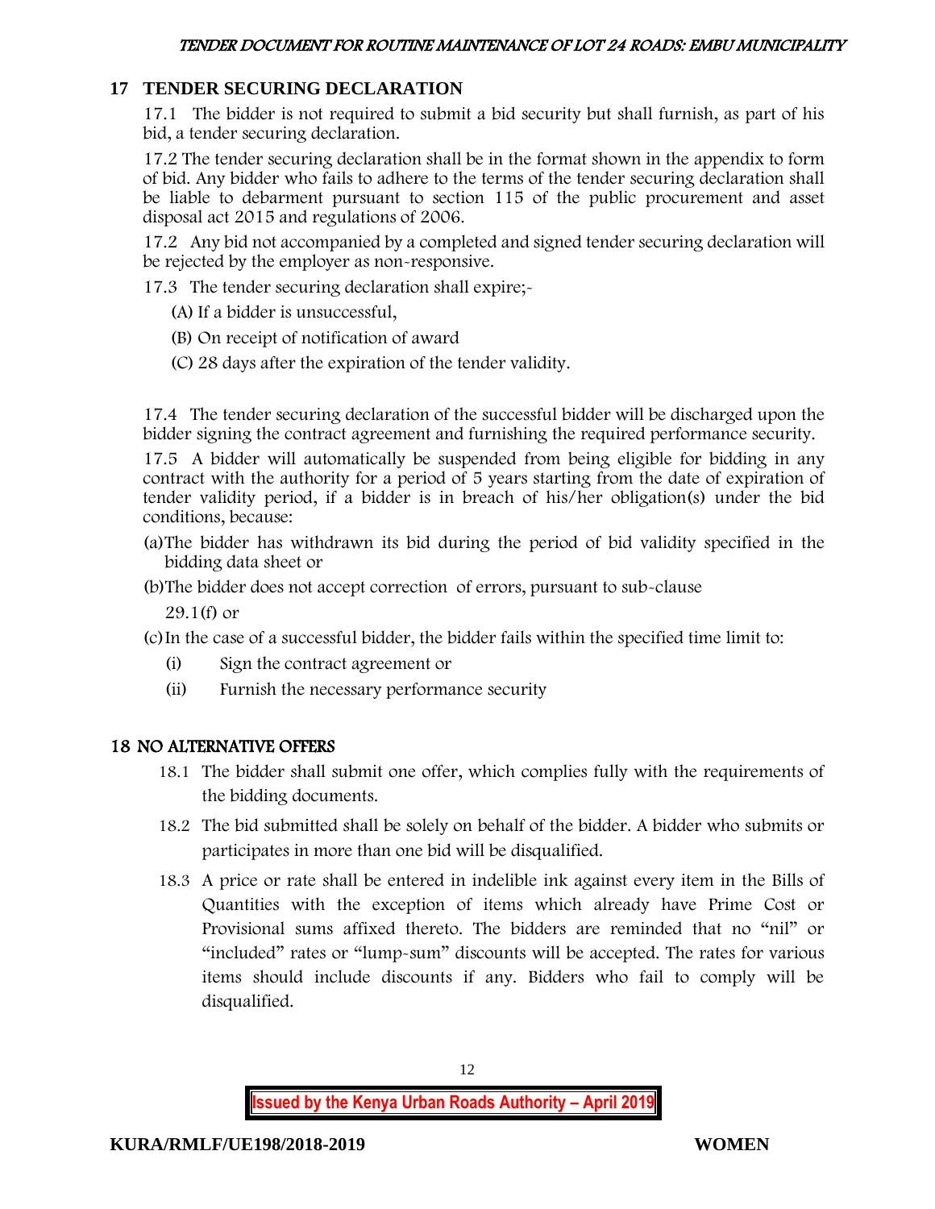## 17 TENDER SECURING DECLARATION

17.1 The bidder is not required to submit a bid security but shall furnish, as part of his bid, a tender securing declaration.

17.2 The tender securing declaration shall be in the format shown in the appendix to form of bid. Any bidder who fails to adhere to the terms of the tender securing declaration shall be liable to debarment pursuant to section 115 of the public procurement and asset disposal act 2015 and regulations of 2006.

17.2 Any bid not accompanied by a completed and signed tender securing declaration will be rejected by the employer as non-responsive.

17.3 The tender securing declaration shall expire;-

(A) If a bidder is unsuccessful,

(B) On receipt of notification of award

(C) 28 days after the expiration of the tender validity.

17.4 The tender securing declaration of the successful bidder will be discharged upon the bidder signing the contract agreement and furnishing the required performance security.

17.5 A bidder will automatically be suspended from being eligible for bidding in any contract with the authority for a period of 5 years starting from the date of expiration of tender validity period, if a bidder is in breach of his/her obligation(s) under the bid conditions, because:

(a) The bidder has withdrawn its bid during the period of bid validity specified in the bidding data sheet or

(b) The bidder does not accept correction of errors, pursuant to sub-clause 29.1(f) or

(c) In the case of a successful bidder, the bidder fails within the specified time limit to:

(i) Sign the contract agreement or

(ii) Furnish the necessary performance security

## 18 NO ALTERNATIVE OFFERS

18.1 The bidder shall submit one offer, which complies fully with the requirements of the bidding documents.

18.2 The bid submitted shall be solely on behalf of the bidder. A bidder who submits or participates in more than one bid will be disqualified.

18.3 A price or rate shall be entered in indelible ink against every item in the Bills of Quantities with the exception of items which already have Prime Cost or Provisional sums affixed thereto. The bidders are reminded that no "nil" or "included" rates or "lump-sum" discounts will be accepted. The rates for various items should include discounts if any. Bidders who fail to comply will be disqualified.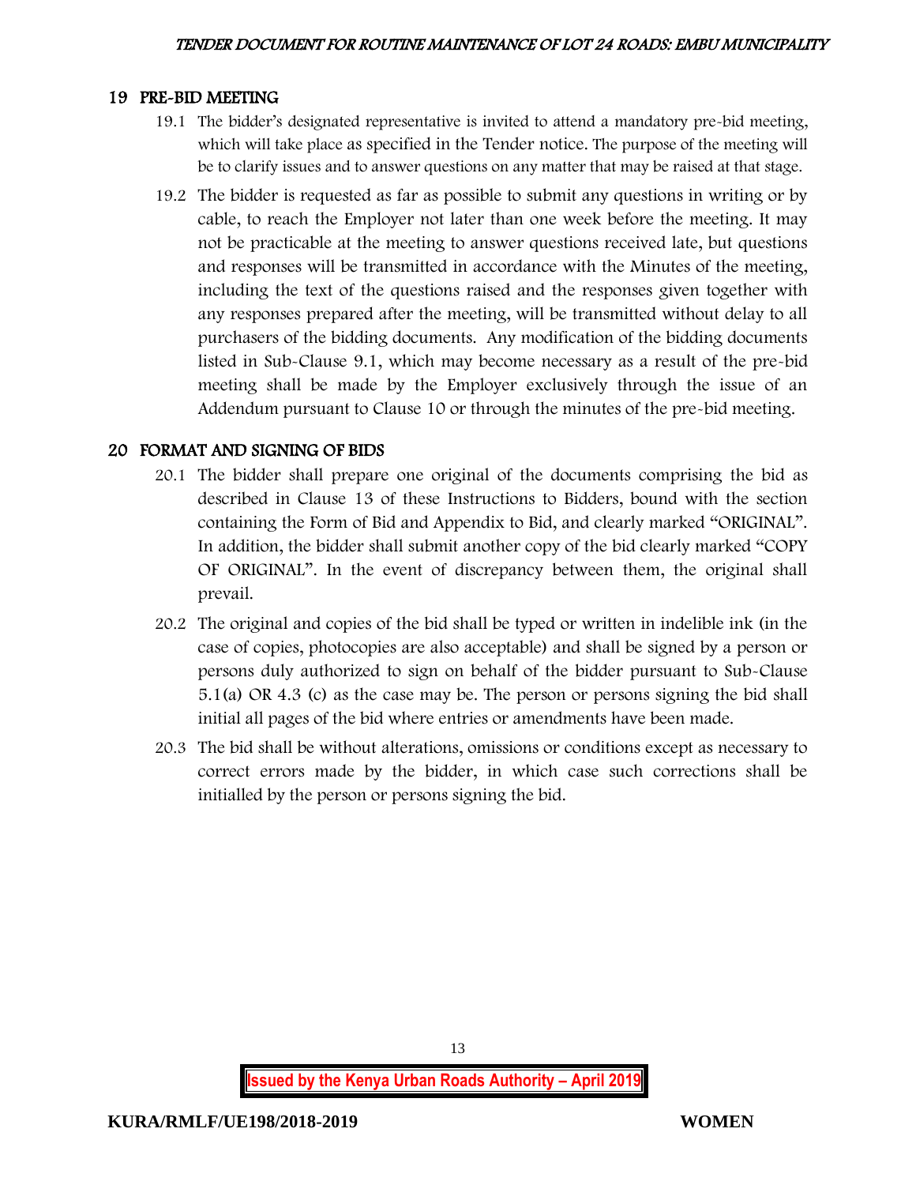## 19 PRE-BID MEETING

19.1 The bidder's designated representative is invited to attend a mandatory pre-bid meeting, which will take place as specified in the Tender notice. The purpose of the meeting will be to clarify issues and to answer questions on any matter that may be raised at that stage.

19.2 The bidder is requested as far as possible to submit any questions in writing or by cable, to reach the Employer not later than one week before the meeting. It may not be practicable at the meeting to answer questions received late, but questions and responses will be transmitted in accordance with the Minutes of the meeting, including the text of the questions raised and the responses given together with any responses prepared after the meeting, will be transmitted without delay to all purchasers of the bidding documents. Any modification of the bidding documents listed in Sub-Clause 9.1, which may become necessary as a result of the pre-bid meeting shall be made by the Employer exclusively through the issue of an Addendum pursuant to Clause 10 or through the minutes of the pre-bid meeting.

## 20 FORMAT AND SIGNING OF BIDS

20.1 The bidder shall prepare one original of the documents comprising the bid as described in Clause 13 of these Instructions to Bidders, bound with the section containing the Form of Bid and Appendix to Bid, and clearly marked "ORIGINAL". In addition, the bidder shall submit another copy of the bid clearly marked "COPY OF ORIGINAL". In the event of discrepancy between them, the original shall prevail.

20.2 The original and copies of the bid shall be typed or written in indelible ink (in the case of copies, photocopies are also acceptable) and shall be signed by a person or persons duly authorized to sign on behalf of the bidder pursuant to Sub-Clause 5.1(a) OR 4.3 (c) as the case may be. The person or persons signing the bid shall initial all pages of the bid where entries or amendments have been made.

20.3 The bid shall be without alterations, omissions or conditions except as necessary to correct errors made by the bidder, in which case such corrections shall be initialled by the person or persons signing the bid.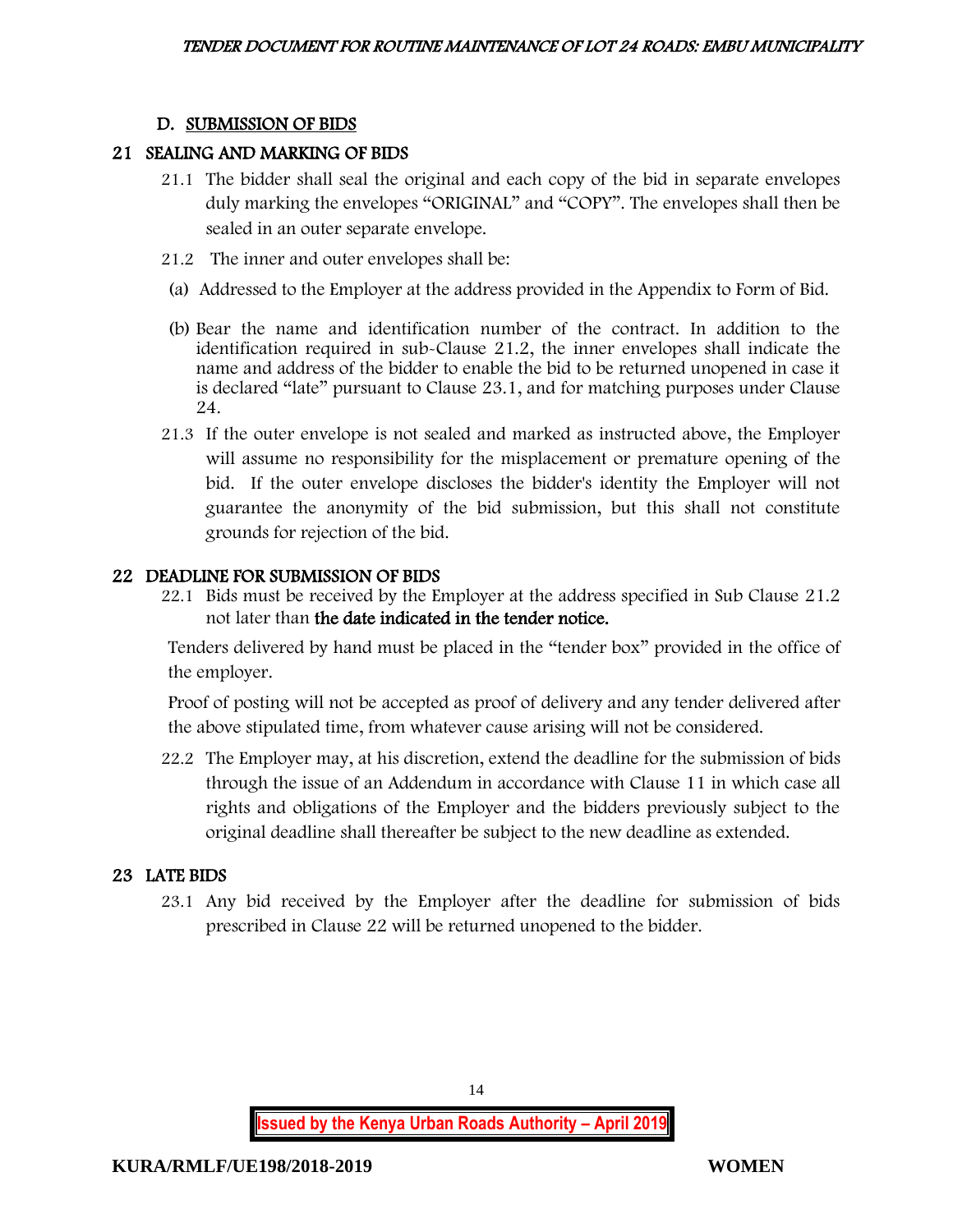## D. SUBMISSION OF BIDS

### 21 SEALING AND MARKING OF BIDS

21.1 The bidder shall seal the original and each copy of the bid in separate envelopes duly marking the envelopes "ORIGINAL" and "COPY". The envelopes shall then be sealed in an outer separate envelope.

21.2 The inner and outer envelopes shall be:

(a) Addressed to the Employer at the address provided in the Appendix to Form of Bid.

(b) Bear the name and identification number of the contract. In addition to the identification required in sub-Clause 21.2, the inner envelopes shall indicate the name and address of the bidder to enable the bid to be returned unopened in case it is declared "late" pursuant to Clause 23.1, and for matching purposes under Clause 24.

21.3 If the outer envelope is not sealed and marked as instructed above, the Employer will assume no responsibility for the misplacement or premature opening of the bid. If the outer envelope discloses the bidder's identity the Employer will not guarantee the anonymity of the bid submission, but this shall not constitute grounds for rejection of the bid.

### 22 DEADLINE FOR SUBMISSION OF BIDS

22.1 Bids must be received by the Employer at the address specified in Sub Clause 21.2 not later than **the date indicated in the tender notice.**

Tenders delivered by hand must be placed in the "tender box" provided in the office of the employer.

Proof of posting will not be accepted as proof of delivery and any tender delivered after the above stipulated time, from whatever cause arising will not be considered.

22.2 The Employer may, at his discretion, extend the deadline for the submission of bids through the issue of an Addendum in accordance with Clause 11 in which case all rights and obligations of the Employer and the bidders previously subject to the original deadline shall thereafter be subject to the new deadline as extended.

### 23 LATE BIDS

23.1 Any bid received by the Employer after the deadline for submission of bids prescribed in Clause 22 will be returned unopened to the bidder.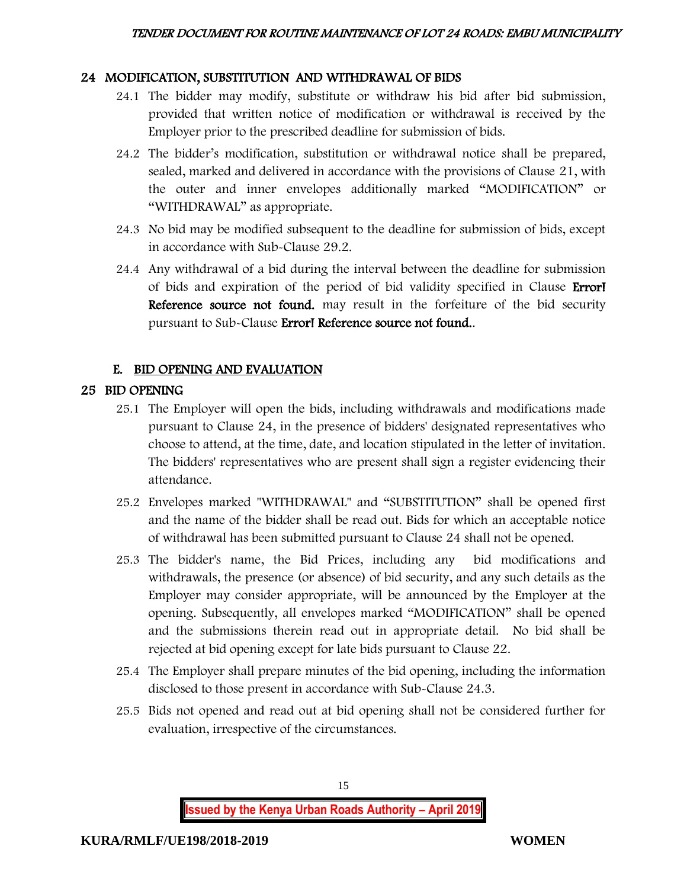## 24 MODIFICATION, SUBSTITUTION AND WITHDRAWAL OF BIDS

24.1 The bidder may modify, substitute or withdraw his bid after bid submission, provided that written notice of modification or withdrawal is received by the Employer prior to the prescribed deadline for submission of bids.

24.2 The bidder's modification, substitution or withdrawal notice shall be prepared, sealed, marked and delivered in accordance with the provisions of Clause 21, with the outer and inner envelopes additionally marked "MODIFICATION" or "WITHDRAWAL" as appropriate.

24.3 No bid may be modified subsequent to the deadline for submission of bids, except in accordance with Sub-Clause 29.2.

24.4 Any withdrawal of a bid during the interval between the deadline for submission of bids and expiration of the period of bid validity specified in Clause **Error! Reference source not found.** may result in the forfeiture of the bid security pursuant to Sub-Clause **Error! Reference source not found.**.

### E. BID OPENING AND EVALUATION

## 25 BID OPENING

25.1 The Employer will open the bids, including withdrawals and modifications made pursuant to Clause 24, in the presence of bidders' designated representatives who choose to attend, at the time, date, and location stipulated in the letter of invitation. The bidders' representatives who are present shall sign a register evidencing their attendance.

25.2 Envelopes marked "WITHDRAWAL" and "SUBSTITUTION" shall be opened first and the name of the bidder shall be read out. Bids for which an acceptable notice of withdrawal has been submitted pursuant to Clause 24 shall not be opened.

25.3 The bidder's name, the Bid Prices, including any bid modifications and withdrawals, the presence (or absence) of bid security, and any such details as the Employer may consider appropriate, will be announced by the Employer at the opening. Subsequently, all envelopes marked "MODIFICATION" shall be opened and the submissions therein read out in appropriate detail. No bid shall be rejected at bid opening except for late bids pursuant to Clause 22.

25.4 The Employer shall prepare minutes of the bid opening, including the information disclosed to those present in accordance with Sub-Clause 24.3.

25.5 Bids not opened and read out at bid opening shall not be considered further for evaluation, irrespective of the circumstances.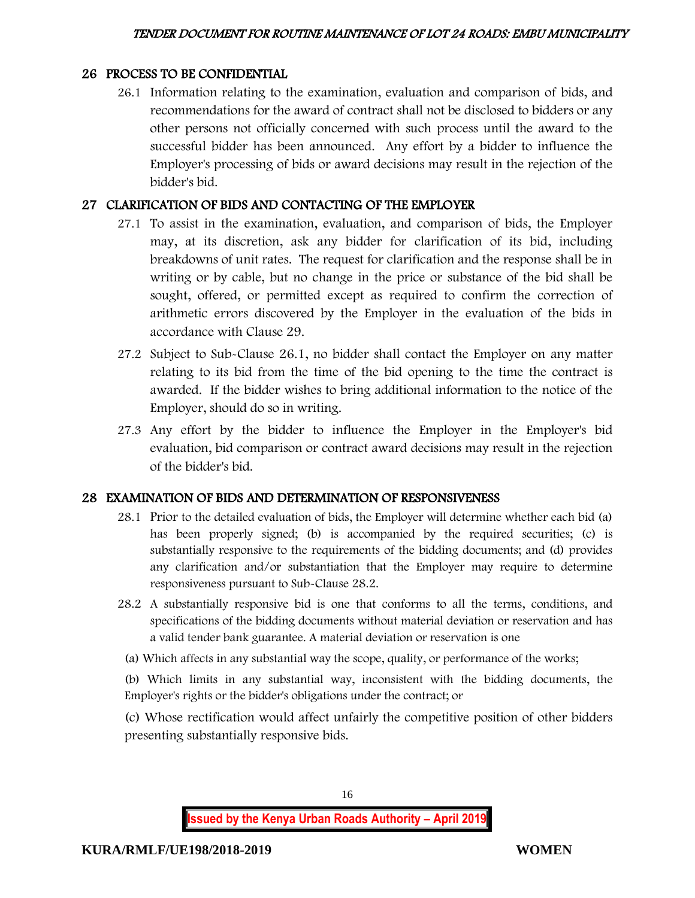## 26 PROCESS TO BE CONFIDENTIAL

26.1 Information relating to the examination, evaluation and comparison of bids, and recommendations for the award of contract shall not be disclosed to bidders or any other persons not officially concerned with such process until the award to the successful bidder has been announced. Any effort by a bidder to influence the Employer's processing of bids or award decisions may result in the rejection of the bidder's bid.

## 27 CLARIFICATION OF BIDS AND CONTACTING OF THE EMPLOYER

27.1 To assist in the examination, evaluation, and comparison of bids, the Employer may, at its discretion, ask any bidder for clarification of its bid, including breakdowns of unit rates. The request for clarification and the response shall be in writing or by cable, but no change in the price or substance of the bid shall be sought, offered, or permitted except as required to confirm the correction of arithmetic errors discovered by the Employer in the evaluation of the bids in accordance with Clause 29.

27.2 Subject to Sub-Clause 26.1, no bidder shall contact the Employer on any matter relating to its bid from the time of the bid opening to the time the contract is awarded. If the bidder wishes to bring additional information to the notice of the Employer, should do so in writing.

27.3 Any effort by the bidder to influence the Employer in the Employer's bid evaluation, bid comparison or contract award decisions may result in the rejection of the bidder's bid.

## 28 EXAMINATION OF BIDS AND DETERMINATION OF RESPONSIVENESS

28.1 Prior to the detailed evaluation of bids, the Employer will determine whether each bid (a) has been properly signed; (b) is accompanied by the required securities; (c) is substantially responsive to the requirements of the bidding documents; and (d) provides any clarification and/or substantiation that the Employer may require to determine responsiveness pursuant to Sub-Clause 28.2.

28.2 A substantially responsive bid is one that conforms to all the terms, conditions, and specifications of the bidding documents without material deviation or reservation and has a valid tender bank guarantee. A material deviation or reservation is one

(a) Which affects in any substantial way the scope, quality, or performance of the works;

(b) Which limits in any substantial way, inconsistent with the bidding documents, the Employer's rights or the bidder's obligations under the contract; or

(c) Whose rectification would affect unfairly the competitive position of other bidders presenting substantially responsive bids.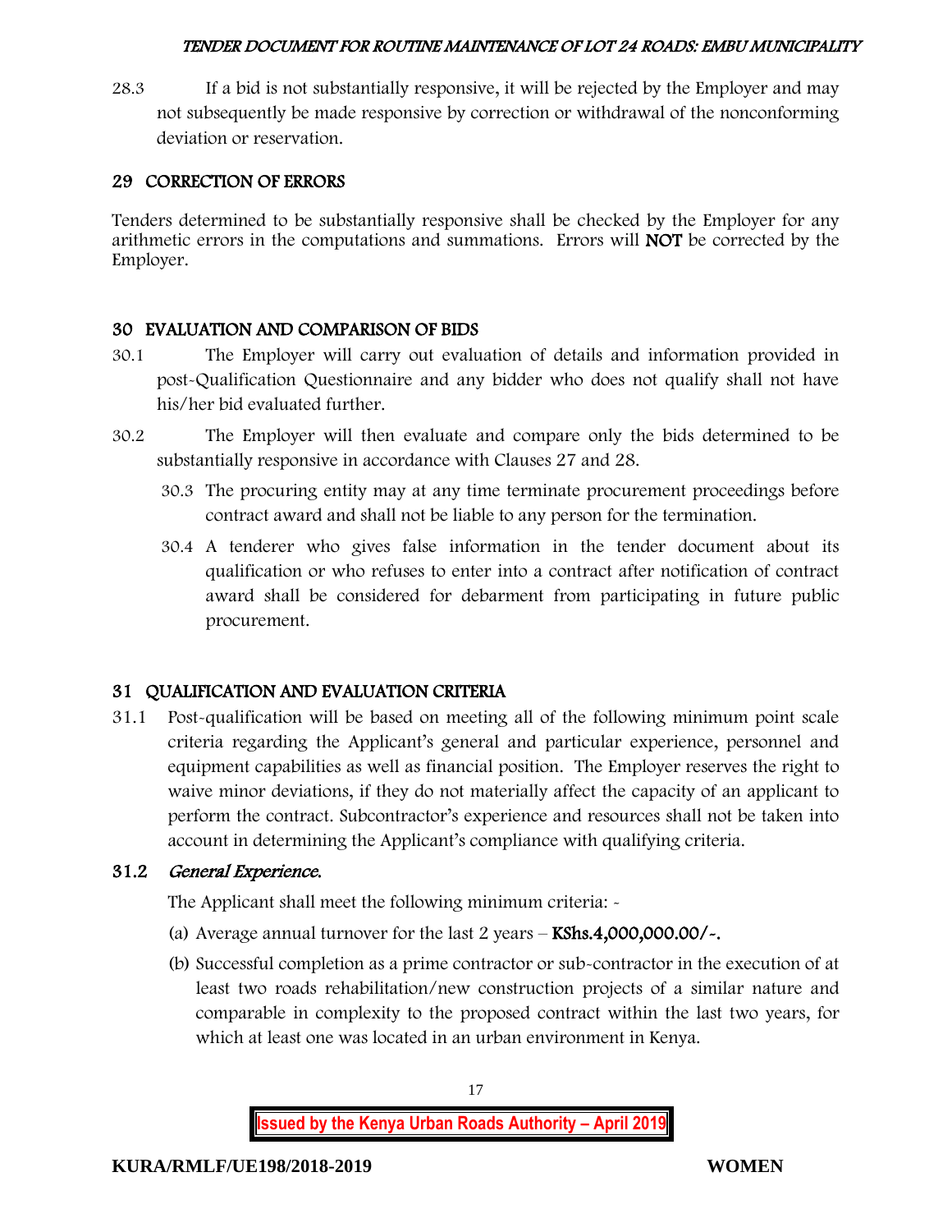28.3 If a bid is not substantially responsive, it will be rejected by the Employer and may not subsequently be made responsive by correction or withdrawal of the nonconforming deviation or reservation.

## 29 CORRECTION OF ERRORS

Tenders determined to be substantially responsive shall be checked by the Employer for any arithmetic errors in the computations and summations. Errors will **NOT** be corrected by the Employer.

## 30 EVALUATION AND COMPARISON OF BIDS

30.1 The Employer will carry out evaluation of details and information provided in post-Qualification Questionnaire and any bidder who does not qualify shall not have his/her bid evaluated further.

30.2 The Employer will then evaluate and compare only the bids determined to be substantially responsive in accordance with Clauses 27 and 28.

30.3 The procuring entity may at any time terminate procurement proceedings before contract award and shall not be liable to any person for the termination.

30.4 A tenderer who gives false information in the tender document about its qualification or who refuses to enter into a contract after notification of contract award shall be considered for debarment from participating in future public procurement.

## 31 QUALIFICATION AND EVALUATION CRITERIA

31.1 Post-qualification will be based on meeting all of the following minimum point scale criteria regarding the Applicant's general and particular experience, personnel and equipment capabilities as well as financial position. The Employer reserves the right to waive minor deviations, if they do not materially affect the capacity of an applicant to perform the contract. Subcontractor's experience and resources shall not be taken into account in determining the Applicant's compliance with qualifying criteria.

### 31.2 *General Experience.*

The Applicant shall meet the following minimum criteria: -

(a) Average annual turnover for the last 2 years – **KShs.4,000,000.00/-.**

(b) Successful completion as a prime contractor or sub-contractor in the execution of at least two roads rehabilitation/new construction projects of a similar nature and comparable in complexity to the proposed contract within the last two years, for which at least one was located in an urban environment in Kenya.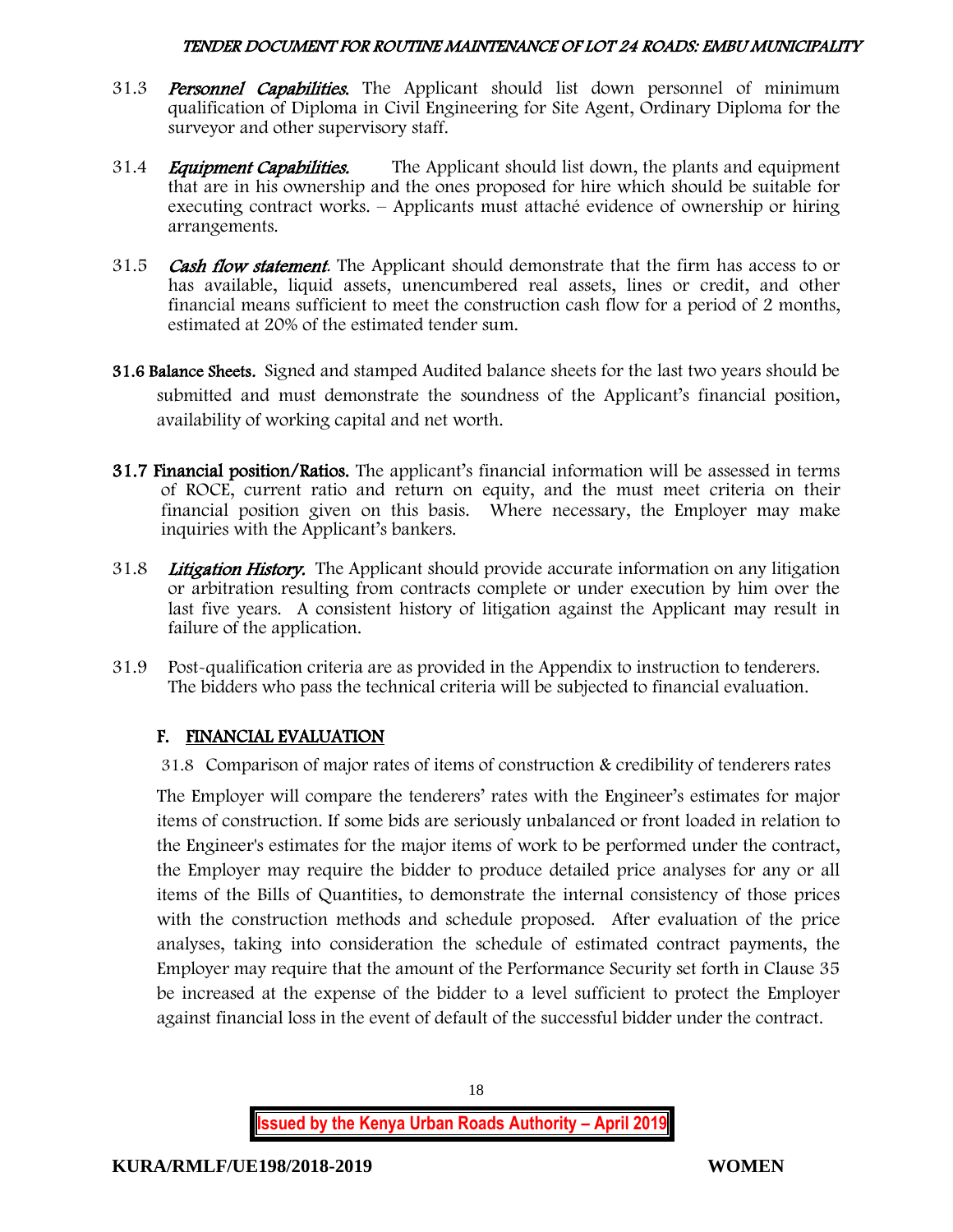31.3 ***Personnel Capabilities.*** The Applicant should list down personnel of minimum qualification of Diploma in Civil Engineering for Site Agent, Ordinary Diploma for the surveyor and other supervisory staff.

31.4 ***Equipment Capabilities.*** The Applicant should list down, the plants and equipment that are in his ownership and the ones proposed for hire which should be suitable for executing contract works. – Applicants must attaché evidence of ownership or hiring arrangements.

31.5 ***Cash flow statement.*** The Applicant should demonstrate that the firm has access to or has available, liquid assets, unencumbered real assets, lines or credit, and other financial means sufficient to meet the construction cash flow for a period of 2 months, estimated at 20% of the estimated tender sum.

**31.6 Balance Sheets.** Signed and stamped Audited balance sheets for the last two years should be submitted and must demonstrate the soundness of the Applicant's financial position, availability of working capital and net worth.

**31.7 Financial position/Ratios.** The applicant's financial information will be assessed in terms of ROCE, current ratio and return on equity, and the must meet criteria on their financial position given on this basis. Where necessary, the Employer may make inquiries with the Applicant's bankers.

31.8 ***Litigation History.*** The Applicant should provide accurate information on any litigation or arbitration resulting from contracts complete or under execution by him over the last five years. A consistent history of litigation against the Applicant may result in failure of the application.

31.9 Post-qualification criteria are as provided in the Appendix to instruction to tenderers. The bidders who pass the technical criteria will be subjected to financial evaluation.

## F. FINANCIAL EVALUATION

31.8 Comparison of major rates of items of construction & credibility of tenderers rates

The Employer will compare the tenderers' rates with the Engineer's estimates for major items of construction. If some bids are seriously unbalanced or front loaded in relation to the Engineer's estimates for the major items of work to be performed under the contract, the Employer may require the bidder to produce detailed price analyses for any or all items of the Bills of Quantities, to demonstrate the internal consistency of those prices with the construction methods and schedule proposed. After evaluation of the price analyses, taking into consideration the schedule of estimated contract payments, the Employer may require that the amount of the Performance Security set forth in Clause 35 be increased at the expense of the bidder to a level sufficient to protect the Employer against financial loss in the event of default of the successful bidder under the contract.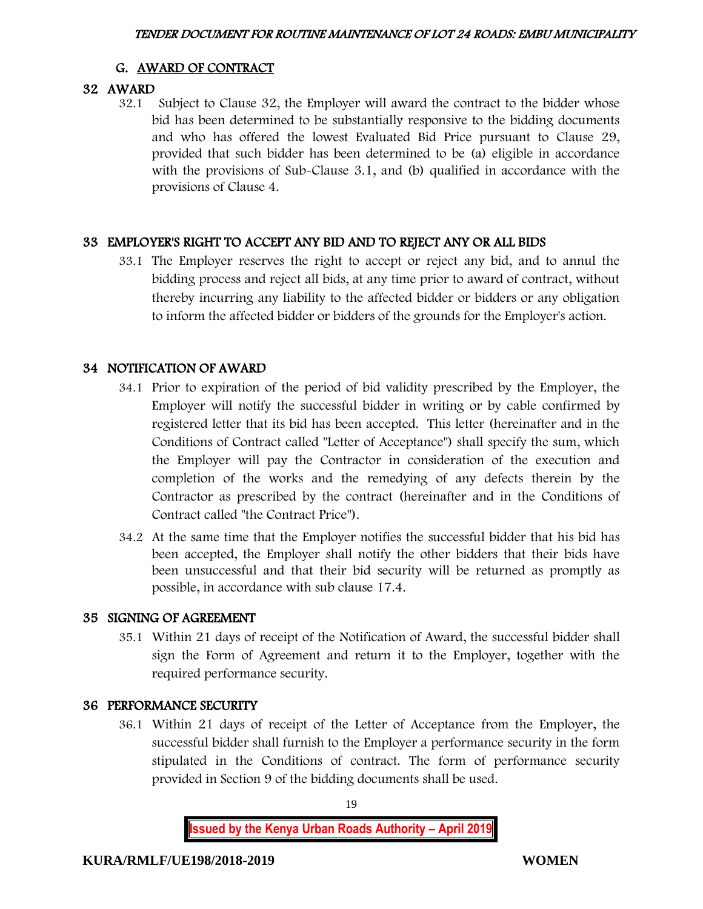## G. AWARD OF CONTRACT

### 32 AWARD

32.1 Subject to Clause 32, the Employer will award the contract to the bidder whose bid has been determined to be substantially responsive to the bidding documents and who has offered the lowest Evaluated Bid Price pursuant to Clause 29, provided that such bidder has been determined to be (a) eligible in accordance with the provisions of Sub-Clause 3.1, and (b) qualified in accordance with the provisions of Clause 4.

### 33 EMPLOYER'S RIGHT TO ACCEPT ANY BID AND TO REJECT ANY OR ALL BIDS

33.1 The Employer reserves the right to accept or reject any bid, and to annul the bidding process and reject all bids, at any time prior to award of contract, without thereby incurring any liability to the affected bidder or bidders or any obligation to inform the affected bidder or bidders of the grounds for the Employer's action.

### 34 NOTIFICATION OF AWARD

34.1 Prior to expiration of the period of bid validity prescribed by the Employer, the Employer will notify the successful bidder in writing or by cable confirmed by registered letter that its bid has been accepted. This letter (hereinafter and in the Conditions of Contract called "Letter of Acceptance") shall specify the sum, which the Employer will pay the Contractor in consideration of the execution and completion of the works and the remedying of any defects therein by the Contractor as prescribed by the contract (hereinafter and in the Conditions of Contract called "the Contract Price").

34.2 At the same time that the Employer notifies the successful bidder that his bid has been accepted, the Employer shall notify the other bidders that their bids have been unsuccessful and that their bid security will be returned as promptly as possible, in accordance with sub clause 17.4.

### 35 SIGNING OF AGREEMENT

35.1 Within 21 days of receipt of the Notification of Award, the successful bidder shall sign the Form of Agreement and return it to the Employer, together with the required performance security.

### 36 PERFORMANCE SECURITY

36.1 Within 21 days of receipt of the Letter of Acceptance from the Employer, the successful bidder shall furnish to the Employer a performance security in the form stipulated in the Conditions of contract. The form of performance security provided in Section 9 of the bidding documents shall be used.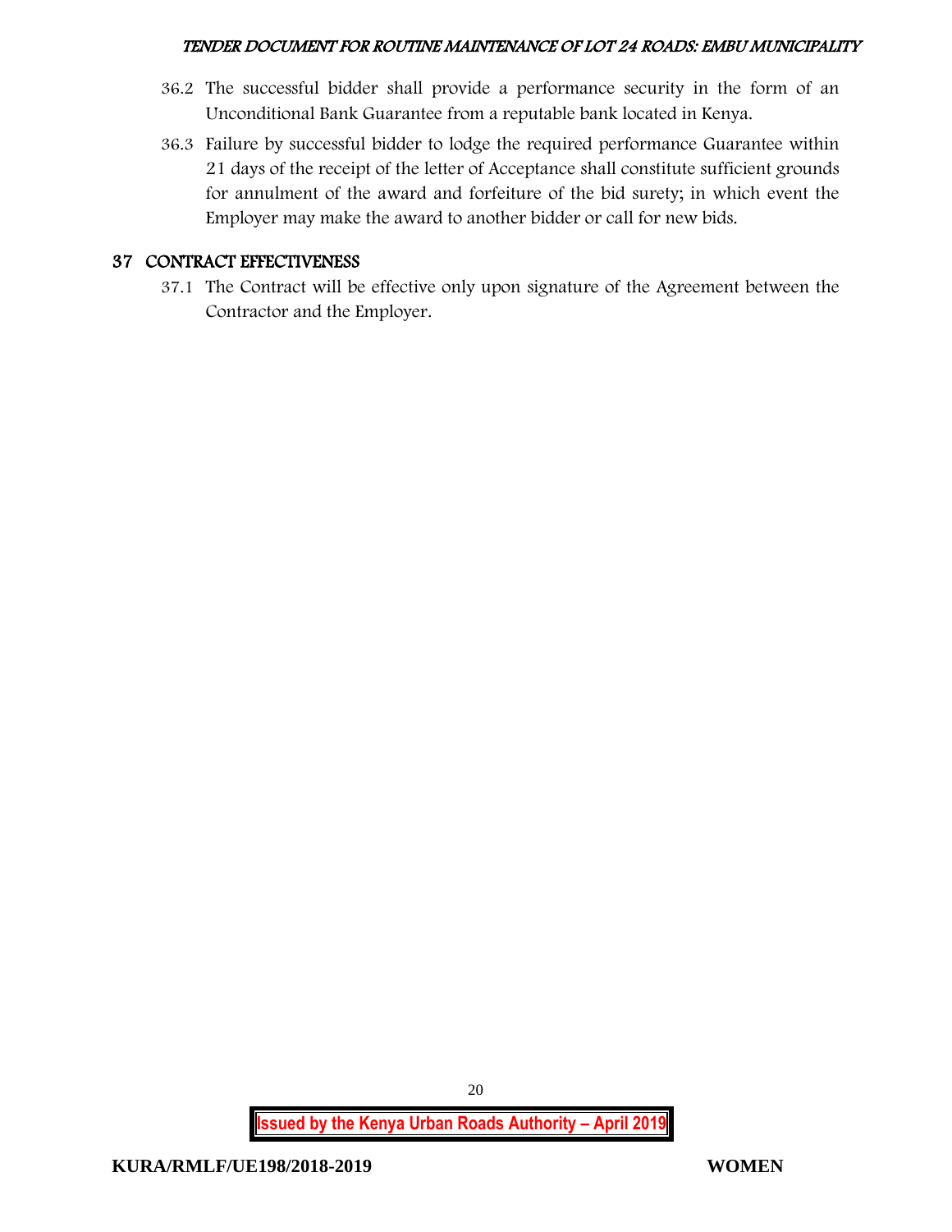36.2 The successful bidder shall provide a performance security in the form of an Unconditional Bank Guarantee from a reputable bank located in Kenya.

36.3 Failure by successful bidder to lodge the required performance Guarantee within 21 days of the receipt of the letter of Acceptance shall constitute sufficient grounds for annulment of the award and forfeiture of the bid surety; in which event the Employer may make the award to another bidder or call for new bids.

## 37 CONTRACT EFFECTIVENESS

37.1 The Contract will be effective only upon signature of the Agreement between the Contractor and the Employer.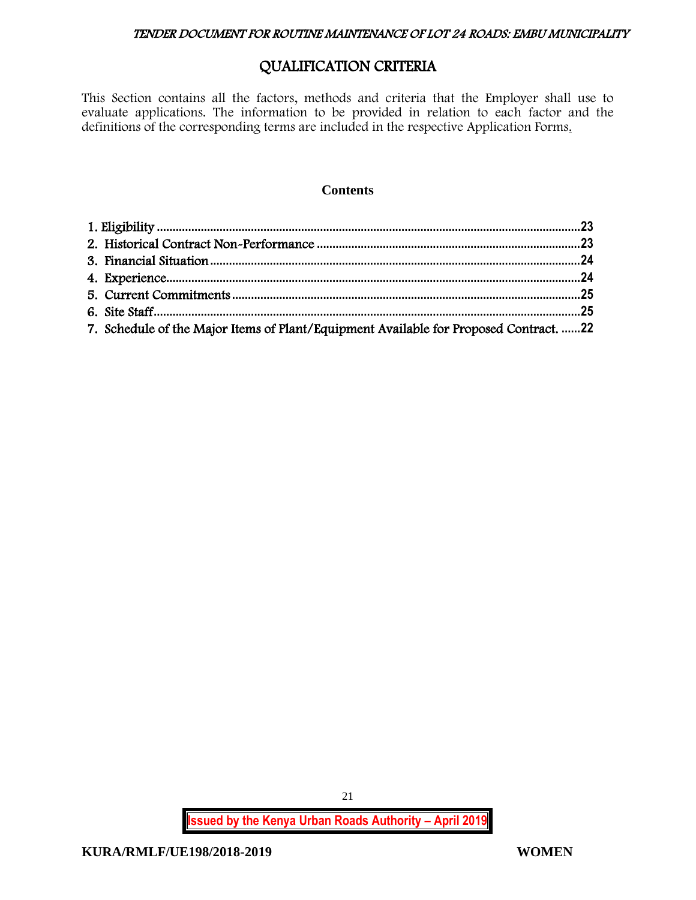# QUALIFICATION CRITERIA

This Section contains all the factors, methods and criteria that the Employer shall use to evaluate applications. The information to be provided in relation to each factor and the definitions of the corresponding terms are included in the respective Application Forms.

**Contents**

1. Eligibility ....................................................................................................................23
2. Historical Contract Non-Performance ..................................................................23
3. Financial Situation ...................................................................................................24
4. Experience.................................................................................................................24
5. Current Commitments ............................................................................................25
6. Site Staff.....................................................................................................................25
7. Schedule of the Major Items of Plant/Equipment Available for Proposed Contract. ......22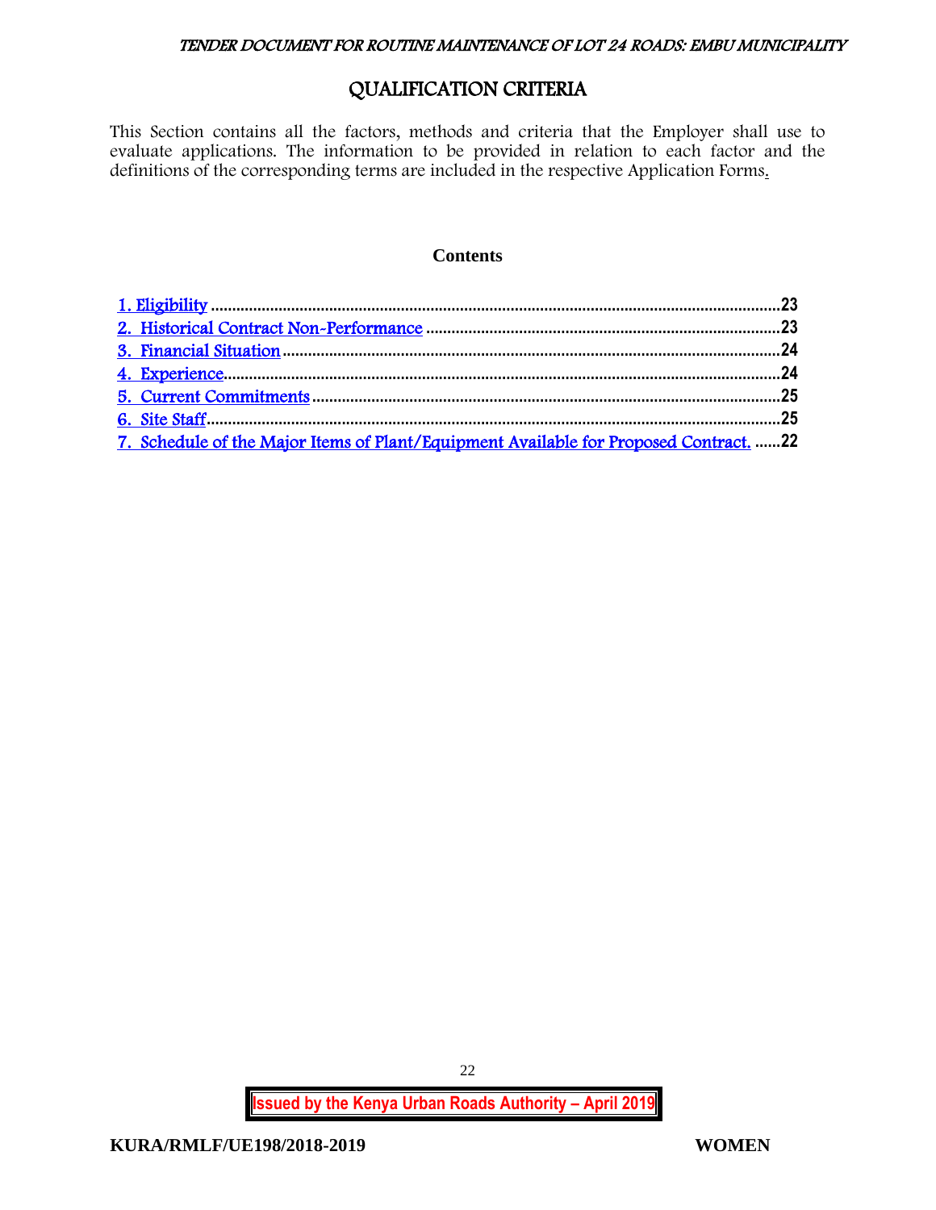# QUALIFICATION CRITERIA

This Section contains all the factors, methods and criteria that the Employer shall use to evaluate applications. The information to be provided in relation to each factor and the definitions of the corresponding terms are included in the respective Application Forms.

**Contents**

1. Eligibility ........................................................................................................................23
2. Historical Contract Non-Performance ...............................................................................23
3. Financial Situation ...........................................................................................................24
4. Experience.........................................................................................................................24
5. Current Commitments .......................................................................................................25
6. Site Staff..........................................................................................................................25
7. Schedule of the Major Items of Plant/Equipment Available for Proposed Contract. ......22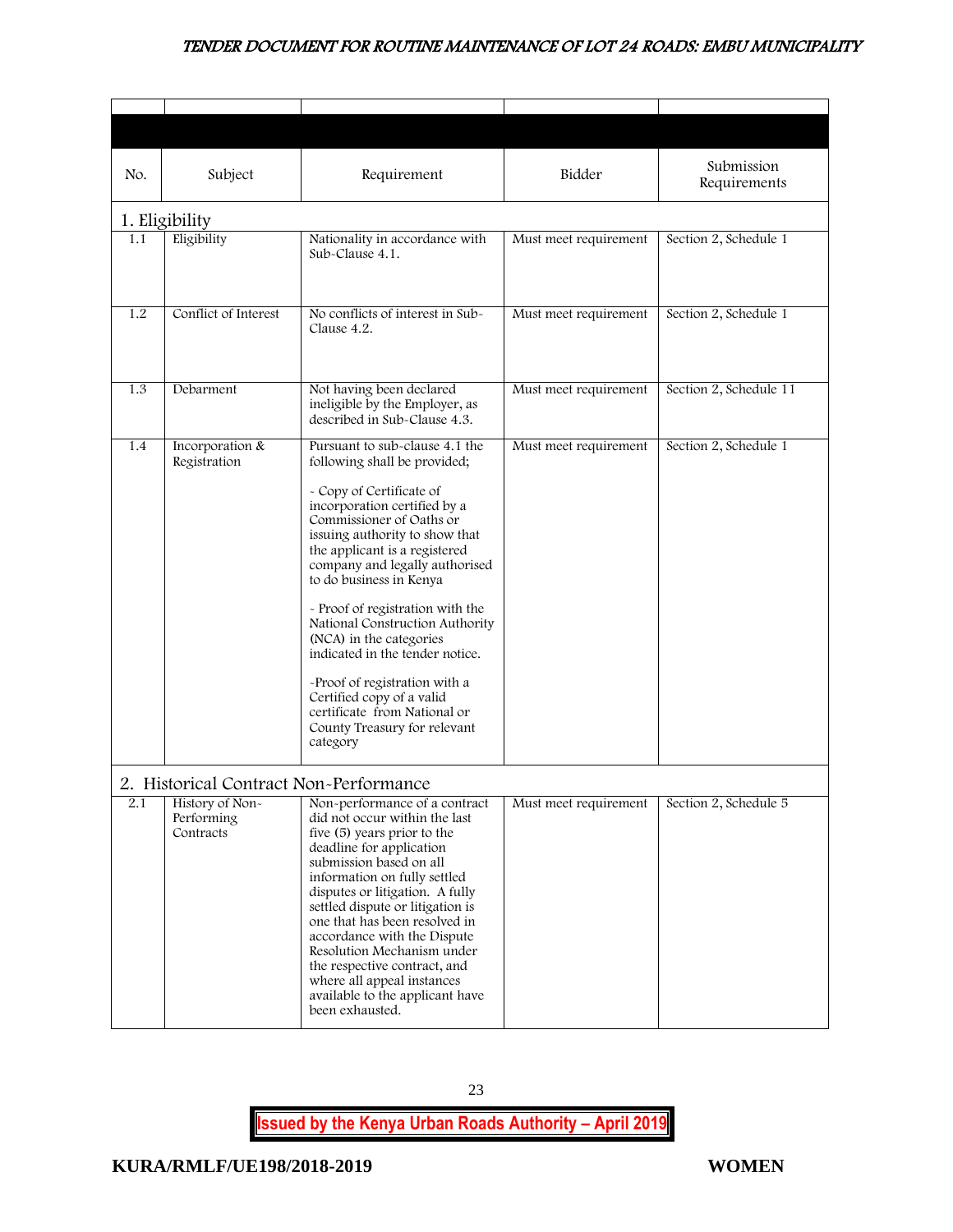| No. | Subject | Requirement | Bidder | Submission Requirements |
|---|---|---|---|---|
| **1. Eligibility** | | | | |
| 1.1 | Eligibility | Nationality in accordance with Sub-Clause 4.1. | Must meet requirement | Section 2, Schedule 1 |
| 1.2 | Conflict of Interest | No conflicts of interest in Sub-Clause 4.2. | Must meet requirement | Section 2, Schedule 1 |
| 1.3 | Debarment | Not having been declared ineligible by the Employer, as described in Sub-Clause 4.3. | Must meet requirement | Section 2, Schedule 11 |
| 1.4 | Incorporation & Registration | Pursuant to sub-clause 4.1 the following shall be provided;<br><br>- Copy of Certificate of incorporation certified by a Commissioner of Oaths or issuing authority to show that the applicant is a registered company and legally authorised to do business in Kenya<br><br>- Proof of registration with the National Construction Authority (NCA) in the categories indicated in the tender notice.<br><br>-Proof of registration with a Certified copy of a valid certificate from National or County Treasury for relevant category | Must meet requirement | Section 2, Schedule 1 |
| **2. Historical Contract Non-Performance** | | | | |
| 2.1 | History of Non-Performing Contracts | Non-performance of a contract did not occur within the last five (5) years prior to the deadline for application submission based on all information on fully settled disputes or litigation. A fully settled dispute or litigation is one that has been resolved in accordance with the Dispute Resolution Mechanism under the respective contract, and where all appeal instances available to the applicant have been exhausted. | Must meet requirement | Section 2, Schedule 5 |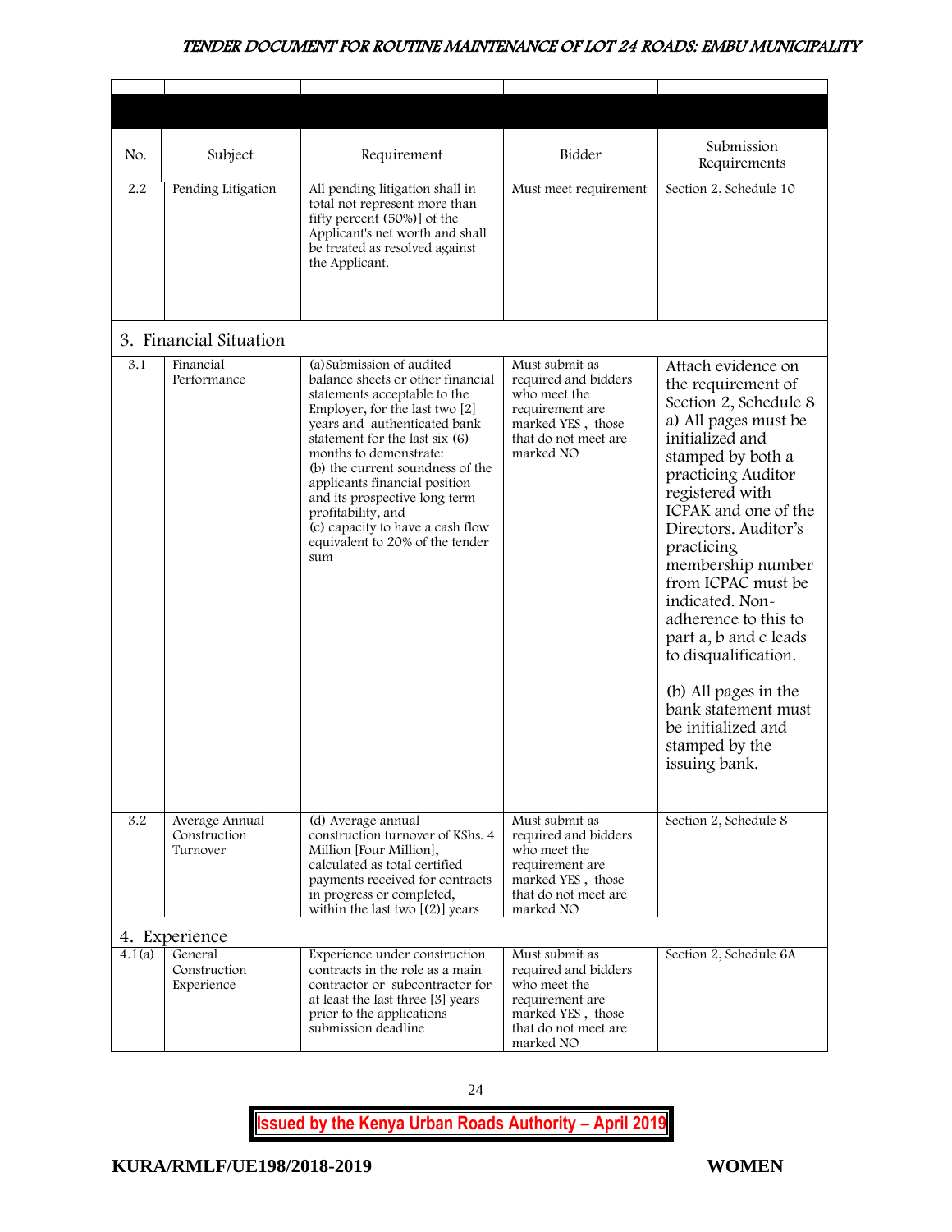| No. | Subject | Requirement | Bidder | Submission Requirements |
|---|---|---|---|---|
| 2.2 | Pending Litigation | All pending litigation shall in total not represent more than fifty percent (50%)] of the Applicant's net worth and shall be treated as resolved against the Applicant. | Must meet requirement | Section 2, Schedule 10 |
| 3. Financial Situation | | | | |
| 3.1 | Financial Performance | (a)Submission of audited balance sheets or other financial statements acceptable to the Employer, for the last two [2] years and authenticated bank statement for the last six (6) months to demonstrate:<br>(b) the current soundness of the applicants financial position and its prospective long term profitability, and<br>(c) capacity to have a cash flow equivalent to 20% of the tender sum | Must submit as required and bidders who meet the requirement are marked YES , those that do not meet are marked NO | Attach evidence on the requirement of Section 2, Schedule 8<br>a) All pages must be initialized and stamped by both a practicing Auditor registered with ICPAK and one of the Directors. Auditor's practicing membership number from ICPAC must be indicated. Non-adherence to this to part a, b and c leads to disqualification.<br><br>(b) All pages in the bank statement must be initialized and stamped by the issuing bank. |
| 3.2 | Average Annual Construction Turnover | (d) Average annual construction turnover of KShs. 4 Million [Four Million], calculated as total certified payments received for contracts in progress or completed, within the last two [(2)] years | Must submit as required and bidders who meet the requirement are marked YES , those that do not meet are marked NO | Section 2, Schedule 8 |
| 4. Experience | | | | |
| 4.1(a) | General Construction Experience | Experience under construction contracts in the role as a main contractor or subcontractor for at least the last three [3] years prior to the applications submission deadline | Must submit as required and bidders who meet the requirement are marked YES , those that do not meet are marked NO | Section 2, Schedule 6A |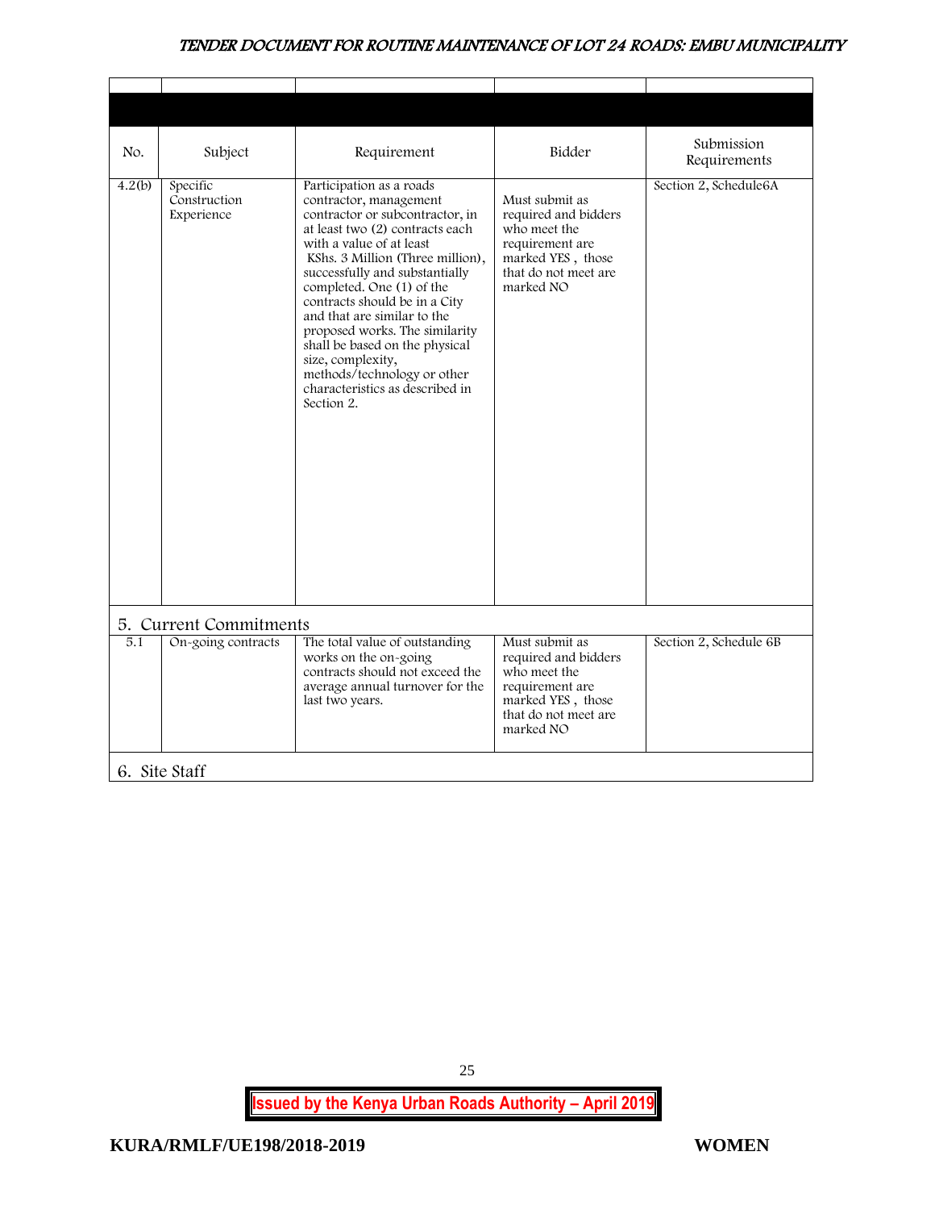| No. | Subject | Requirement | Bidder | Submission Requirements |
|---|---|---|---|---|
| 4.2(b) | Specific Construction Experience | Participation as a roads contractor, management contractor or subcontractor, in at least two (2) contracts each with a value of at least KShs. 3 Million (Three million), successfully and substantially completed. One (1) of the contracts should be in a City and that are similar to the proposed works. The similarity shall be based on the physical size, complexity, methods/technology or other characteristics as described in Section 2. | Must submit as required and bidders who meet the requirement are marked YES , those that do not meet are marked NO | Section 2, Schedule6A |
| **5. Current Commitments** | | | | |
| 5.1 | On-going contracts | The total value of outstanding works on the on-going contracts should not exceed the average annual turnover for the last two years. | Must submit as required and bidders who meet the requirement are marked YES , those that do not meet are marked NO | Section 2, Schedule 6B |
| **6. Site Staff** | | | | |

KURA/RMLF/UE198/2018-2019 WOMEN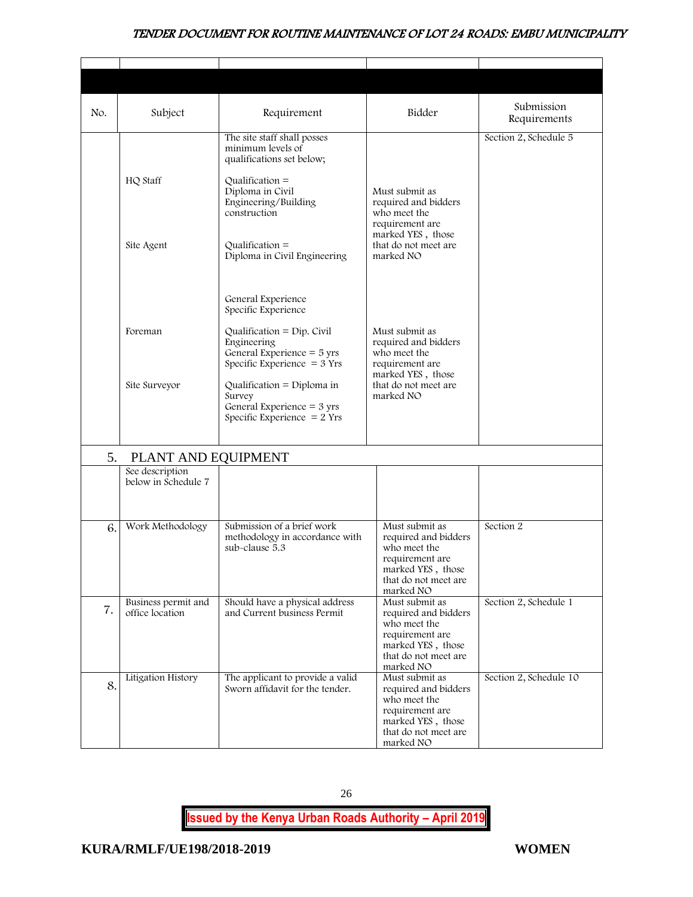| No. | Subject | Requirement | Bidder | Submission Requirements |
|---|---|---|---|---|
| | | | | |
| | HQ Staff<br><br>Site Agent<br><br>Foreman<br><br>Site Surveyor | The site staff shall posses minimum levels of qualifications set below;<br><br>Qualification = Diploma in Civil Engineering/Building construction<br><br>Qualification = Diploma in Civil Engineering<br><br>General Experience<br>Specific Experience<br><br>Qualification = Dip. Civil Engineering<br>General Experience = 5 yrs<br>Specific Experience = 3 Yrs<br><br>Qualification = Diploma in Survey<br>General Experience = 3 yrs<br>Specific Experience = 2 Yrs | Must submit as required and bidders who meet the requirement are marked YES , those that do not meet are marked NO<br><br>Must submit as required and bidders who meet the requirement are marked YES , those that do not meet are marked NO | Section 2, Schedule 5 |
| 5. | PLANT AND EQUIPMENT | | | |
| | See description below in Schedule 7 | | | |
| 6. | Work Methodology | Submission of a brief work methodology in accordance with sub-clause 5.3 | Must submit as required and bidders who meet the requirement are marked YES , those that do not meet are marked NO | Section 2 |
| 7. | Business permit and office location | Should have a physical address and Current business Permit | Must submit as required and bidders who meet the requirement are marked YES , those that do not meet are marked NO | Section 2, Schedule 1 |
| 8. | Litigation History | The applicant to provide a valid Sworn affidavit for the tender. | Must submit as required and bidders who meet the requirement are marked YES , those that do not meet are marked NO | Section 2, Schedule 10 |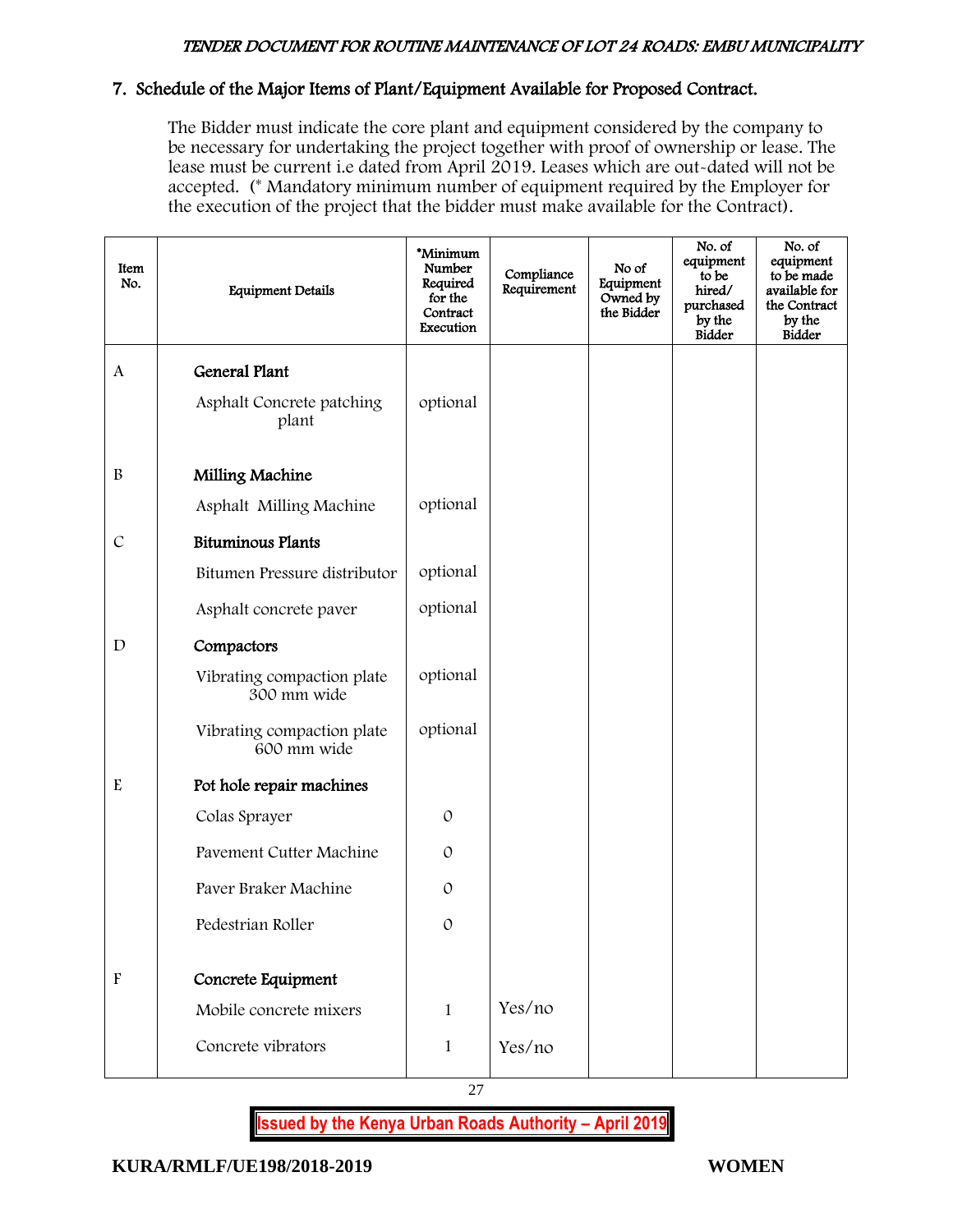## 7. Schedule of the Major Items of Plant/Equipment Available for Proposed Contract.

The Bidder must indicate the core plant and equipment considered by the company to be necessary for undertaking the project together with proof of ownership or lease. The lease must be current i.e dated from April 2019. Leases which are out-dated will not be accepted. (* Mandatory minimum number of equipment required by the Employer for the execution of the project that the bidder must make available for the Contract).

| Item No. | Equipment Details | *Minimum Number Required for the Contract Execution | Compliance Requirement | No of Equipment Owned by the Bidder | No. of equipment to be hired/ purchased by the Bidder | No. of equipment to be made available for the Contract by the Bidder |
|---|---|---|---|---|---|---|
| A | **General Plant** | | | | | |
| | Asphalt Concrete patching plant | optional | | | | |
| B | **Milling Machine** | | | | | |
| | Asphalt Milling Machine | optional | | | | |
| C | **Bituminous Plants** | | | | | |
| | Bitumen Pressure distributor | optional | | | | |
| | Asphalt concrete paver | optional | | | | |
| D | **Compactors** | | | | | |
| | Vibrating compaction plate 300 mm wide | optional | | | | |
| | Vibrating compaction plate 600 mm wide | optional | | | | |
| E | **Pot hole repair machines** | | | | | |
| | Colas Sprayer | 0 | | | | |
| | Pavement Cutter Machine | 0 | | | | |
| | Paver Braker Machine | 0 | | | | |
| | Pedestrian Roller | 0 | | | | |
| F | **Concrete Equipment** | | | | | |
| | Mobile concrete mixers | 1 | Yes/no | | | |
| | Concrete vibrators | 1 | Yes/no | | | |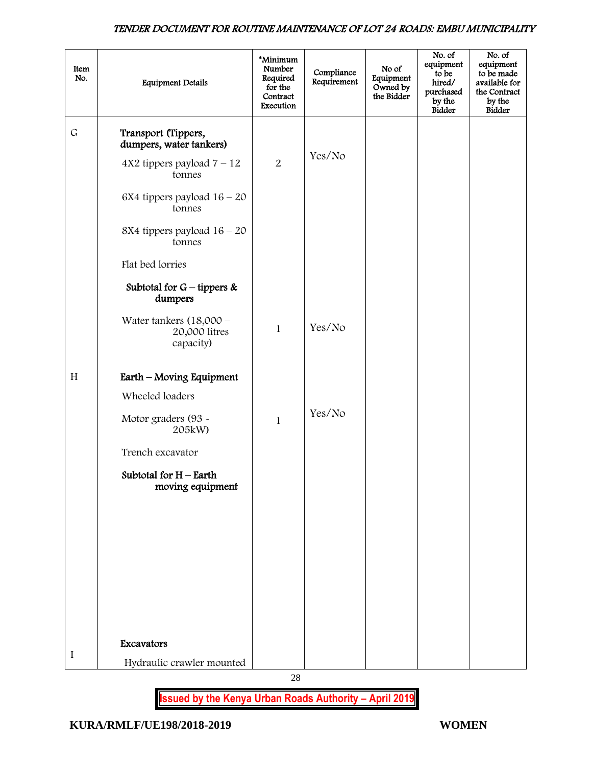| Item No. | Equipment Details | *Minimum Number Required for the Contract Execution | Compliance Requirement | No of Equipment Owned by the Bidder | No. of equipment to be hired/ purchased by the Bidder | No. of equipment to be made available for the Contract by the Bidder |
|---|---|---|---|---|---|---|
| G | **Transport (Tippers, dumpers, water tankers)** | | | | | |
| | 4X2 tippers payload 7 – 12 tonnes | 2 | Yes/No | | | |
| | 6X4 tippers payload 16 – 20 tonnes | | | | | |
| | 8X4 tippers payload 16 – 20 tonnes | | | | | |
| | Flat bed lorries | | | | | |
| | **Subtotal for G – tippers & dumpers** | | | | | |
| | Water tankers (18,000 – 20,000 litres capacity) | 1 | Yes/No | | | |
| H | **Earth – Moving Equipment** | | | | | |
| | Wheeled loaders | | | | | |
| | Motor graders (93 - 205kW) | 1 | Yes/No | | | |
| | Trench excavator | | | | | |
| | **Subtotal for H – Earth moving equipment** | | | | | |
| I | **Excavators** | | | | | |
| | Hydraulic crawler mounted | | | | | |

KURA/RMLF/UE198/2018-2019 WOMEN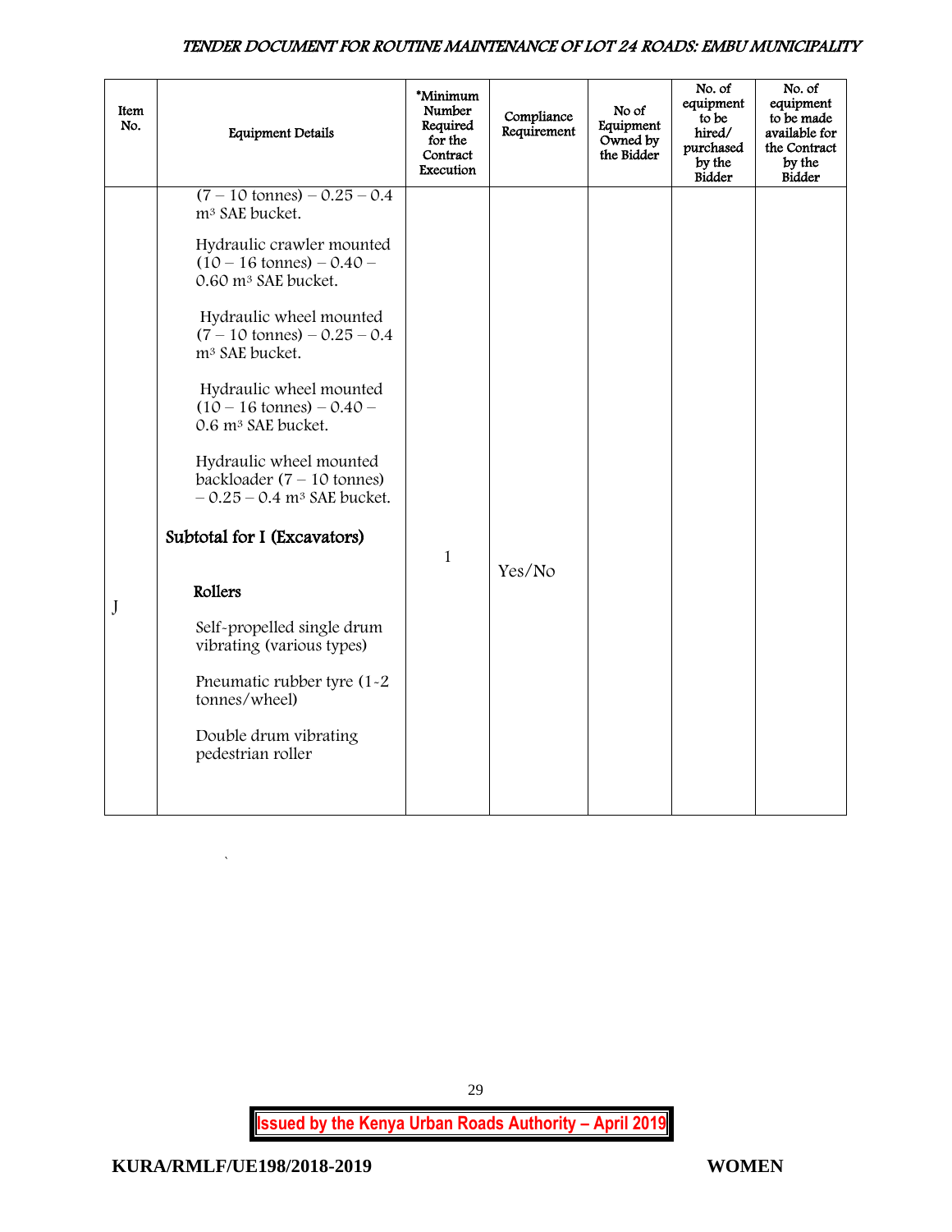| Item No. | Equipment Details | *Minimum Number Required for the Contract Execution | Compliance Requirement | No of Equipment Owned by the Bidder | No. of equipment to be hired/ purchased by the Bidder | No. of equipment to be made available for the Contract by the Bidder |
|---|---|---|---|---|---|---|
| | (7 – 10 tonnes) – 0.25 – 0.4 m³ SAE bucket.<br><br>Hydraulic crawler mounted (10 – 16 tonnes) – 0.40 – 0.60 m³ SAE bucket.<br><br>Hydraulic wheel mounted (7 – 10 tonnes) – 0.25 – 0.4 m³ SAE bucket.<br><br>Hydraulic wheel mounted (10 – 16 tonnes) – 0.40 – 0.6 m³ SAE bucket.<br><br>Hydraulic wheel mounted backloader (7 – 10 tonnes) – 0.25 – 0.4 m³ SAE bucket.<br><br>**Subtotal for I (Excavators)** | | | | | |
| J | **Rollers**<br><br>Self-propelled single drum vibrating (various types)<br><br>Pneumatic rubber tyre (1-2 tonnes/wheel)<br><br>Double drum vibrating pedestrian roller | 1 | Yes/No | | | |

KURA/RMLF/UE198/2018-2019 WOMEN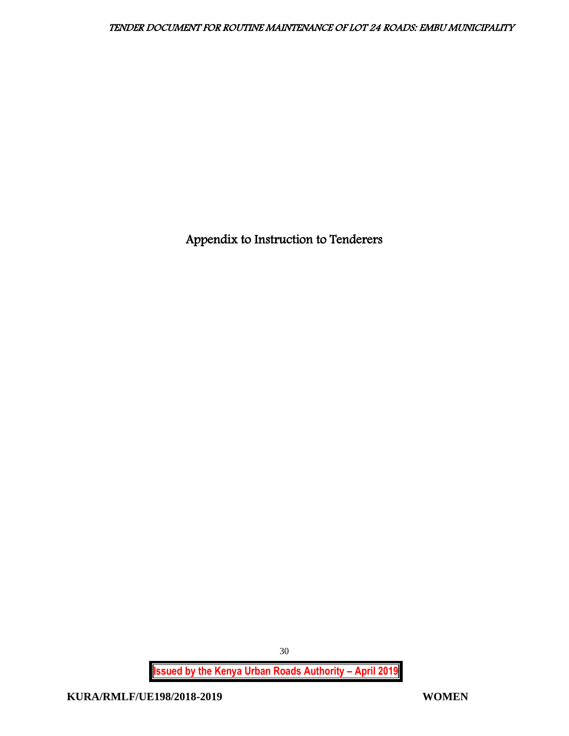# Appendix to Instruction to Tenderers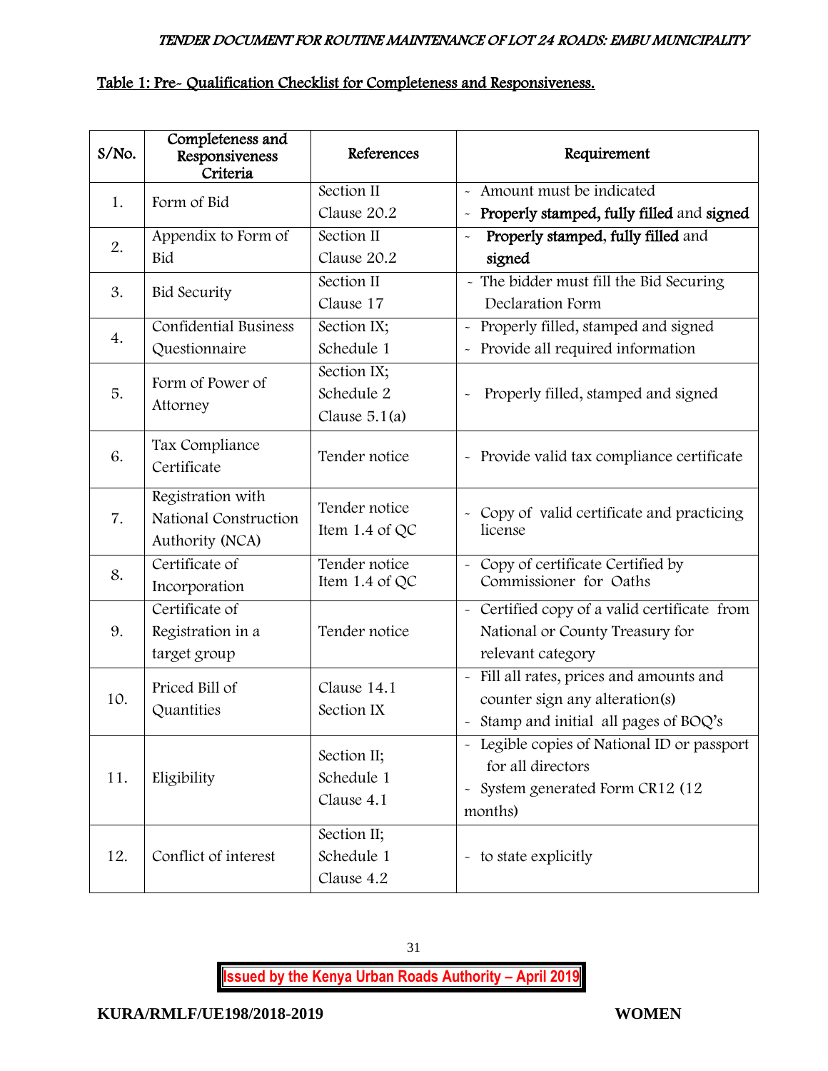## Table 1: Pre- Qualification Checklist for Completeness and Responsiveness.

| S/No. | Completeness and Responsiveness Criteria | References | Requirement |
|---|---|---|---|
| 1. | Form of Bid | Section II Clause 20.2 | - Amount must be indicated<br>- **Properly stamped, fully filled** and **signed** |
| 2. | Appendix to Form of Bid | Section II Clause 20.2 | - **Properly stamped**, **fully filled** and **signed** |
| 3. | Bid Security | Section II Clause 17 | - The bidder must fill the Bid Securing Declaration Form |
| 4. | Confidential Business Questionnaire | Section IX; Schedule 1 | - Properly filled, stamped and signed<br>- Provide all required information |
| 5. | Form of Power of Attorney | Section IX; Schedule 2 Clause 5.1(a) | - Properly filled, stamped and signed |
| 6. | Tax Compliance Certificate | Tender notice | - Provide valid tax compliance certificate |
| 7. | Registration with National Construction Authority (NCA) | Tender notice Item 1.4 of QC | - Copy of valid certificate and practicing license |
| 8. | Certificate of Incorporation | Tender notice Item 1.4 of QC | - Copy of certificate Certified by Commissioner for Oaths |
| 9. | Certificate of Registration in a target group | Tender notice | - Certified copy of a valid certificate from National or County Treasury for relevant category |
| 10. | Priced Bill of Quantities | Clause 14.1 Section IX | - Fill all rates, prices and amounts and counter sign any alteration(s)<br>- Stamp and initial all pages of BOQ's |
| 11. | Eligibility | Section II; Schedule 1 Clause 4.1 | - Legible copies of National ID or passport for all directors<br>- System generated Form CR12 (12 months) |
| 12. | Conflict of interest | Section II; Schedule 1 Clause 4.2 | - to state explicitly |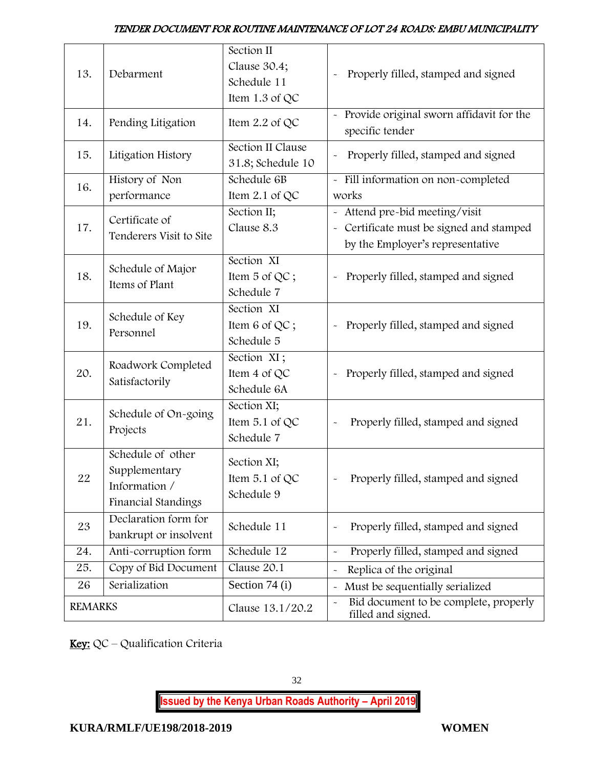| 13. | Debarment | Section II Clause 30.4; Schedule 11 Item 1.3 of QC | - Properly filled, stamped and signed |
|---|---|---|---|
| 14. | Pending Litigation | Item 2.2 of QC | - Provide original sworn affidavit for the specific tender |
| 15. | Litigation History | Section II Clause 31.8; Schedule 10 | - Properly filled, stamped and signed |
| 16. | History of Non performance | Schedule 6B Item 2.1 of QC | - Fill information on non-completed works |
| 17. | Certificate of Tenderers Visit to Site | Section II; Clause 8.3 | - Attend pre-bid meeting/visit<br>- Certificate must be signed and stamped by the Employer's representative |
| 18. | Schedule of Major Items of Plant | Section XI Item 5 of QC ; Schedule 7 | - Properly filled, stamped and signed |
| 19. | Schedule of Key Personnel | Section XI Item 6 of QC ; Schedule 5 | - Properly filled, stamped and signed |
| 20. | Roadwork Completed Satisfactorily | Section XI ; Item 4 of QC Schedule 6A | - Properly filled, stamped and signed |
| 21. | Schedule of On-going Projects | Section XI; Item 5.1 of QC Schedule 7 | - Properly filled, stamped and signed |
| 22 | Schedule of other Supplementary Information / Financial Standings | Section XI; Item 5.1 of QC Schedule 9 | - Properly filled, stamped and signed |
| 23 | Declaration form for bankrupt or insolvent | Schedule 11 | - Properly filled, stamped and signed |
| 24. | Anti-corruption form | Schedule 12 | - Properly filled, stamped and signed |
| 25. | Copy of Bid Document | Clause 20.1 | - Replica of the original |
| 26 | Serialization | Section 74 (i) | - Must be sequentially serialized |
| REMARKS | | Clause 13.1/20.2 | - Bid document to be complete, properly filled and signed. |

**Key:** QC – Qualification Criteria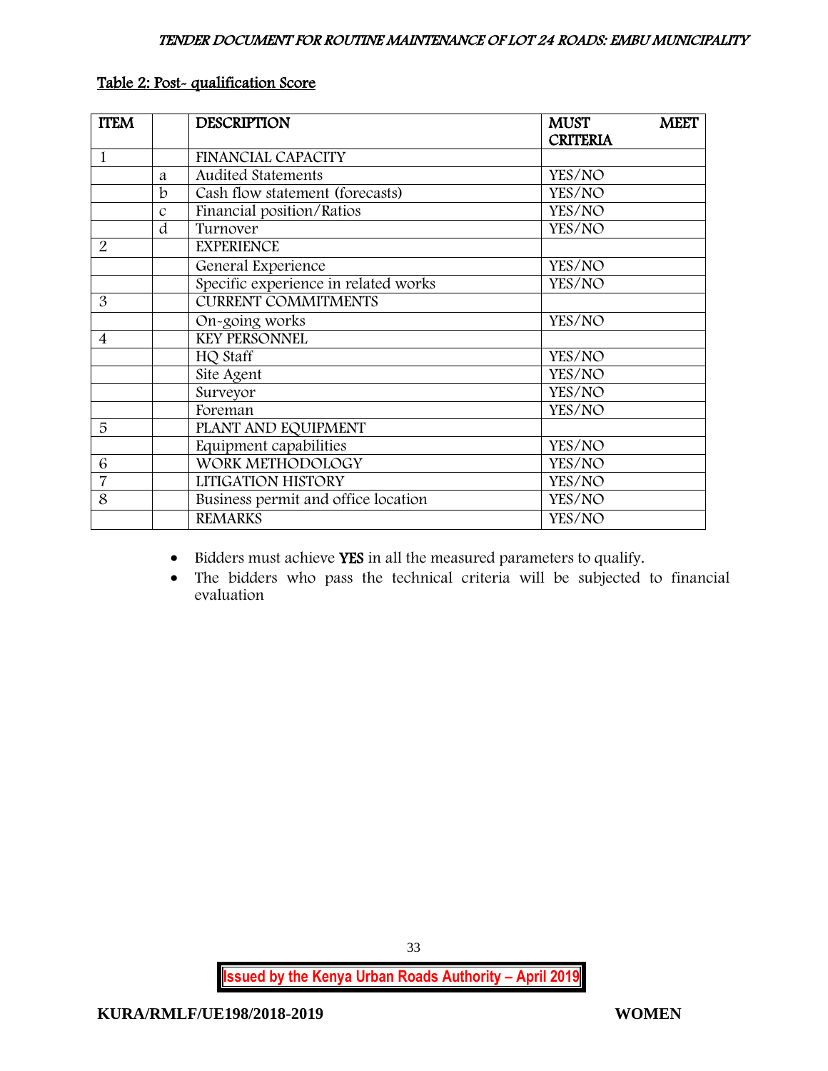**Table 2: Post- qualification Score**

| ITEM | | DESCRIPTION | MUST MEET CRITERIA |
|---|---|---|---|
| 1 | | FINANCIAL CAPACITY | |
| | a | Audited Statements | YES/NO |
| | b | Cash flow statement (forecasts) | YES/NO |
| | c | Financial position/Ratios | YES/NO |
| | d | Turnover | YES/NO |
| 2 | | EXPERIENCE | |
| | | General Experience | YES/NO |
| | | Specific experience in related works | YES/NO |
| 3 | | CURRENT COMMITMENTS | |
| | | On-going works | YES/NO |
| 4 | | KEY PERSONNEL | |
| | | HQ Staff | YES/NO |
| | | Site Agent | YES/NO |
| | | Surveyor | YES/NO |
| | | Foreman | YES/NO |
| 5 | | PLANT AND EQUIPMENT | |
| | | Equipment capabilities | YES/NO |
| 6 | | WORK METHODOLOGY | YES/NO |
| 7 | | LITIGATION HISTORY | YES/NO |
| 8 | | Business permit and office location | YES/NO |
| | | REMARKS | YES/NO |

- Bidders must achieve **YES** in all the measured parameters to qualify.
- The bidders who pass the technical criteria will be subjected to financial evaluation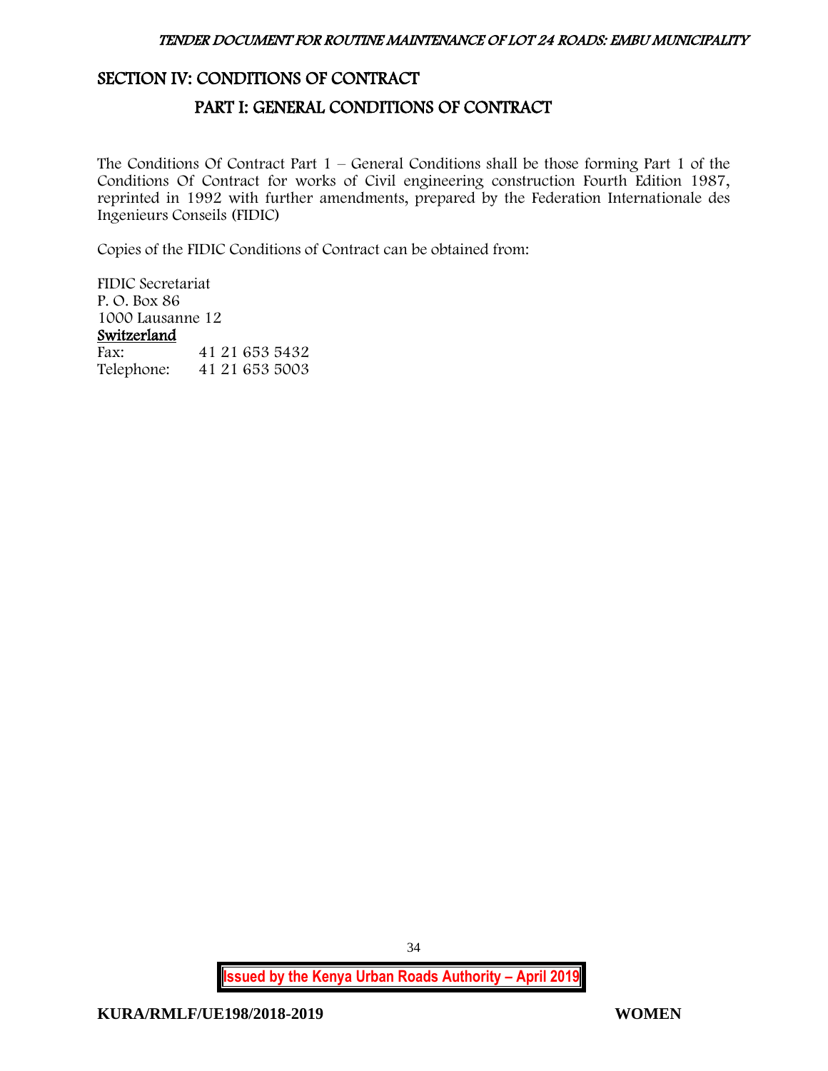# SECTION IV: CONDITIONS OF CONTRACT

## PART I: GENERAL CONDITIONS OF CONTRACT

The Conditions Of Contract Part 1 – General Conditions shall be those forming Part 1 of the Conditions Of Contract for works of Civil engineering construction Fourth Edition 1987, reprinted in 1992 with further amendments, prepared by the Federation Internationale des Ingenieurs Conseils (FIDIC)

Copies of the FIDIC Conditions of Contract can be obtained from:

FIDIC Secretariat
P. O. Box 86
1000 Lausanne 12
Switzerland

| | |
|---|---|
| Fax: | 41 21 653 5432 |
| Telephone: | 41 21 653 5003 |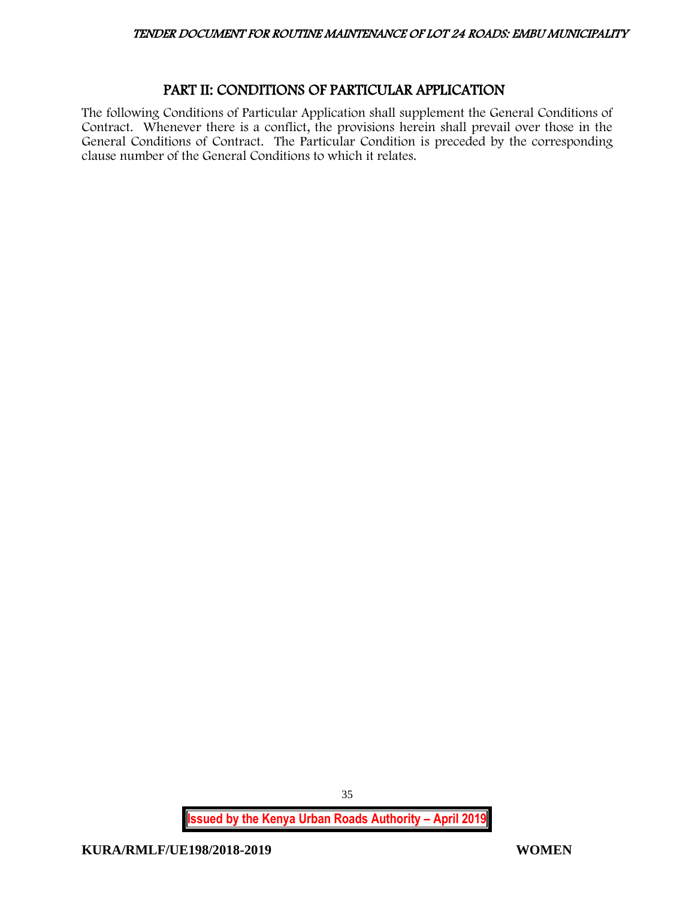# PART II: CONDITIONS OF PARTICULAR APPLICATION

The following Conditions of Particular Application shall supplement the General Conditions of Contract. Whenever there is a conflict, the provisions herein shall prevail over those in the General Conditions of Contract. The Particular Condition is preceded by the corresponding clause number of the General Conditions to which it relates.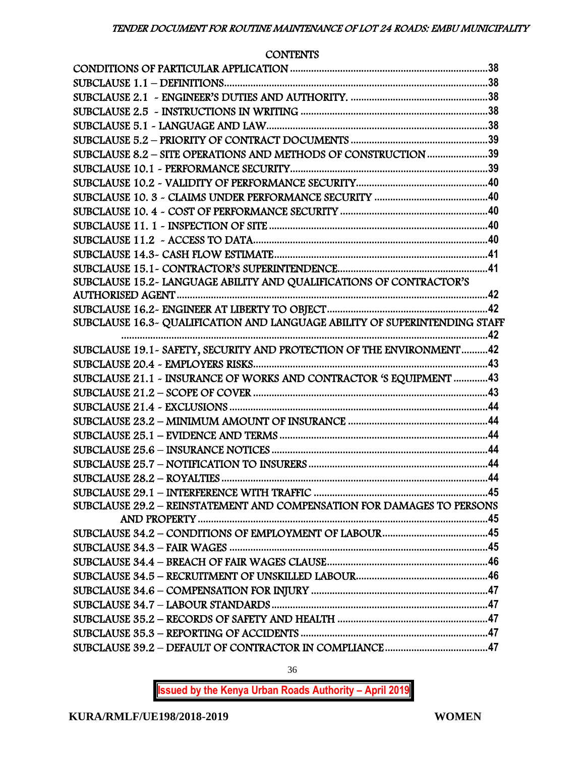CONTENTS

CONDITIONS OF PARTICULAR APPLICATION ........................................................................38
SUBCLAUSE 1.1 – DEFINITIONS..................................................................................38
SUBCLAUSE 2.1 - ENGINEER'S DUTIES AND AUTHORITY. ..........................................38
SUBCLAUSE 2.5 - INSTRUCTIONS IN WRITING ...........................................................38
SUBCLAUSE 5.1 - LANGUAGE AND LAW.......................................................................38
SUBCLAUSE 5.2 – PRIORITY OF CONTRACT DOCUMENTS ..........................................39
SUBCLAUSE 8.2 – SITE OPERATIONS AND METHODS OF CONSTRUCTION .....................39
SUBCLAUSE 10.1 - PERFORMANCE SECURITY...............................................................39
SUBCLAUSE 10.2 - VALIDITY OF PERFORMANCE SECURITY.............................................40
SUBCLAUSE 10. 3 - CLAIMS UNDER PERFORMANCE SECURITY .......................................40
SUBCLAUSE 10. 4 - COST OF PERFORMANCE SECURITY ................................................40
SUBCLAUSE 11. 1 - INSPECTION OF SITE .....................................................................40
SUBCLAUSE 11.2 - ACCESS TO DATA...........................................................................40
SUBCLAUSE 14.3- CASH FLOW ESTIMATE......................................................................41
SUBCLAUSE 15.1- CONTRACTOR'S SUPERINTENDENCE.....................................................41
SUBCLAUSE 15.2- LANGUAGE ABILITY AND QUALIFICATIONS OF CONTRACTOR'S AUTHORISED AGENT .....................................................................................................42
SUBCLAUSE 16.2- ENGINEER AT LIBERTY TO OBJECT......................................................42
SUBCLAUSE 16.3- QUALIFICATION AND LANGUAGE ABILITY OF SUPERINTENDING STAFF ..........................................................................................................................42
SUBCLAUSE 19.1- SAFETY, SECURITY AND PROTECTION OF THE ENVIRONMENT..........42
SUBCLAUSE 20.4 - EMPLOYERS RISKS...........................................................................43
SUBCLAUSE 21.1 - INSURANCE OF WORKS AND CONTRACTOR 'S EQUIPMENT .............43
SUBCLAUSE 21.2 – SCOPE OF COVER ............................................................................43
SUBCLAUSE 21.4 - EXCLUSIONS ...................................................................................44
SUBCLAUSE 23.2 – MINIMUM AMOUNT OF INSURANCE ...................................................44
SUBCLAUSE 25.1 – EVIDENCE AND TERMS ....................................................................44
SUBCLAUSE 25.6 – INSURANCE NOTICES .......................................................................44
SUBCLAUSE 25.7 – NOTIFICATION TO INSURERS ............................................................44
SUBCLAUSE 28.2 – ROYALTIES ......................................................................................44
SUBCLAUSE 29.1 – INTERFERENCE WITH TRAFFIC ..........................................................45
SUBCLAUSE 29.2 – REINSTATEMENT AND COMPENSATION FOR DAMAGES TO PERSONS AND PROPERTY .........................................................................................................45
SUBCLAUSE 34.2 – CONDITIONS OF EMPLOYMENT OF LABOUR........................................45
SUBCLAUSE 34.3 – FAIR WAGES ...................................................................................45
SUBCLAUSE 34.4 – BREACH OF FAIR WAGES CLAUSE.......................................................46
SUBCLAUSE 34.5 – RECRUITMENT OF UNSKILLED LABOUR...............................................46
SUBCLAUSE 34.6 – COMPENSATION FOR INJURY ............................................................47
SUBCLAUSE 34.7 – LABOUR STANDARDS........................................................................47
SUBCLAUSE 35.2 – RECORDS OF SAFETY AND HEALTH ...................................................47
SUBCLAUSE 35.3 – REPORTING OF ACCIDENTS ...............................................................47
SUBCLAUSE 39.2 – DEFAULT OF CONTRACTOR IN COMPLIANCE.......................................47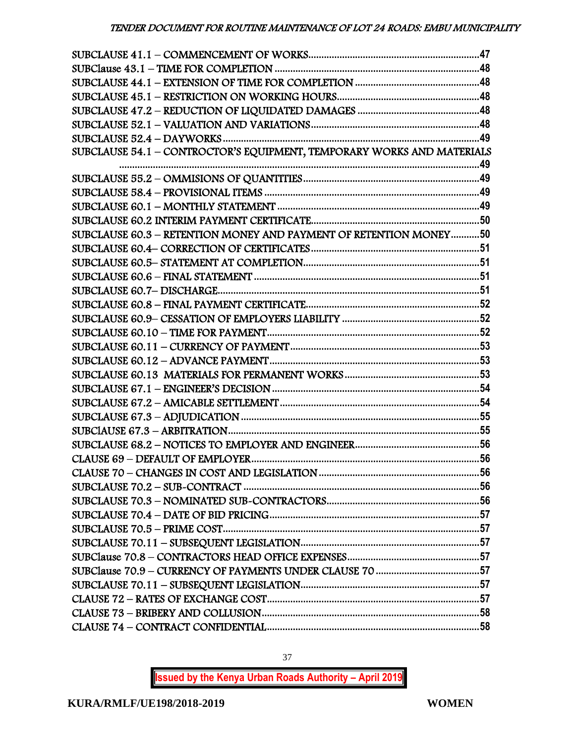SUBCLAUSE 41.1 – COMMENCEMENT OF WORKS.....47
SUBClause 43.1 – TIME FOR COMPLETION.....48
SUBCLAUSE 44.1 – EXTENSION OF TIME FOR COMPLETION.....48
SUBCLAUSE 45.1 – RESTRICTION ON WORKING HOURS.....48
SUBCLAUSE 47.2 – REDUCTION OF LIQUIDATED DAMAGES.....48
SUBCLAUSE 52.1 – VALUATION AND VARIATIONS.....48
SUBCLAUSE 52.4 – DAYWORKS.....49
SUBCLAUSE 54.1 – CONTROCTOR'S EQUIPMENT, TEMPORARY WORKS AND MATERIALS.....49
SUBCLAUSE 55.2 – OMMISIONS OF QUANTITIES.....49
SUBCLAUSE 58.4 – PROVISIONAL ITEMS.....49
SUBCLAUSE 60.1 – MONTHLY STATEMENT.....49
SUBCLAUSE 60.2 INTERIM PAYMENT CERTIFICATE.....50
SUBCLAUSE 60.3 – RETENTION MONEY AND PAYMENT OF RETENTION MONEY.....50
SUBCLAUSE 60.4– CORRECTION OF CERTIFICATES.....51
SUBCLAUSE 60.5– STATEMENT AT COMPLETION.....51
SUBCLAUSE 60.6 – FINAL STATEMENT.....51
SUBCLAUSE 60.7– DISCHARGE.....51
SUBCLAUSE 60.8 – FINAL PAYMENT CERTIFICATE.....52
SUBCLAUSE 60.9– CESSATION OF EMPLOYERS LIABILITY.....52
SUBCLAUSE 60.10 – TIME FOR PAYMENT.....52
SUBCLAUSE 60.11 – CURRENCY OF PAYMENT.....53
SUBCLAUSE 60.12 – ADVANCE PAYMENT.....53
SUBCLAUSE 60.13 MATERIALS FOR PERMANENT WORKS.....53
SUBCLAUSE 67.1 – ENGINEER'S DECISION.....54
SUBCLAUSE 67.2 – AMICABLE SETTLEMENT.....54
SUBCLAUSE 67.3 – ADJUDICATION.....55
SUBClAUSE 67.3 – ARBITRATION.....55
SUBCLAUSE 68.2 – NOTICES TO EMPLOYER AND ENGINEER.....56
CLAUSE 69 – DEFAULT OF EMPLOYER.....56
CLAUSE 70 – CHANGES IN COST AND LEGISLATION.....56
SUBCLAUSE 70.2 – SUB-CONTRACT.....56
SUBCLAUSE 70.3 – NOMINATED SUB-CONTRACTORS.....56
SUBCLAUSE 70.4 – DATE OF BID PRICING.....57
SUBCLAUSE 70.5 – PRIME COST.....57
SUBCLAUSE 70.11 – SUBSEQUENT LEGISLATION.....57
SUBClause 70.8 – CONTRACTORS HEAD OFFICE EXPENSES.....57
SUBClause 70.9 – CURRENCY OF PAYMENTS UNDER CLAUSE 70.....57
SUBCLAUSE 70.11 – SUBSEQUENT LEGISLATION.....57
CLAUSE 72 – RATES OF EXCHANGE COST.....57
CLAUSE 73 – BRIBERY AND COLLUSION.....58
CLAUSE 74 – CONTRACT CONFIDENTIAL.....58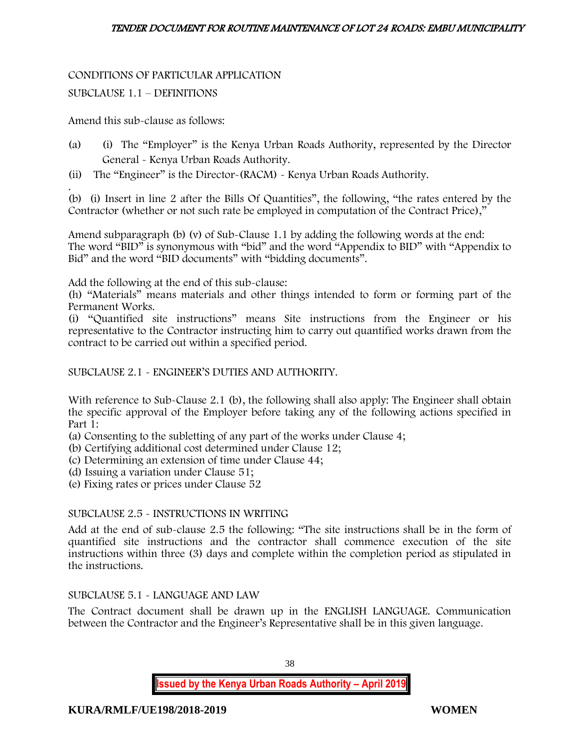CONDITIONS OF PARTICULAR APPLICATION

SUBCLAUSE 1.1 – DEFINITIONS

Amend this sub-clause as follows:

(a) (i) The "Employer" is the Kenya Urban Roads Authority, represented by the Director General - Kenya Urban Roads Authority.

(ii) The "Engineer" is the Director-(RACM) - Kenya Urban Roads Authority.

.

(b) (i) Insert in line 2 after the Bills Of Quantities", the following, "the rates entered by the Contractor (whether or not such rate be employed in computation of the Contract Price),"

Amend subparagraph (b) (v) of Sub-Clause 1.1 by adding the following words at the end: The word "BID" is synonymous with "bid" and the word "Appendix to BID" with "Appendix to Bid" and the word "BID documents" with "bidding documents".

Add the following at the end of this sub-clause:
(h) "Materials" means materials and other things intended to form or forming part of the Permanent Works.
(i) "Quantified site instructions" means Site instructions from the Engineer or his representative to the Contractor instructing him to carry out quantified works drawn from the contract to be carried out within a specified period.

SUBCLAUSE 2.1 - ENGINEER'S DUTIES AND AUTHORITY.

With reference to Sub-Clause 2.1 (b), the following shall also apply: The Engineer shall obtain the specific approval of the Employer before taking any of the following actions specified in Part 1:
(a) Consenting to the subletting of any part of the works under Clause 4;
(b) Certifying additional cost determined under Clause 12;
(c) Determining an extension of time under Clause 44;
(d) Issuing a variation under Clause 51;
(e) Fixing rates or prices under Clause 52

SUBCLAUSE 2.5 - INSTRUCTIONS IN WRITING

Add at the end of sub-clause 2.5 the following: "The site instructions shall be in the form of quantified site instructions and the contractor shall commence execution of the site instructions within three (3) days and complete within the completion period as stipulated in the instructions.

SUBCLAUSE 5.1 - LANGUAGE AND LAW

The Contract document shall be drawn up in the ENGLISH LANGUAGE. Communication between the Contractor and the Engineer's Representative shall be in this given language.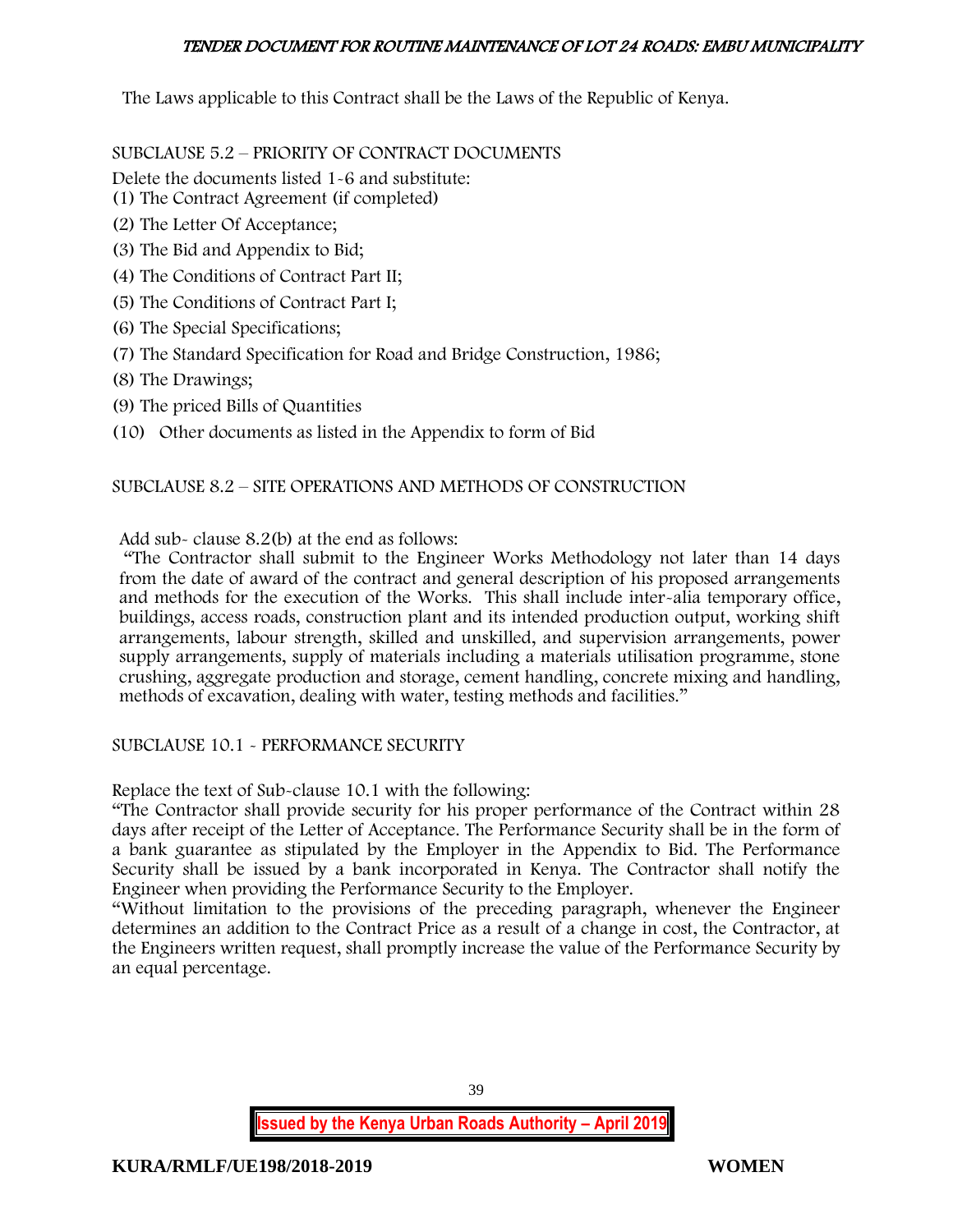The Laws applicable to this Contract shall be the Laws of the Republic of Kenya.

SUBCLAUSE 5.2 – PRIORITY OF CONTRACT DOCUMENTS

Delete the documents listed 1-6 and substitute:

(1) The Contract Agreement (if completed)

(2) The Letter Of Acceptance;

(3) The Bid and Appendix to Bid;

(4) The Conditions of Contract Part II;

(5) The Conditions of Contract Part I;

(6) The Special Specifications;

(7) The Standard Specification for Road and Bridge Construction, 1986;

(8) The Drawings;

(9) The priced Bills of Quantities

(10) Other documents as listed in the Appendix to form of Bid

SUBCLAUSE 8.2 – SITE OPERATIONS AND METHODS OF CONSTRUCTION

Add sub- clause 8.2(b) at the end as follows:

"The Contractor shall submit to the Engineer Works Methodology not later than 14 days from the date of award of the contract and general description of his proposed arrangements and methods for the execution of the Works. This shall include inter-alia temporary office, buildings, access roads, construction plant and its intended production output, working shift arrangements, labour strength, skilled and unskilled, and supervision arrangements, power supply arrangements, supply of materials including a materials utilisation programme, stone crushing, aggregate production and storage, cement handling, concrete mixing and handling, methods of excavation, dealing with water, testing methods and facilities."

SUBCLAUSE 10.1 - PERFORMANCE SECURITY

Replace the text of Sub-clause 10.1 with the following:

"The Contractor shall provide security for his proper performance of the Contract within 28 days after receipt of the Letter of Acceptance. The Performance Security shall be in the form of a bank guarantee as stipulated by the Employer in the Appendix to Bid. The Performance Security shall be issued by a bank incorporated in Kenya. The Contractor shall notify the Engineer when providing the Performance Security to the Employer.

"Without limitation to the provisions of the preceding paragraph, whenever the Engineer determines an addition to the Contract Price as a result of a change in cost, the Contractor, at the Engineers written request, shall promptly increase the value of the Performance Security by an equal percentage.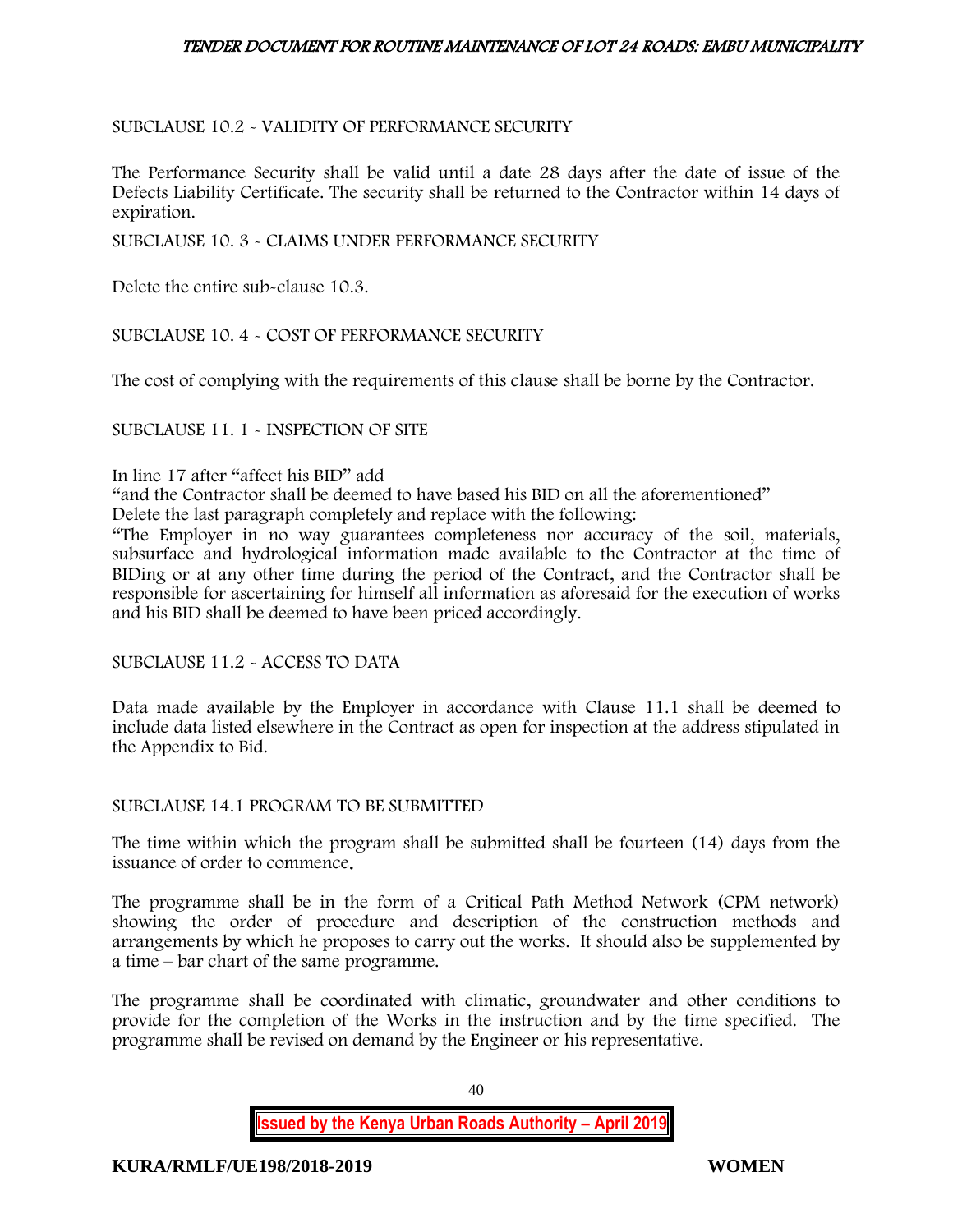SUBCLAUSE 10.2 - VALIDITY OF PERFORMANCE SECURITY

The Performance Security shall be valid until a date 28 days after the date of issue of the Defects Liability Certificate. The security shall be returned to the Contractor within 14 days of expiration.

SUBCLAUSE 10. 3 - CLAIMS UNDER PERFORMANCE SECURITY

Delete the entire sub-clause 10.3.

SUBCLAUSE 10. 4 - COST OF PERFORMANCE SECURITY

The cost of complying with the requirements of this clause shall be borne by the Contractor.

SUBCLAUSE 11. 1 - INSPECTION OF SITE

In line 17 after "affect his BID" add

"and the Contractor shall be deemed to have based his BID on all the aforementioned"

Delete the last paragraph completely and replace with the following:

"The Employer in no way guarantees completeness nor accuracy of the soil, materials, subsurface and hydrological information made available to the Contractor at the time of BIDing or at any other time during the period of the Contract, and the Contractor shall be responsible for ascertaining for himself all information as aforesaid for the execution of works and his BID shall be deemed to have been priced accordingly.

SUBCLAUSE 11.2 - ACCESS TO DATA

Data made available by the Employer in accordance with Clause 11.1 shall be deemed to include data listed elsewhere in the Contract as open for inspection at the address stipulated in the Appendix to Bid.

SUBCLAUSE 14.1 PROGRAM TO BE SUBMITTED

The time within which the program shall be submitted shall be fourteen (14) days from the issuance of order to commence.

The programme shall be in the form of a Critical Path Method Network (CPM network) showing the order of procedure and description of the construction methods and arrangements by which he proposes to carry out the works. It should also be supplemented by a time – bar chart of the same programme.

The programme shall be coordinated with climatic, groundwater and other conditions to provide for the completion of the Works in the instruction and by the time specified. The programme shall be revised on demand by the Engineer or his representative.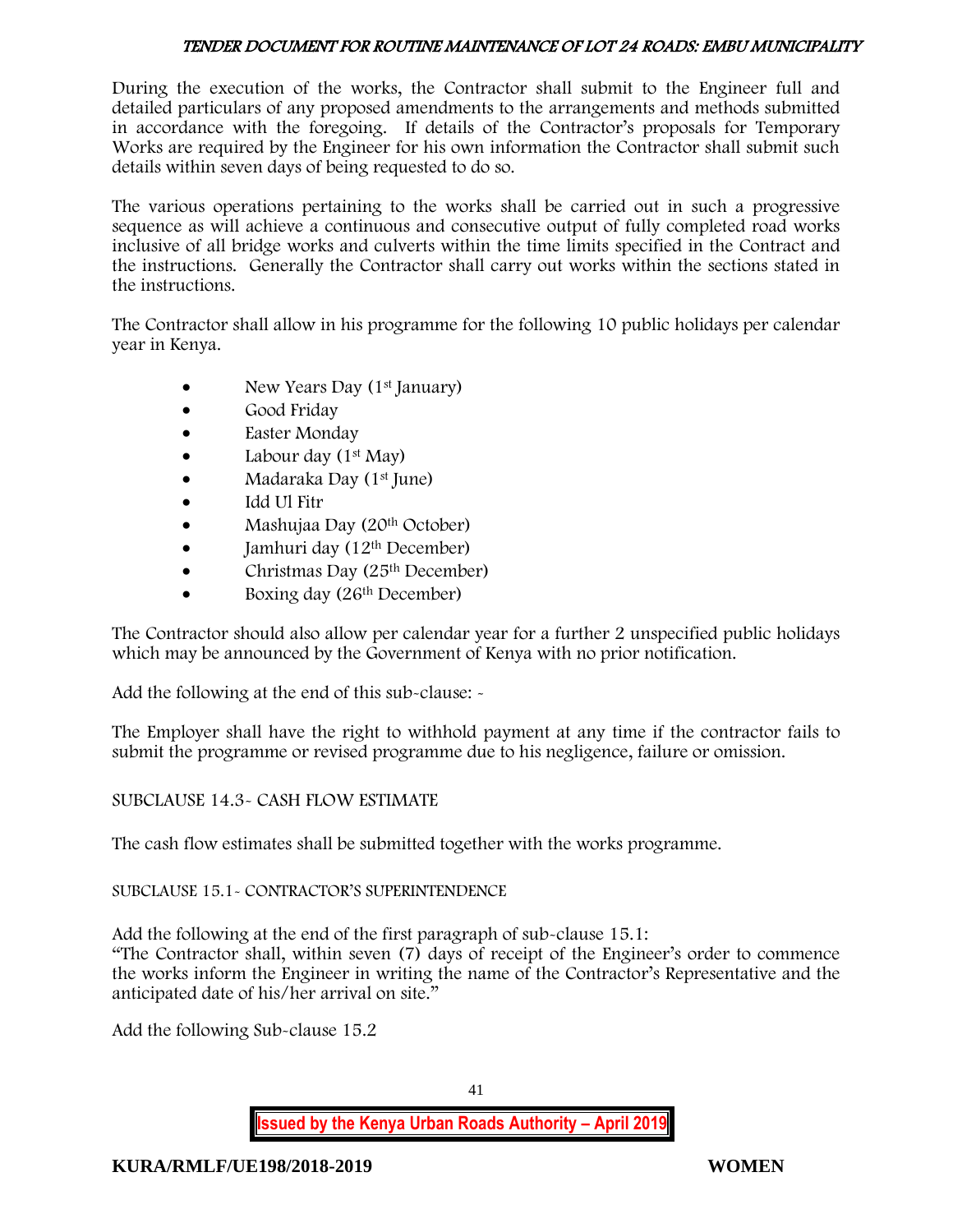During the execution of the works, the Contractor shall submit to the Engineer full and detailed particulars of any proposed amendments to the arrangements and methods submitted in accordance with the foregoing. If details of the Contractor's proposals for Temporary Works are required by the Engineer for his own information the Contractor shall submit such details within seven days of being requested to do so.

The various operations pertaining to the works shall be carried out in such a progressive sequence as will achieve a continuous and consecutive output of fully completed road works inclusive of all bridge works and culverts within the time limits specified in the Contract and the instructions. Generally the Contractor shall carry out works within the sections stated in the instructions.

The Contractor shall allow in his programme for the following 10 public holidays per calendar year in Kenya.

- New Years Day (1st January)
- Good Friday
- Easter Monday
- Labour day (1st May)
- Madaraka Day (1st June)
- Idd Ul Fitr
- Mashujaa Day (20th October)
- Jamhuri day (12th December)
- Christmas Day (25th December)
- Boxing day (26th December)

The Contractor should also allow per calendar year for a further 2 unspecified public holidays which may be announced by the Government of Kenya with no prior notification.

Add the following at the end of this sub-clause: -

The Employer shall have the right to withhold payment at any time if the contractor fails to submit the programme or revised programme due to his negligence, failure or omission.

SUBCLAUSE 14.3- CASH FLOW ESTIMATE

The cash flow estimates shall be submitted together with the works programme.

SUBCLAUSE 15.1- CONTRACTOR'S SUPERINTENDENCE

Add the following at the end of the first paragraph of sub-clause 15.1:
"The Contractor shall, within seven (7) days of receipt of the Engineer's order to commence the works inform the Engineer in writing the name of the Contractor's Representative and the anticipated date of his/her arrival on site."

Add the following Sub-clause 15.2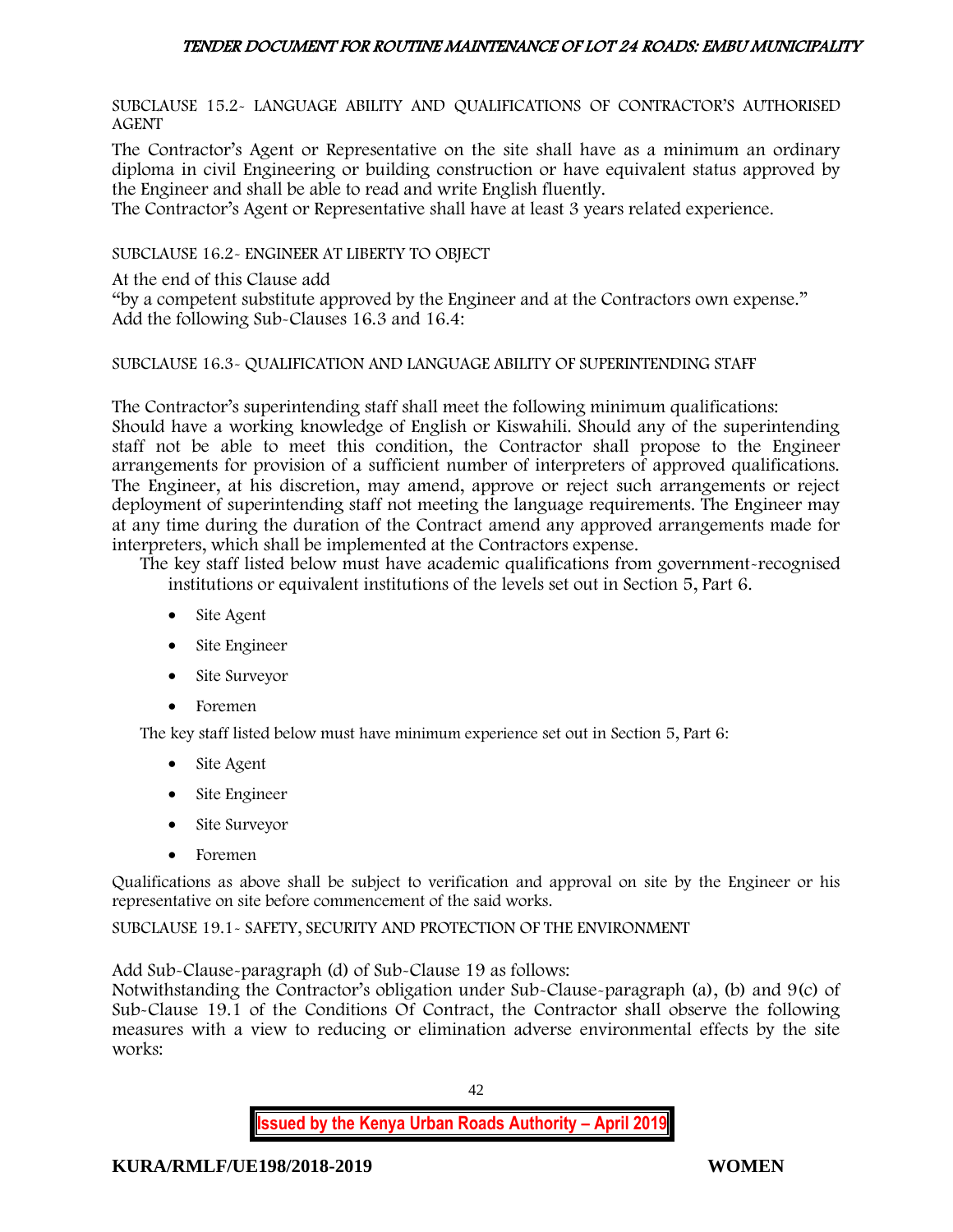SUBCLAUSE 15.2- LANGUAGE ABILITY AND QUALIFICATIONS OF CONTRACTOR'S AUTHORISED AGENT

The Contractor's Agent or Representative on the site shall have as a minimum an ordinary diploma in civil Engineering or building construction or have equivalent status approved by the Engineer and shall be able to read and write English fluently.

The Contractor's Agent or Representative shall have at least 3 years related experience.

SUBCLAUSE 16.2- ENGINEER AT LIBERTY TO OBJECT

At the end of this Clause add

"by a competent substitute approved by the Engineer and at the Contractors own expense."

Add the following Sub-Clauses 16.3 and 16.4:

SUBCLAUSE 16.3- QUALIFICATION AND LANGUAGE ABILITY OF SUPERINTENDING STAFF

The Contractor's superintending staff shall meet the following minimum qualifications:

Should have a working knowledge of English or Kiswahili. Should any of the superintending staff not be able to meet this condition, the Contractor shall propose to the Engineer arrangements for provision of a sufficient number of interpreters of approved qualifications. The Engineer, at his discretion, may amend, approve or reject such arrangements or reject deployment of superintending staff not meeting the language requirements. The Engineer may at any time during the duration of the Contract amend any approved arrangements made for interpreters, which shall be implemented at the Contractors expense.

The key staff listed below must have academic qualifications from government-recognised institutions or equivalent institutions of the levels set out in Section 5, Part 6.

- Site Agent
- Site Engineer
- Site Surveyor
- Foremen

The key staff listed below must have minimum experience set out in Section 5, Part 6:

- Site Agent
- Site Engineer
- Site Surveyor
- Foremen

Qualifications as above shall be subject to verification and approval on site by the Engineer or his representative on site before commencement of the said works.

SUBCLAUSE 19.1- SAFETY, SECURITY AND PROTECTION OF THE ENVIRONMENT

Add Sub-Clause-paragraph (d) of Sub-Clause 19 as follows:

Notwithstanding the Contractor's obligation under Sub-Clause-paragraph (a), (b) and 9(c) of Sub-Clause 19.1 of the Conditions Of Contract, the Contractor shall observe the following measures with a view to reducing or elimination adverse environmental effects by the site works: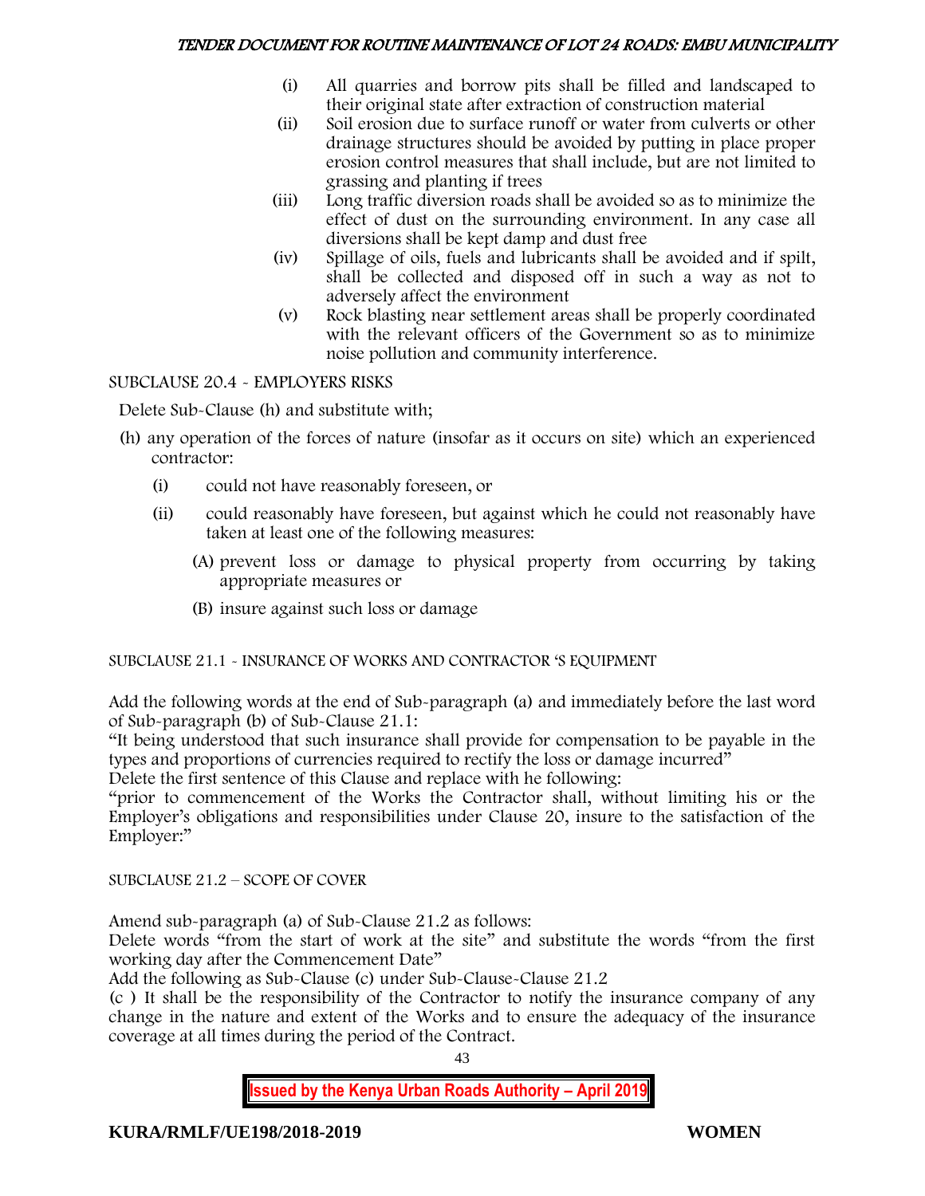(i) All quarries and borrow pits shall be filled and landscaped to their original state after extraction of construction material
(ii) Soil erosion due to surface runoff or water from culverts or other drainage structures should be avoided by putting in place proper erosion control measures that shall include, but are not limited to grassing and planting if trees
(iii) Long traffic diversion roads shall be avoided so as to minimize the effect of dust on the surrounding environment. In any case all diversions shall be kept damp and dust free
(iv) Spillage of oils, fuels and lubricants shall be avoided and if spilt, shall be collected and disposed off in such a way as not to adversely affect the environment
(v) Rock blasting near settlement areas shall be properly coordinated with the relevant officers of the Government so as to minimize noise pollution and community interference.

SUBCLAUSE 20.4 - EMPLOYERS RISKS

Delete Sub-Clause (h) and substitute with;

(h) any operation of the forces of nature (insofar as it occurs on site) which an experienced contractor:

- (i) could not have reasonably foreseen, or
- (ii) could reasonably have foreseen, but against which he could not reasonably have taken at least one of the following measures:
  - (A) prevent loss or damage to physical property from occurring by taking appropriate measures or
  - (B) insure against such loss or damage

SUBCLAUSE 21.1 - INSURANCE OF WORKS AND CONTRACTOR 'S EQUIPMENT

Add the following words at the end of Sub-paragraph (a) and immediately before the last word of Sub-paragraph (b) of Sub-Clause 21.1:

"It being understood that such insurance shall provide for compensation to be payable in the types and proportions of currencies required to rectify the loss or damage incurred"

Delete the first sentence of this Clause and replace with he following:

"prior to commencement of the Works the Contractor shall, without limiting his or the Employer's obligations and responsibilities under Clause 20, insure to the satisfaction of the Employer:"

SUBCLAUSE 21.2 – SCOPE OF COVER

Amend sub-paragraph (a) of Sub-Clause 21.2 as follows:

Delete words "from the start of work at the site" and substitute the words "from the first working day after the Commencement Date"

Add the following as Sub-Clause (c) under Sub-Clause-Clause 21.2

(c ) It shall be the responsibility of the Contractor to notify the insurance company of any change in the nature and extent of the Works and to ensure the adequacy of the insurance coverage at all times during the period of the Contract.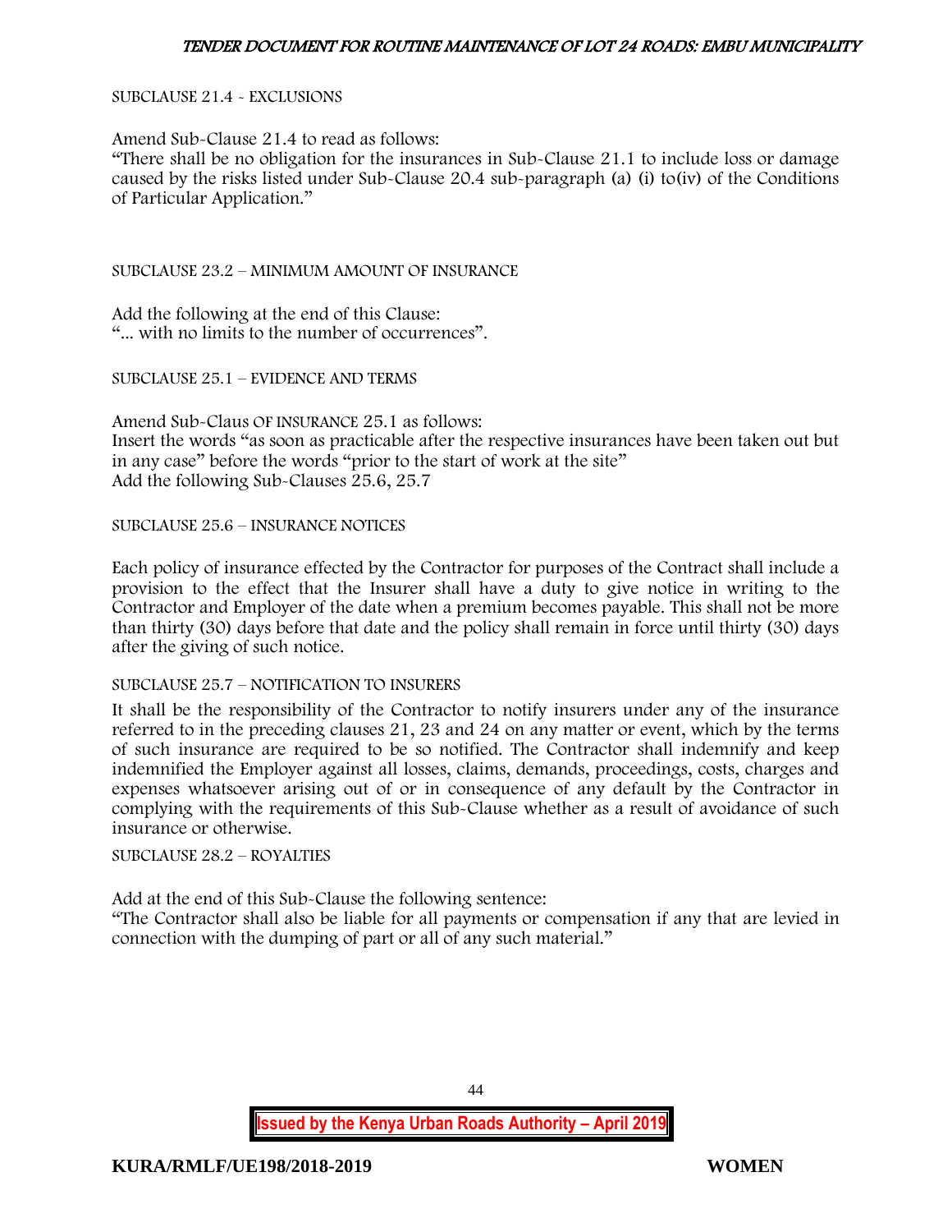SUBCLAUSE 21.4 - EXCLUSIONS

Amend Sub-Clause 21.4 to read as follows:
"There shall be no obligation for the insurances in Sub-Clause 21.1 to include loss or damage caused by the risks listed under Sub-Clause 20.4 sub-paragraph (a) (i) to(iv) of the Conditions of Particular Application."

SUBCLAUSE 23.2 – MINIMUM AMOUNT OF INSURANCE

Add the following at the end of this Clause:
"... with no limits to the number of occurrences".

SUBCLAUSE 25.1 – EVIDENCE AND TERMS

Amend Sub-Claus OF INSURANCE 25.1 as follows:
Insert the words "as soon as practicable after the respective insurances have been taken out but in any case" before the words "prior to the start of work at the site"
Add the following Sub-Clauses 25.6, 25.7

SUBCLAUSE 25.6 – INSURANCE NOTICES

Each policy of insurance effected by the Contractor for purposes of the Contract shall include a provision to the effect that the Insurer shall have a duty to give notice in writing to the Contractor and Employer of the date when a premium becomes payable. This shall not be more than thirty (30) days before that date and the policy shall remain in force until thirty (30) days after the giving of such notice.

SUBCLAUSE 25.7 – NOTIFICATION TO INSURERS

It shall be the responsibility of the Contractor to notify insurers under any of the insurance referred to in the preceding clauses 21, 23 and 24 on any matter or event, which by the terms of such insurance are required to be so notified. The Contractor shall indemnify and keep indemnified the Employer against all losses, claims, demands, proceedings, costs, charges and expenses whatsoever arising out of or in consequence of any default by the Contractor in complying with the requirements of this Sub-Clause whether as a result of avoidance of such insurance or otherwise.

SUBCLAUSE 28.2 – ROYALTIES

Add at the end of this Sub-Clause the following sentence:
"The Contractor shall also be liable for all payments or compensation if any that are levied in connection with the dumping of part or all of any such material."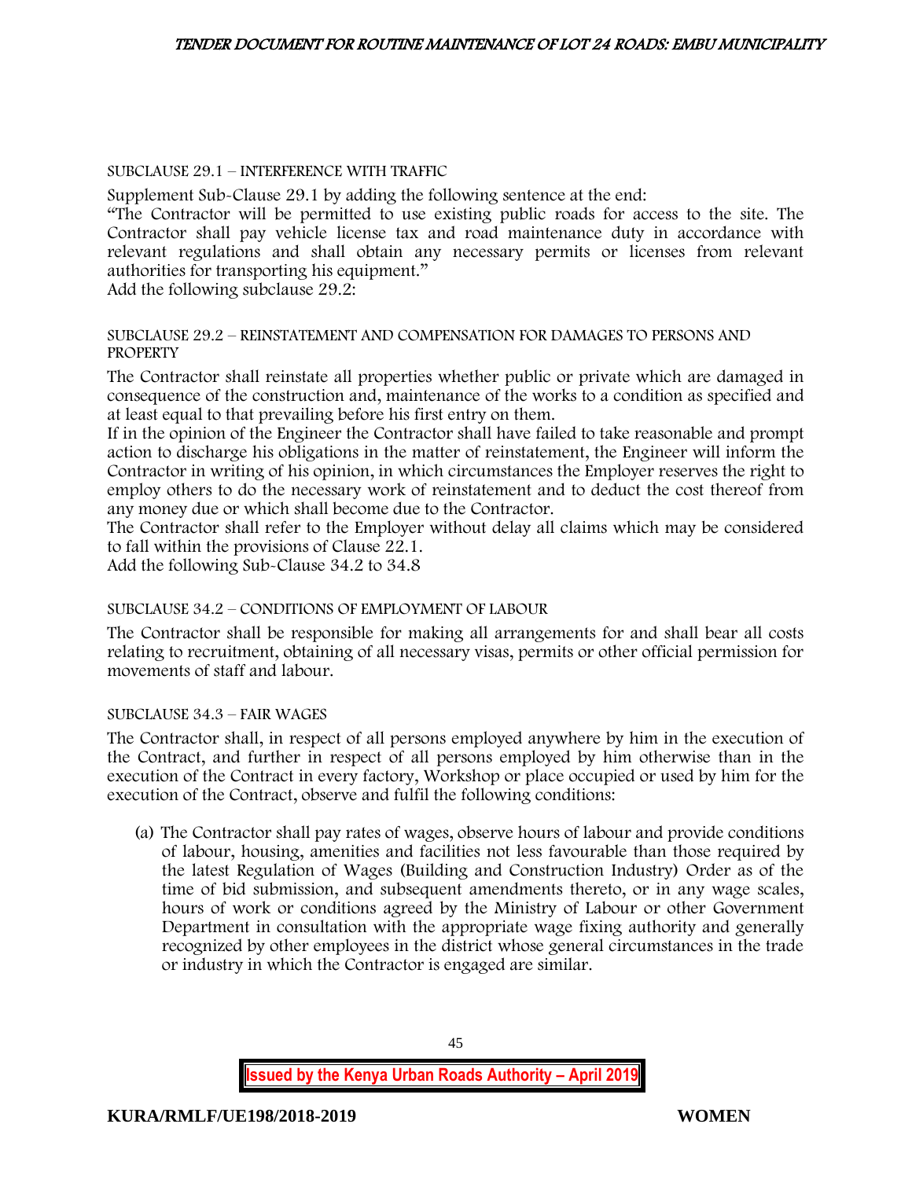SUBCLAUSE 29.1 – INTERFERENCE WITH TRAFFIC

Supplement Sub-Clause 29.1 by adding the following sentence at the end:

"The Contractor will be permitted to use existing public roads for access to the site. The Contractor shall pay vehicle license tax and road maintenance duty in accordance with relevant regulations and shall obtain any necessary permits or licenses from relevant authorities for transporting his equipment."

Add the following subclause 29.2:

SUBCLAUSE 29.2 – REINSTATEMENT AND COMPENSATION FOR DAMAGES TO PERSONS AND PROPERTY

The Contractor shall reinstate all properties whether public or private which are damaged in consequence of the construction and, maintenance of the works to a condition as specified and at least equal to that prevailing before his first entry on them.

If in the opinion of the Engineer the Contractor shall have failed to take reasonable and prompt action to discharge his obligations in the matter of reinstatement, the Engineer will inform the Contractor in writing of his opinion, in which circumstances the Employer reserves the right to employ others to do the necessary work of reinstatement and to deduct the cost thereof from any money due or which shall become due to the Contractor.

The Contractor shall refer to the Employer without delay all claims which may be considered to fall within the provisions of Clause 22.1.

Add the following Sub-Clause 34.2 to 34.8

SUBCLAUSE 34.2 – CONDITIONS OF EMPLOYMENT OF LABOUR

The Contractor shall be responsible for making all arrangements for and shall bear all costs relating to recruitment, obtaining of all necessary visas, permits or other official permission for movements of staff and labour.

SUBCLAUSE 34.3 – FAIR WAGES

The Contractor shall, in respect of all persons employed anywhere by him in the execution of the Contract, and further in respect of all persons employed by him otherwise than in the execution of the Contract in every factory, Workshop or place occupied or used by him for the execution of the Contract, observe and fulfil the following conditions:

(a) The Contractor shall pay rates of wages, observe hours of labour and provide conditions of labour, housing, amenities and facilities not less favourable than those required by the latest Regulation of Wages (Building and Construction Industry) Order as of the time of bid submission, and subsequent amendments thereto, or in any wage scales, hours of work or conditions agreed by the Ministry of Labour or other Government Department in consultation with the appropriate wage fixing authority and generally recognized by other employees in the district whose general circumstances in the trade or industry in which the Contractor is engaged are similar.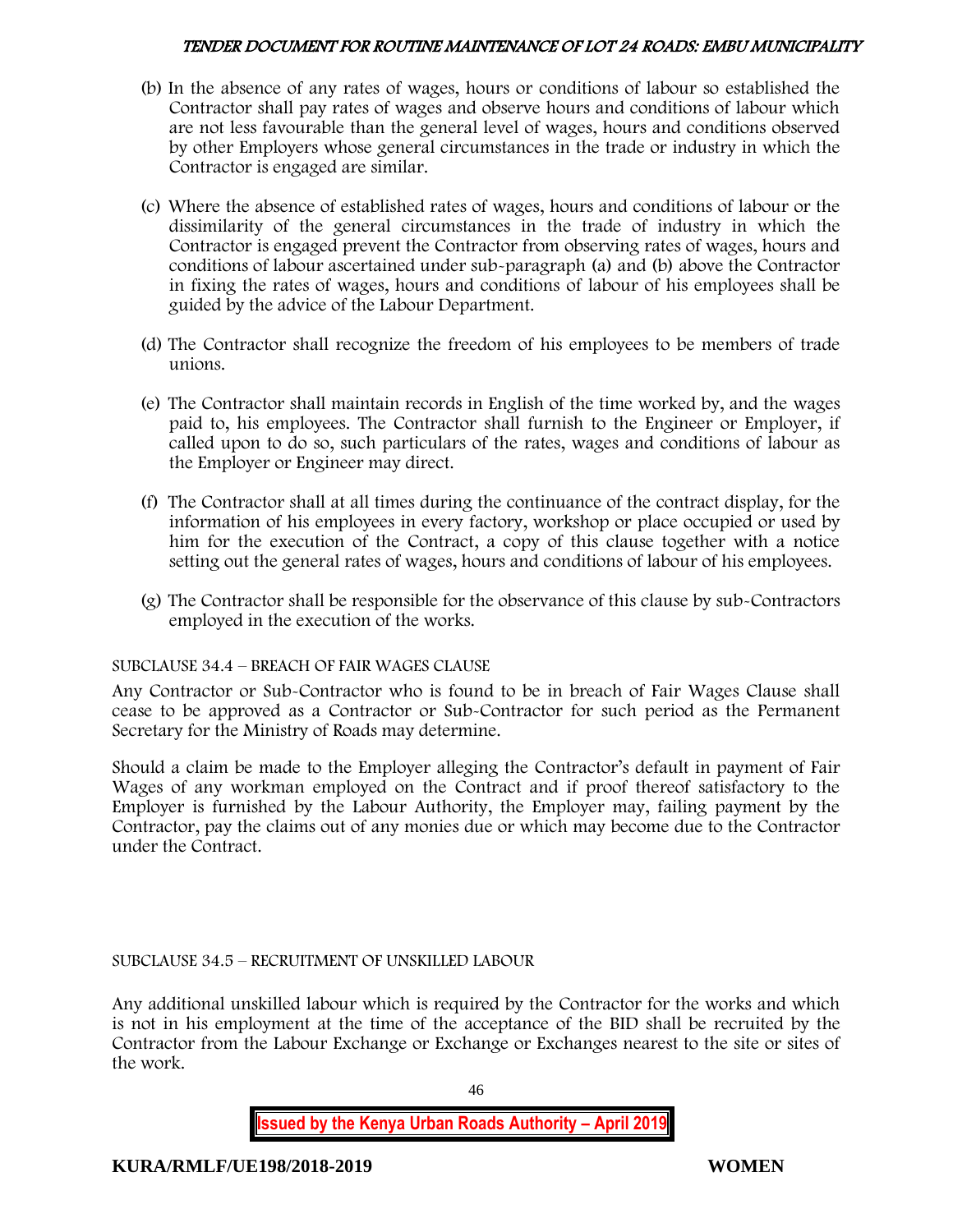(b) In the absence of any rates of wages, hours or conditions of labour so established the Contractor shall pay rates of wages and observe hours and conditions of labour which are not less favourable than the general level of wages, hours and conditions observed by other Employers whose general circumstances in the trade or industry in which the Contractor is engaged are similar.

(c) Where the absence of established rates of wages, hours and conditions of labour or the dissimilarity of the general circumstances in the trade of industry in which the Contractor is engaged prevent the Contractor from observing rates of wages, hours and conditions of labour ascertained under sub-paragraph (a) and (b) above the Contractor in fixing the rates of wages, hours and conditions of labour of his employees shall be guided by the advice of the Labour Department.

(d) The Contractor shall recognize the freedom of his employees to be members of trade unions.

(e) The Contractor shall maintain records in English of the time worked by, and the wages paid to, his employees. The Contractor shall furnish to the Engineer or Employer, if called upon to do so, such particulars of the rates, wages and conditions of labour as the Employer or Engineer may direct.

(f) The Contractor shall at all times during the continuance of the contract display, for the information of his employees in every factory, workshop or place occupied or used by him for the execution of the Contract, a copy of this clause together with a notice setting out the general rates of wages, hours and conditions of labour of his employees.

(g) The Contractor shall be responsible for the observance of this clause by sub-Contractors employed in the execution of the works.

SUBCLAUSE 34.4 – BREACH OF FAIR WAGES CLAUSE

Any Contractor or Sub-Contractor who is found to be in breach of Fair Wages Clause shall cease to be approved as a Contractor or Sub-Contractor for such period as the Permanent Secretary for the Ministry of Roads may determine.

Should a claim be made to the Employer alleging the Contractor's default in payment of Fair Wages of any workman employed on the Contract and if proof thereof satisfactory to the Employer is furnished by the Labour Authority, the Employer may, failing payment by the Contractor, pay the claims out of any monies due or which may become due to the Contractor under the Contract.

SUBCLAUSE 34.5 – RECRUITMENT OF UNSKILLED LABOUR

Any additional unskilled labour which is required by the Contractor for the works and which is not in his employment at the time of the acceptance of the BID shall be recruited by the Contractor from the Labour Exchange or Exchange or Exchanges nearest to the site or sites of the work.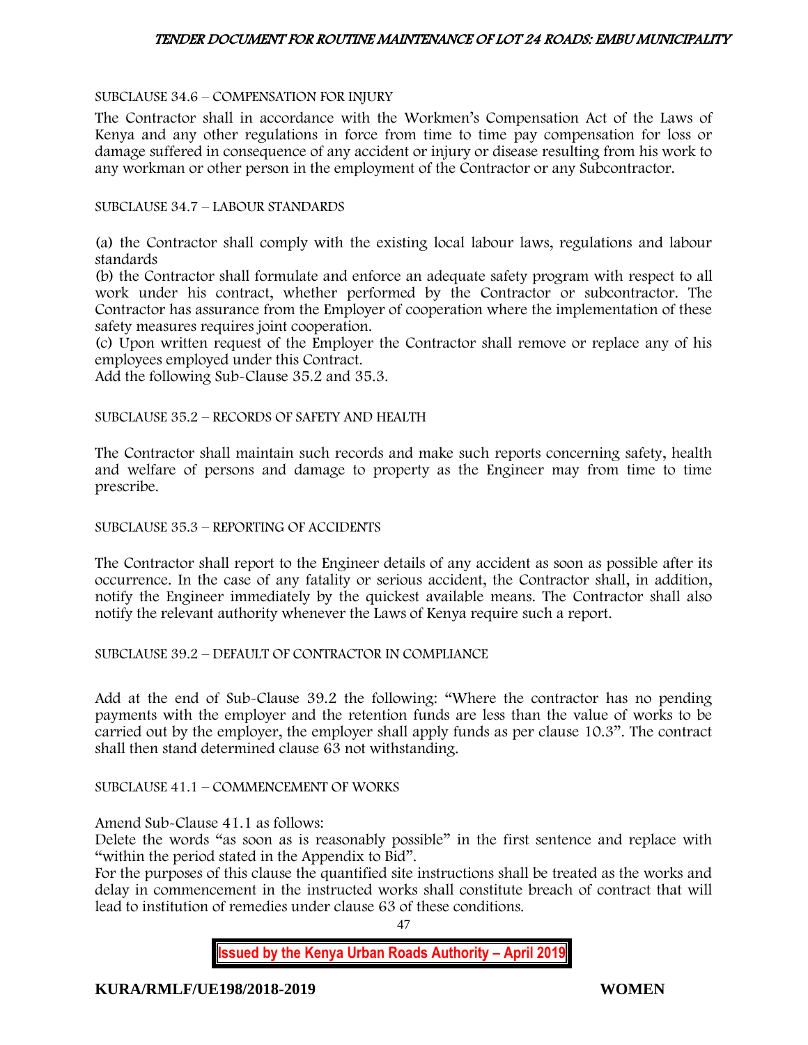SUBCLAUSE 34.6 – COMPENSATION FOR INJURY

The Contractor shall in accordance with the Workmen's Compensation Act of the Laws of Kenya and any other regulations in force from time to time pay compensation for loss or damage suffered in consequence of any accident or injury or disease resulting from his work to any workman or other person in the employment of the Contractor or any Subcontractor.

SUBCLAUSE 34.7 – LABOUR STANDARDS

(a) the Contractor shall comply with the existing local labour laws, regulations and labour standards
(b) the Contractor shall formulate and enforce an adequate safety program with respect to all work under his contract, whether performed by the Contractor or subcontractor. The Contractor has assurance from the Employer of cooperation where the implementation of these safety measures requires joint cooperation.
(c) Upon written request of the Employer the Contractor shall remove or replace any of his employees employed under this Contract.
Add the following Sub-Clause 35.2 and 35.3.

SUBCLAUSE 35.2 – RECORDS OF SAFETY AND HEALTH

The Contractor shall maintain such records and make such reports concerning safety, health and welfare of persons and damage to property as the Engineer may from time to time prescribe.

SUBCLAUSE 35.3 – REPORTING OF ACCIDENTS

The Contractor shall report to the Engineer details of any accident as soon as possible after its occurrence. In the case of any fatality or serious accident, the Contractor shall, in addition, notify the Engineer immediately by the quickest available means. The Contractor shall also notify the relevant authority whenever the Laws of Kenya require such a report.

SUBCLAUSE 39.2 – DEFAULT OF CONTRACTOR IN COMPLIANCE

Add at the end of Sub-Clause 39.2 the following: "Where the contractor has no pending payments with the employer and the retention funds are less than the value of works to be carried out by the employer, the employer shall apply funds as per clause 10.3". The contract shall then stand determined clause 63 not withstanding.

SUBCLAUSE 41.1 – COMMENCEMENT OF WORKS

Amend Sub-Clause 41.1 as follows:
Delete the words "as soon as is reasonably possible" in the first sentence and replace with "within the period stated in the Appendix to Bid".
For the purposes of this clause the quantified site instructions shall be treated as the works and delay in commencement in the instructed works shall constitute breach of contract that will lead to institution of remedies under clause 63 of these conditions.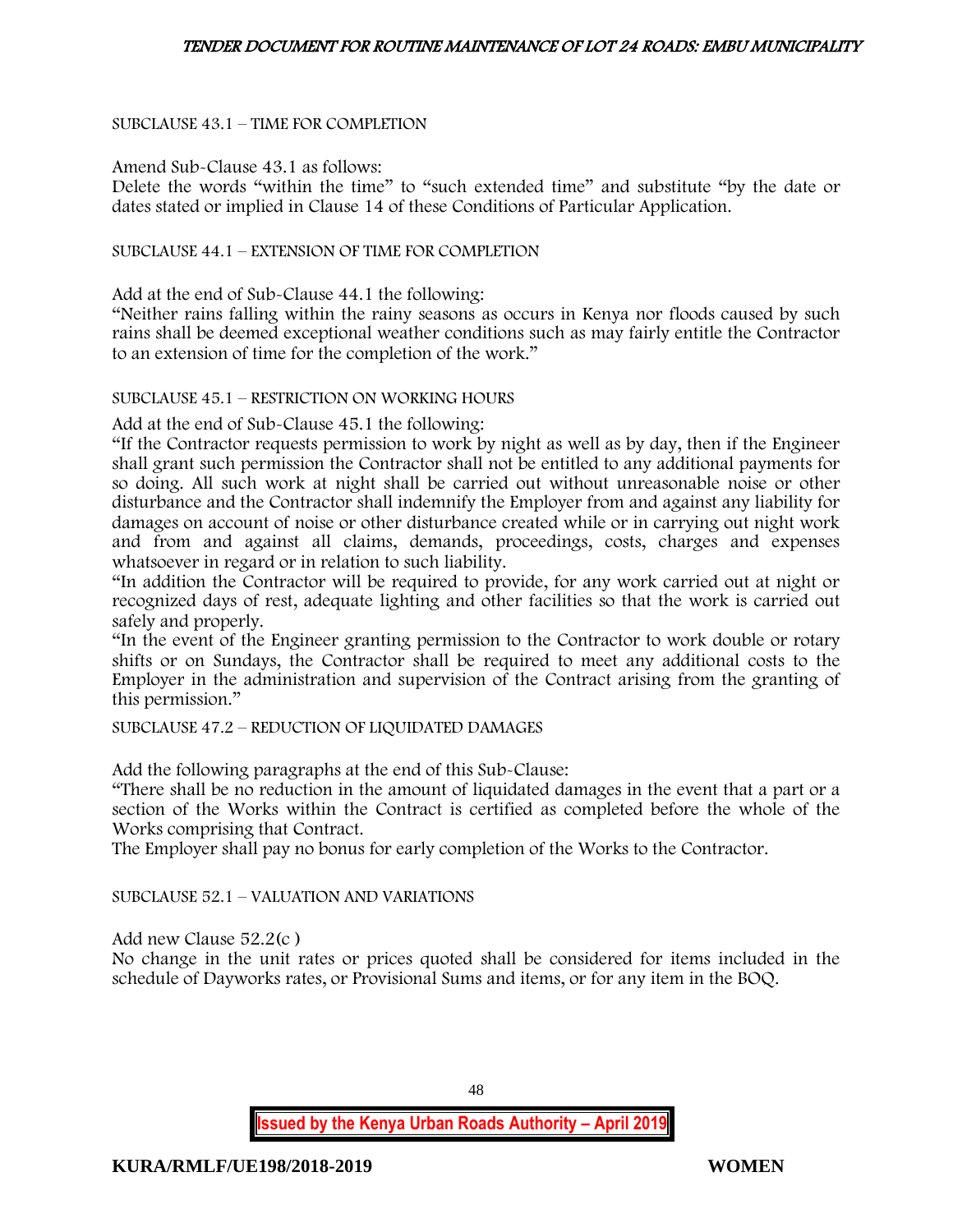SUBCLAUSE 43.1 – TIME FOR COMPLETION

Amend Sub-Clause 43.1 as follows:
Delete the words "within the time" to "such extended time" and substitute "by the date or dates stated or implied in Clause 14 of these Conditions of Particular Application.

SUBCLAUSE 44.1 – EXTENSION OF TIME FOR COMPLETION

Add at the end of Sub-Clause 44.1 the following:
"Neither rains falling within the rainy seasons as occurs in Kenya nor floods caused by such rains shall be deemed exceptional weather conditions such as may fairly entitle the Contractor to an extension of time for the completion of the work."

SUBCLAUSE 45.1 – RESTRICTION ON WORKING HOURS

Add at the end of Sub-Clause 45.1 the following:
"If the Contractor requests permission to work by night as well as by day, then if the Engineer shall grant such permission the Contractor shall not be entitled to any additional payments for so doing. All such work at night shall be carried out without unreasonable noise or other disturbance and the Contractor shall indemnify the Employer from and against any liability for damages on account of noise or other disturbance created while or in carrying out night work and from and against all claims, demands, proceedings, costs, charges and expenses whatsoever in regard or in relation to such liability.
"In addition the Contractor will be required to provide, for any work carried out at night or recognized days of rest, adequate lighting and other facilities so that the work is carried out safely and properly.
"In the event of the Engineer granting permission to the Contractor to work double or rotary shifts or on Sundays, the Contractor shall be required to meet any additional costs to the Employer in the administration and supervision of the Contract arising from the granting of this permission."

SUBCLAUSE 47.2 – REDUCTION OF LIQUIDATED DAMAGES

Add the following paragraphs at the end of this Sub-Clause:
"There shall be no reduction in the amount of liquidated damages in the event that a part or a section of the Works within the Contract is certified as completed before the whole of the Works comprising that Contract.
The Employer shall pay no bonus for early completion of the Works to the Contractor.

SUBCLAUSE 52.1 – VALUATION AND VARIATIONS

Add new Clause 52.2(c )
No change in the unit rates or prices quoted shall be considered for items included in the schedule of Dayworks rates, or Provisional Sums and items, or for any item in the BOQ.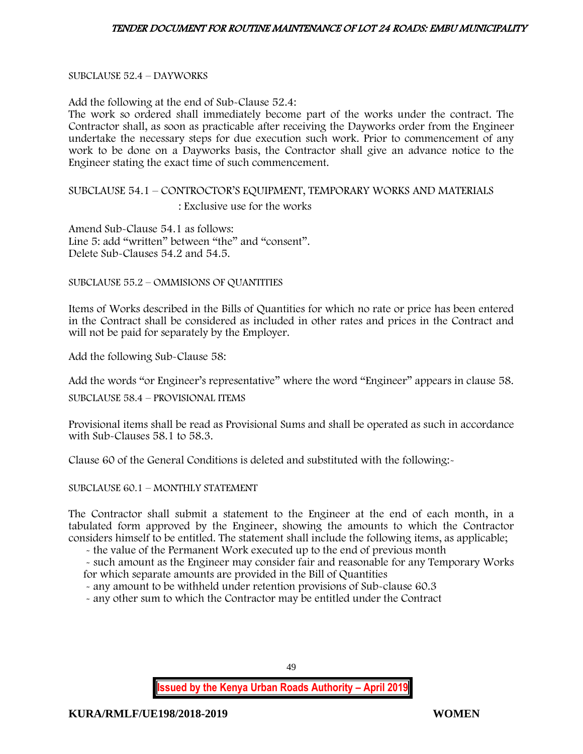SUBCLAUSE 52.4 – DAYWORKS

Add the following at the end of Sub-Clause 52.4:
The work so ordered shall immediately become part of the works under the contract. The Contractor shall, as soon as practicable after receiving the Dayworks order from the Engineer undertake the necessary steps for due execution such work. Prior to commencement of any work to be done on a Dayworks basis, the Contractor shall give an advance notice to the Engineer stating the exact time of such commencement.

SUBCLAUSE 54.1 – CONTROCTOR'S EQUIPMENT, TEMPORARY WORKS AND MATERIALS
: Exclusive use for the works

Amend Sub-Clause 54.1 as follows:
Line 5: add "written" between "the" and "consent".
Delete Sub-Clauses 54.2 and 54.5.

SUBCLAUSE 55.2 – OMMISIONS OF QUANTITIES

Items of Works described in the Bills of Quantities for which no rate or price has been entered in the Contract shall be considered as included in other rates and prices in the Contract and will not be paid for separately by the Employer.

Add the following Sub-Clause 58:

Add the words "or Engineer's representative" where the word "Engineer" appears in clause 58.

SUBCLAUSE 58.4 – PROVISIONAL ITEMS

Provisional items shall be read as Provisional Sums and shall be operated as such in accordance with Sub-Clauses 58.1 to 58.3.

Clause 60 of the General Conditions is deleted and substituted with the following:-

SUBCLAUSE 60.1 – MONTHLY STATEMENT

The Contractor shall submit a statement to the Engineer at the end of each month, in a tabulated form approved by the Engineer, showing the amounts to which the Contractor considers himself to be entitled. The statement shall include the following items, as applicable;

- the value of the Permanent Work executed up to the end of previous month
- such amount as the Engineer may consider fair and reasonable for any Temporary Works for which separate amounts are provided in the Bill of Quantities
- any amount to be withheld under retention provisions of Sub-clause 60.3
- any other sum to which the Contractor may be entitled under the Contract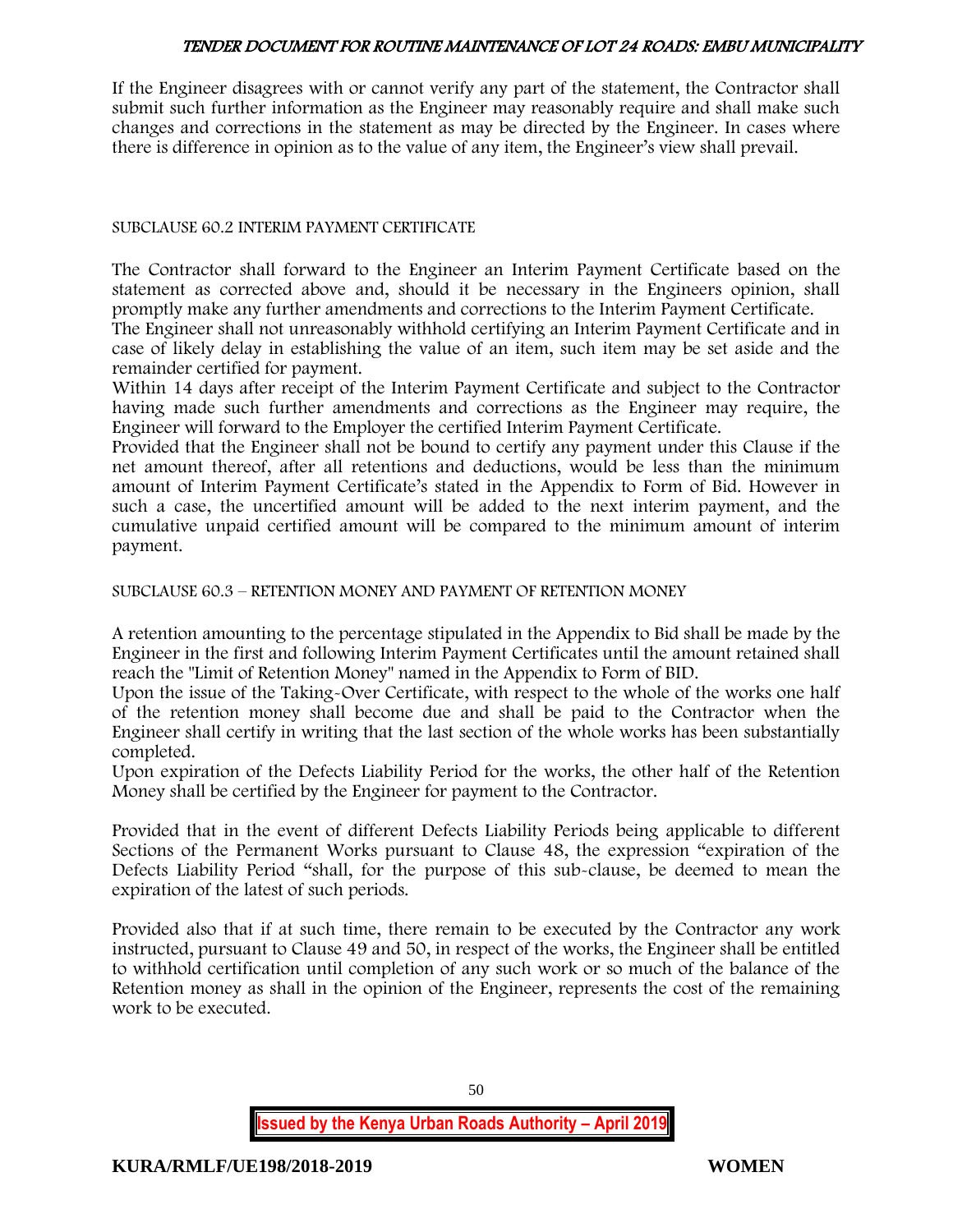If the Engineer disagrees with or cannot verify any part of the statement, the Contractor shall submit such further information as the Engineer may reasonably require and shall make such changes and corrections in the statement as may be directed by the Engineer. In cases where there is difference in opinion as to the value of any item, the Engineer's view shall prevail.

SUBCLAUSE 60.2 INTERIM PAYMENT CERTIFICATE

The Contractor shall forward to the Engineer an Interim Payment Certificate based on the statement as corrected above and, should it be necessary in the Engineers opinion, shall promptly make any further amendments and corrections to the Interim Payment Certificate.
The Engineer shall not unreasonably withhold certifying an Interim Payment Certificate and in case of likely delay in establishing the value of an item, such item may be set aside and the remainder certified for payment.
Within 14 days after receipt of the Interim Payment Certificate and subject to the Contractor having made such further amendments and corrections as the Engineer may require, the Engineer will forward to the Employer the certified Interim Payment Certificate.
Provided that the Engineer shall not be bound to certify any payment under this Clause if the net amount thereof, after all retentions and deductions, would be less than the minimum amount of Interim Payment Certificate's stated in the Appendix to Form of Bid. However in such a case, the uncertified amount will be added to the next interim payment, and the cumulative unpaid certified amount will be compared to the minimum amount of interim payment.

SUBCLAUSE 60.3 – RETENTION MONEY AND PAYMENT OF RETENTION MONEY

A retention amounting to the percentage stipulated in the Appendix to Bid shall be made by the Engineer in the first and following Interim Payment Certificates until the amount retained shall reach the "Limit of Retention Money" named in the Appendix to Form of BID.
Upon the issue of the Taking-Over Certificate, with respect to the whole of the works one half of the retention money shall become due and shall be paid to the Contractor when the Engineer shall certify in writing that the last section of the whole works has been substantially completed.
Upon expiration of the Defects Liability Period for the works, the other half of the Retention Money shall be certified by the Engineer for payment to the Contractor.

Provided that in the event of different Defects Liability Periods being applicable to different Sections of the Permanent Works pursuant to Clause 48, the expression "expiration of the Defects Liability Period "shall, for the purpose of this sub-clause, be deemed to mean the expiration of the latest of such periods.

Provided also that if at such time, there remain to be executed by the Contractor any work instructed, pursuant to Clause 49 and 50, in respect of the works, the Engineer shall be entitled to withhold certification until completion of any such work or so much of the balance of the Retention money as shall in the opinion of the Engineer, represents the cost of the remaining work to be executed.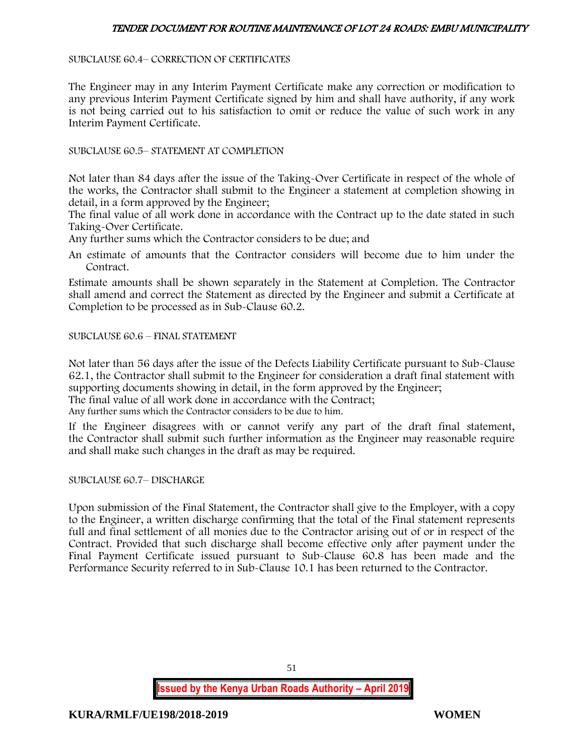SUBCLAUSE 60.4– CORRECTION OF CERTIFICATES

The Engineer may in any Interim Payment Certificate make any correction or modification to any previous Interim Payment Certificate signed by him and shall have authority, if any work is not being carried out to his satisfaction to omit or reduce the value of such work in any Interim Payment Certificate.

SUBCLAUSE 60.5– STATEMENT AT COMPLETION

Not later than 84 days after the issue of the Taking-Over Certificate in respect of the whole of the works, the Contractor shall submit to the Engineer a statement at completion showing in detail, in a form approved by the Engineer;

The final value of all work done in accordance with the Contract up to the date stated in such Taking-Over Certificate.

Any further sums which the Contractor considers to be due; and

An estimate of amounts that the Contractor considers will become due to him under the Contract.

Estimate amounts shall be shown separately in the Statement at Completion. The Contractor shall amend and correct the Statement as directed by the Engineer and submit a Certificate at Completion to be processed as in Sub-Clause 60.2.

SUBCLAUSE 60.6 – FINAL STATEMENT

Not later than 56 days after the issue of the Defects Liability Certificate pursuant to Sub-Clause 62.1, the Contractor shall submit to the Engineer for consideration a draft final statement with supporting documents showing in detail, in the form approved by the Engineer;

The final value of all work done in accordance with the Contract;

Any further sums which the Contractor considers to be due to him.

If the Engineer disagrees with or cannot verify any part of the draft final statement, the Contractor shall submit such further information as the Engineer may reasonable require and shall make such changes in the draft as may be required.

SUBCLAUSE 60.7– DISCHARGE

Upon submission of the Final Statement, the Contractor shall give to the Employer, with a copy to the Engineer, a written discharge confirming that the total of the Final statement represents full and final settlement of all monies due to the Contractor arising out of or in respect of the Contract. Provided that such discharge shall become effective only after payment under the Final Payment Certificate issued pursuant to Sub-Clause 60.8 has been made and the Performance Security referred to in Sub-Clause 10.1 has been returned to the Contractor.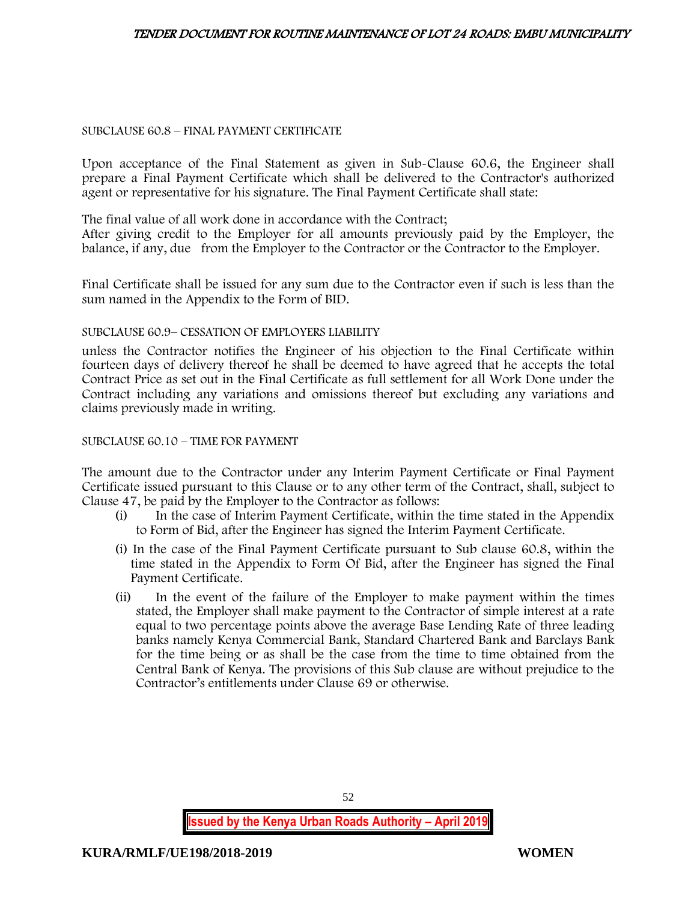SUBCLAUSE 60.8 – FINAL PAYMENT CERTIFICATE

Upon acceptance of the Final Statement as given in Sub-Clause 60.6, the Engineer shall prepare a Final Payment Certificate which shall be delivered to the Contractor's authorized agent or representative for his signature. The Final Payment Certificate shall state:

The final value of all work done in accordance with the Contract;
After giving credit to the Employer for all amounts previously paid by the Employer, the balance, if any, due from the Employer to the Contractor or the Contractor to the Employer.

Final Certificate shall be issued for any sum due to the Contractor even if such is less than the sum named in the Appendix to the Form of BID.

SUBCLAUSE 60.9– CESSATION OF EMPLOYERS LIABILITY

unless the Contractor notifies the Engineer of his objection to the Final Certificate within fourteen days of delivery thereof he shall be deemed to have agreed that he accepts the total Contract Price as set out in the Final Certificate as full settlement for all Work Done under the Contract including any variations and omissions thereof but excluding any variations and claims previously made in writing.

SUBCLAUSE 60.10 – TIME FOR PAYMENT

The amount due to the Contractor under any Interim Payment Certificate or Final Payment Certificate issued pursuant to this Clause or to any other term of the Contract, shall, subject to Clause 47, be paid by the Employer to the Contractor as follows:

(i) In the case of Interim Payment Certificate, within the time stated in the Appendix to Form of Bid, after the Engineer has signed the Interim Payment Certificate.

(i) In the case of the Final Payment Certificate pursuant to Sub clause 60.8, within the time stated in the Appendix to Form Of Bid, after the Engineer has signed the Final Payment Certificate.

(ii) In the event of the failure of the Employer to make payment within the times stated, the Employer shall make payment to the Contractor of simple interest at a rate equal to two percentage points above the average Base Lending Rate of three leading banks namely Kenya Commercial Bank, Standard Chartered Bank and Barclays Bank for the time being or as shall be the case from the time to time obtained from the Central Bank of Kenya. The provisions of this Sub clause are without prejudice to the Contractor's entitlements under Clause 69 or otherwise.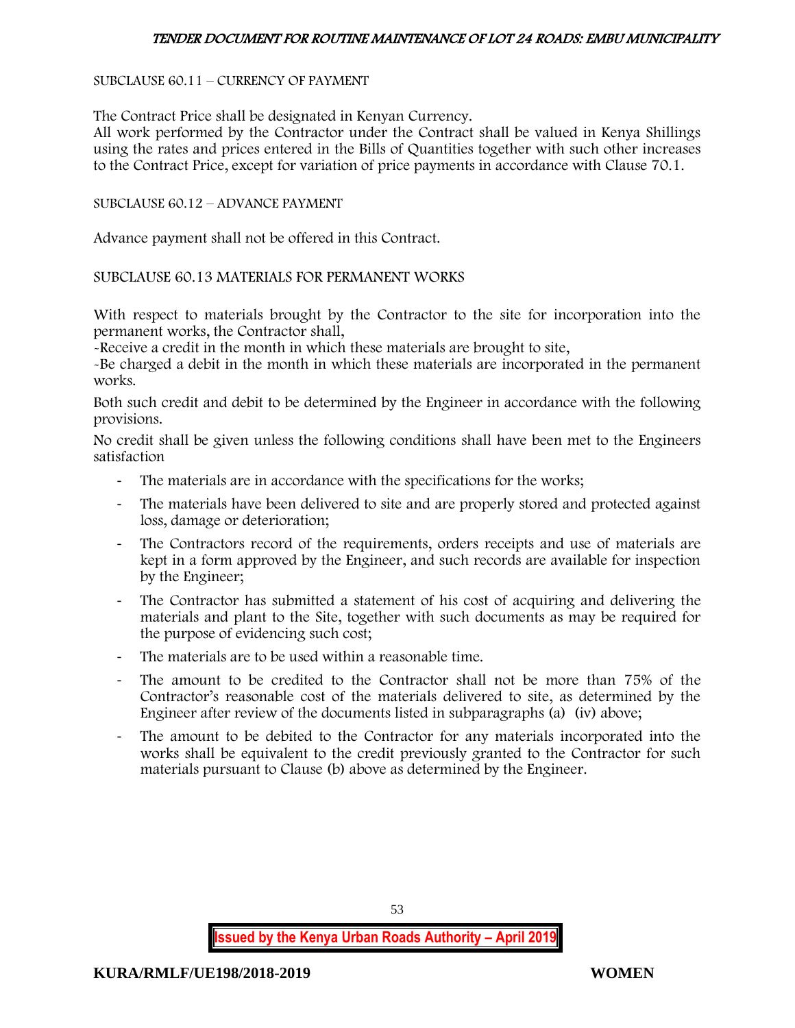SUBCLAUSE 60.11 – CURRENCY OF PAYMENT

The Contract Price shall be designated in Kenyan Currency.
All work performed by the Contractor under the Contract shall be valued in Kenya Shillings using the rates and prices entered in the Bills of Quantities together with such other increases to the Contract Price, except for variation of price payments in accordance with Clause 70.1.

SUBCLAUSE 60.12 – ADVANCE PAYMENT

Advance payment shall not be offered in this Contract.

SUBCLAUSE 60.13 MATERIALS FOR PERMANENT WORKS

With respect to materials brought by the Contractor to the site for incorporation into the permanent works, the Contractor shall,
-Receive a credit in the month in which these materials are brought to site,
-Be charged a debit in the month in which these materials are incorporated in the permanent works.
Both such credit and debit to be determined by the Engineer in accordance with the following provisions.
No credit shall be given unless the following conditions shall have been met to the Engineers satisfaction

- The materials are in accordance with the specifications for the works;
- The materials have been delivered to site and are properly stored and protected against loss, damage or deterioration;
- The Contractors record of the requirements, orders receipts and use of materials are kept in a form approved by the Engineer, and such records are available for inspection by the Engineer;
- The Contractor has submitted a statement of his cost of acquiring and delivering the materials and plant to the Site, together with such documents as may be required for the purpose of evidencing such cost;
- The materials are to be used within a reasonable time.
- The amount to be credited to the Contractor shall not be more than 75% of the Contractor's reasonable cost of the materials delivered to site, as determined by the Engineer after review of the documents listed in subparagraphs (a) (iv) above;
- The amount to be debited to the Contractor for any materials incorporated into the works shall be equivalent to the credit previously granted to the Contractor for such materials pursuant to Clause (b) above as determined by the Engineer.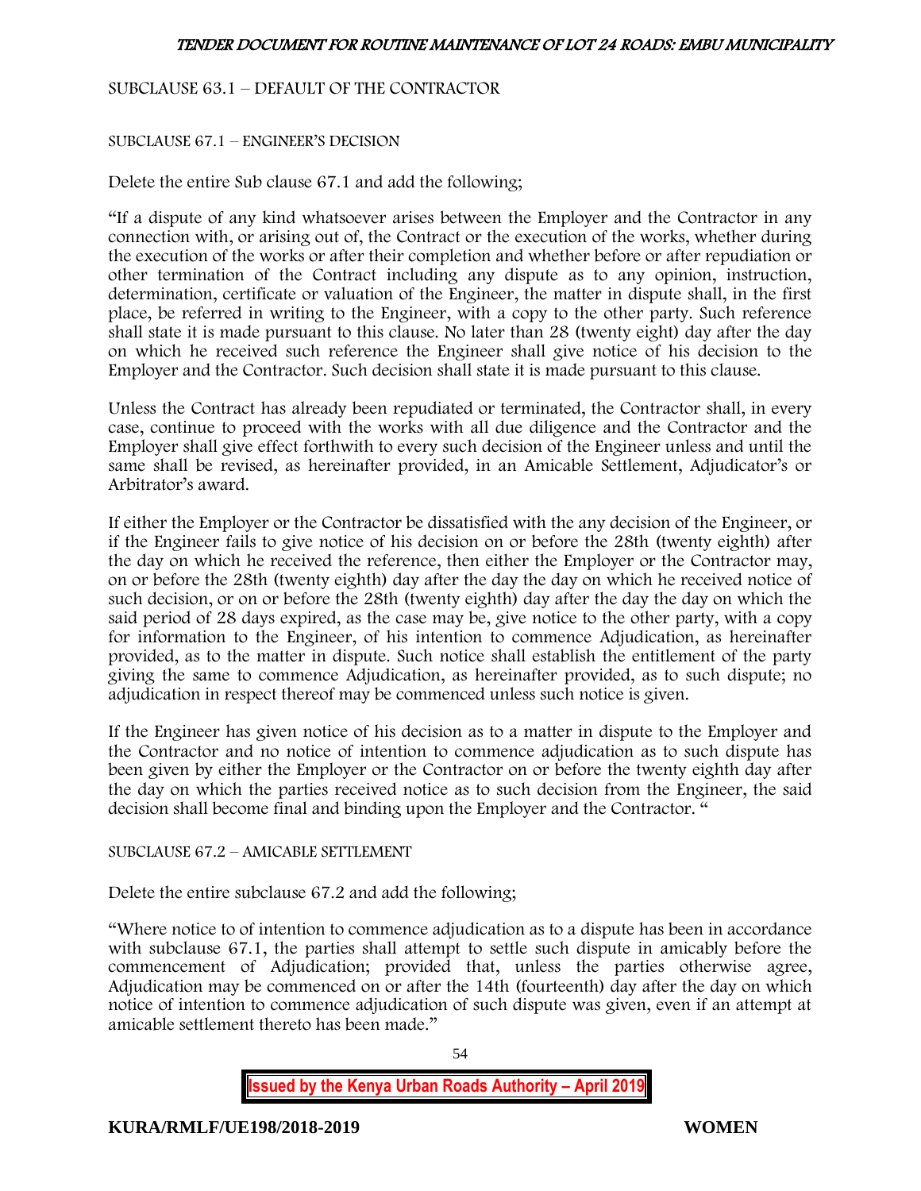SUBCLAUSE 63.1 – DEFAULT OF THE CONTRACTOR

SUBCLAUSE 67.1 – ENGINEER'S DECISION

Delete the entire Sub clause 67.1 and add the following;

"If a dispute of any kind whatsoever arises between the Employer and the Contractor in any connection with, or arising out of, the Contract or the execution of the works, whether during the execution of the works or after their completion and whether before or after repudiation or other termination of the Contract including any dispute as to any opinion, instruction, determination, certificate or valuation of the Engineer, the matter in dispute shall, in the first place, be referred in writing to the Engineer, with a copy to the other party. Such reference shall state it is made pursuant to this clause. No later than 28 (twenty eight) day after the day on which he received such reference the Engineer shall give notice of his decision to the Employer and the Contractor. Such decision shall state it is made pursuant to this clause.

Unless the Contract has already been repudiated or terminated, the Contractor shall, in every case, continue to proceed with the works with all due diligence and the Contractor and the Employer shall give effect forthwith to every such decision of the Engineer unless and until the same shall be revised, as hereinafter provided, in an Amicable Settlement, Adjudicator's or Arbitrator's award.

If either the Employer or the Contractor be dissatisfied with the any decision of the Engineer, or if the Engineer fails to give notice of his decision on or before the 28th (twenty eighth) after the day on which he received the reference, then either the Employer or the Contractor may, on or before the 28th (twenty eighth) day after the day the day on which he received notice of such decision, or on or before the 28th (twenty eighth) day after the day the day on which the said period of 28 days expired, as the case may be, give notice to the other party, with a copy for information to the Engineer, of his intention to commence Adjudication, as hereinafter provided, as to the matter in dispute. Such notice shall establish the entitlement of the party giving the same to commence Adjudication, as hereinafter provided, as to such dispute; no adjudication in respect thereof may be commenced unless such notice is given.

If the Engineer has given notice of his decision as to a matter in dispute to the Employer and the Contractor and no notice of intention to commence adjudication as to such dispute has been given by either the Employer or the Contractor on or before the twenty eighth day after the day on which the parties received notice as to such decision from the Engineer, the said decision shall become final and binding upon the Employer and the Contractor. "

SUBCLAUSE 67.2 – AMICABLE SETTLEMENT

Delete the entire subclause 67.2 and add the following;

"Where notice to of intention to commence adjudication as to a dispute has been in accordance with subclause 67.1, the parties shall attempt to settle such dispute in amicably before the commencement of Adjudication; provided that, unless the parties otherwise agree, Adjudication may be commenced on or after the 14th (fourteenth) day after the day on which notice of intention to commence adjudication of such dispute was given, even if an attempt at amicable settlement thereto has been made."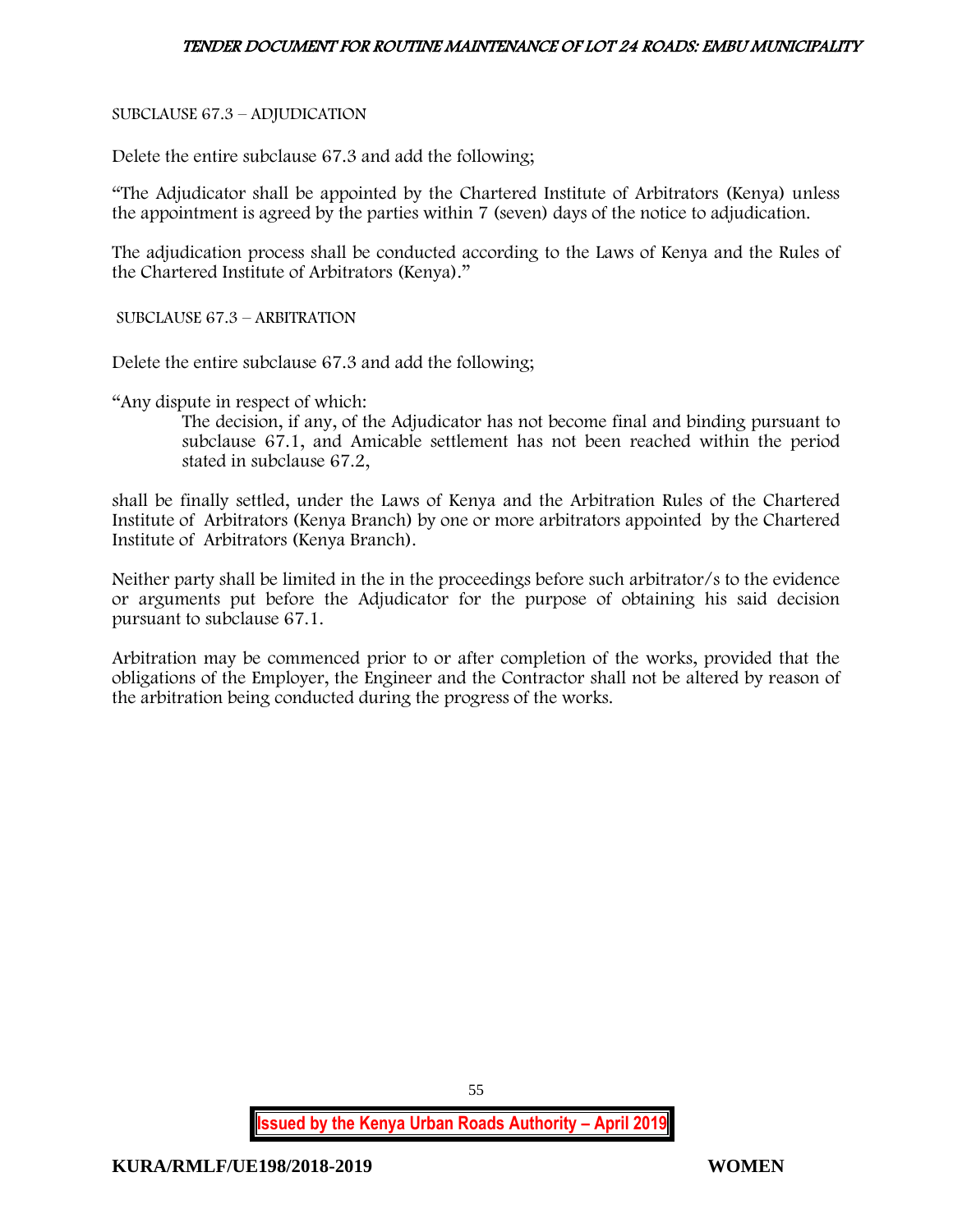SUBCLAUSE 67.3 – ADJUDICATION

Delete the entire subclause 67.3 and add the following;

"The Adjudicator shall be appointed by the Chartered Institute of Arbitrators (Kenya) unless the appointment is agreed by the parties within 7 (seven) days of the notice to adjudication.

The adjudication process shall be conducted according to the Laws of Kenya and the Rules of the Chartered Institute of Arbitrators (Kenya)."

SUBCLAUSE 67.3 – ARBITRATION

Delete the entire subclause 67.3 and add the following;

"Any dispute in respect of which:

> The decision, if any, of the Adjudicator has not become final and binding pursuant to subclause 67.1, and Amicable settlement has not been reached within the period stated in subclause 67.2,

shall be finally settled, under the Laws of Kenya and the Arbitration Rules of the Chartered Institute of Arbitrators (Kenya Branch) by one or more arbitrators appointed by the Chartered Institute of Arbitrators (Kenya Branch).

Neither party shall be limited in the in the proceedings before such arbitrator/s to the evidence or arguments put before the Adjudicator for the purpose of obtaining his said decision pursuant to subclause 67.1.

Arbitration may be commenced prior to or after completion of the works, provided that the obligations of the Employer, the Engineer and the Contractor shall not be altered by reason of the arbitration being conducted during the progress of the works.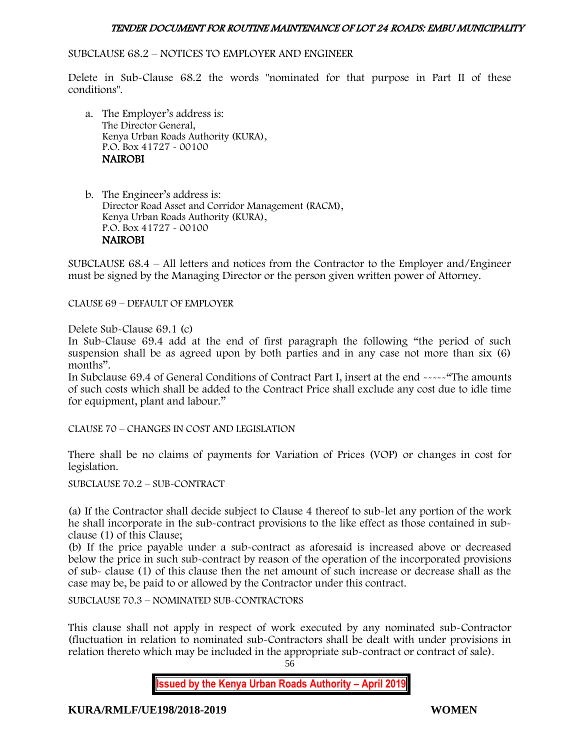SUBCLAUSE 68.2 – NOTICES TO EMPLOYER AND ENGINEER

Delete in Sub-Clause 68.2 the words "nominated for that purpose in Part II of these conditions".

a. The Employer's address is:
   The Director General,
   Kenya Urban Roads Authority (KURA),
   P.O. Box 41727 - 00100
   **NAIROBI**

b. The Engineer's address is:
   Director Road Asset and Corridor Management (RACM),
   Kenya Urban Roads Authority (KURA),
   P.O. Box 41727 - 00100
   **NAIROBI**

SUBCLAUSE 68.4 – All letters and notices from the Contractor to the Employer and/Engineer must be signed by the Managing Director or the person given written power of Attorney.

CLAUSE 69 – DEFAULT OF EMPLOYER

Delete Sub-Clause 69.1 (c)
In Sub-Clause 69.4 add at the end of first paragraph the following "the period of such suspension shall be as agreed upon by both parties and in any case not more than six (6) months".
In Subclause 69.4 of General Conditions of Contract Part I, insert at the end -----"The amounts of such costs which shall be added to the Contract Price shall exclude any cost due to idle time for equipment, plant and labour."

CLAUSE 70 – CHANGES IN COST AND LEGISLATION

There shall be no claims of payments for Variation of Prices (VOP) or changes in cost for legislation.

SUBCLAUSE 70.2 – SUB-CONTRACT

(a) If the Contractor shall decide subject to Clause 4 thereof to sub-let any portion of the work he shall incorporate in the sub-contract provisions to the like effect as those contained in sub-clause (1) of this Clause;
(b) If the price payable under a sub-contract as aforesaid is increased above or decreased below the price in such sub-contract by reason of the operation of the incorporated provisions of sub- clause (1) of this clause then the net amount of such increase or decrease shall as the case may be, be paid to or allowed by the Contractor under this contract.

SUBCLAUSE 70.3 – NOMINATED SUB-CONTRACTORS

This clause shall not apply in respect of work executed by any nominated sub-Contractor (fluctuation in relation to nominated sub-Contractors shall be dealt with under provisions in relation thereto which may be included in the appropriate sub-contract or contract of sale).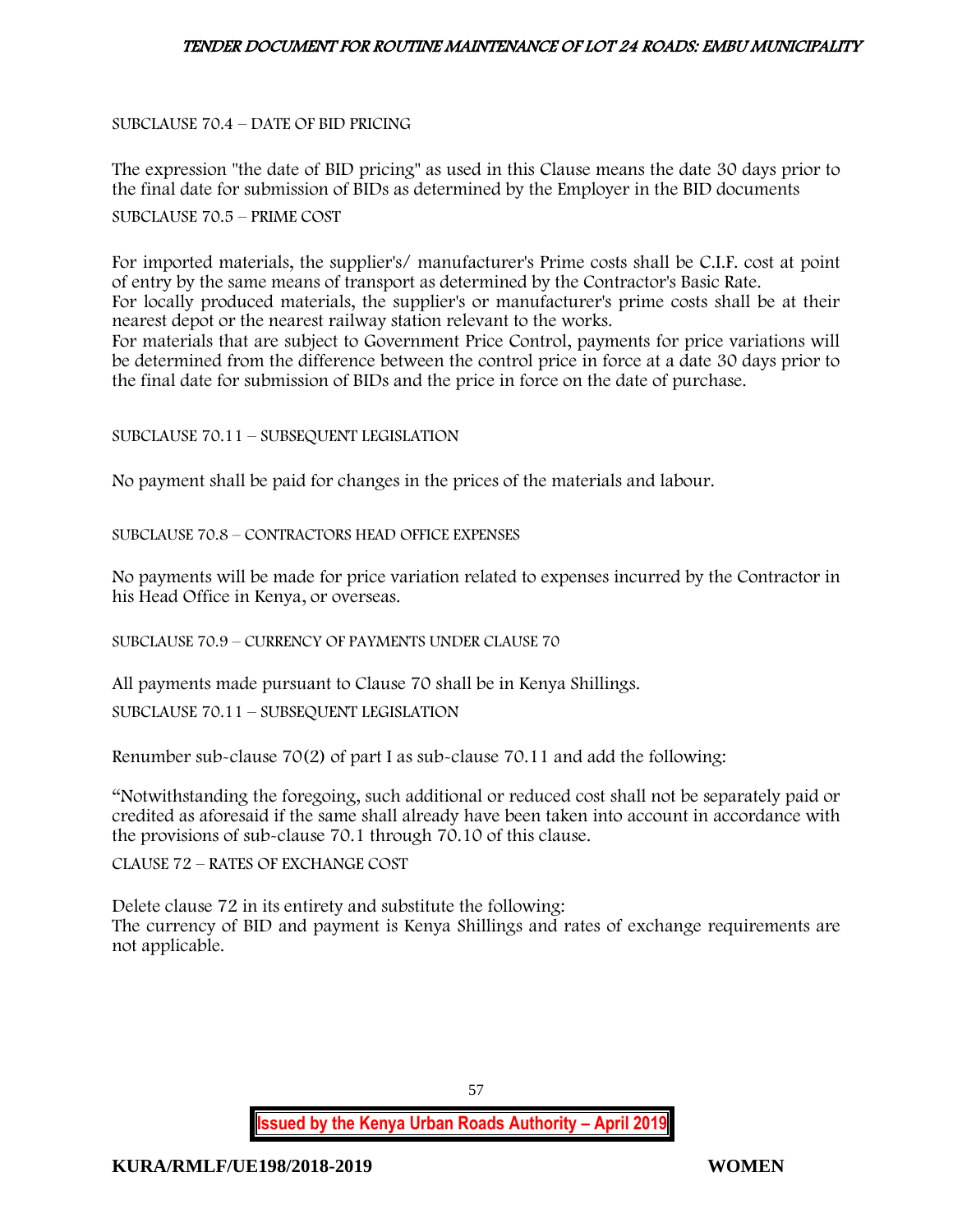SUBCLAUSE 70.4 – DATE OF BID PRICING

The expression "the date of BID pricing" as used in this Clause means the date 30 days prior to the final date for submission of BIDs as determined by the Employer in the BID documents

SUBCLAUSE 70.5 – PRIME COST

For imported materials, the supplier's/ manufacturer's Prime costs shall be C.I.F. cost at point of entry by the same means of transport as determined by the Contractor's Basic Rate.
For locally produced materials, the supplier's or manufacturer's prime costs shall be at their nearest depot or the nearest railway station relevant to the works.
For materials that are subject to Government Price Control, payments for price variations will be determined from the difference between the control price in force at a date 30 days prior to the final date for submission of BIDs and the price in force on the date of purchase.

SUBCLAUSE 70.11 – SUBSEQUENT LEGISLATION

No payment shall be paid for changes in the prices of the materials and labour.

SUBCLAUSE 70.8 – CONTRACTORS HEAD OFFICE EXPENSES

No payments will be made for price variation related to expenses incurred by the Contractor in his Head Office in Kenya, or overseas.

SUBCLAUSE 70.9 – CURRENCY OF PAYMENTS UNDER CLAUSE 70

All payments made pursuant to Clause 70 shall be in Kenya Shillings.

SUBCLAUSE 70.11 – SUBSEQUENT LEGISLATION

Renumber sub-clause 70(2) of part I as sub-clause 70.11 and add the following:

"Notwithstanding the foregoing, such additional or reduced cost shall not be separately paid or credited as aforesaid if the same shall already have been taken into account in accordance with the provisions of sub-clause 70.1 through 70.10 of this clause.

CLAUSE 72 – RATES OF EXCHANGE COST

Delete clause 72 in its entirety and substitute the following:
The currency of BID and payment is Kenya Shillings and rates of exchange requirements are not applicable.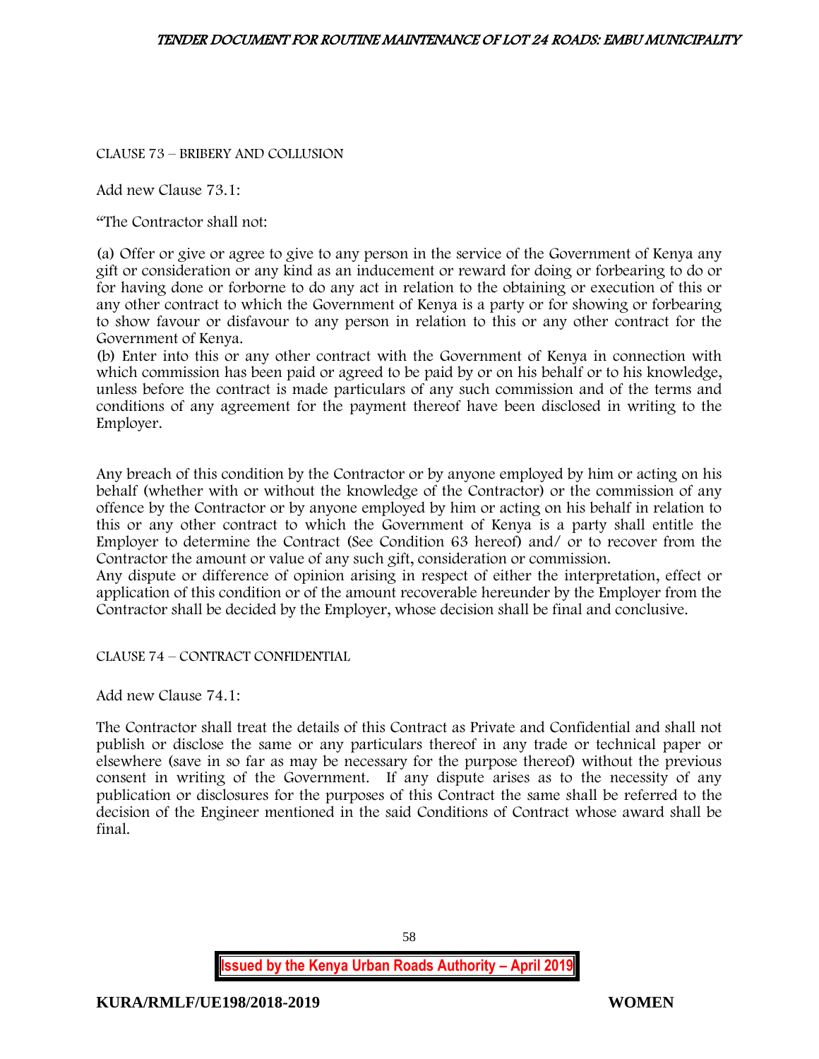CLAUSE 73 – BRIBERY AND COLLUSION

Add new Clause 73.1:

"The Contractor shall not:

(a) Offer or give or agree to give to any person in the service of the Government of Kenya any gift or consideration or any kind as an inducement or reward for doing or forbearing to do or for having done or forborne to do any act in relation to the obtaining or execution of this or any other contract to which the Government of Kenya is a party or for showing or forbearing to show favour or disfavour to any person in relation to this or any other contract for the Government of Kenya.

(b) Enter into this or any other contract with the Government of Kenya in connection with which commission has been paid or agreed to be paid by or on his behalf or to his knowledge, unless before the contract is made particulars of any such commission and of the terms and conditions of any agreement for the payment thereof have been disclosed in writing to the Employer.

Any breach of this condition by the Contractor or by anyone employed by him or acting on his behalf (whether with or without the knowledge of the Contractor) or the commission of any offence by the Contractor or by anyone employed by him or acting on his behalf in relation to this or any other contract to which the Government of Kenya is a party shall entitle the Employer to determine the Contract (See Condition 63 hereof) and/ or to recover from the Contractor the amount or value of any such gift, consideration or commission.

Any dispute or difference of opinion arising in respect of either the interpretation, effect or application of this condition or of the amount recoverable hereunder by the Employer from the Contractor shall be decided by the Employer, whose decision shall be final and conclusive.

CLAUSE 74 – CONTRACT CONFIDENTIAL

Add new Clause 74.1:

The Contractor shall treat the details of this Contract as Private and Confidential and shall not publish or disclose the same or any particulars thereof in any trade or technical paper or elsewhere (save in so far as may be necessary for the purpose thereof) without the previous consent in writing of the Government. If any dispute arises as to the necessity of any publication or disclosures for the purposes of this Contract the same shall be referred to the decision of the Engineer mentioned in the said Conditions of Contract whose award shall be final.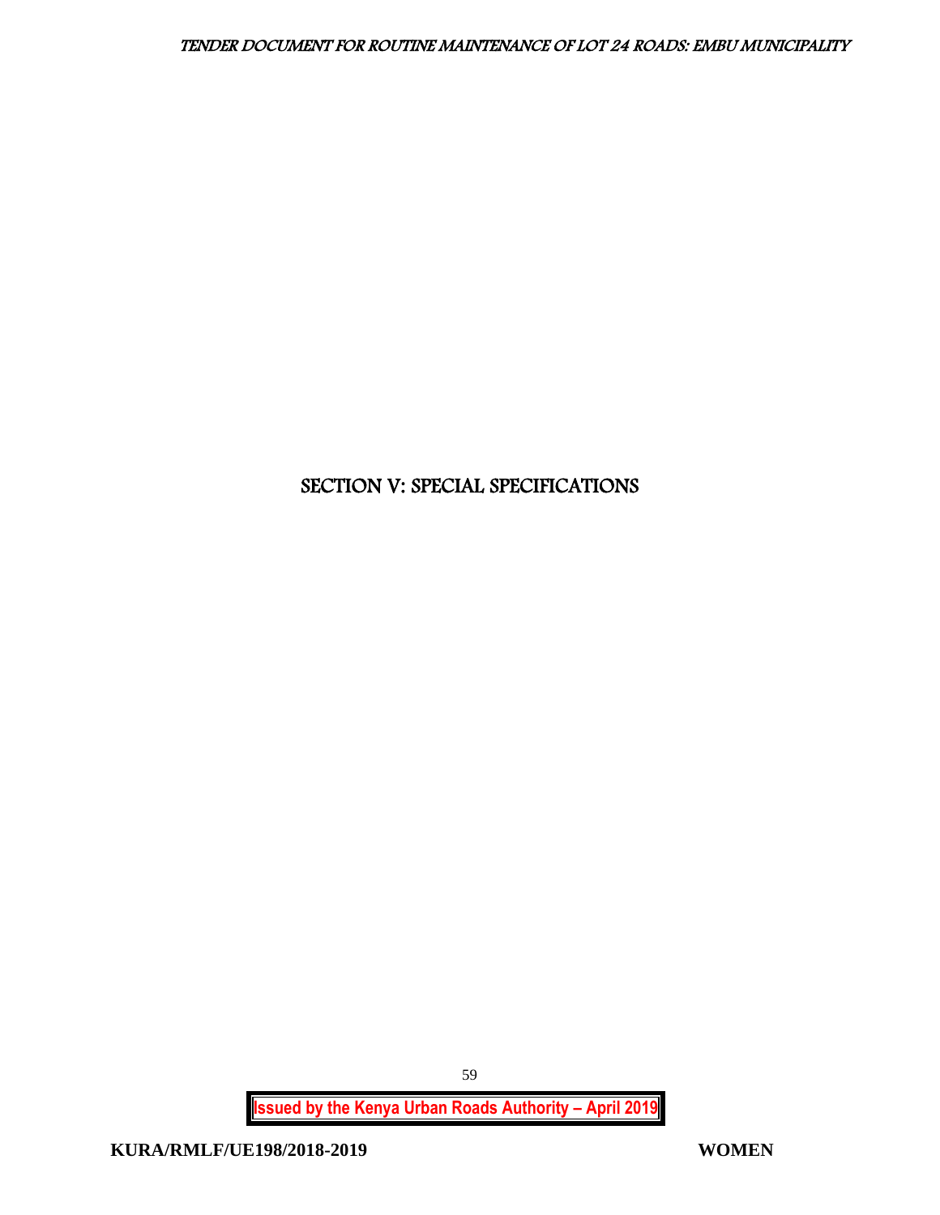# SECTION V: SPECIAL SPECIFICATIONS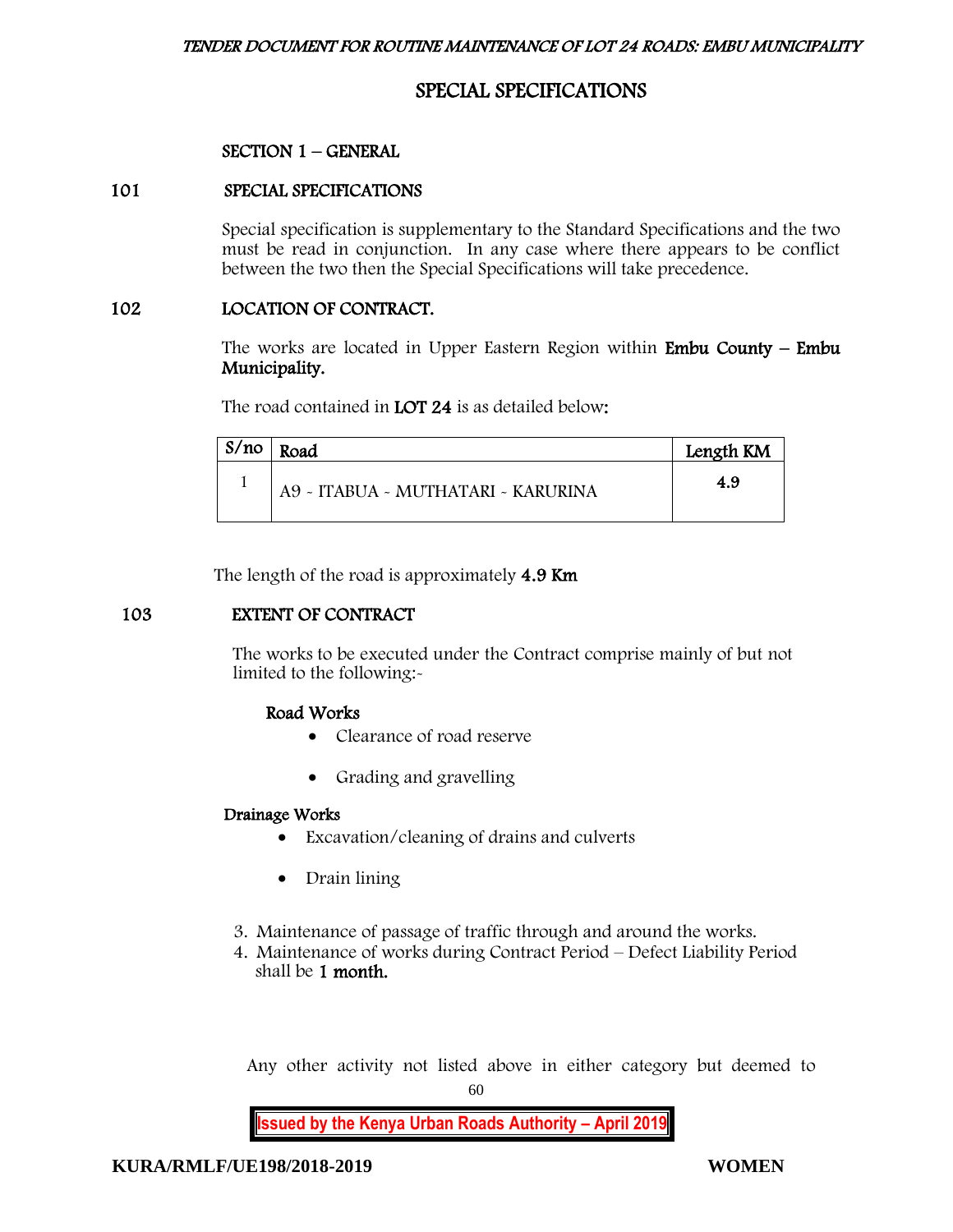# SPECIAL SPECIFICATIONS

## SECTION 1 – GENERAL

### 101 SPECIAL SPECIFICATIONS

Special specification is supplementary to the Standard Specifications and the two must be read in conjunction. In any case where there appears to be conflict between the two then the Special Specifications will take precedence.

### 102 LOCATION OF CONTRACT.

The works are located in Upper Eastern Region within **Embu County – Embu Municipality.**

The road contained in **LOT 24** is as detailed below:

| S/no | Road | Length KM |
|---|---|---|
| 1 | A9 - ITABUA - MUTHATARI - KARURINA | **4.9** |

The length of the road is approximately **4.9 Km**

### 103 EXTENT OF CONTRACT

The works to be executed under the Contract comprise mainly of but not limited to the following:-

**Road Works**

- Clearance of road reserve
- Grading and gravelling

**Drainage Works**

- Excavation/cleaning of drains and culverts
- Drain lining

3. Maintenance of passage of traffic through and around the works.
4. Maintenance of works during Contract Period – Defect Liability Period shall be **1 month.**

Any other activity not listed above in either category but deemed to

**KURA/RMLF/UE198/2018-2019** **WOMEN**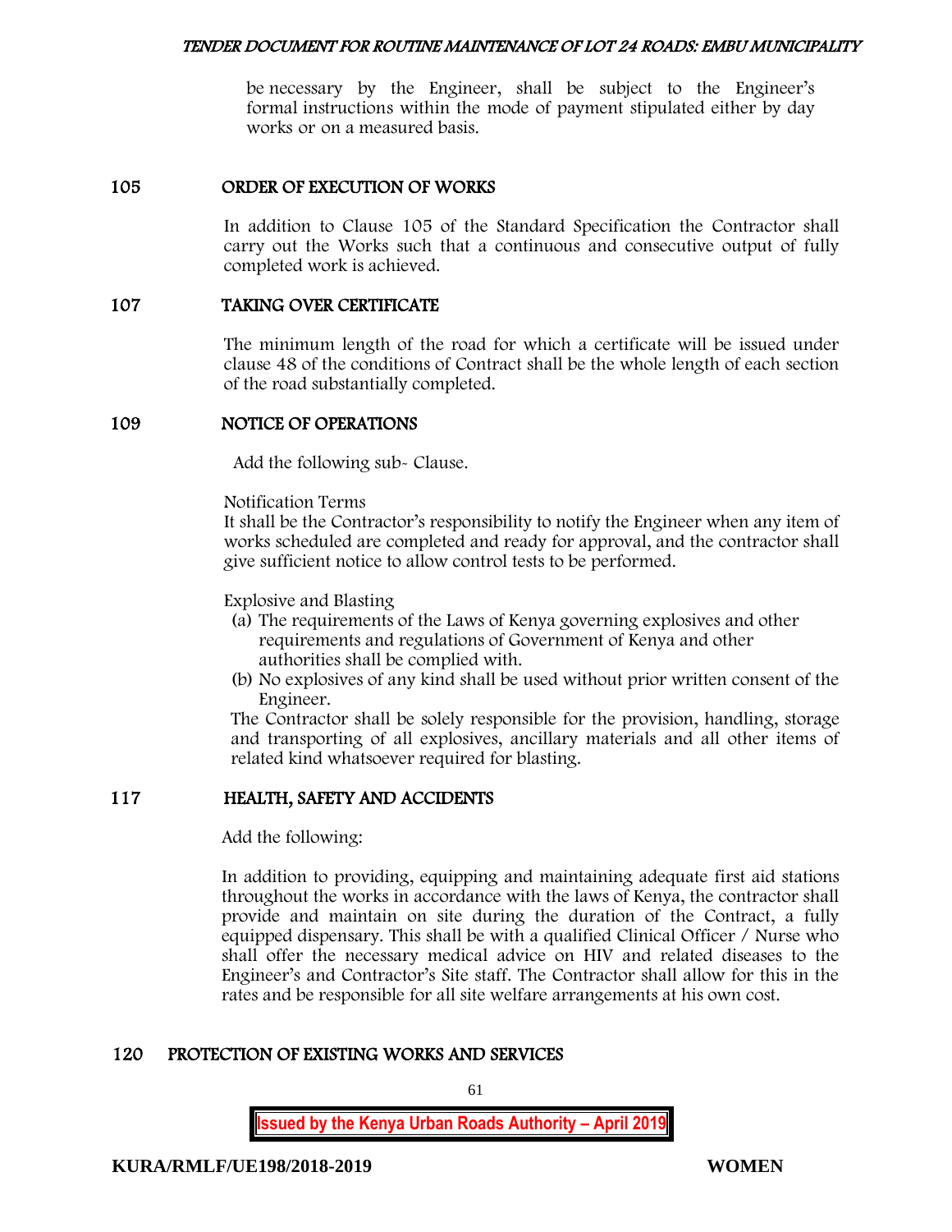be necessary by the Engineer, shall be subject to the Engineer's formal instructions within the mode of payment stipulated either by day works or on a measured basis.

## 105 ORDER OF EXECUTION OF WORKS

In addition to Clause 105 of the Standard Specification the Contractor shall carry out the Works such that a continuous and consecutive output of fully completed work is achieved.

## 107 TAKING OVER CERTIFICATE

The minimum length of the road for which a certificate will be issued under clause 48 of the conditions of Contract shall be the whole length of each section of the road substantially completed.

## 109 NOTICE OF OPERATIONS

Add the following sub- Clause.

Notification Terms
It shall be the Contractor's responsibility to notify the Engineer when any item of works scheduled are completed and ready for approval, and the contractor shall give sufficient notice to allow control tests to be performed.

Explosive and Blasting

(a) The requirements of the Laws of Kenya governing explosives and other requirements and regulations of Government of Kenya and other authorities shall be complied with.
(b) No explosives of any kind shall be used without prior written consent of the Engineer.

The Contractor shall be solely responsible for the provision, handling, storage and transporting of all explosives, ancillary materials and all other items of related kind whatsoever required for blasting.

## 117 HEALTH, SAFETY AND ACCIDENTS

Add the following:

In addition to providing, equipping and maintaining adequate first aid stations throughout the works in accordance with the laws of Kenya, the contractor shall provide and maintain on site during the duration of the Contract, a fully equipped dispensary. This shall be with a qualified Clinical Officer / Nurse who shall offer the necessary medical advice on HIV and related diseases to the Engineer's and Contractor's Site staff. The Contractor shall allow for this in the rates and be responsible for all site welfare arrangements at his own cost.

## 120 PROTECTION OF EXISTING WORKS AND SERVICES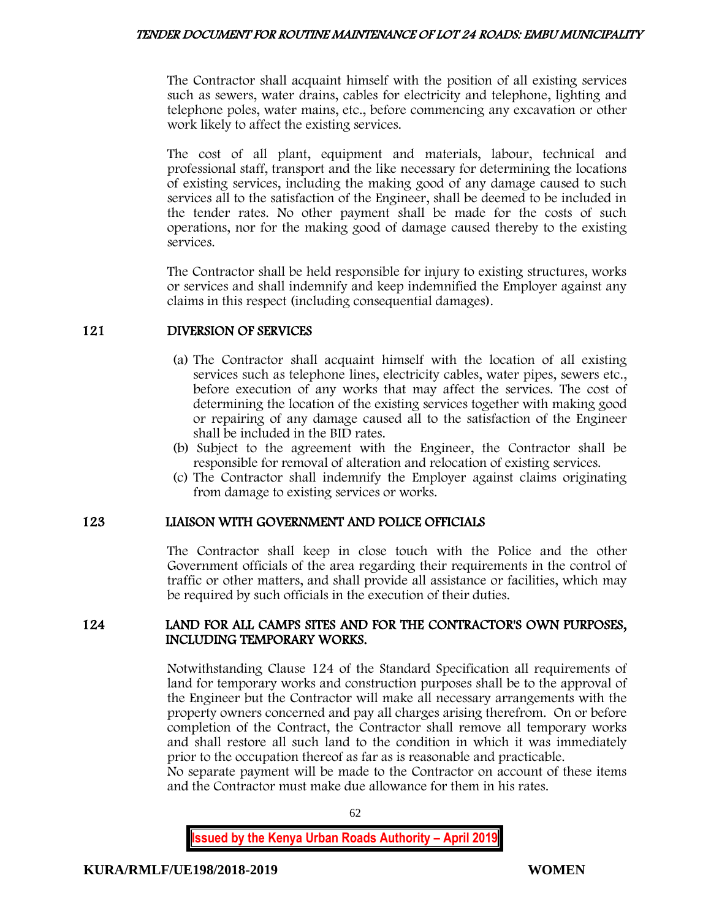The Contractor shall acquaint himself with the position of all existing services such as sewers, water drains, cables for electricity and telephone, lighting and telephone poles, water mains, etc., before commencing any excavation or other work likely to affect the existing services.

The cost of all plant, equipment and materials, labour, technical and professional staff, transport and the like necessary for determining the locations of existing services, including the making good of any damage caused to such services all to the satisfaction of the Engineer, shall be deemed to be included in the tender rates. No other payment shall be made for the costs of such operations, nor for the making good of damage caused thereby to the existing services.

The Contractor shall be held responsible for injury to existing structures, works or services and shall indemnify and keep indemnified the Employer against any claims in this respect (including consequential damages).

## 121 DIVERSION OF SERVICES

(a) The Contractor shall acquaint himself with the location of all existing services such as telephone lines, electricity cables, water pipes, sewers etc., before execution of any works that may affect the services. The cost of determining the location of the existing services together with making good or repairing of any damage caused all to the satisfaction of the Engineer shall be included in the BID rates.

(b) Subject to the agreement with the Engineer, the Contractor shall be responsible for removal of alteration and relocation of existing services.

(c) The Contractor shall indemnify the Employer against claims originating from damage to existing services or works.

## 123 LIAISON WITH GOVERNMENT AND POLICE OFFICIALS

The Contractor shall keep in close touch with the Police and the other Government officials of the area regarding their requirements in the control of traffic or other matters, and shall provide all assistance or facilities, which may be required by such officials in the execution of their duties.

## 124 LAND FOR ALL CAMPS SITES AND FOR THE CONTRACTOR'S OWN PURPOSES, INCLUDING TEMPORARY WORKS.

Notwithstanding Clause 124 of the Standard Specification all requirements of land for temporary works and construction purposes shall be to the approval of the Engineer but the Contractor will make all necessary arrangements with the property owners concerned and pay all charges arising therefrom. On or before completion of the Contract, the Contractor shall remove all temporary works and shall restore all such land to the condition in which it was immediately prior to the occupation thereof as far as is reasonable and practicable.
No separate payment will be made to the Contractor on account of these items and the Contractor must make due allowance for them in his rates.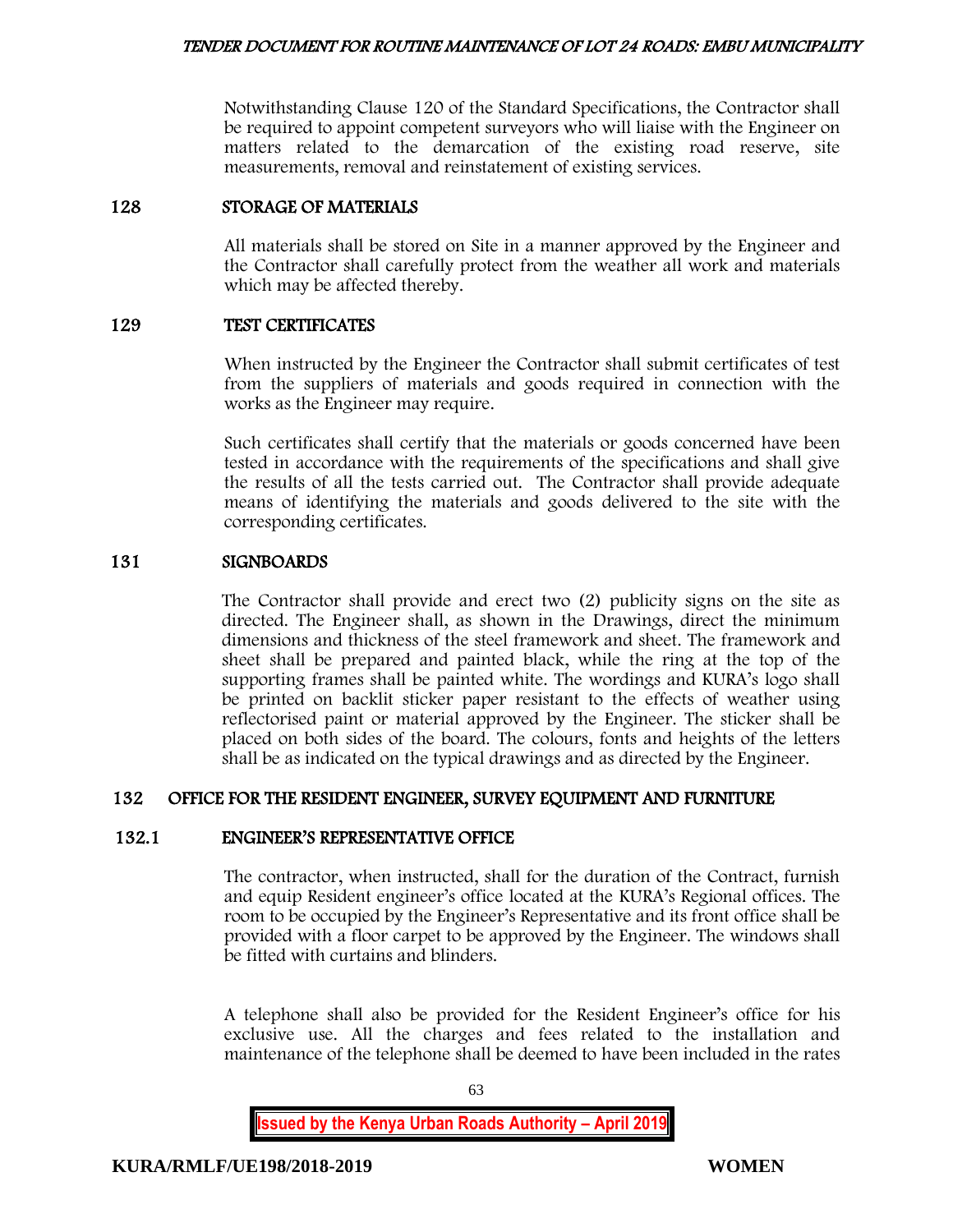Notwithstanding Clause 120 of the Standard Specifications, the Contractor shall be required to appoint competent surveyors who will liaise with the Engineer on matters related to the demarcation of the existing road reserve, site measurements, removal and reinstatement of existing services.

## 128 STORAGE OF MATERIALS

All materials shall be stored on Site in a manner approved by the Engineer and the Contractor shall carefully protect from the weather all work and materials which may be affected thereby.

## 129 TEST CERTIFICATES

When instructed by the Engineer the Contractor shall submit certificates of test from the suppliers of materials and goods required in connection with the works as the Engineer may require.

Such certificates shall certify that the materials or goods concerned have been tested in accordance with the requirements of the specifications and shall give the results of all the tests carried out. The Contractor shall provide adequate means of identifying the materials and goods delivered to the site with the corresponding certificates.

## 131 SIGNBOARDS

The Contractor shall provide and erect two (2) publicity signs on the site as directed. The Engineer shall, as shown in the Drawings, direct the minimum dimensions and thickness of the steel framework and sheet. The framework and sheet shall be prepared and painted black, while the ring at the top of the supporting frames shall be painted white. The wordings and KURA's logo shall be printed on backlit sticker paper resistant to the effects of weather using reflectorised paint or material approved by the Engineer. The sticker shall be placed on both sides of the board. The colours, fonts and heights of the letters shall be as indicated on the typical drawings and as directed by the Engineer.

## 132 OFFICE FOR THE RESIDENT ENGINEER, SURVEY EQUIPMENT AND FURNITURE

### 132.1 ENGINEER'S REPRESENTATIVE OFFICE

The contractor, when instructed, shall for the duration of the Contract, furnish and equip Resident engineer's office located at the KURA's Regional offices. The room to be occupied by the Engineer's Representative and its front office shall be provided with a floor carpet to be approved by the Engineer. The windows shall be fitted with curtains and blinders.

A telephone shall also be provided for the Resident Engineer's office for his exclusive use. All the charges and fees related to the installation and maintenance of the telephone shall be deemed to have been included in the rates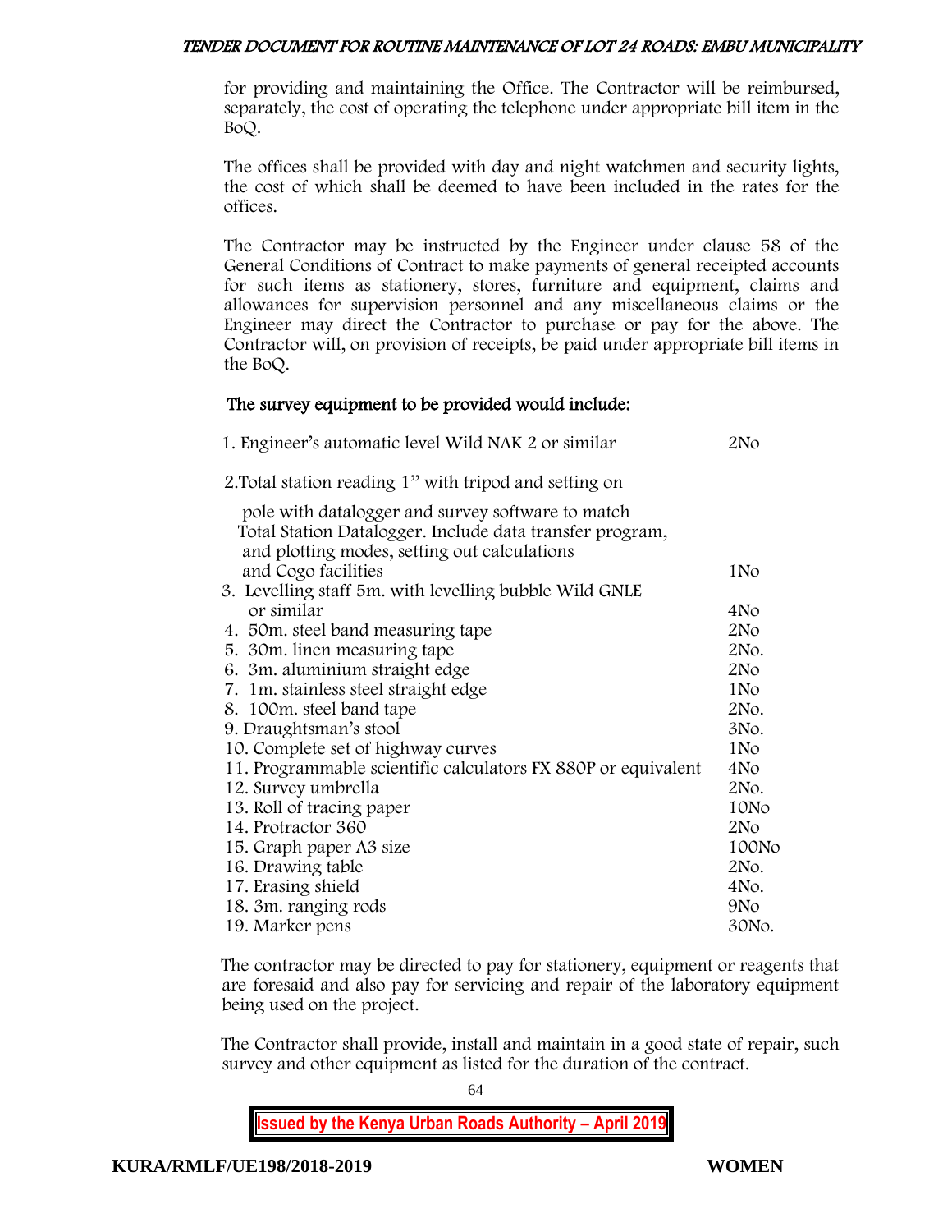for providing and maintaining the Office. The Contractor will be reimbursed, separately, the cost of operating the telephone under appropriate bill item in the BoQ.

The offices shall be provided with day and night watchmen and security lights, the cost of which shall be deemed to have been included in the rates for the offices.

The Contractor may be instructed by the Engineer under clause 58 of the General Conditions of Contract to make payments of general receipted accounts for such items as stationery, stores, furniture and equipment, claims and allowances for supervision personnel and any miscellaneous claims or the Engineer may direct the Contractor to purchase or pay for the above. The Contractor will, on provision of receipts, be paid under appropriate bill items in the BoQ.

**The survey equipment to be provided would include:**

| Item | Quantity |
|---|---|
| 1. Engineer's automatic level Wild NAK 2 or similar | 2No |
| 2. Total station reading 1" with tripod and setting on pole with datalogger and survey software to match Total Station Datalogger. Include data transfer program, and plotting modes, setting out calculations and Cogo facilities | 1No |
| 3. Levelling staff 5m. with levelling bubble Wild GNLE or similar | 4No |
| 4. 50m. steel band measuring tape | 2No |
| 5. 30m. linen measuring tape | 2No. |
| 6. 3m. aluminium straight edge | 2No |
| 7. 1m. stainless steel straight edge | 1No |
| 8. 100m. steel band tape | 2No. |
| 9. Draughtsman's stool | 3No. |
| 10. Complete set of highway curves | 1No |
| 11. Programmable scientific calculators FX 880P or equivalent | 4No |
| 12. Survey umbrella | 2No. |
| 13. Roll of tracing paper | 10No |
| 14. Protractor 360 | 2No |
| 15. Graph paper A3 size | 100No |
| 16. Drawing table | 2No. |
| 17. Erasing shield | 4No. |
| 18. 3m. ranging rods | 9No |
| 19. Marker pens | 30No. |

The contractor may be directed to pay for stationery, equipment or reagents that are foresaid and also pay for servicing and repair of the laboratory equipment being used on the project.

The Contractor shall provide, install and maintain in a good state of repair, such survey and other equipment as listed for the duration of the contract.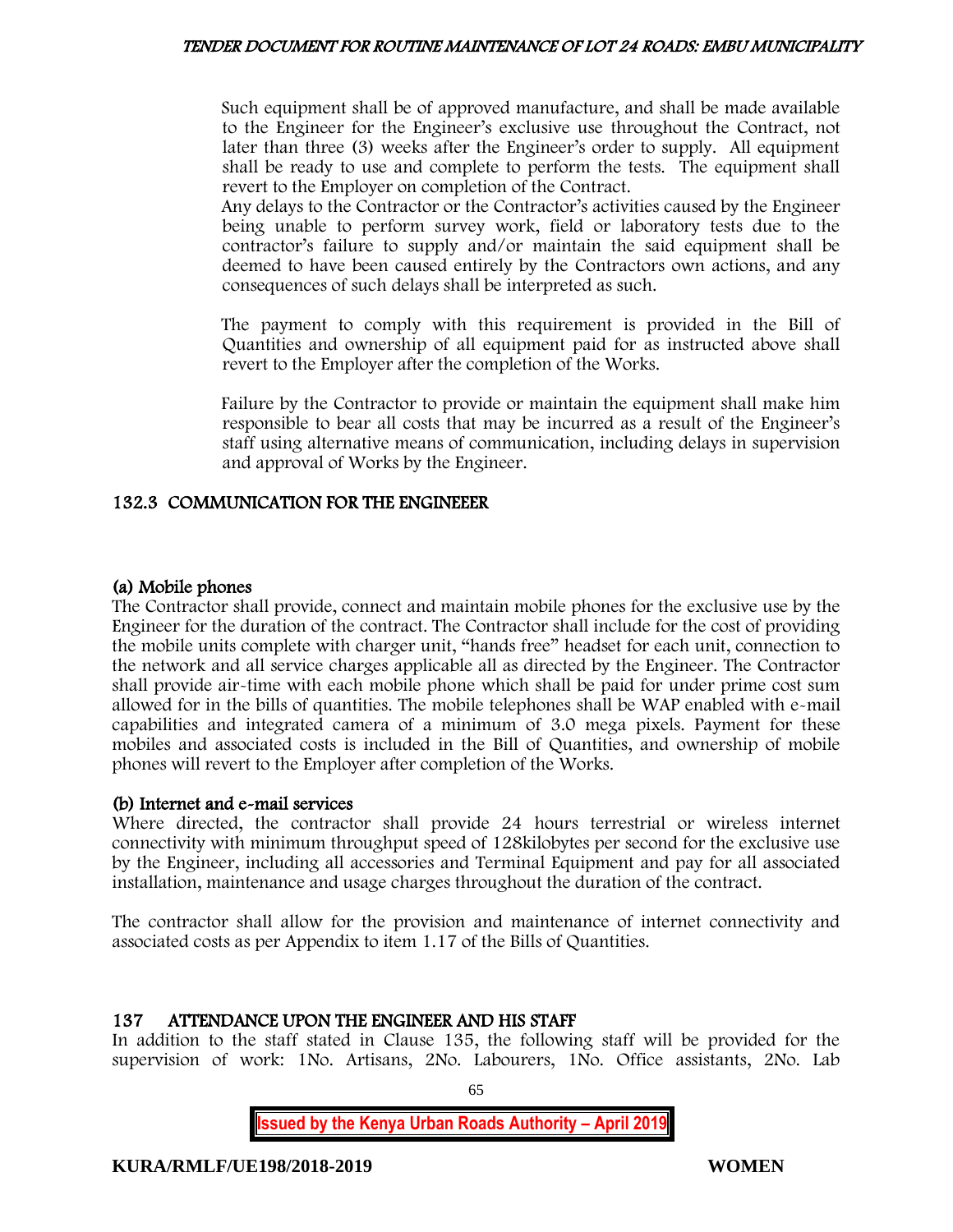Such equipment shall be of approved manufacture, and shall be made available to the Engineer for the Engineer's exclusive use throughout the Contract, not later than three (3) weeks after the Engineer's order to supply. All equipment shall be ready to use and complete to perform the tests. The equipment shall revert to the Employer on completion of the Contract.

Any delays to the Contractor or the Contractor's activities caused by the Engineer being unable to perform survey work, field or laboratory tests due to the contractor's failure to supply and/or maintain the said equipment shall be deemed to have been caused entirely by the Contractors own actions, and any consequences of such delays shall be interpreted as such.

The payment to comply with this requirement is provided in the Bill of Quantities and ownership of all equipment paid for as instructed above shall revert to the Employer after the completion of the Works.

Failure by the Contractor to provide or maintain the equipment shall make him responsible to bear all costs that may be incurred as a result of the Engineer's staff using alternative means of communication, including delays in supervision and approval of Works by the Engineer.

## 132.3 COMMUNICATION FOR THE ENGINEEER

### (a) Mobile phones

The Contractor shall provide, connect and maintain mobile phones for the exclusive use by the Engineer for the duration of the contract. The Contractor shall include for the cost of providing the mobile units complete with charger unit, "hands free" headset for each unit, connection to the network and all service charges applicable all as directed by the Engineer. The Contractor shall provide air-time with each mobile phone which shall be paid for under prime cost sum allowed for in the bills of quantities. The mobile telephones shall be WAP enabled with e-mail capabilities and integrated camera of a minimum of 3.0 mega pixels. Payment for these mobiles and associated costs is included in the Bill of Quantities, and ownership of mobile phones will revert to the Employer after completion of the Works.

### (b) Internet and e-mail services

Where directed, the contractor shall provide 24 hours terrestrial or wireless internet connectivity with minimum throughput speed of 128kilobytes per second for the exclusive use by the Engineer, including all accessories and Terminal Equipment and pay for all associated installation, maintenance and usage charges throughout the duration of the contract.

The contractor shall allow for the provision and maintenance of internet connectivity and associated costs as per Appendix to item 1.17 of the Bills of Quantities.

## 137 ATTENDANCE UPON THE ENGINEER AND HIS STAFF

In addition to the staff stated in Clause 135, the following staff will be provided for the supervision of work: 1No. Artisans, 2No. Labourers, 1No. Office assistants, 2No. Lab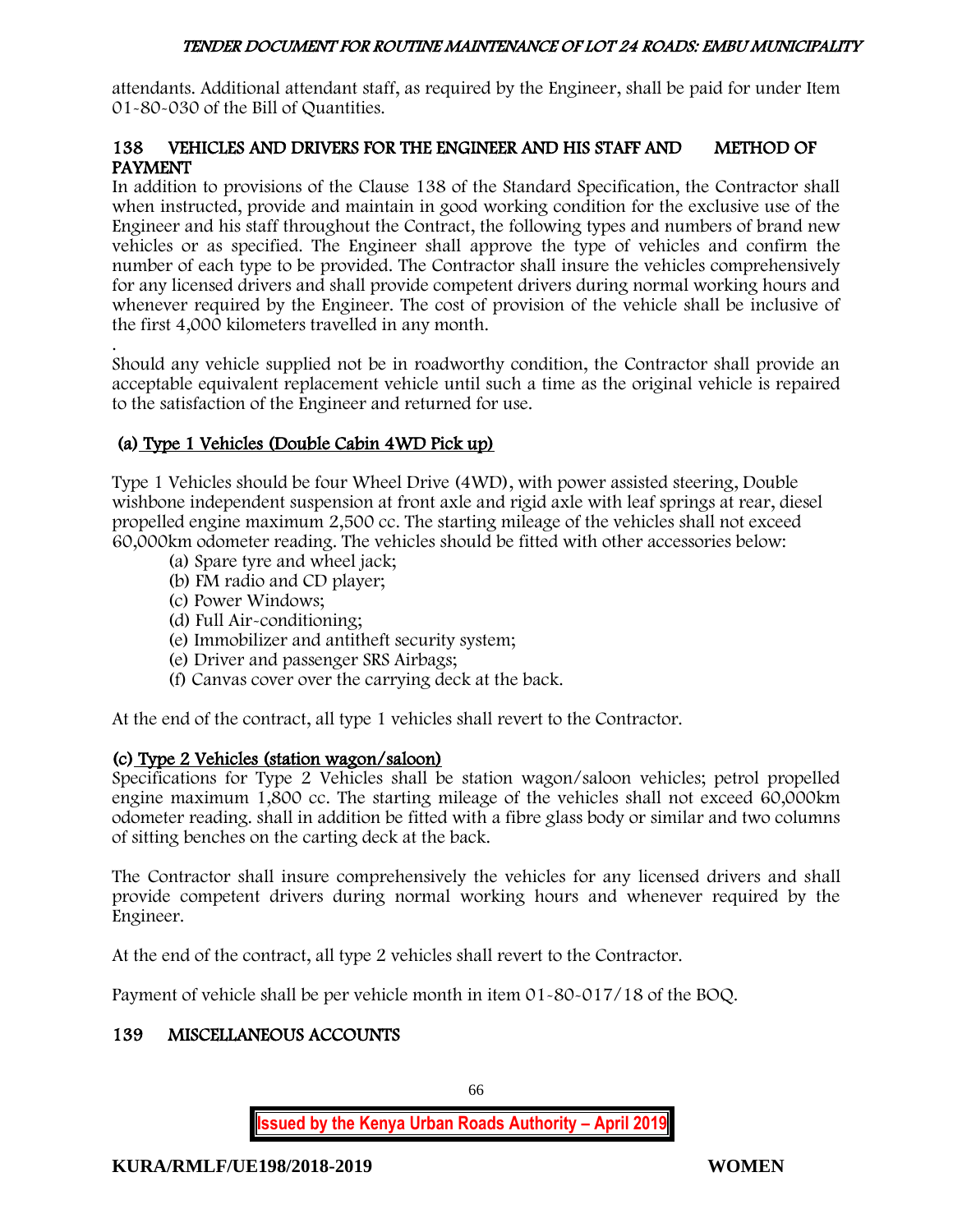attendants. Additional attendant staff, as required by the Engineer, shall be paid for under Item 01-80-030 of the Bill of Quantities.

## 138 VEHICLES AND DRIVERS FOR THE ENGINEER AND HIS STAFF AND METHOD OF PAYMENT

In addition to provisions of the Clause 138 of the Standard Specification, the Contractor shall when instructed, provide and maintain in good working condition for the exclusive use of the Engineer and his staff throughout the Contract, the following types and numbers of brand new vehicles or as specified. The Engineer shall approve the type of vehicles and confirm the number of each type to be provided. The Contractor shall insure the vehicles comprehensively for any licensed drivers and shall provide competent drivers during normal working hours and whenever required by the Engineer. The cost of provision of the vehicle shall be inclusive of the first 4,000 kilometers travelled in any month.

.

Should any vehicle supplied not be in roadworthy condition, the Contractor shall provide an acceptable equivalent replacement vehicle until such a time as the original vehicle is repaired to the satisfaction of the Engineer and returned for use.

### (a) Type 1 Vehicles (Double Cabin 4WD Pick up)

Type 1 Vehicles should be four Wheel Drive (4WD), with power assisted steering, Double wishbone independent suspension at front axle and rigid axle with leaf springs at rear, diesel propelled engine maximum 2,500 cc. The starting mileage of the vehicles shall not exceed 60,000km odometer reading. The vehicles should be fitted with other accessories below:

- (a) Spare tyre and wheel jack;
- (b) FM radio and CD player;
- (c) Power Windows;
- (d) Full Air-conditioning;
- (e) Immobilizer and antitheft security system;
- (e) Driver and passenger SRS Airbags;
- (f) Canvas cover over the carrying deck at the back.

At the end of the contract, all type 1 vehicles shall revert to the Contractor.

### (c) Type 2 Vehicles (station wagon/saloon)

Specifications for Type 2 Vehicles shall be station wagon/saloon vehicles; petrol propelled engine maximum 1,800 cc. The starting mileage of the vehicles shall not exceed 60,000km odometer reading. shall in addition be fitted with a fibre glass body or similar and two columns of sitting benches on the carting deck at the back.

The Contractor shall insure comprehensively the vehicles for any licensed drivers and shall provide competent drivers during normal working hours and whenever required by the Engineer.

At the end of the contract, all type 2 vehicles shall revert to the Contractor.

Payment of vehicle shall be per vehicle month in item 01-80-017/18 of the BOQ.

## 139 MISCELLANEOUS ACCOUNTS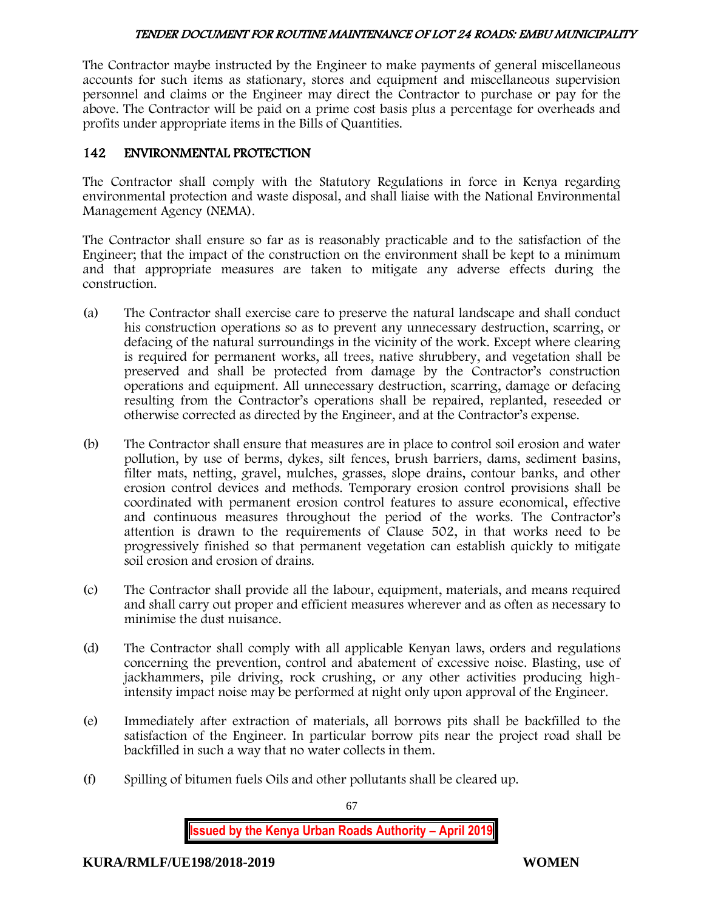The Contractor maybe instructed by the Engineer to make payments of general miscellaneous accounts for such items as stationary, stores and equipment and miscellaneous supervision personnel and claims or the Engineer may direct the Contractor to purchase or pay for the above. The Contractor will be paid on a prime cost basis plus a percentage for overheads and profits under appropriate items in the Bills of Quantities.

## 142 ENVIRONMENTAL PROTECTION

The Contractor shall comply with the Statutory Regulations in force in Kenya regarding environmental protection and waste disposal, and shall liaise with the National Environmental Management Agency (NEMA).

The Contractor shall ensure so far as is reasonably practicable and to the satisfaction of the Engineer; that the impact of the construction on the environment shall be kept to a minimum and that appropriate measures are taken to mitigate any adverse effects during the construction.

(a) The Contractor shall exercise care to preserve the natural landscape and shall conduct his construction operations so as to prevent any unnecessary destruction, scarring, or defacing of the natural surroundings in the vicinity of the work. Except where clearing is required for permanent works, all trees, native shrubbery, and vegetation shall be preserved and shall be protected from damage by the Contractor's construction operations and equipment. All unnecessary destruction, scarring, damage or defacing resulting from the Contractor's operations shall be repaired, replanted, reseeded or otherwise corrected as directed by the Engineer, and at the Contractor's expense.

(b) The Contractor shall ensure that measures are in place to control soil erosion and water pollution, by use of berms, dykes, silt fences, brush barriers, dams, sediment basins, filter mats, netting, gravel, mulches, grasses, slope drains, contour banks, and other erosion control devices and methods. Temporary erosion control provisions shall be coordinated with permanent erosion control features to assure economical, effective and continuous measures throughout the period of the works. The Contractor's attention is drawn to the requirements of Clause 502, in that works need to be progressively finished so that permanent vegetation can establish quickly to mitigate soil erosion and erosion of drains.

(c) The Contractor shall provide all the labour, equipment, materials, and means required and shall carry out proper and efficient measures wherever and as often as necessary to minimise the dust nuisance.

(d) The Contractor shall comply with all applicable Kenyan laws, orders and regulations concerning the prevention, control and abatement of excessive noise. Blasting, use of jackhammers, pile driving, rock crushing, or any other activities producing high-intensity impact noise may be performed at night only upon approval of the Engineer.

(e) Immediately after extraction of materials, all borrows pits shall be backfilled to the satisfaction of the Engineer. In particular borrow pits near the project road shall be backfilled in such a way that no water collects in them.

(f) Spilling of bitumen fuels Oils and other pollutants shall be cleared up.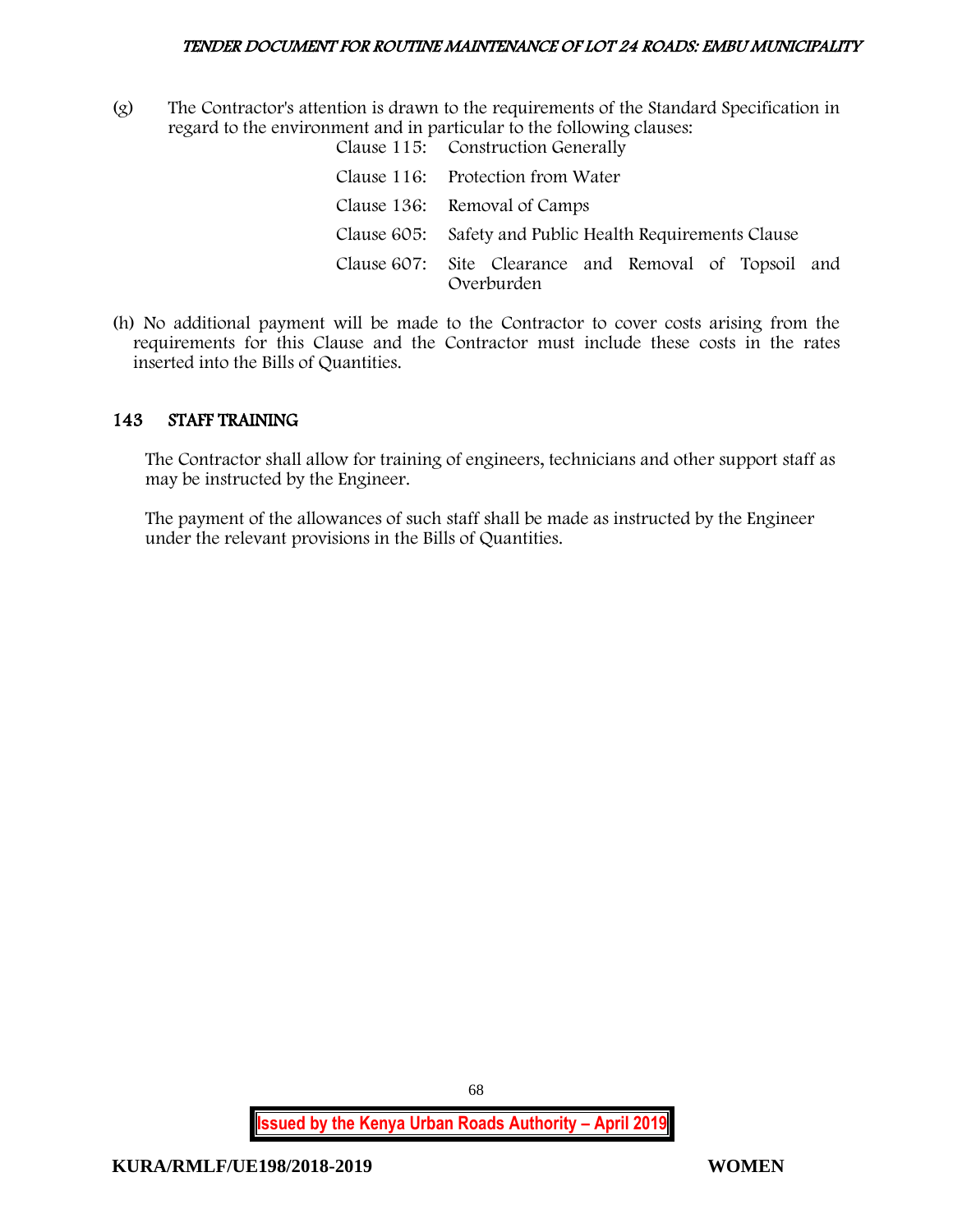(g) The Contractor's attention is drawn to the requirements of the Standard Specification in regard to the environment and in particular to the following clauses:

| | |
|---|---|
| Clause 115: | Construction Generally |
| Clause 116: | Protection from Water |
| Clause 136: | Removal of Camps |
| Clause 605: | Safety and Public Health Requirements Clause |
| Clause 607: | Site Clearance and Removal of Topsoil and Overburden |

(h) No additional payment will be made to the Contractor to cover costs arising from the requirements for this Clause and the Contractor must include these costs in the rates inserted into the Bills of Quantities.

## 143 STAFF TRAINING

The Contractor shall allow for training of engineers, technicians and other support staff as may be instructed by the Engineer.

The payment of the allowances of such staff shall be made as instructed by the Engineer under the relevant provisions in the Bills of Quantities.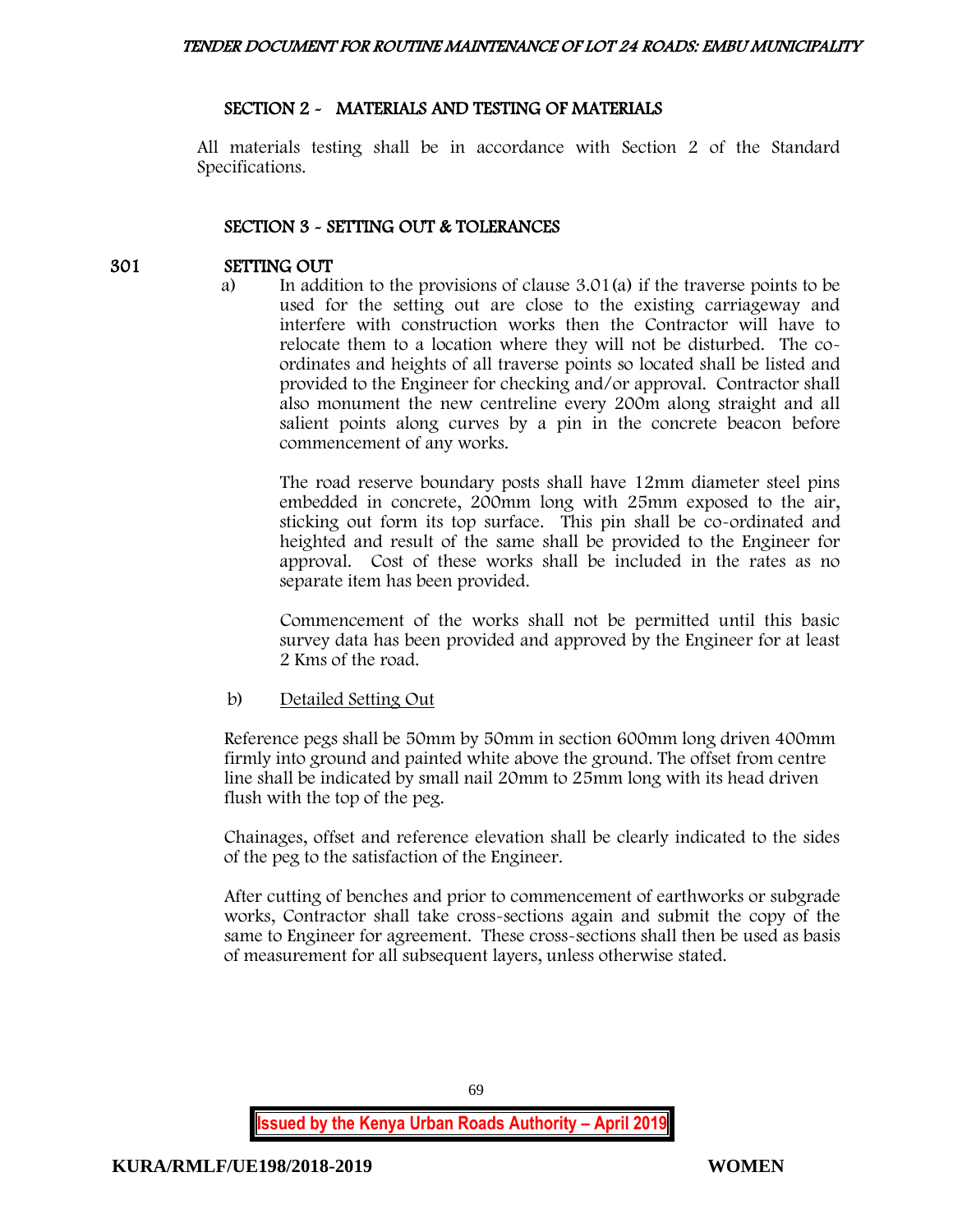## SECTION 2 - MATERIALS AND TESTING OF MATERIALS

All materials testing shall be in accordance with Section 2 of the Standard Specifications.

## SECTION 3 - SETTING OUT & TOLERANCES

### 301 SETTING OUT

a) In addition to the provisions of clause 3.01(a) if the traverse points to be used for the setting out are close to the existing carriageway and interfere with construction works then the Contractor will have to relocate them to a location where they will not be disturbed. The co-ordinates and heights of all traverse points so located shall be listed and provided to the Engineer for checking and/or approval. Contractor shall also monument the new centreline every 200m along straight and all salient points along curves by a pin in the concrete beacon before commencement of any works.

The road reserve boundary posts shall have 12mm diameter steel pins embedded in concrete, 200mm long with 25mm exposed to the air, sticking out form its top surface. This pin shall be co-ordinated and heighted and result of the same shall be provided to the Engineer for approval. Cost of these works shall be included in the rates as no separate item has been provided.

Commencement of the works shall not be permitted until this basic survey data has been provided and approved by the Engineer for at least 2 Kms of the road.

b) Detailed Setting Out

Reference pegs shall be 50mm by 50mm in section 600mm long driven 400mm firmly into ground and painted white above the ground. The offset from centre line shall be indicated by small nail 20mm to 25mm long with its head driven flush with the top of the peg.

Chainages, offset and reference elevation shall be clearly indicated to the sides of the peg to the satisfaction of the Engineer.

After cutting of benches and prior to commencement of earthworks or subgrade works, Contractor shall take cross-sections again and submit the copy of the same to Engineer for agreement. These cross-sections shall then be used as basis of measurement for all subsequent layers, unless otherwise stated.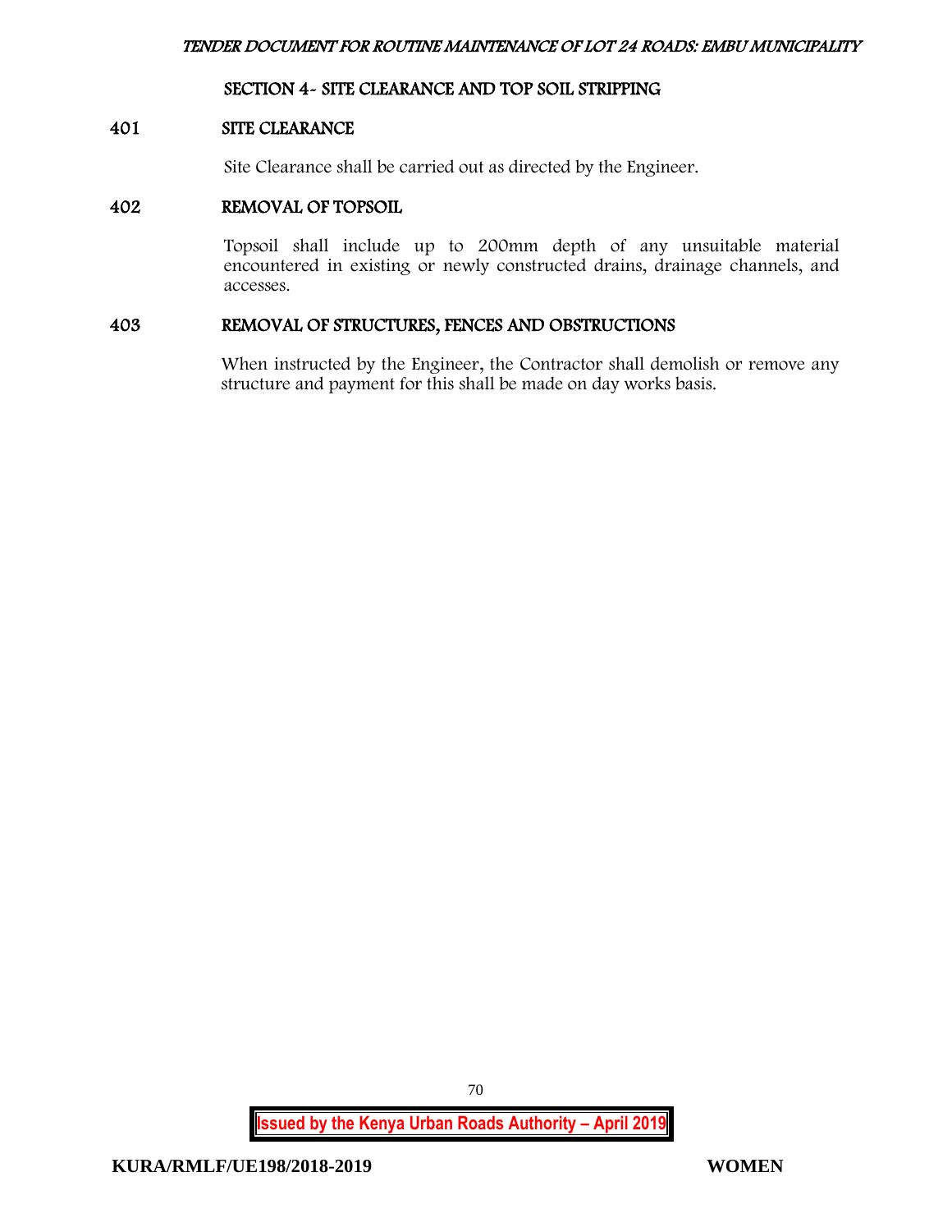## SECTION 4- SITE CLEARANCE AND TOP SOIL STRIPPING

### 401 SITE CLEARANCE

Site Clearance shall be carried out as directed by the Engineer.

### 402 REMOVAL OF TOPSOIL

Topsoil shall include up to 200mm depth of any unsuitable material encountered in existing or newly constructed drains, drainage channels, and accesses.

### 403 REMOVAL OF STRUCTURES, FENCES AND OBSTRUCTIONS

When instructed by the Engineer, the Contractor shall demolish or remove any structure and payment for this shall be made on day works basis.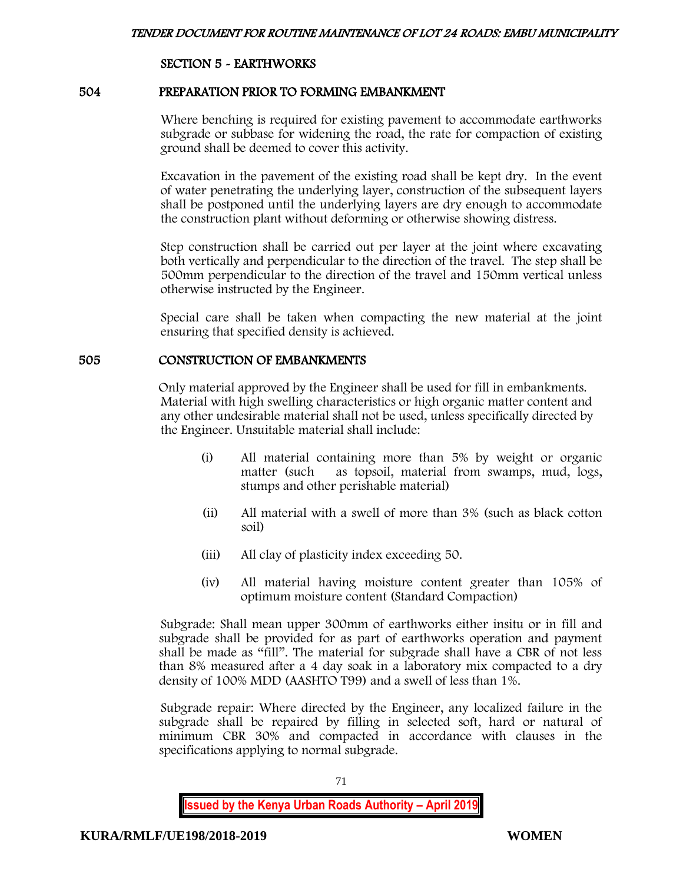## SECTION 5 - EARTHWORKS

### 504 PREPARATION PRIOR TO FORMING EMBANKMENT

Where benching is required for existing pavement to accommodate earthworks subgrade or subbase for widening the road, the rate for compaction of existing ground shall be deemed to cover this activity.

Excavation in the pavement of the existing road shall be kept dry. In the event of water penetrating the underlying layer, construction of the subsequent layers shall be postponed until the underlying layers are dry enough to accommodate the construction plant without deforming or otherwise showing distress.

Step construction shall be carried out per layer at the joint where excavating both vertically and perpendicular to the direction of the travel. The step shall be 500mm perpendicular to the direction of the travel and 150mm vertical unless otherwise instructed by the Engineer.

Special care shall be taken when compacting the new material at the joint ensuring that specified density is achieved.

### 505 CONSTRUCTION OF EMBANKMENTS

Only material approved by the Engineer shall be used for fill in embankments. Material with high swelling characteristics or high organic matter content and any other undesirable material shall not be used, unless specifically directed by the Engineer. Unsuitable material shall include:

(i) All material containing more than 5% by weight or organic matter (such as topsoil, material from swamps, mud, logs, stumps and other perishable material)

(ii) All material with a swell of more than 3% (such as black cotton soil)

(iii) All clay of plasticity index exceeding 50.

(iv) All material having moisture content greater than 105% of optimum moisture content (Standard Compaction)

Subgrade: Shall mean upper 300mm of earthworks either insitu or in fill and subgrade shall be provided for as part of earthworks operation and payment shall be made as "fill". The material for subgrade shall have a CBR of not less than 8% measured after a 4 day soak in a laboratory mix compacted to a dry density of 100% MDD (AASHTO T99) and a swell of less than 1%.

Subgrade repair: Where directed by the Engineer, any localized failure in the subgrade shall be repaired by filling in selected soft, hard or natural of minimum CBR 30% and compacted in accordance with clauses in the specifications applying to normal subgrade.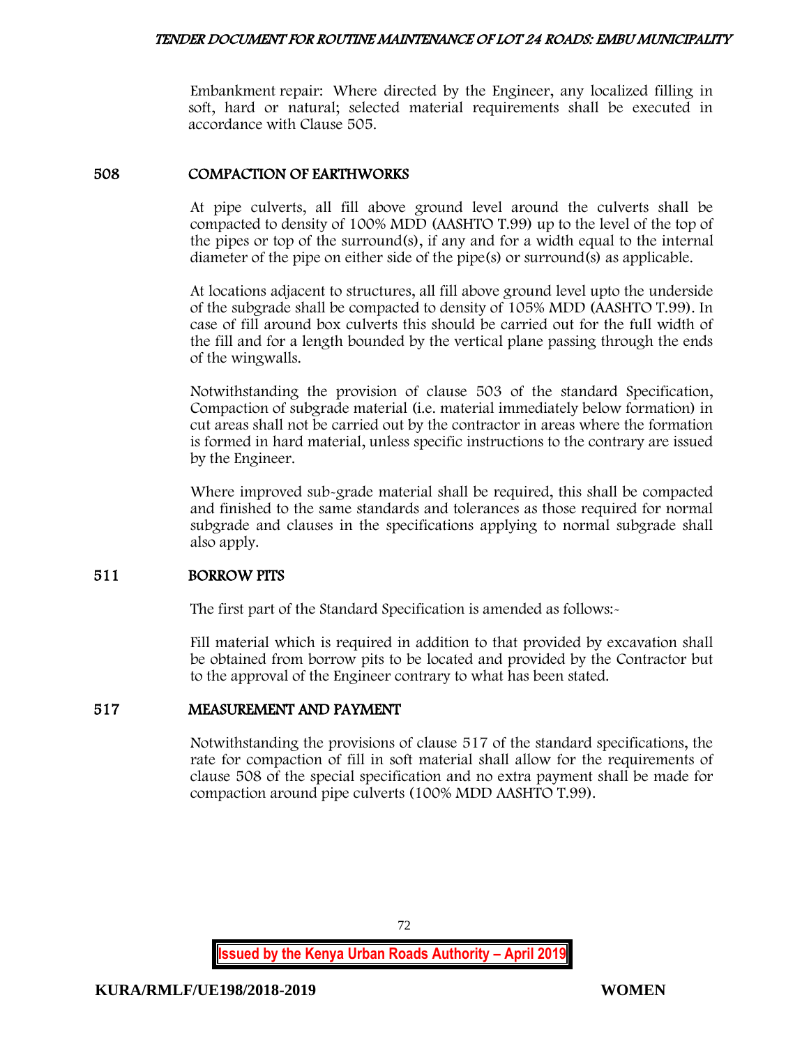Embankment repair: Where directed by the Engineer, any localized filling in soft, hard or natural; selected material requirements shall be executed in accordance with Clause 505.

## 508 COMPACTION OF EARTHWORKS

At pipe culverts, all fill above ground level around the culverts shall be compacted to density of 100% MDD (AASHTO T.99) up to the level of the top of the pipes or top of the surround(s), if any and for a width equal to the internal diameter of the pipe on either side of the pipe(s) or surround(s) as applicable.

At locations adjacent to structures, all fill above ground level upto the underside of the subgrade shall be compacted to density of 105% MDD (AASHTO T.99). In case of fill around box culverts this should be carried out for the full width of the fill and for a length bounded by the vertical plane passing through the ends of the wingwalls.

Notwithstanding the provision of clause 503 of the standard Specification, Compaction of subgrade material (i.e. material immediately below formation) in cut areas shall not be carried out by the contractor in areas where the formation is formed in hard material, unless specific instructions to the contrary are issued by the Engineer.

Where improved sub-grade material shall be required, this shall be compacted and finished to the same standards and tolerances as those required for normal subgrade and clauses in the specifications applying to normal subgrade shall also apply.

## 511 BORROW PITS

The first part of the Standard Specification is amended as follows:-

Fill material which is required in addition to that provided by excavation shall be obtained from borrow pits to be located and provided by the Contractor but to the approval of the Engineer contrary to what has been stated.

## 517 MEASUREMENT AND PAYMENT

Notwithstanding the provisions of clause 517 of the standard specifications, the rate for compaction of fill in soft material shall allow for the requirements of clause 508 of the special specification and no extra payment shall be made for compaction around pipe culverts (100% MDD AASHTO T.99).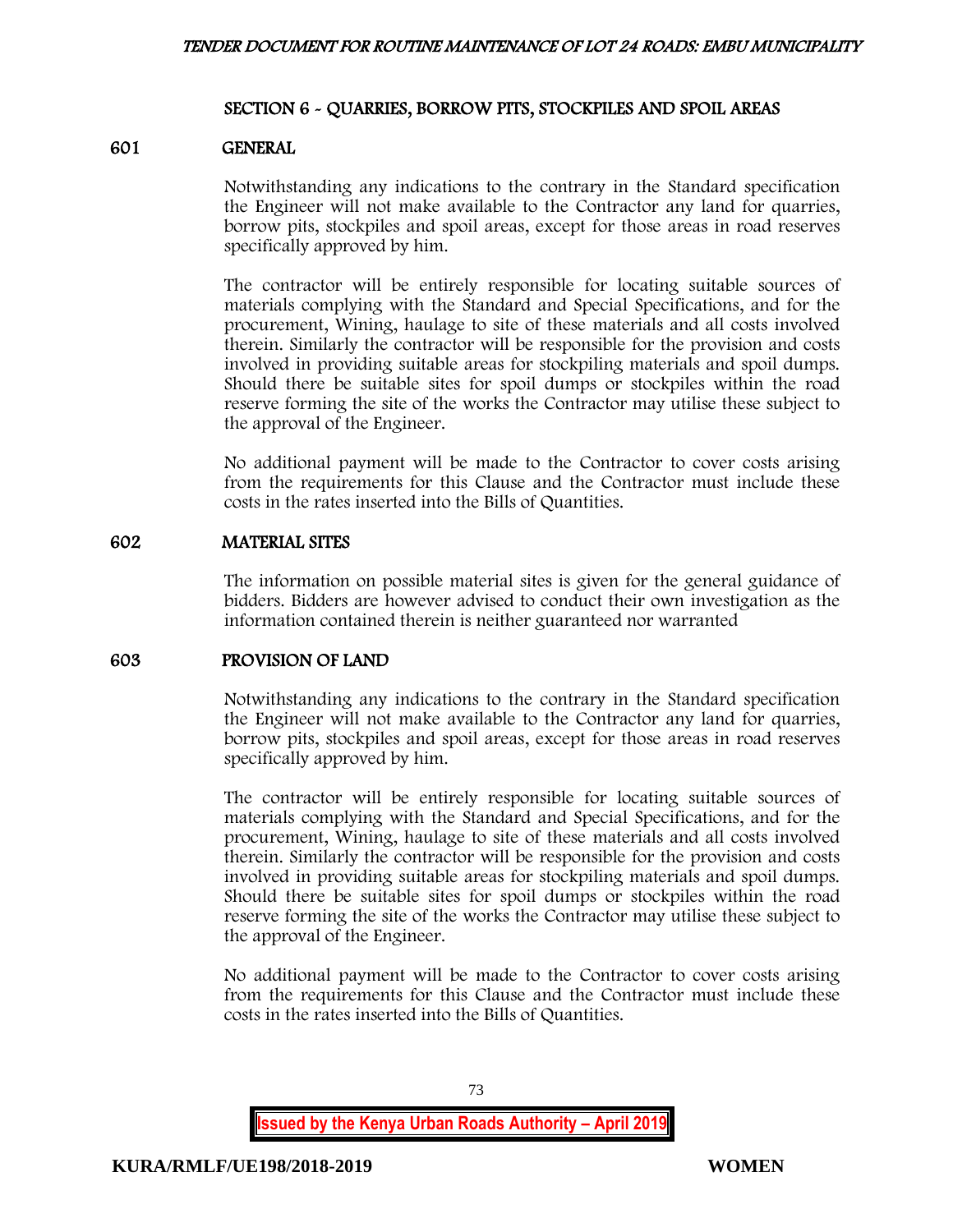## SECTION 6 - QUARRIES, BORROW PITS, STOCKPILES AND SPOIL AREAS

### 601 GENERAL

Notwithstanding any indications to the contrary in the Standard specification the Engineer will not make available to the Contractor any land for quarries, borrow pits, stockpiles and spoil areas, except for those areas in road reserves specifically approved by him.

The contractor will be entirely responsible for locating suitable sources of materials complying with the Standard and Special Specifications, and for the procurement, Wining, haulage to site of these materials and all costs involved therein. Similarly the contractor will be responsible for the provision and costs involved in providing suitable areas for stockpiling materials and spoil dumps. Should there be suitable sites for spoil dumps or stockpiles within the road reserve forming the site of the works the Contractor may utilise these subject to the approval of the Engineer.

No additional payment will be made to the Contractor to cover costs arising from the requirements for this Clause and the Contractor must include these costs in the rates inserted into the Bills of Quantities.

### 602 MATERIAL SITES

The information on possible material sites is given for the general guidance of bidders. Bidders are however advised to conduct their own investigation as the information contained therein is neither guaranteed nor warranted

### 603 PROVISION OF LAND

Notwithstanding any indications to the contrary in the Standard specification the Engineer will not make available to the Contractor any land for quarries, borrow pits, stockpiles and spoil areas, except for those areas in road reserves specifically approved by him.

The contractor will be entirely responsible for locating suitable sources of materials complying with the Standard and Special Specifications, and for the procurement, Wining, haulage to site of these materials and all costs involved therein. Similarly the contractor will be responsible for the provision and costs involved in providing suitable areas for stockpiling materials and spoil dumps. Should there be suitable sites for spoil dumps or stockpiles within the road reserve forming the site of the works the Contractor may utilise these subject to the approval of the Engineer.

No additional payment will be made to the Contractor to cover costs arising from the requirements for this Clause and the Contractor must include these costs in the rates inserted into the Bills of Quantities.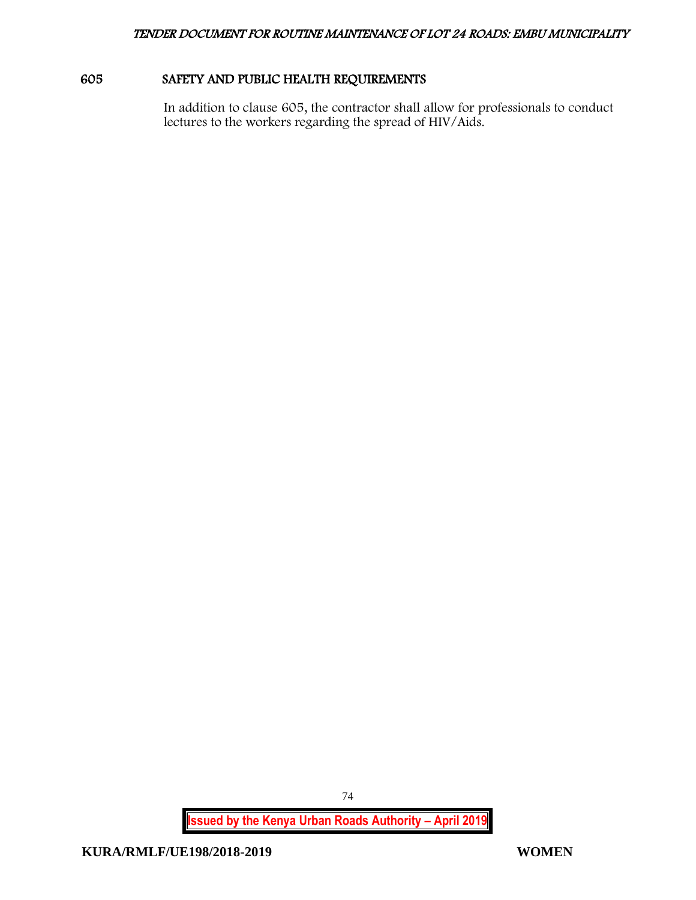## 605 SAFETY AND PUBLIC HEALTH REQUIREMENTS

In addition to clause 605, the contractor shall allow for professionals to conduct lectures to the workers regarding the spread of HIV/Aids.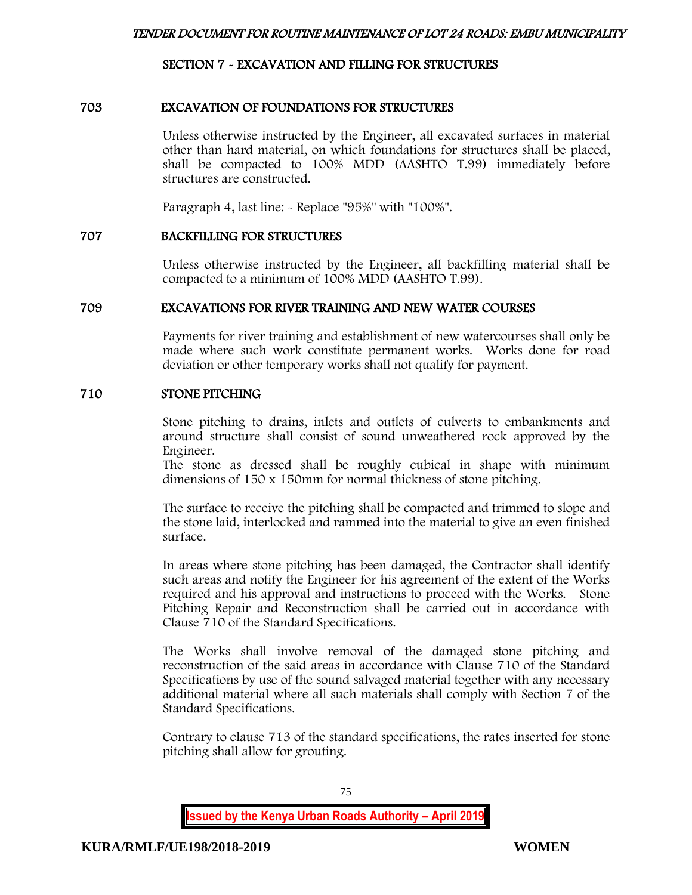## SECTION 7 - EXCAVATION AND FILLING FOR STRUCTURES

### 703 EXCAVATION OF FOUNDATIONS FOR STRUCTURES

Unless otherwise instructed by the Engineer, all excavated surfaces in material other than hard material, on which foundations for structures shall be placed, shall be compacted to 100% MDD (AASHTO T.99) immediately before structures are constructed.

Paragraph 4, last line: - Replace "95%" with "100%".

### 707 BACKFILLING FOR STRUCTURES

Unless otherwise instructed by the Engineer, all backfilling material shall be compacted to a minimum of 100% MDD (AASHTO T.99).

### 709 EXCAVATIONS FOR RIVER TRAINING AND NEW WATER COURSES

Payments for river training and establishment of new watercourses shall only be made where such work constitute permanent works. Works done for road deviation or other temporary works shall not qualify for payment.

### 710 STONE PITCHING

Stone pitching to drains, inlets and outlets of culverts to embankments and around structure shall consist of sound unweathered rock approved by the Engineer.
The stone as dressed shall be roughly cubical in shape with minimum dimensions of 150 x 150mm for normal thickness of stone pitching.

The surface to receive the pitching shall be compacted and trimmed to slope and the stone laid, interlocked and rammed into the material to give an even finished surface.

In areas where stone pitching has been damaged, the Contractor shall identify such areas and notify the Engineer for his agreement of the extent of the Works required and his approval and instructions to proceed with the Works. Stone Pitching Repair and Reconstruction shall be carried out in accordance with Clause 710 of the Standard Specifications.

The Works shall involve removal of the damaged stone pitching and reconstruction of the said areas in accordance with Clause 710 of the Standard Specifications by use of the sound salvaged material together with any necessary additional material where all such materials shall comply with Section 7 of the Standard Specifications.

Contrary to clause 713 of the standard specifications, the rates inserted for stone pitching shall allow for grouting.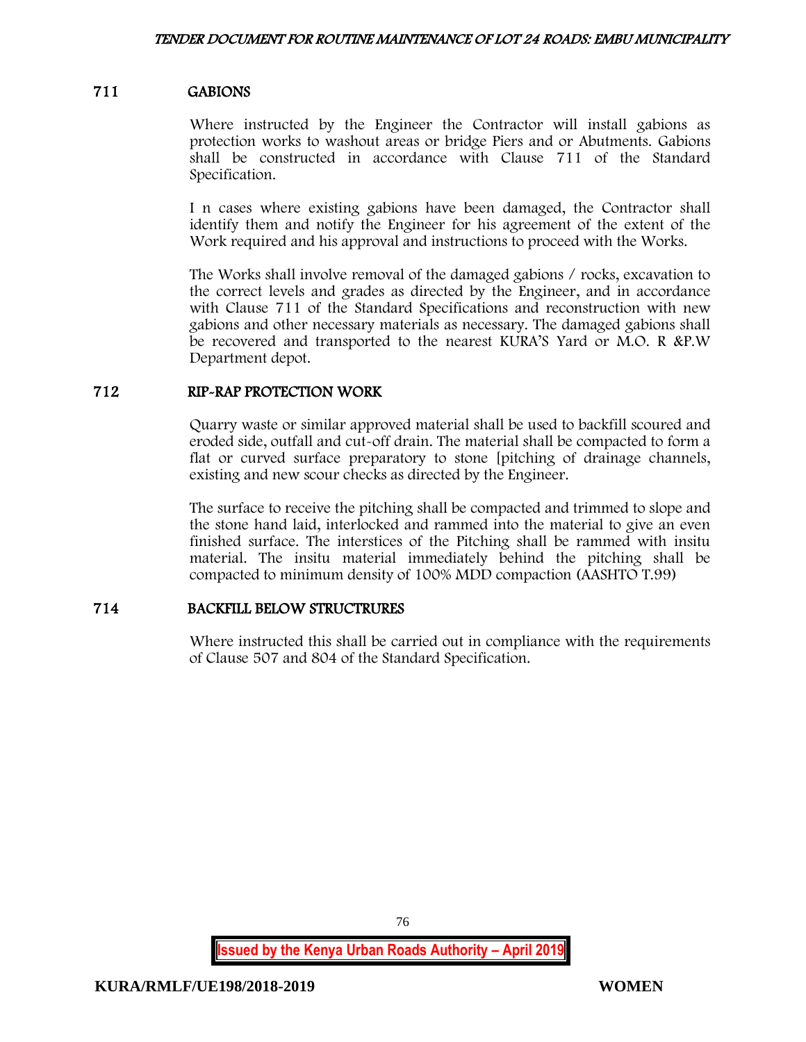## 711 GABIONS

Where instructed by the Engineer the Contractor will install gabions as protection works to washout areas or bridge Piers and or Abutments. Gabions shall be constructed in accordance with Clause 711 of the Standard Specification.

I n cases where existing gabions have been damaged, the Contractor shall identify them and notify the Engineer for his agreement of the extent of the Work required and his approval and instructions to proceed with the Works.

The Works shall involve removal of the damaged gabions / rocks, excavation to the correct levels and grades as directed by the Engineer, and in accordance with Clause 711 of the Standard Specifications and reconstruction with new gabions and other necessary materials as necessary. The damaged gabions shall be recovered and transported to the nearest KURA'S Yard or M.O. R &P.W Department depot.

## 712 RIP-RAP PROTECTION WORK

Quarry waste or similar approved material shall be used to backfill scoured and eroded side, outfall and cut-off drain. The material shall be compacted to form a flat or curved surface preparatory to stone [pitching of drainage channels, existing and new scour checks as directed by the Engineer.

The surface to receive the pitching shall be compacted and trimmed to slope and the stone hand laid, interlocked and rammed into the material to give an even finished surface. The interstices of the Pitching shall be rammed with insitu material. The insitu material immediately behind the pitching shall be compacted to minimum density of 100% MDD compaction (AASHTO T.99)

## 714 BACKFILL BELOW STRUCTRURES

Where instructed this shall be carried out in compliance with the requirements of Clause 507 and 804 of the Standard Specification.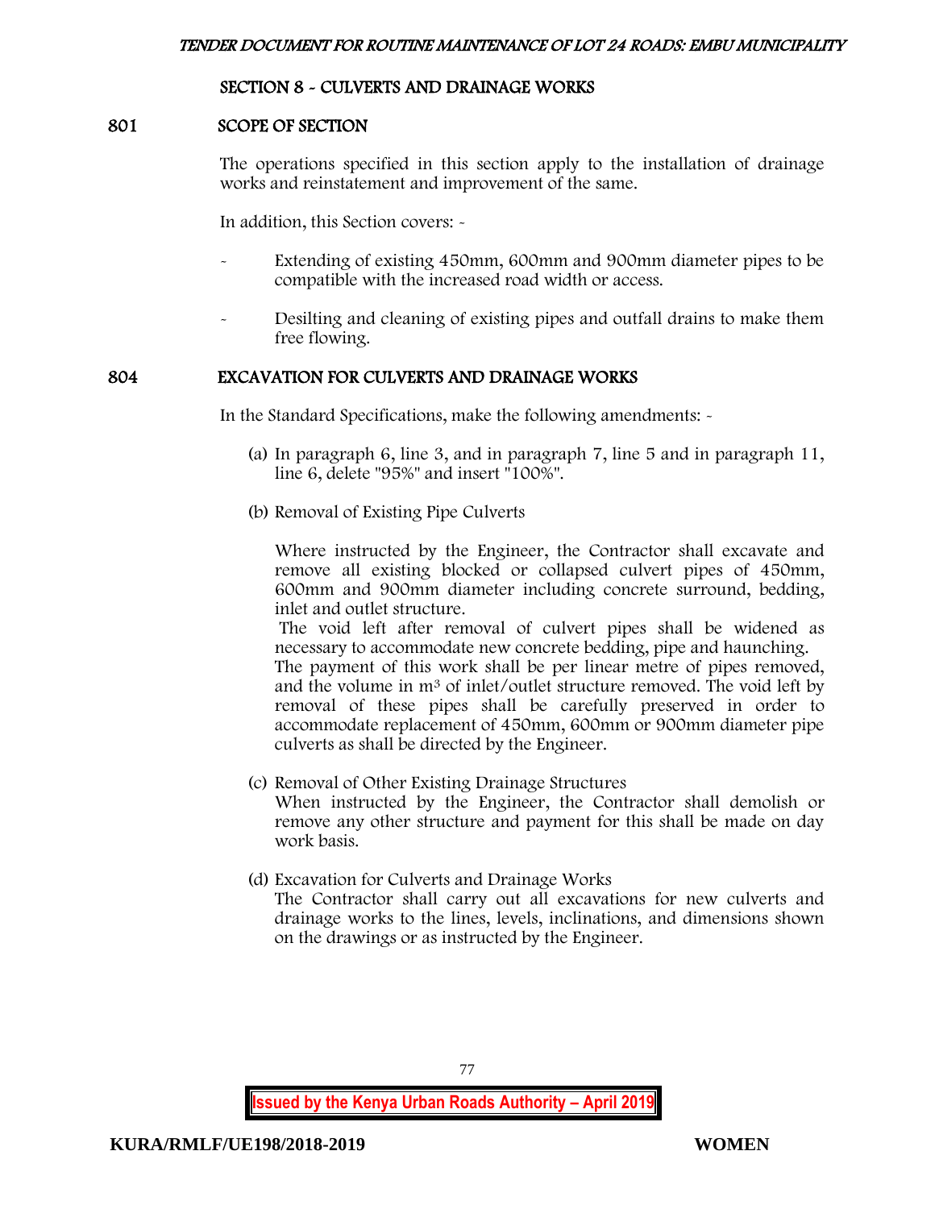## SECTION 8 - CULVERTS AND DRAINAGE WORKS

### 801 SCOPE OF SECTION

The operations specified in this section apply to the installation of drainage works and reinstatement and improvement of the same.

In addition, this Section covers: -

- Extending of existing 450mm, 600mm and 900mm diameter pipes to be compatible with the increased road width or access.
- Desilting and cleaning of existing pipes and outfall drains to make them free flowing.

### 804 EXCAVATION FOR CULVERTS AND DRAINAGE WORKS

In the Standard Specifications, make the following amendments: -

(a) In paragraph 6, line 3, and in paragraph 7, line 5 and in paragraph 11, line 6, delete "95%" and insert "100%".

(b) Removal of Existing Pipe Culverts

Where instructed by the Engineer, the Contractor shall excavate and remove all existing blocked or collapsed culvert pipes of 450mm, 600mm and 900mm diameter including concrete surround, bedding, inlet and outlet structure.

The void left after removal of culvert pipes shall be widened as necessary to accommodate new concrete bedding, pipe and haunching.

The payment of this work shall be per linear metre of pipes removed, and the volume in $m^3$ of inlet/outlet structure removed. The void left by removal of these pipes shall be carefully preserved in order to accommodate replacement of 450mm, 600mm or 900mm diameter pipe culverts as shall be directed by the Engineer.

(c) Removal of Other Existing Drainage Structures

When instructed by the Engineer, the Contractor shall demolish or remove any other structure and payment for this shall be made on day work basis.

(d) Excavation for Culverts and Drainage Works

The Contractor shall carry out all excavations for new culverts and drainage works to the lines, levels, inclinations, and dimensions shown on the drawings or as instructed by the Engineer.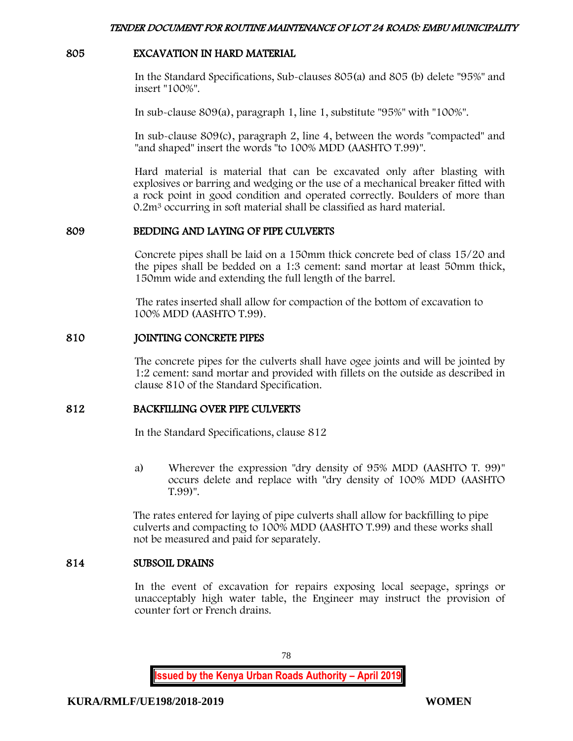## 805 EXCAVATION IN HARD MATERIAL

In the Standard Specifications, Sub-clauses 805(a) and 805 (b) delete "95%" and insert "100%".

In sub-clause 809(a), paragraph 1, line 1, substitute "95%" with "100%".

In sub-clause 809(c), paragraph 2, line 4, between the words "compacted" and "and shaped" insert the words "to 100% MDD (AASHTO T.99)".

Hard material is material that can be excavated only after blasting with explosives or barring and wedging or the use of a mechanical breaker fitted with a rock point in good condition and operated correctly. Boulders of more than $0.2m^3$ occurring in soft material shall be classified as hard material.

## 809 BEDDING AND LAYING OF PIPE CULVERTS

Concrete pipes shall be laid on a 150mm thick concrete bed of class 15/20 and the pipes shall be bedded on a 1:3 cement: sand mortar at least 50mm thick, 150mm wide and extending the full length of the barrel.

The rates inserted shall allow for compaction of the bottom of excavation to 100% MDD (AASHTO T.99).

## 810 JOINTING CONCRETE PIPES

The concrete pipes for the culverts shall have ogee joints and will be jointed by 1:2 cement: sand mortar and provided with fillets on the outside as described in clause 810 of the Standard Specification.

## 812 BACKFILLING OVER PIPE CULVERTS

In the Standard Specifications, clause 812

a) Wherever the expression "dry density of 95% MDD (AASHTO T. 99)" occurs delete and replace with "dry density of 100% MDD (AASHTO T.99)".

The rates entered for laying of pipe culverts shall allow for backfilling to pipe culverts and compacting to 100% MDD (AASHTO T.99) and these works shall not be measured and paid for separately.

## 814 SUBSOIL DRAINS

In the event of excavation for repairs exposing local seepage, springs or unacceptably high water table, the Engineer may instruct the provision of counter fort or French drains.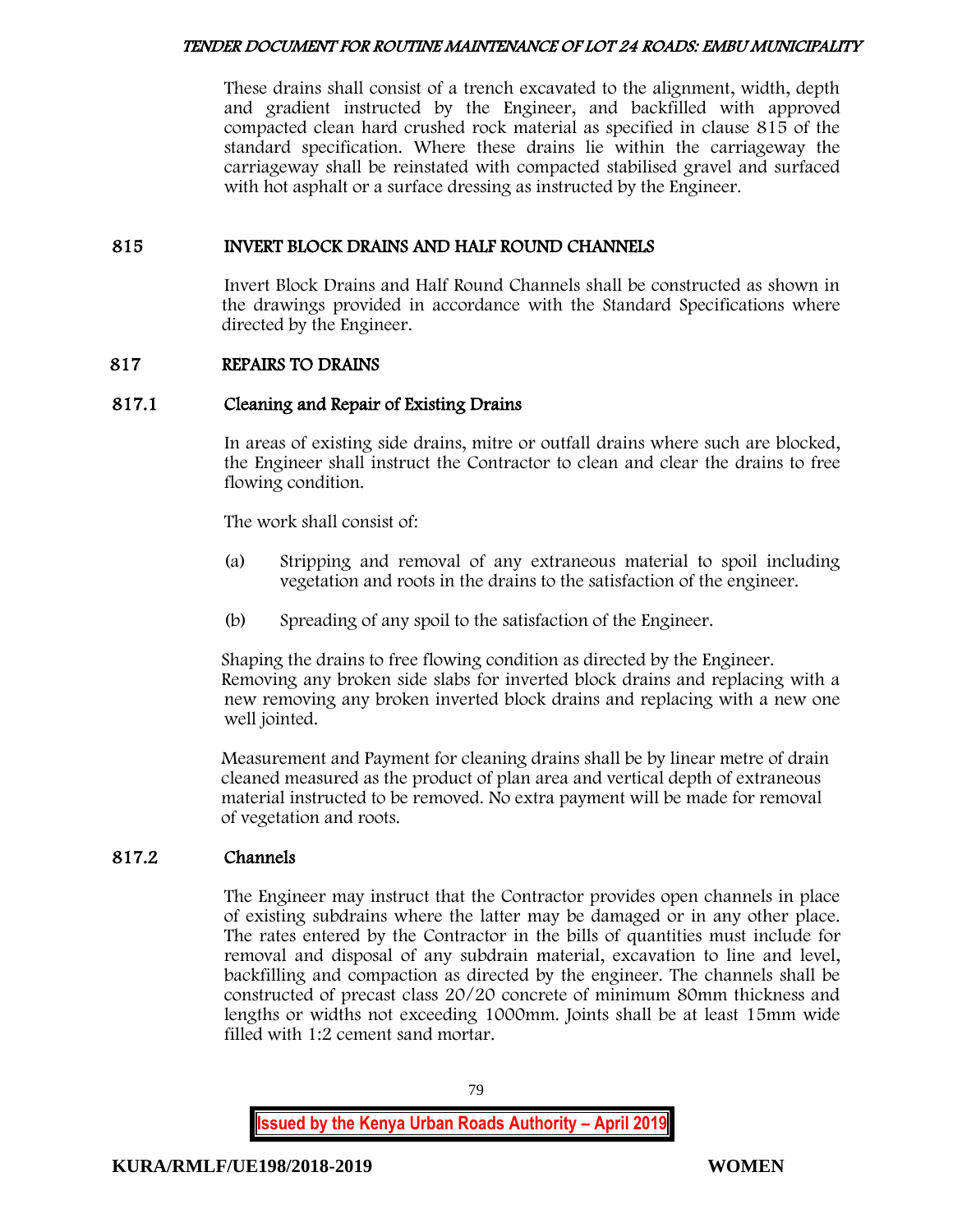These drains shall consist of a trench excavated to the alignment, width, depth and gradient instructed by the Engineer, and backfilled with approved compacted clean hard crushed rock material as specified in clause 815 of the standard specification. Where these drains lie within the carriageway the carriageway shall be reinstated with compacted stabilised gravel and surfaced with hot asphalt or a surface dressing as instructed by the Engineer.

## 815 INVERT BLOCK DRAINS AND HALF ROUND CHANNELS

Invert Block Drains and Half Round Channels shall be constructed as shown in the drawings provided in accordance with the Standard Specifications where directed by the Engineer.

## 817 REPAIRS TO DRAINS

### 817.1 Cleaning and Repair of Existing Drains

In areas of existing side drains, mitre or outfall drains where such are blocked, the Engineer shall instruct the Contractor to clean and clear the drains to free flowing condition.

The work shall consist of:

(a) Stripping and removal of any extraneous material to spoil including vegetation and roots in the drains to the satisfaction of the engineer.

(b) Spreading of any spoil to the satisfaction of the Engineer.

Shaping the drains to free flowing condition as directed by the Engineer. Removing any broken side slabs for inverted block drains and replacing with a new removing any broken inverted block drains and replacing with a new one well jointed.

Measurement and Payment for cleaning drains shall be by linear metre of drain cleaned measured as the product of plan area and vertical depth of extraneous material instructed to be removed. No extra payment will be made for removal of vegetation and roots.

### 817.2 Channels

The Engineer may instruct that the Contractor provides open channels in place of existing subdrains where the latter may be damaged or in any other place. The rates entered by the Contractor in the bills of quantities must include for removal and disposal of any subdrain material, excavation to line and level, backfilling and compaction as directed by the engineer. The channels shall be constructed of precast class 20/20 concrete of minimum 80mm thickness and lengths or widths not exceeding 1000mm. Joints shall be at least 15mm wide filled with 1:2 cement sand mortar.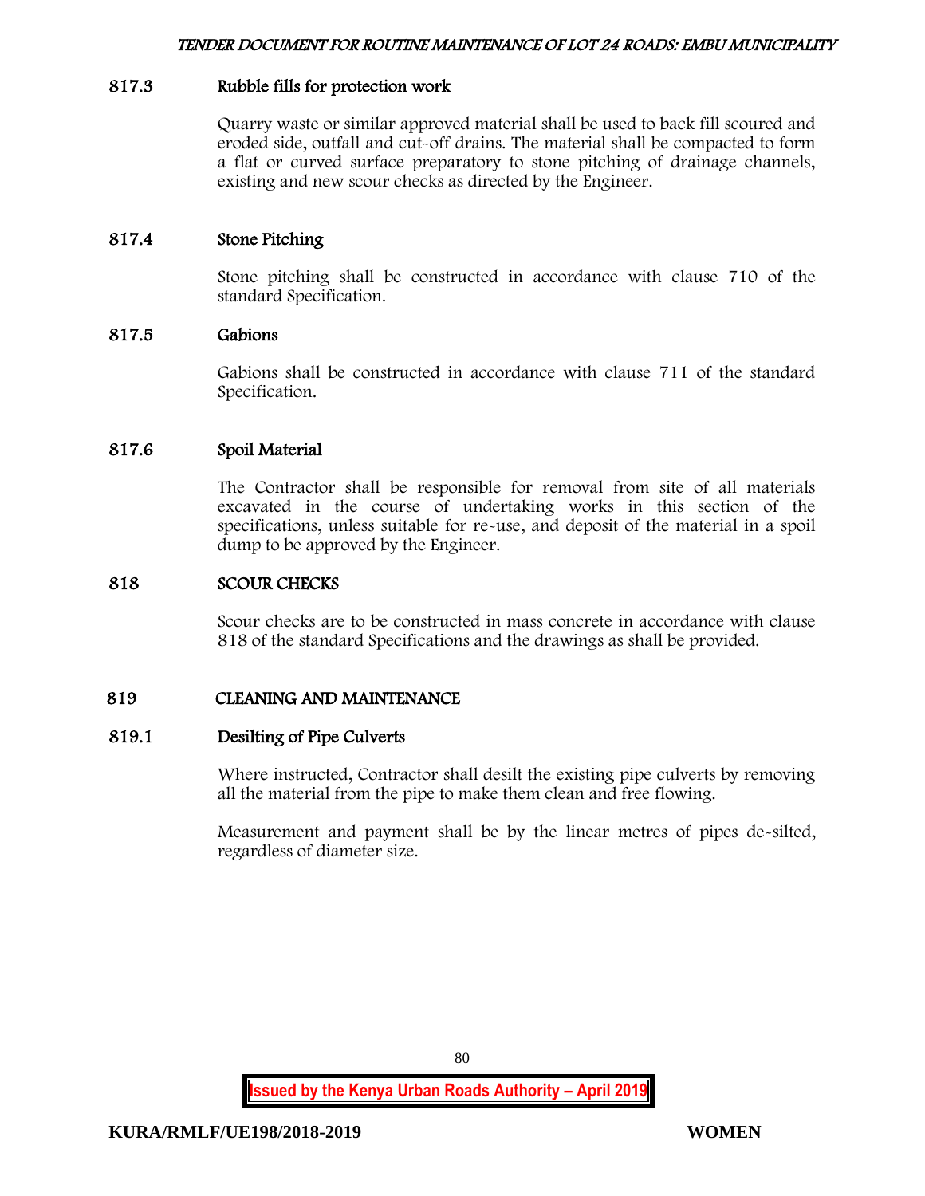### 817.3 Rubble fills for protection work

Quarry waste or similar approved material shall be used to back fill scoured and eroded side, outfall and cut-off drains. The material shall be compacted to form a flat or curved surface preparatory to stone pitching of drainage channels, existing and new scour checks as directed by the Engineer.

### 817.4 Stone Pitching

Stone pitching shall be constructed in accordance with clause 710 of the standard Specification.

### 817.5 Gabions

Gabions shall be constructed in accordance with clause 711 of the standard Specification.

### 817.6 Spoil Material

The Contractor shall be responsible for removal from site of all materials excavated in the course of undertaking works in this section of the specifications, unless suitable for re-use, and deposit of the material in a spoil dump to be approved by the Engineer.

## 818 SCOUR CHECKS

Scour checks are to be constructed in mass concrete in accordance with clause 818 of the standard Specifications and the drawings as shall be provided.

## 819 CLEANING AND MAINTENANCE

### 819.1 Desilting of Pipe Culverts

Where instructed, Contractor shall desilt the existing pipe culverts by removing all the material from the pipe to make them clean and free flowing.

Measurement and payment shall be by the linear metres of pipes de-silted, regardless of diameter size.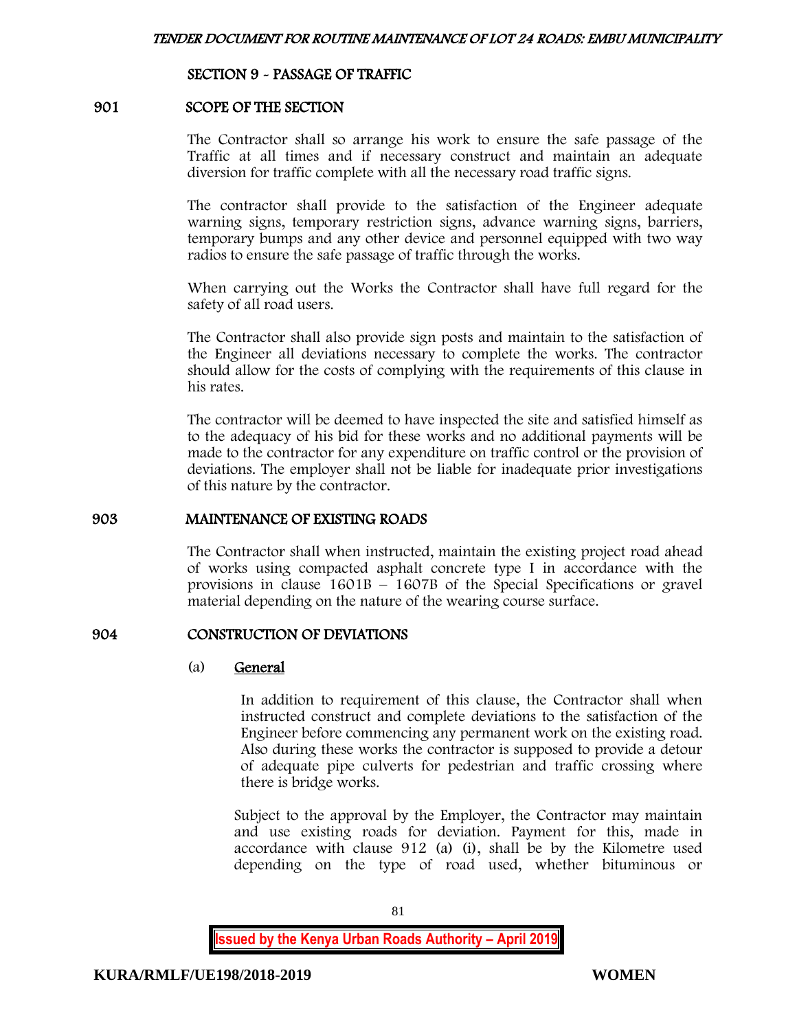## SECTION 9 - PASSAGE OF TRAFFIC

### 901 SCOPE OF THE SECTION

The Contractor shall so arrange his work to ensure the safe passage of the Traffic at all times and if necessary construct and maintain an adequate diversion for traffic complete with all the necessary road traffic signs.

The contractor shall provide to the satisfaction of the Engineer adequate warning signs, temporary restriction signs, advance warning signs, barriers, temporary bumps and any other device and personnel equipped with two way radios to ensure the safe passage of traffic through the works.

When carrying out the Works the Contractor shall have full regard for the safety of all road users.

The Contractor shall also provide sign posts and maintain to the satisfaction of the Engineer all deviations necessary to complete the works. The contractor should allow for the costs of complying with the requirements of this clause in his rates.

The contractor will be deemed to have inspected the site and satisfied himself as to the adequacy of his bid for these works and no additional payments will be made to the contractor for any expenditure on traffic control or the provision of deviations. The employer shall not be liable for inadequate prior investigations of this nature by the contractor.

### 903 MAINTENANCE OF EXISTING ROADS

The Contractor shall when instructed, maintain the existing project road ahead of works using compacted asphalt concrete type I in accordance with the provisions in clause 1601B – 1607B of the Special Specifications or gravel material depending on the nature of the wearing course surface.

### 904 CONSTRUCTION OF DEVIATIONS

(a) **General**

In addition to requirement of this clause, the Contractor shall when instructed construct and complete deviations to the satisfaction of the Engineer before commencing any permanent work on the existing road. Also during these works the contractor is supposed to provide a detour of adequate pipe culverts for pedestrian and traffic crossing where there is bridge works.

Subject to the approval by the Employer, the Contractor may maintain and use existing roads for deviation. Payment for this, made in accordance with clause 912 (a) (i), shall be by the Kilometre used depending on the type of road used, whether bituminous or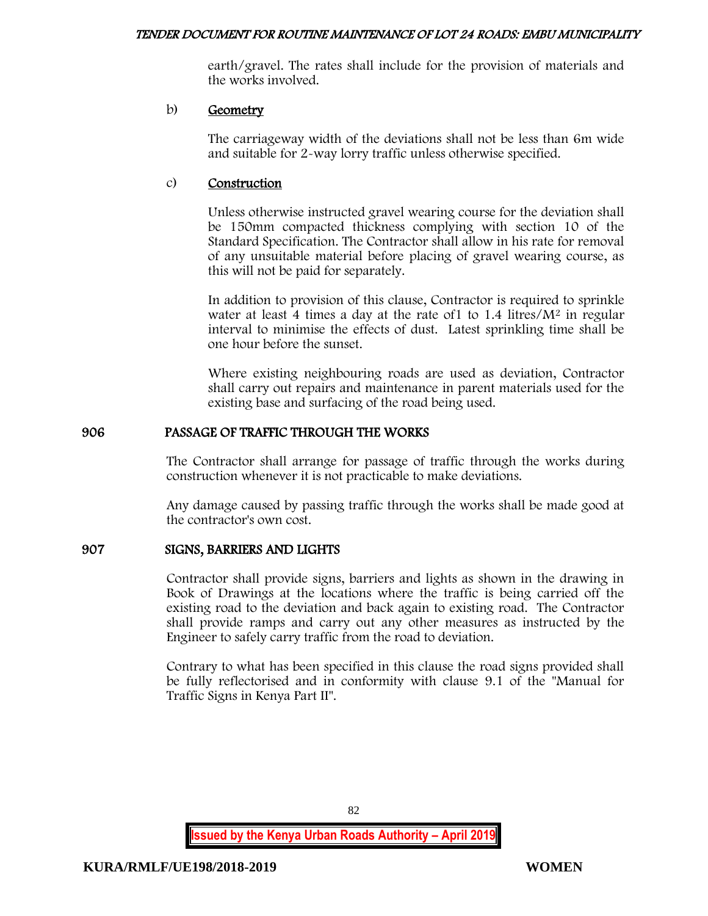earth/gravel. The rates shall include for the provision of materials and the works involved.

b) **Geometry**

The carriageway width of the deviations shall not be less than 6m wide and suitable for 2-way lorry traffic unless otherwise specified.

c) **Construction**

Unless otherwise instructed gravel wearing course for the deviation shall be 150mm compacted thickness complying with section 10 of the Standard Specification. The Contractor shall allow in his rate for removal of any unsuitable material before placing of gravel wearing course, as this will not be paid for separately.

In addition to provision of this clause, Contractor is required to sprinkle water at least 4 times a day at the rate of1 to 1.4 litres/$M^2$ in regular interval to minimise the effects of dust. Latest sprinkling time shall be one hour before the sunset.

Where existing neighbouring roads are used as deviation, Contractor shall carry out repairs and maintenance in parent materials used for the existing base and surfacing of the road being used.

## 906 PASSAGE OF TRAFFIC THROUGH THE WORKS

The Contractor shall arrange for passage of traffic through the works during construction whenever it is not practicable to make deviations.

Any damage caused by passing traffic through the works shall be made good at the contractor's own cost.

## 907 SIGNS, BARRIERS AND LIGHTS

Contractor shall provide signs, barriers and lights as shown in the drawing in Book of Drawings at the locations where the traffic is being carried off the existing road to the deviation and back again to existing road. The Contractor shall provide ramps and carry out any other measures as instructed by the Engineer to safely carry traffic from the road to deviation.

Contrary to what has been specified in this clause the road signs provided shall be fully reflectorised and in conformity with clause 9.1 of the "Manual for Traffic Signs in Kenya Part II".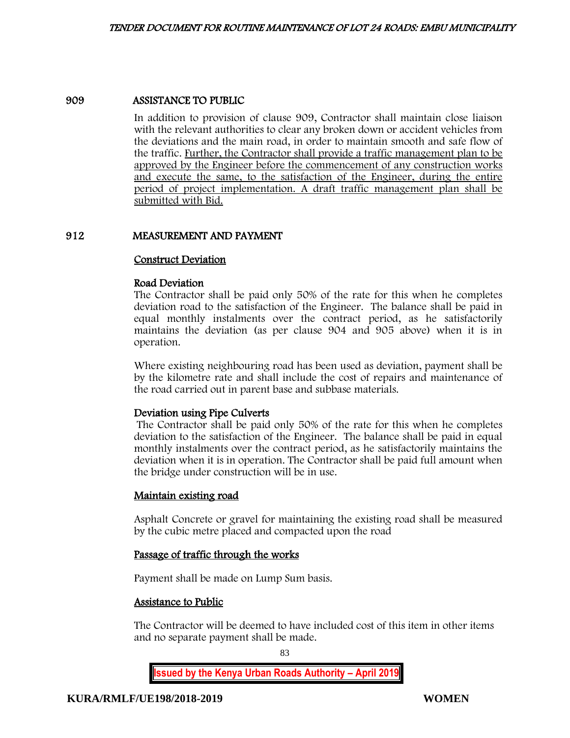## 909 ASSISTANCE TO PUBLIC

In addition to provision of clause 909, Contractor shall maintain close liaison with the relevant authorities to clear any broken down or accident vehicles from the deviations and the main road, in order to maintain smooth and safe flow of the traffic. Further, the Contractor shall provide a traffic management plan to be approved by the Engineer before the commencement of any construction works and execute the same, to the satisfaction of the Engineer, during the entire period of project implementation. A draft traffic management plan shall be submitted with Bid.

## 912 MEASUREMENT AND PAYMENT

### Construct Deviation

**Road Deviation**

The Contractor shall be paid only 50% of the rate for this when he completes deviation road to the satisfaction of the Engineer. The balance shall be paid in equal monthly instalments over the contract period, as he satisfactorily maintains the deviation (as per clause 904 and 905 above) when it is in operation.

Where existing neighbouring road has been used as deviation, payment shall be by the kilometre rate and shall include the cost of repairs and maintenance of the road carried out in parent base and subbase materials.

**Deviation using Pipe Culverts**

The Contractor shall be paid only 50% of the rate for this when he completes deviation to the satisfaction of the Engineer. The balance shall be paid in equal monthly instalments over the contract period, as he satisfactorily maintains the deviation when it is in operation. The Contractor shall be paid full amount when the bridge under construction will be in use.

### Maintain existing road

Asphalt Concrete or gravel for maintaining the existing road shall be measured by the cubic metre placed and compacted upon the road

### Passage of traffic through the works

Payment shall be made on Lump Sum basis.

### Assistance to Public

The Contractor will be deemed to have included cost of this item in other items and no separate payment shall be made.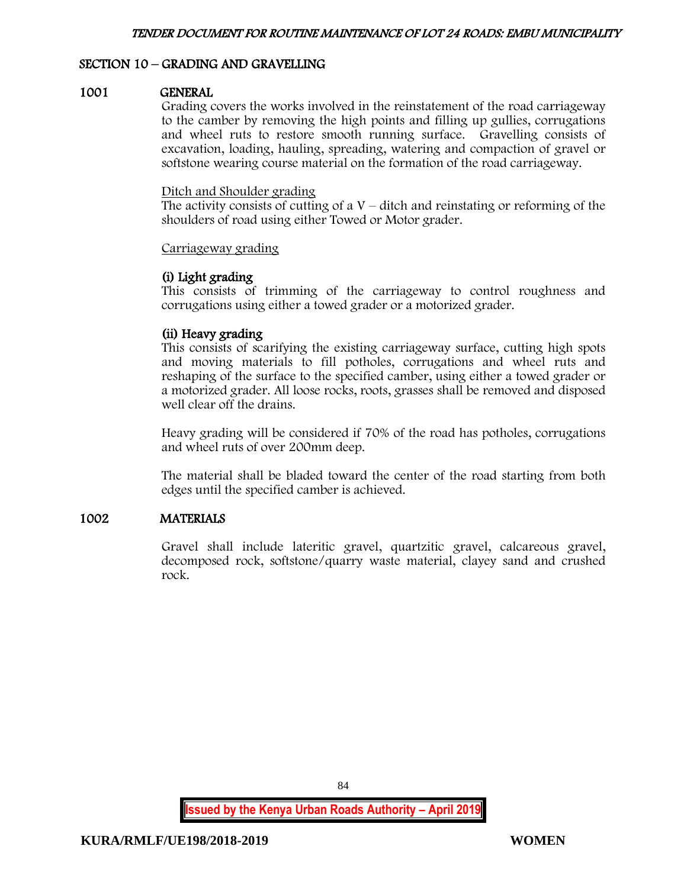## SECTION 10 – GRADING AND GRAVELLING

### 1001 GENERAL

Grading covers the works involved in the reinstatement of the road carriageway to the camber by removing the high points and filling up gullies, corrugations and wheel ruts to restore smooth running surface. Gravelling consists of excavation, loading, hauling, spreading, watering and compaction of gravel or softstone wearing course material on the formation of the road carriageway.

Ditch and Shoulder grading

The activity consists of cutting of a V – ditch and reinstating or reforming of the shoulders of road using either Towed or Motor grader.

Carriageway grading

**(i) Light grading**

This consists of trimming of the carriageway to control roughness and corrugations using either a towed grader or a motorized grader.

**(ii) Heavy grading**

This consists of scarifying the existing carriageway surface, cutting high spots and moving materials to fill potholes, corrugations and wheel ruts and reshaping of the surface to the specified camber, using either a towed grader or a motorized grader. All loose rocks, roots, grasses shall be removed and disposed well clear off the drains.

Heavy grading will be considered if 70% of the road has potholes, corrugations and wheel ruts of over 200mm deep.

The material shall be bladed toward the center of the road starting from both edges until the specified camber is achieved.

### 1002 MATERIALS

Gravel shall include lateritic gravel, quartzitic gravel, calcareous gravel, decomposed rock, softstone/quarry waste material, clayey sand and crushed rock.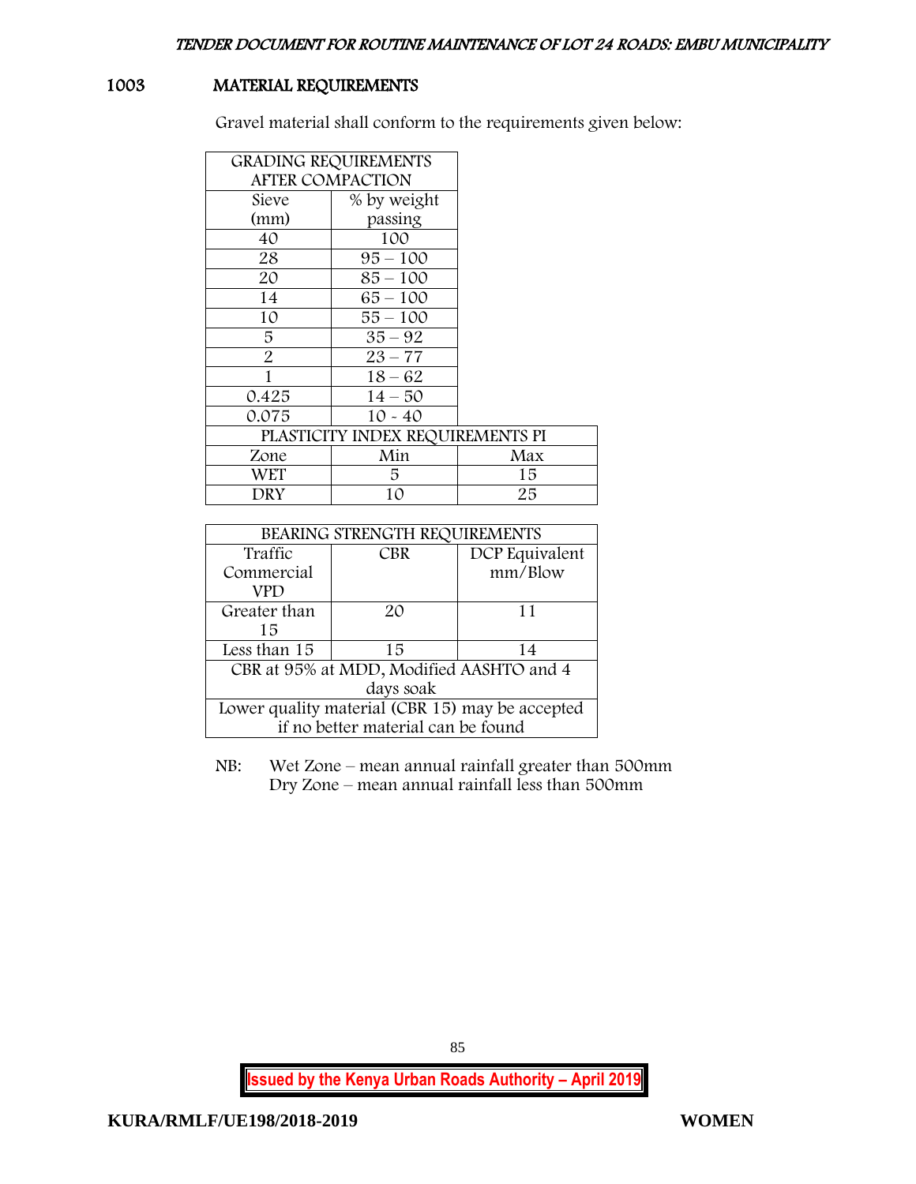## 1003 MATERIAL REQUIREMENTS

Gravel material shall conform to the requirements given below:

| GRADING REQUIREMENTS AFTER COMPACTION | |
|---|---|
| Sieve (mm) | % by weight passing |
| 40 | 100 |
| 28 | 95 – 100 |
| 20 | 85 – 100 |
| 14 | 65 – 100 |
| 10 | 55 – 100 |
| 5 | 35 – 92 |
| 2 | 23 – 77 |
| 1 | 18 – 62 |
| 0.425 | 14 – 50 |
| 0.075 | 10 - 40 |

| PLASTICITY INDEX REQUIREMENTS PI | | |
|---|---|---|
| Zone | Min | Max |
| WET | 5 | 15 |
| DRY | 10 | 25 |

| BEARING STRENGTH REQUIREMENTS | | |
|---|---|---|
| Traffic Commercial VPD | CBR | DCP Equivalent mm/Blow |
| Greater than 15 | 20 | 11 |
| Less than 15 | 15 | 14 |
| CBR at 95% at MDD, Modified AASHTO and 4 days soak | | |
| Lower quality material (CBR 15) may be accepted if no better material can be found | | |

NB: Wet Zone – mean annual rainfall greater than 500mm
Dry Zone – mean annual rainfall less than 500mm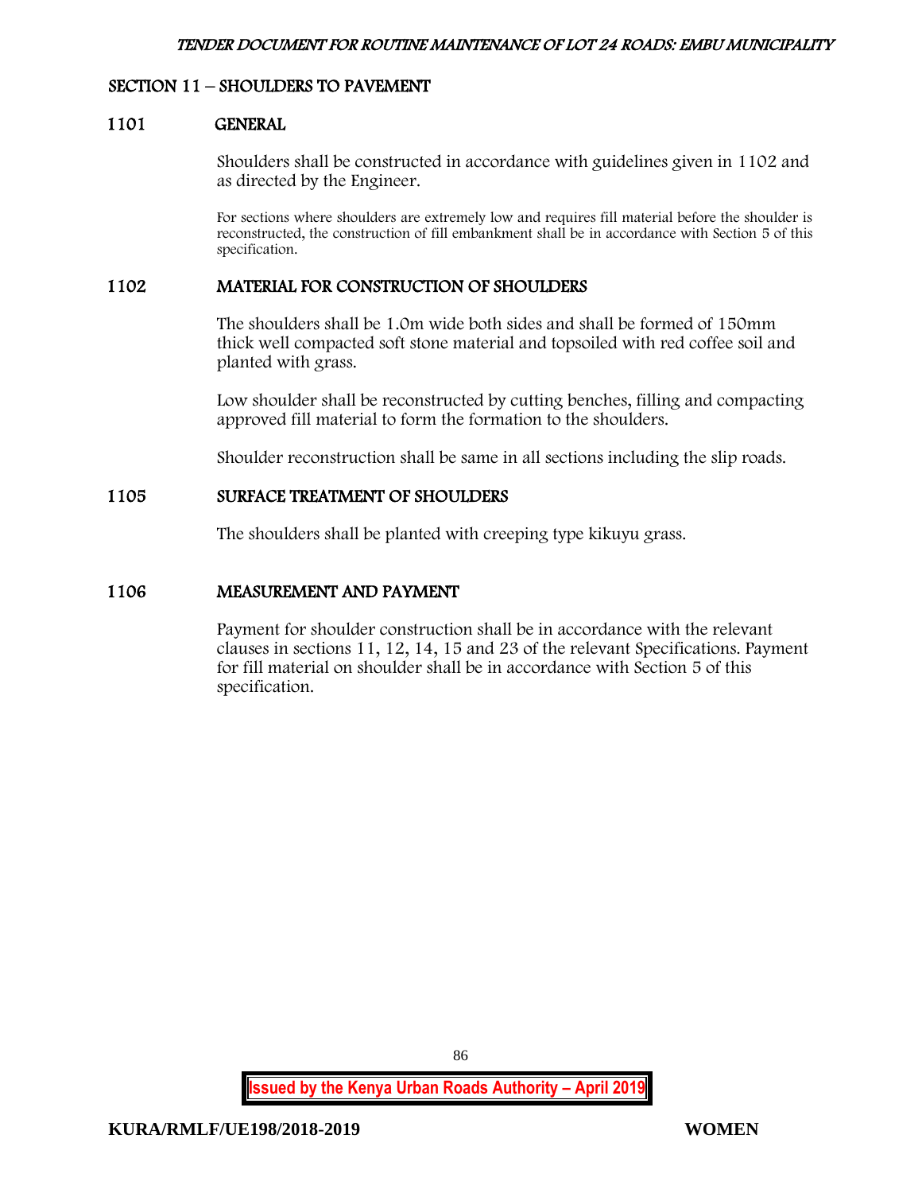## SECTION 11 – SHOULDERS TO PAVEMENT

### 1101 GENERAL

Shoulders shall be constructed in accordance with guidelines given in 1102 and as directed by the Engineer.

For sections where shoulders are extremely low and requires fill material before the shoulder is reconstructed, the construction of fill embankment shall be in accordance with Section 5 of this specification.

### 1102 MATERIAL FOR CONSTRUCTION OF SHOULDERS

The shoulders shall be 1.0m wide both sides and shall be formed of 150mm thick well compacted soft stone material and topsoiled with red coffee soil and planted with grass.

Low shoulder shall be reconstructed by cutting benches, filling and compacting approved fill material to form the formation to the shoulders.

Shoulder reconstruction shall be same in all sections including the slip roads.

### 1105 SURFACE TREATMENT OF SHOULDERS

The shoulders shall be planted with creeping type kikuyu grass.

### 1106 MEASUREMENT AND PAYMENT

Payment for shoulder construction shall be in accordance with the relevant clauses in sections 11, 12, 14, 15 and 23 of the relevant Specifications. Payment for fill material on shoulder shall be in accordance with Section 5 of this specification.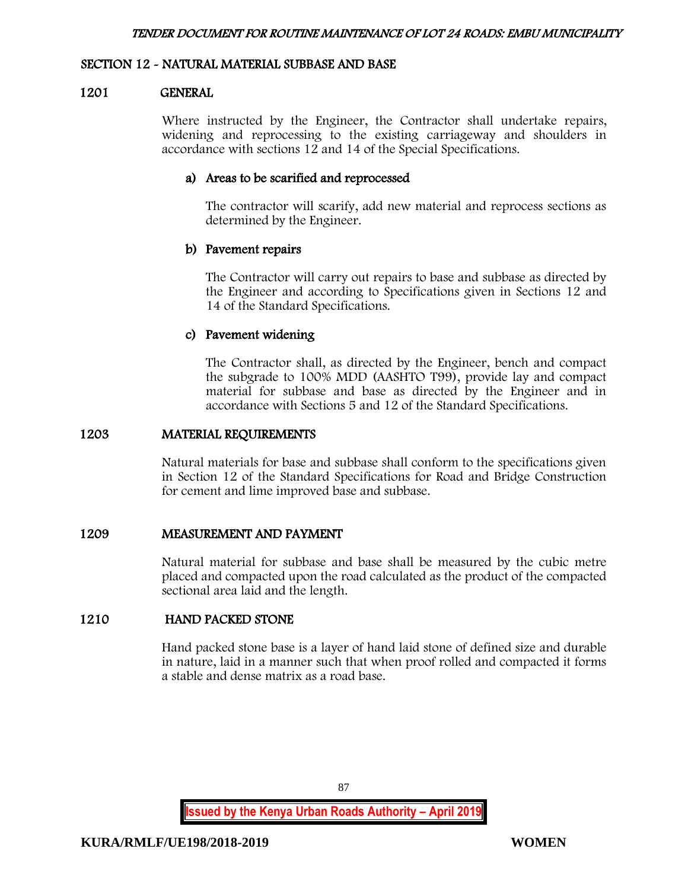## SECTION 12 - NATURAL MATERIAL SUBBASE AND BASE

### 1201 GENERAL

Where instructed by the Engineer, the Contractor shall undertake repairs, widening and reprocessing to the existing carriageway and shoulders in accordance with sections 12 and 14 of the Special Specifications.

**a) Areas to be scarified and reprocessed**

The contractor will scarify, add new material and reprocess sections as determined by the Engineer.

**b) Pavement repairs**

The Contractor will carry out repairs to base and subbase as directed by the Engineer and according to Specifications given in Sections 12 and 14 of the Standard Specifications.

**c) Pavement widening**

The Contractor shall, as directed by the Engineer, bench and compact the subgrade to 100% MDD (AASHTO T99), provide lay and compact material for subbase and base as directed by the Engineer and in accordance with Sections 5 and 12 of the Standard Specifications.

### 1203 MATERIAL REQUIREMENTS

Natural materials for base and subbase shall conform to the specifications given in Section 12 of the Standard Specifications for Road and Bridge Construction for cement and lime improved base and subbase.

### 1209 MEASUREMENT AND PAYMENT

Natural material for subbase and base shall be measured by the cubic metre placed and compacted upon the road calculated as the product of the compacted sectional area laid and the length.

### 1210 HAND PACKED STONE

Hand packed stone base is a layer of hand laid stone of defined size and durable in nature, laid in a manner such that when proof rolled and compacted it forms a stable and dense matrix as a road base.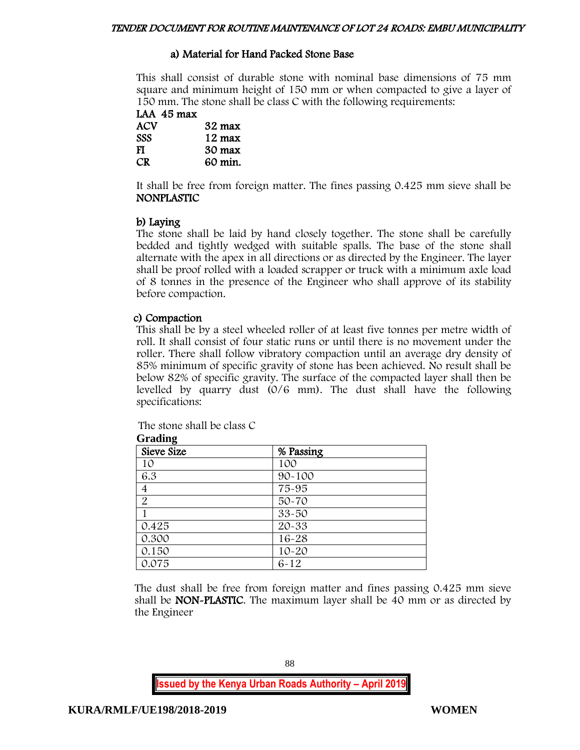### a) Material for Hand Packed Stone Base

This shall consist of durable stone with nominal base dimensions of 75 mm square and minimum height of 150 mm or when compacted to give a layer of 150 mm. The stone shall be class C with the following requirements:

**LAA 45 max**
**ACV 32 max**
**SSS 12 max**
**FI 30 max**
**CR 60 min.**

It shall be free from foreign matter. The fines passing 0.425 mm sieve shall be **NONPLASTIC**

### b) Laying

The stone shall be laid by hand closely together. The stone shall be carefully bedded and tightly wedged with suitable spalls. The base of the stone shall alternate with the apex in all directions or as directed by the Engineer. The layer shall be proof rolled with a loaded scrapper or truck with a minimum axle load of 8 tonnes in the presence of the Engineer who shall approve of its stability before compaction.

### c) Compaction

This shall be by a steel wheeled roller of at least five tonnes per metre width of roll. It shall consist of four static runs or until there is no movement under the roller. There shall follow vibratory compaction until an average dry density of 85% minimum of specific gravity of stone has been achieved. No result shall be below 82% of specific gravity. The surface of the compacted layer shall then be levelled by quarry dust (0/6 mm). The dust shall have the following specifications:

The stone shall be class C

**Grading**

| Sieve Size | % Passing |
|---|---|
| 10 | 100 |
| 6.3 | 90-100 |
| 4 | 75-95 |
| 2 | 50-70 |
| 1 | 33-50 |
| 0.425 | 20-33 |
| 0.300 | 16-28 |
| 0.150 | 10-20 |
| 0.075 | 6-12 |

The dust shall be free from foreign matter and fines passing 0.425 mm sieve shall be **NON-PLASTIC**. The maximum layer shall be 40 mm or as directed by the Engineer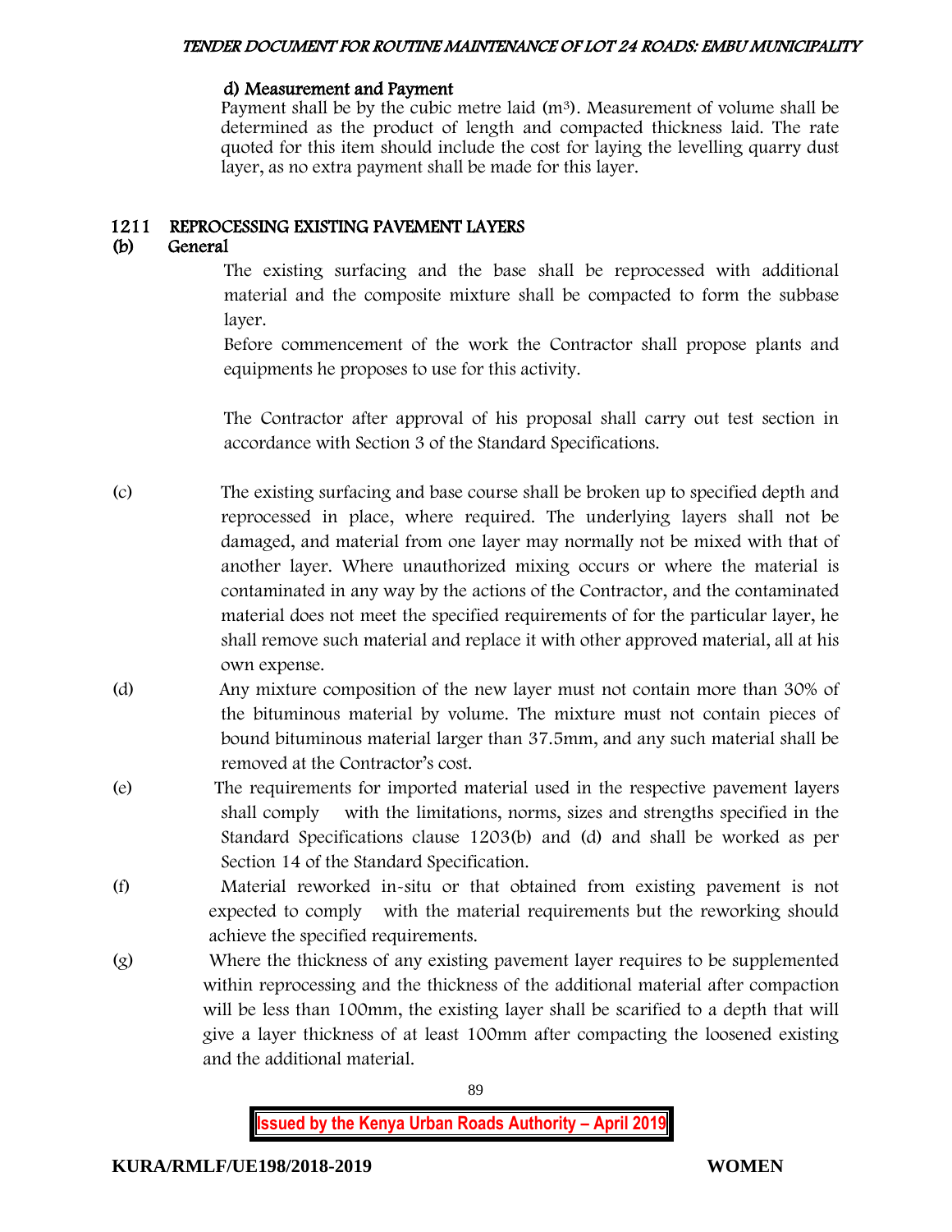#### d) Measurement and Payment

Payment shall be by the cubic metre laid ($m^3$). Measurement of volume shall be determined as the product of length and compacted thickness laid. The rate quoted for this item should include the cost for laying the levelling quarry dust layer, as no extra payment shall be made for this layer.

## 1211 REPROCESSING EXISTING PAVEMENT LAYERS

### (b) General

The existing surfacing and the base shall be reprocessed with additional material and the composite mixture shall be compacted to form the subbase layer.

Before commencement of the work the Contractor shall propose plants and equipments he proposes to use for this activity.

The Contractor after approval of his proposal shall carry out test section in accordance with Section 3 of the Standard Specifications.

(c) The existing surfacing and base course shall be broken up to specified depth and reprocessed in place, where required. The underlying layers shall not be damaged, and material from one layer may normally not be mixed with that of another layer. Where unauthorized mixing occurs or where the material is contaminated in any way by the actions of the Contractor, and the contaminated material does not meet the specified requirements of for the particular layer, he shall remove such material and replace it with other approved material, all at his own expense.

(d) Any mixture composition of the new layer must not contain more than 30% of the bituminous material by volume. The mixture must not contain pieces of bound bituminous material larger than 37.5mm, and any such material shall be removed at the Contractor's cost.

(e) The requirements for imported material used in the respective pavement layers shall comply with the limitations, norms, sizes and strengths specified in the Standard Specifications clause 1203(b) and (d) and shall be worked as per Section 14 of the Standard Specification.

(f) Material reworked in-situ or that obtained from existing pavement is not expected to comply with the material requirements but the reworking should achieve the specified requirements.

(g) Where the thickness of any existing pavement layer requires to be supplemented within reprocessing and the thickness of the additional material after compaction will be less than 100mm, the existing layer shall be scarified to a depth that will give a layer thickness of at least 100mm after compacting the loosened existing and the additional material.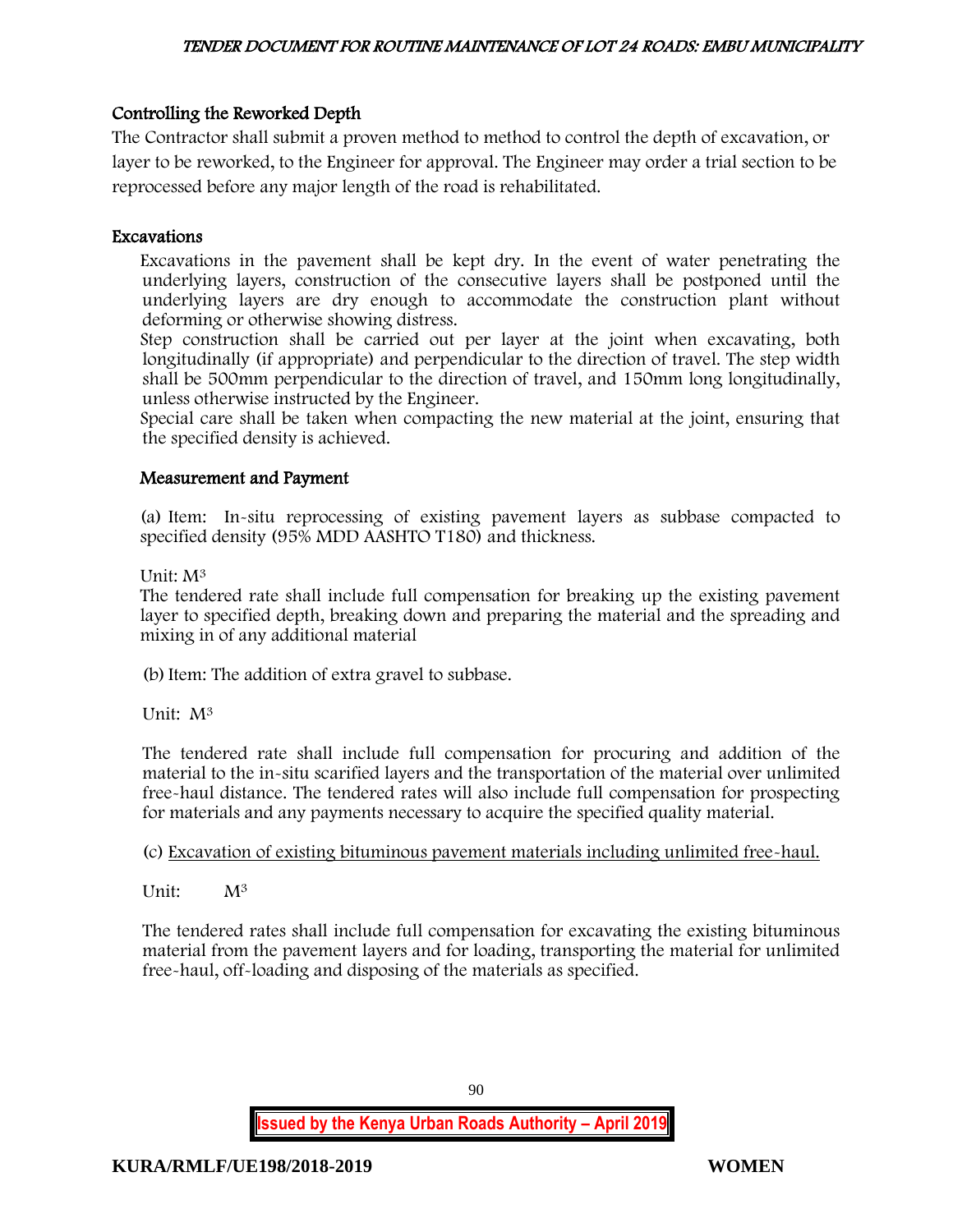### Controlling the Reworked Depth

The Contractor shall submit a proven method to method to control the depth of excavation, or layer to be reworked, to the Engineer for approval. The Engineer may order a trial section to be reprocessed before any major length of the road is rehabilitated.

### Excavations

Excavations in the pavement shall be kept dry. In the event of water penetrating the underlying layers, construction of the consecutive layers shall be postponed until the underlying layers are dry enough to accommodate the construction plant without deforming or otherwise showing distress.

Step construction shall be carried out per layer at the joint when excavating, both longitudinally (if appropriate) and perpendicular to the direction of travel. The step width shall be 500mm perpendicular to the direction of travel, and 150mm long longitudinally, unless otherwise instructed by the Engineer.

Special care shall be taken when compacting the new material at the joint, ensuring that the specified density is achieved.

### Measurement and Payment

(a) Item: In-situ reprocessing of existing pavement layers as subbase compacted to specified density (95% MDD AASHTO T180) and thickness.

Unit: $M^3$

The tendered rate shall include full compensation for breaking up the existing pavement layer to specified depth, breaking down and preparing the material and the spreading and mixing in of any additional material

(b) Item: The addition of extra gravel to subbase.

Unit: $M^3$

The tendered rate shall include full compensation for procuring and addition of the material to the in-situ scarified layers and the transportation of the material over unlimited free-haul distance. The tendered rates will also include full compensation for prospecting for materials and any payments necessary to acquire the specified quality material.

(c) Excavation of existing bituminous pavement materials including unlimited free-haul.

Unit: $M^3$

The tendered rates shall include full compensation for excavating the existing bituminous material from the pavement layers and for loading, transporting the material for unlimited free-haul, off-loading and disposing of the materials as specified.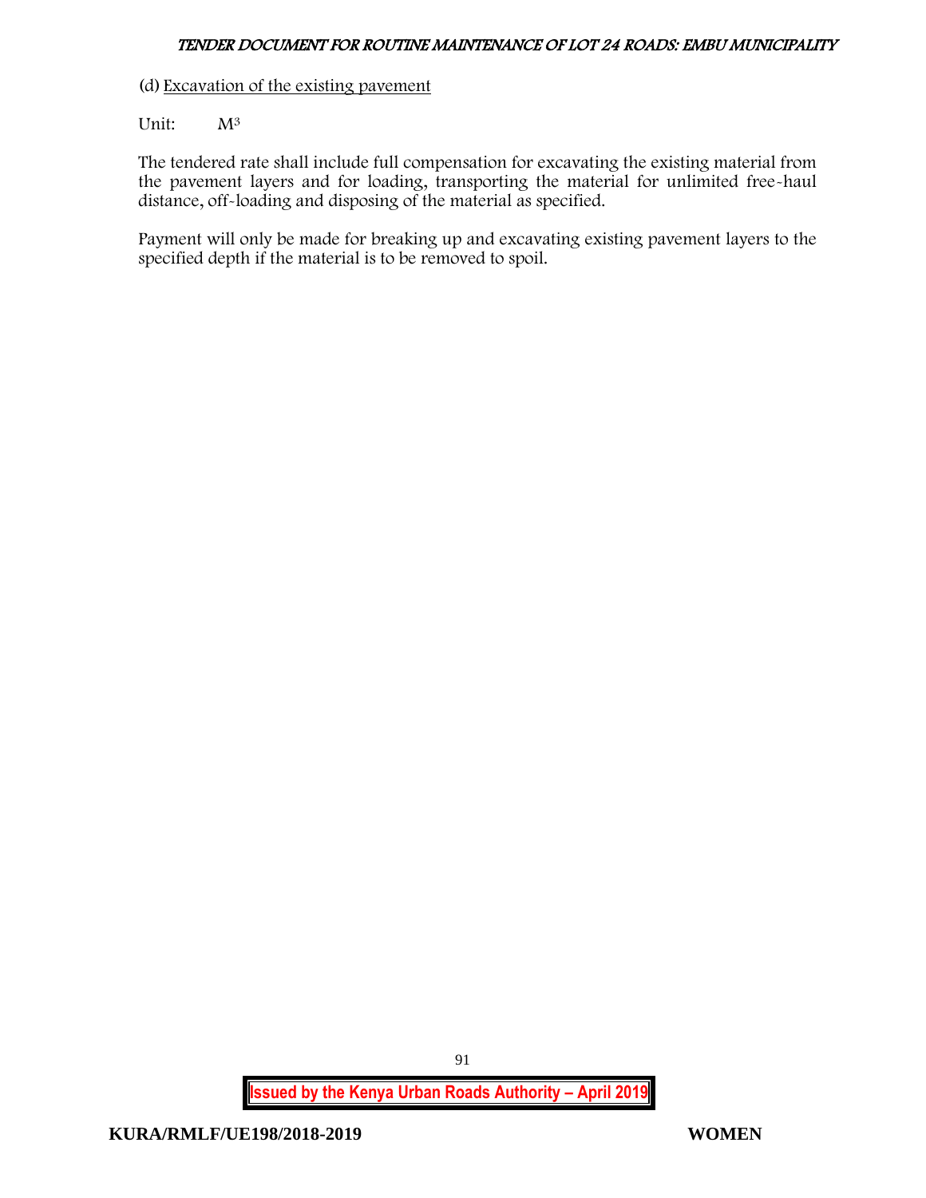(d) Excavation of the existing pavement

Unit: $M^3$

The tendered rate shall include full compensation for excavating the existing material from the pavement layers and for loading, transporting the material for unlimited free-haul distance, off-loading and disposing of the material as specified.

Payment will only be made for breaking up and excavating existing pavement layers to the specified depth if the material is to be removed to spoil.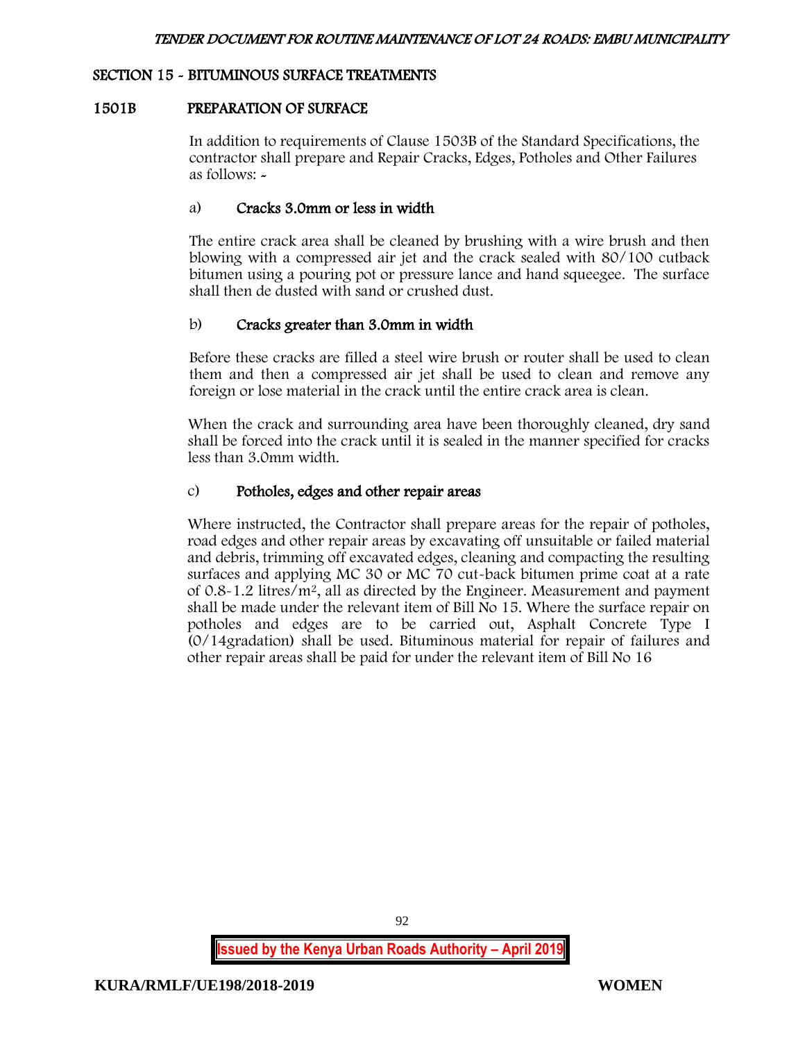## SECTION 15 - BITUMINOUS SURFACE TREATMENTS

### 1501B PREPARATION OF SURFACE

In addition to requirements of Clause 1503B of the Standard Specifications, the contractor shall prepare and Repair Cracks, Edges, Potholes and Other Failures as follows: -

#### a) Cracks 3.0mm or less in width

The entire crack area shall be cleaned by brushing with a wire brush and then blowing with a compressed air jet and the crack sealed with 80/100 cutback bitumen using a pouring pot or pressure lance and hand squeegee. The surface shall then de dusted with sand or crushed dust.

#### b) Cracks greater than 3.0mm in width

Before these cracks are filled a steel wire brush or router shall be used to clean them and then a compressed air jet shall be used to clean and remove any foreign or lose material in the crack until the entire crack area is clean.

When the crack and surrounding area have been thoroughly cleaned, dry sand shall be forced into the crack until it is sealed in the manner specified for cracks less than 3.0mm width.

#### c) Potholes, edges and other repair areas

Where instructed, the Contractor shall prepare areas for the repair of potholes, road edges and other repair areas by excavating off unsuitable or failed material and debris, trimming off excavated edges, cleaning and compacting the resulting surfaces and applying MC 30 or MC 70 cut-back bitumen prime coat at a rate of 0.8-1.2 litres/m$^2$, all as directed by the Engineer. Measurement and payment shall be made under the relevant item of Bill No 15. Where the surface repair on potholes and edges are to be carried out, Asphalt Concrete Type I (0/14gradation) shall be used. Bituminous material for repair of failures and other repair areas shall be paid for under the relevant item of Bill No 16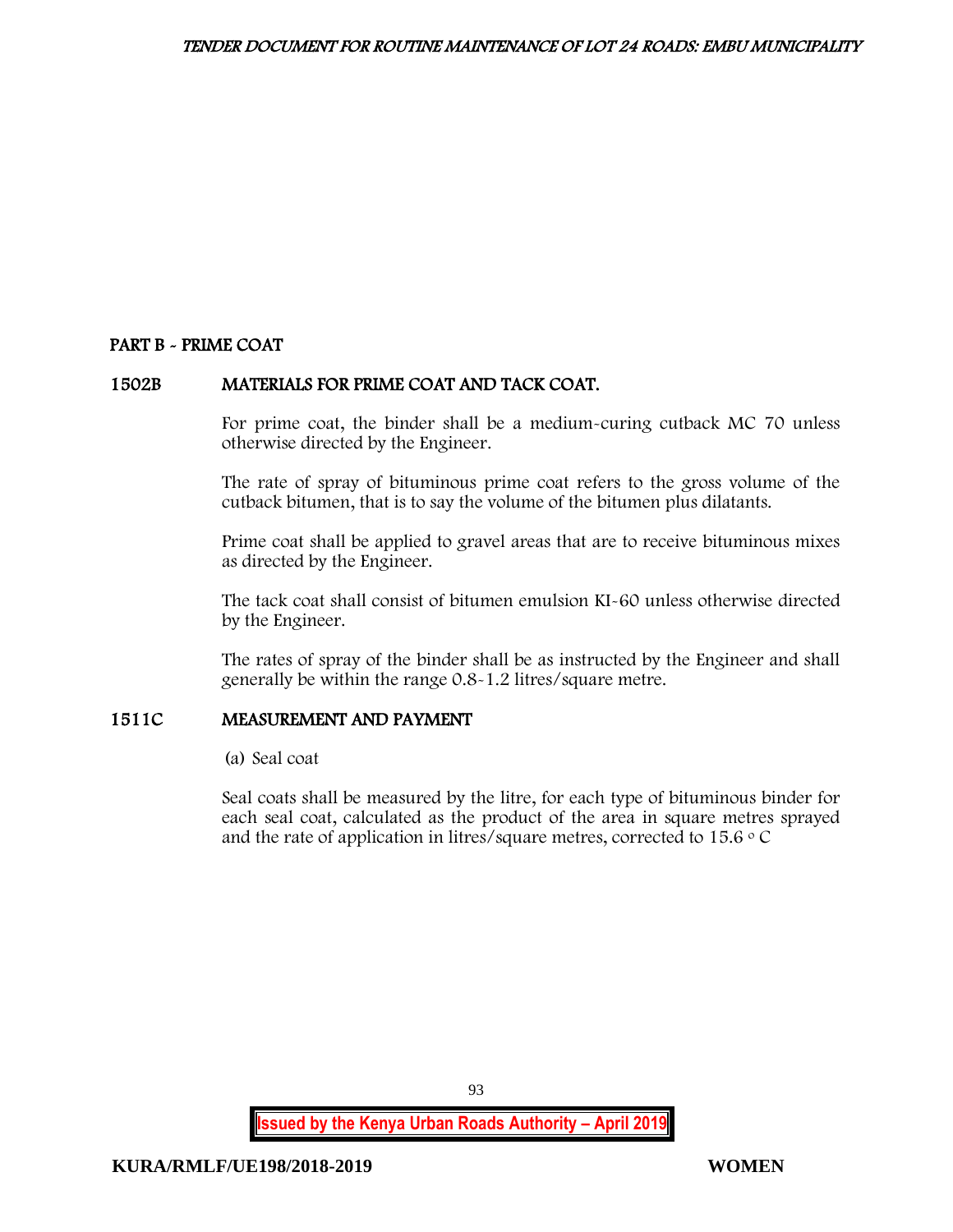## PART B - PRIME COAT

### 1502B MATERIALS FOR PRIME COAT AND TACK COAT.

For prime coat, the binder shall be a medium-curing cutback MC 70 unless otherwise directed by the Engineer.

The rate of spray of bituminous prime coat refers to the gross volume of the cutback bitumen, that is to say the volume of the bitumen plus dilatants.

Prime coat shall be applied to gravel areas that are to receive bituminous mixes as directed by the Engineer.

The tack coat shall consist of bitumen emulsion KI-60 unless otherwise directed by the Engineer.

The rates of spray of the binder shall be as instructed by the Engineer and shall generally be within the range 0.8-1.2 litres/square metre.

### 1511C MEASUREMENT AND PAYMENT

(a) Seal coat

Seal coats shall be measured by the litre, for each type of bituminous binder for each seal coat, calculated as the product of the area in square metres sprayed and the rate of application in litres/square metres, corrected to 15.6 $^{\circ}$ C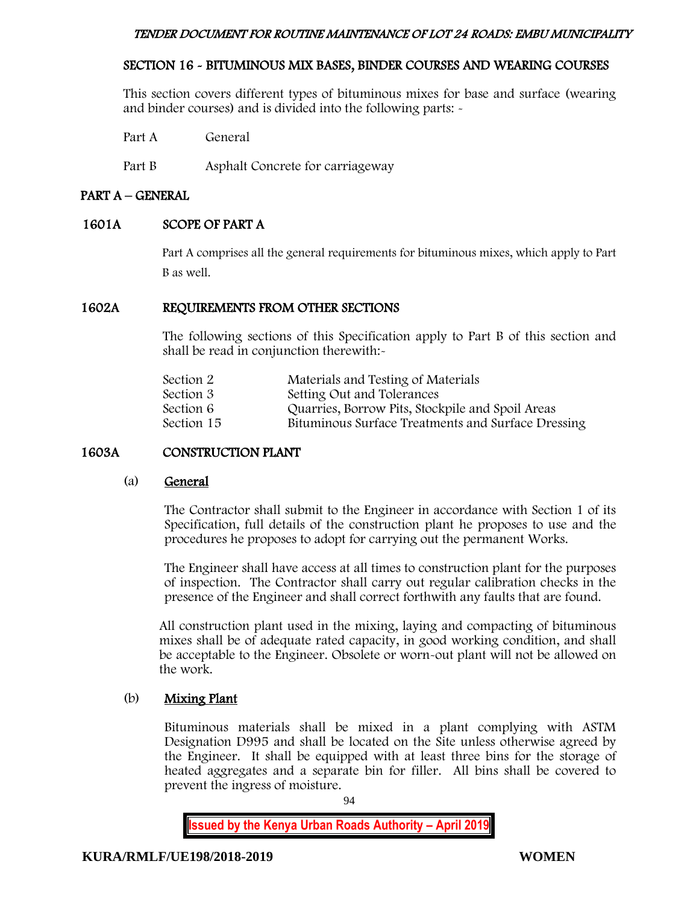## SECTION 16 - BITUMINOUS MIX BASES, BINDER COURSES AND WEARING COURSES

This section covers different types of bituminous mixes for base and surface (wearing and binder courses) and is divided into the following parts: -

Part A General

Part B Asphalt Concrete for carriageway

## PART A – GENERAL

### 1601A SCOPE OF PART A

Part A comprises all the general requirements for bituminous mixes, which apply to Part B as well.

### 1602A REQUIREMENTS FROM OTHER SECTIONS

The following sections of this Specification apply to Part B of this section and shall be read in conjunction therewith:-

| | |
|---|---|
| Section 2 | Materials and Testing of Materials |
| Section 3 | Setting Out and Tolerances |
| Section 6 | Quarries, Borrow Pits, Stockpile and Spoil Areas |
| Section 15 | Bituminous Surface Treatments and Surface Dressing |

### 1603A CONSTRUCTION PLANT

#### (a) General

The Contractor shall submit to the Engineer in accordance with Section 1 of its Specification, full details of the construction plant he proposes to use and the procedures he proposes to adopt for carrying out the permanent Works.

The Engineer shall have access at all times to construction plant for the purposes of inspection. The Contractor shall carry out regular calibration checks in the presence of the Engineer and shall correct forthwith any faults that are found.

All construction plant used in the mixing, laying and compacting of bituminous mixes shall be of adequate rated capacity, in good working condition, and shall be acceptable to the Engineer. Obsolete or worn-out plant will not be allowed on the work.

#### (b) Mixing Plant

Bituminous materials shall be mixed in a plant complying with ASTM Designation D995 and shall be located on the Site unless otherwise agreed by the Engineer. It shall be equipped with at least three bins for the storage of heated aggregates and a separate bin for filler. All bins shall be covered to prevent the ingress of moisture.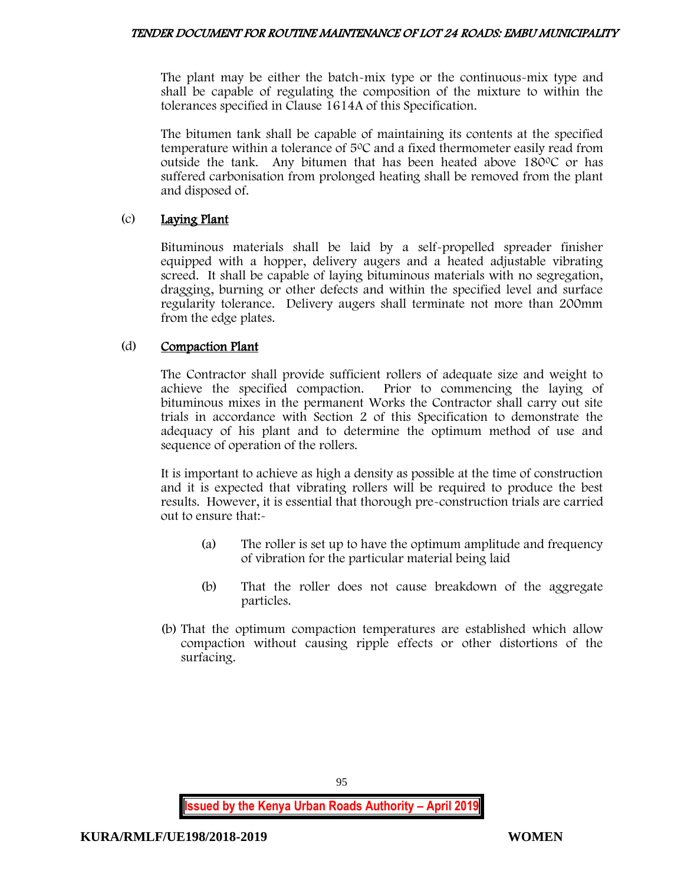The plant may be either the batch-mix type or the continuous-mix type and shall be capable of regulating the composition of the mixture to within the tolerances specified in Clause 1614A of this Specification.

The bitumen tank shall be capable of maintaining its contents at the specified temperature within a tolerance of 5°C and a fixed thermometer easily read from outside the tank. Any bitumen that has been heated above 180°C or has suffered carbonisation from prolonged heating shall be removed from the plant and disposed of.

(c) Laying Plant

Bituminous materials shall be laid by a self-propelled spreader finisher equipped with a hopper, delivery augers and a heated adjustable vibrating screed. It shall be capable of laying bituminous materials with no segregation, dragging, burning or other defects and within the specified level and surface regularity tolerance. Delivery augers shall terminate not more than 200mm from the edge plates.

(d) Compaction Plant

The Contractor shall provide sufficient rollers of adequate size and weight to achieve the specified compaction. Prior to commencing the laying of bituminous mixes in the permanent Works the Contractor shall carry out site trials in accordance with Section 2 of this Specification to demonstrate the adequacy of his plant and to determine the optimum method of use and sequence of operation of the rollers.

It is important to achieve as high a density as possible at the time of construction and it is expected that vibrating rollers will be required to produce the best results. However, it is essential that thorough pre-construction trials are carried out to ensure that:-

(a) The roller is set up to have the optimum amplitude and frequency of vibration for the particular material being laid

(b) That the roller does not cause breakdown of the aggregate particles.

(b) That the optimum compaction temperatures are established which allow compaction without causing ripple effects or other distortions of the surfacing.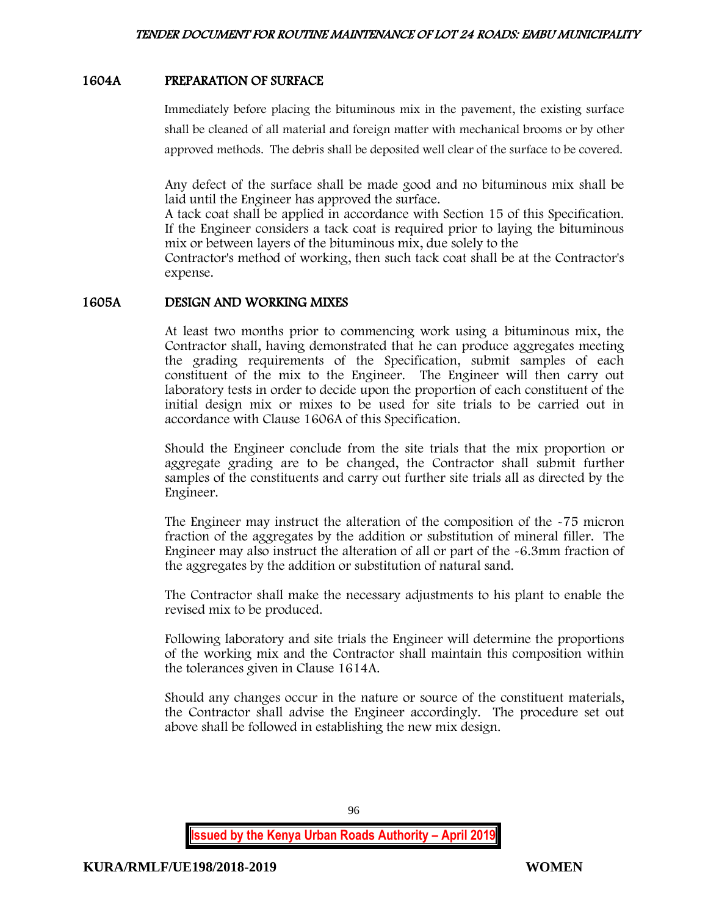### 1604A PREPARATION OF SURFACE

Immediately before placing the bituminous mix in the pavement, the existing surface shall be cleaned of all material and foreign matter with mechanical brooms or by other approved methods. The debris shall be deposited well clear of the surface to be covered.

Any defect of the surface shall be made good and no bituminous mix shall be laid until the Engineer has approved the surface.
A tack coat shall be applied in accordance with Section 15 of this Specification. If the Engineer considers a tack coat is required prior to laying the bituminous mix or between layers of the bituminous mix, due solely to the
Contractor's method of working, then such tack coat shall be at the Contractor's expense.

### 1605A DESIGN AND WORKING MIXES

At least two months prior to commencing work using a bituminous mix, the Contractor shall, having demonstrated that he can produce aggregates meeting the grading requirements of the Specification, submit samples of each constituent of the mix to the Engineer. The Engineer will then carry out laboratory tests in order to decide upon the proportion of each constituent of the initial design mix or mixes to be used for site trials to be carried out in accordance with Clause 1606A of this Specification.

Should the Engineer conclude from the site trials that the mix proportion or aggregate grading are to be changed, the Contractor shall submit further samples of the constituents and carry out further site trials all as directed by the Engineer.

The Engineer may instruct the alteration of the composition of the -75 micron fraction of the aggregates by the addition or substitution of mineral filler. The Engineer may also instruct the alteration of all or part of the -6.3mm fraction of the aggregates by the addition or substitution of natural sand.

The Contractor shall make the necessary adjustments to his plant to enable the revised mix to be produced.

Following laboratory and site trials the Engineer will determine the proportions of the working mix and the Contractor shall maintain this composition within the tolerances given in Clause 1614A.

Should any changes occur in the nature or source of the constituent materials, the Contractor shall advise the Engineer accordingly. The procedure set out above shall be followed in establishing the new mix design.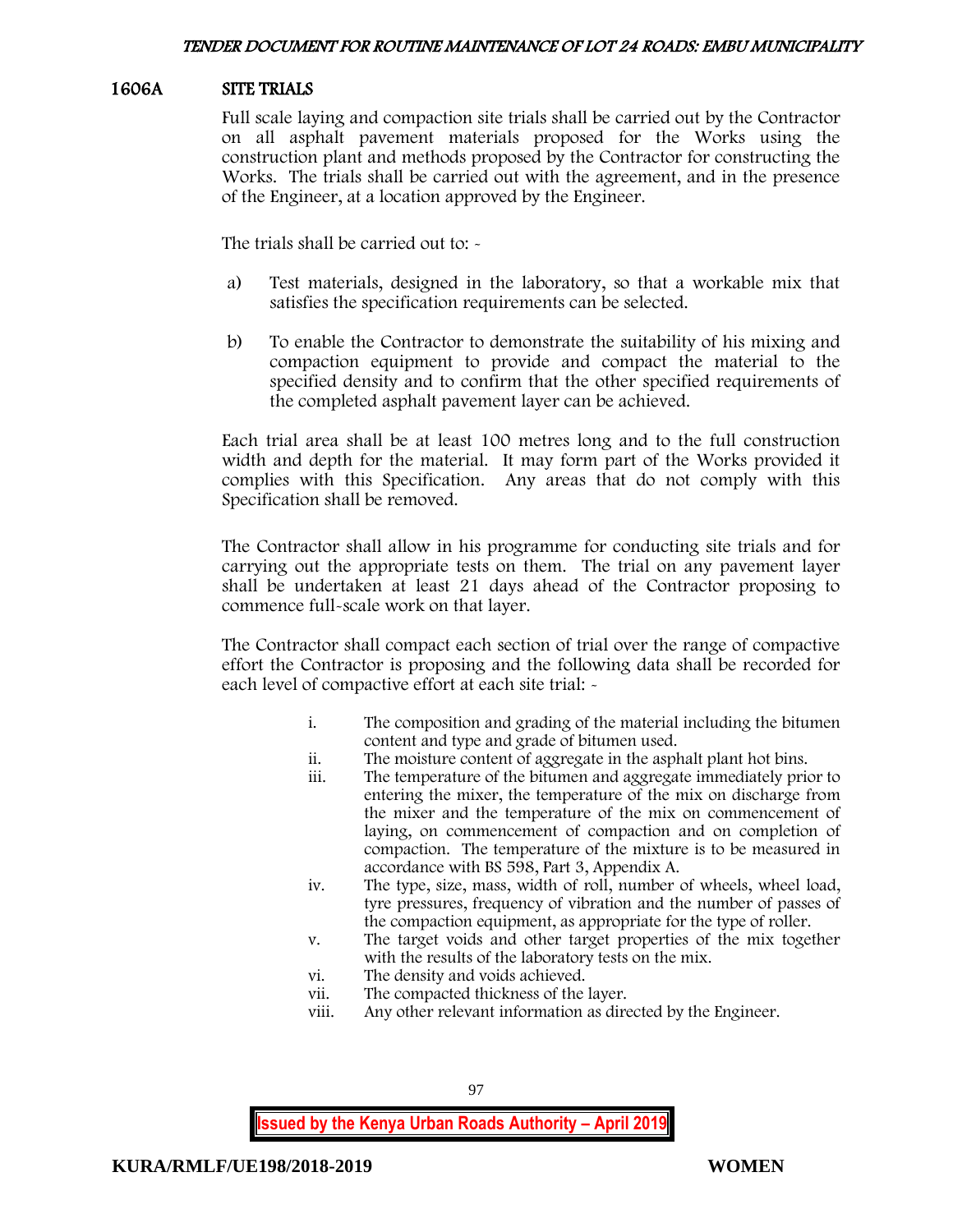## 1606A SITE TRIALS

Full scale laying and compaction site trials shall be carried out by the Contractor on all asphalt pavement materials proposed for the Works using the construction plant and methods proposed by the Contractor for constructing the Works. The trials shall be carried out with the agreement, and in the presence of the Engineer, at a location approved by the Engineer.

The trials shall be carried out to: -

a) Test materials, designed in the laboratory, so that a workable mix that satisfies the specification requirements can be selected.

b) To enable the Contractor to demonstrate the suitability of his mixing and compaction equipment to provide and compact the material to the specified density and to confirm that the other specified requirements of the completed asphalt pavement layer can be achieved.

Each trial area shall be at least 100 metres long and to the full construction width and depth for the material. It may form part of the Works provided it complies with this Specification. Any areas that do not comply with this Specification shall be removed.

The Contractor shall allow in his programme for conducting site trials and for carrying out the appropriate tests on them. The trial on any pavement layer shall be undertaken at least 21 days ahead of the Contractor proposing to commence full-scale work on that layer.

The Contractor shall compact each section of trial over the range of compactive effort the Contractor is proposing and the following data shall be recorded for each level of compactive effort at each site trial: -

i. The composition and grading of the material including the bitumen content and type and grade of bitumen used.
ii. The moisture content of aggregate in the asphalt plant hot bins.
iii. The temperature of the bitumen and aggregate immediately prior to entering the mixer, the temperature of the mix on discharge from the mixer and the temperature of the mix on commencement of laying, on commencement of compaction and on completion of compaction. The temperature of the mixture is to be measured in accordance with BS 598, Part 3, Appendix A.
iv. The type, size, mass, width of roll, number of wheels, wheel load, tyre pressures, frequency of vibration and the number of passes of the compaction equipment, as appropriate for the type of roller.
v. The target voids and other target properties of the mix together with the results of the laboratory tests on the mix.
vi. The density and voids achieved.
vii. The compacted thickness of the layer.
viii. Any other relevant information as directed by the Engineer.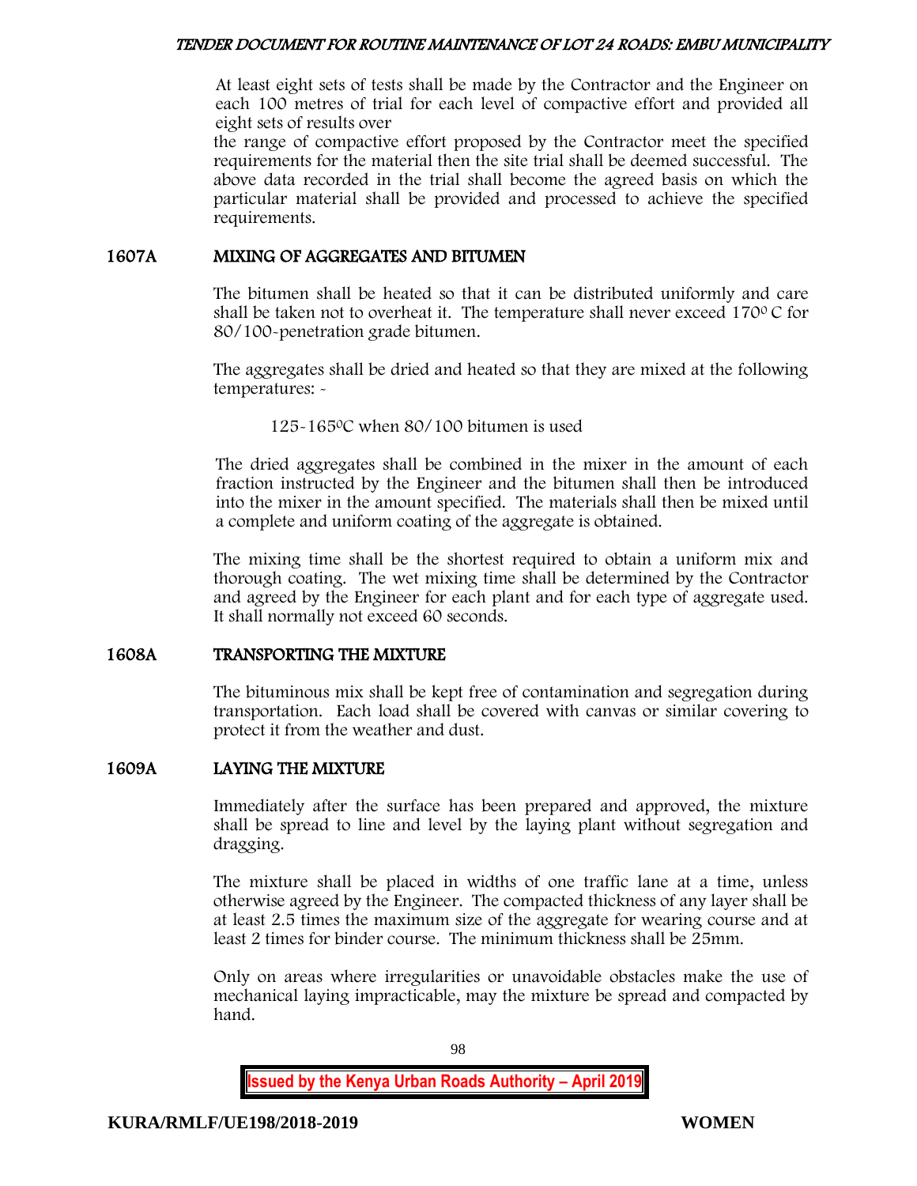At least eight sets of tests shall be made by the Contractor and the Engineer on each 100 metres of trial for each level of compactive effort and provided all eight sets of results over the range of compactive effort proposed by the Contractor meet the specified requirements for the material then the site trial shall be deemed successful. The above data recorded in the trial shall become the agreed basis on which the particular material shall be provided and processed to achieve the specified requirements.

## 1607A MIXING OF AGGREGATES AND BITUMEN

The bitumen shall be heated so that it can be distributed uniformly and care shall be taken not to overheat it. The temperature shall never exceed 170$^{0}$ C for 80/100-penetration grade bitumen.

The aggregates shall be dried and heated so that they are mixed at the following temperatures: -

125-165$^{0}$C when 80/100 bitumen is used

The dried aggregates shall be combined in the mixer in the amount of each fraction instructed by the Engineer and the bitumen shall then be introduced into the mixer in the amount specified. The materials shall then be mixed until a complete and uniform coating of the aggregate is obtained.

The mixing time shall be the shortest required to obtain a uniform mix and thorough coating. The wet mixing time shall be determined by the Contractor and agreed by the Engineer for each plant and for each type of aggregate used. It shall normally not exceed 60 seconds.

## 1608A TRANSPORTING THE MIXTURE

The bituminous mix shall be kept free of contamination and segregation during transportation. Each load shall be covered with canvas or similar covering to protect it from the weather and dust.

## 1609A LAYING THE MIXTURE

Immediately after the surface has been prepared and approved, the mixture shall be spread to line and level by the laying plant without segregation and dragging.

The mixture shall be placed in widths of one traffic lane at a time, unless otherwise agreed by the Engineer. The compacted thickness of any layer shall be at least 2.5 times the maximum size of the aggregate for wearing course and at least 2 times for binder course. The minimum thickness shall be 25mm.

Only on areas where irregularities or unavoidable obstacles make the use of mechanical laying impracticable, may the mixture be spread and compacted by hand.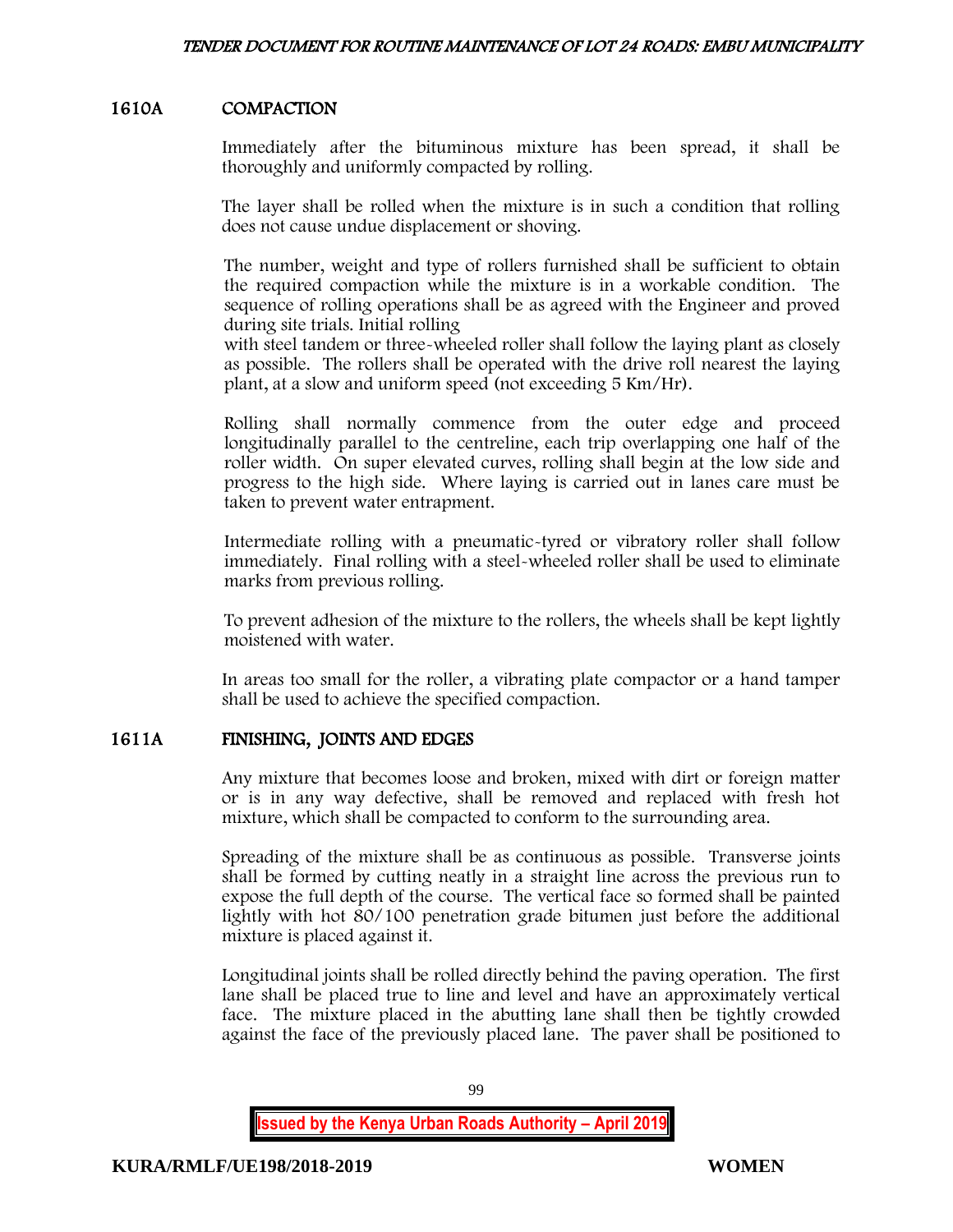## 1610A COMPACTION

Immediately after the bituminous mixture has been spread, it shall be thoroughly and uniformly compacted by rolling.

The layer shall be rolled when the mixture is in such a condition that rolling does not cause undue displacement or shoving.

The number, weight and type of rollers furnished shall be sufficient to obtain the required compaction while the mixture is in a workable condition. The sequence of rolling operations shall be as agreed with the Engineer and proved during site trials. Initial rolling with steel tandem or three-wheeled roller shall follow the laying plant as closely as possible. The rollers shall be operated with the drive roll nearest the laying plant, at a slow and uniform speed (not exceeding 5 Km/Hr).

Rolling shall normally commence from the outer edge and proceed longitudinally parallel to the centreline, each trip overlapping one half of the roller width. On super elevated curves, rolling shall begin at the low side and progress to the high side. Where laying is carried out in lanes care must be taken to prevent water entrapment.

Intermediate rolling with a pneumatic-tyred or vibratory roller shall follow immediately. Final rolling with a steel-wheeled roller shall be used to eliminate marks from previous rolling.

To prevent adhesion of the mixture to the rollers, the wheels shall be kept lightly moistened with water.

In areas too small for the roller, a vibrating plate compactor or a hand tamper shall be used to achieve the specified compaction.

## 1611A FINISHING, JOINTS AND EDGES

Any mixture that becomes loose and broken, mixed with dirt or foreign matter or is in any way defective, shall be removed and replaced with fresh hot mixture, which shall be compacted to conform to the surrounding area.

Spreading of the mixture shall be as continuous as possible. Transverse joints shall be formed by cutting neatly in a straight line across the previous run to expose the full depth of the course. The vertical face so formed shall be painted lightly with hot 80/100 penetration grade bitumen just before the additional mixture is placed against it.

Longitudinal joints shall be rolled directly behind the paving operation. The first lane shall be placed true to line and level and have an approximately vertical face. The mixture placed in the abutting lane shall then be tightly crowded against the face of the previously placed lane. The paver shall be positioned to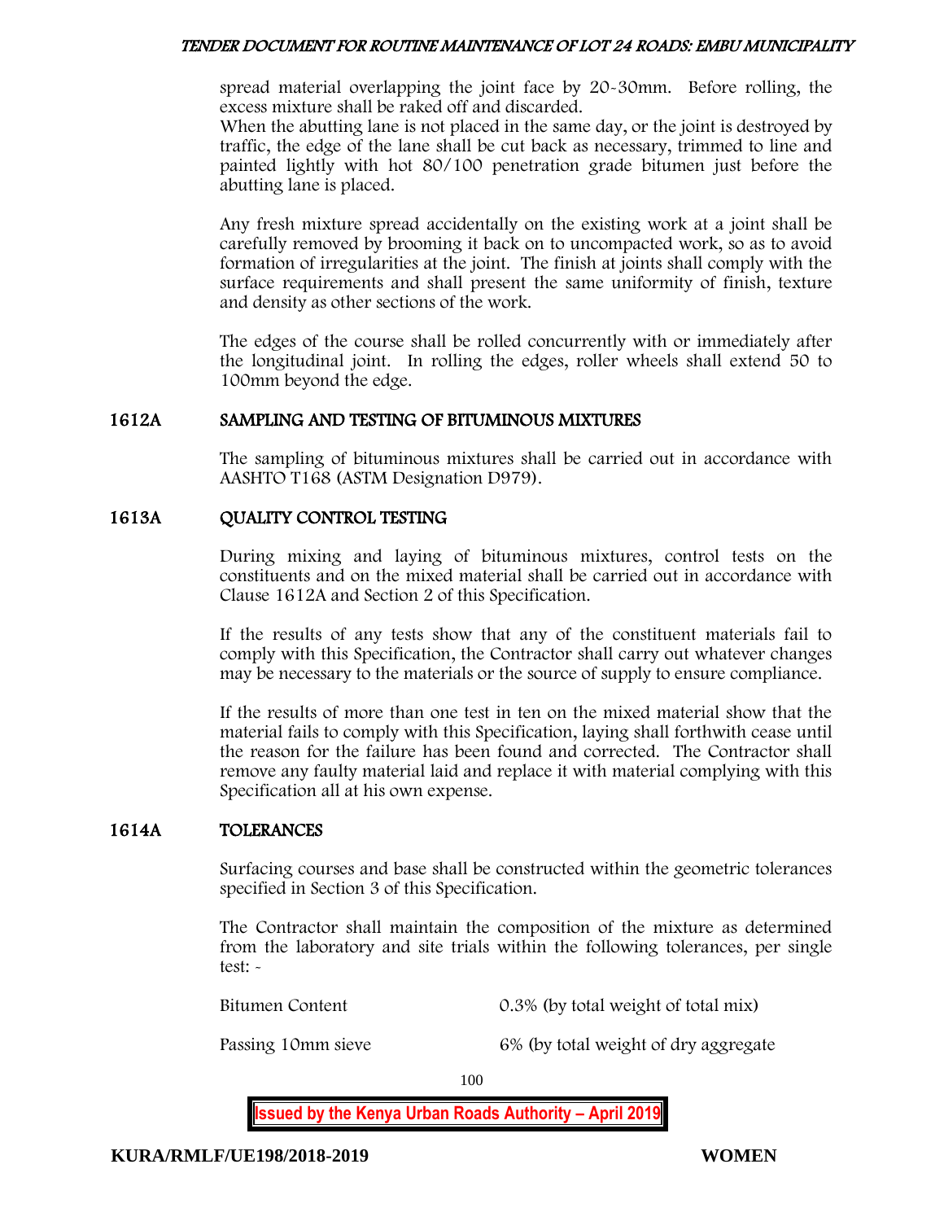spread material overlapping the joint face by 20-30mm. Before rolling, the excess mixture shall be raked off and discarded.
When the abutting lane is not placed in the same day, or the joint is destroyed by traffic, the edge of the lane shall be cut back as necessary, trimmed to line and painted lightly with hot 80/100 penetration grade bitumen just before the abutting lane is placed.

Any fresh mixture spread accidentally on the existing work at a joint shall be carefully removed by brooming it back on to uncompacted work, so as to avoid formation of irregularities at the joint. The finish at joints shall comply with the surface requirements and shall present the same uniformity of finish, texture and density as other sections of the work.

The edges of the course shall be rolled concurrently with or immediately after the longitudinal joint. In rolling the edges, roller wheels shall extend 50 to 100mm beyond the edge.

## 1612A SAMPLING AND TESTING OF BITUMINOUS MIXTURES

The sampling of bituminous mixtures shall be carried out in accordance with AASHTO T168 (ASTM Designation D979).

## 1613A QUALITY CONTROL TESTING

During mixing and laying of bituminous mixtures, control tests on the constituents and on the mixed material shall be carried out in accordance with Clause 1612A and Section 2 of this Specification.

If the results of any tests show that any of the constituent materials fail to comply with this Specification, the Contractor shall carry out whatever changes may be necessary to the materials or the source of supply to ensure compliance.

If the results of more than one test in ten on the mixed material show that the material fails to comply with this Specification, laying shall forthwith cease until the reason for the failure has been found and corrected. The Contractor shall remove any faulty material laid and replace it with material complying with this Specification all at his own expense.

## 1614A TOLERANCES

Surfacing courses and base shall be constructed within the geometric tolerances specified in Section 3 of this Specification.

The Contractor shall maintain the composition of the mixture as determined from the laboratory and site trials within the following tolerances, per single test: -

| | |
|---|---|
| Bitumen Content | 0.3% (by total weight of total mix) |
| Passing 10mm sieve | 6% (by total weight of dry aggregate |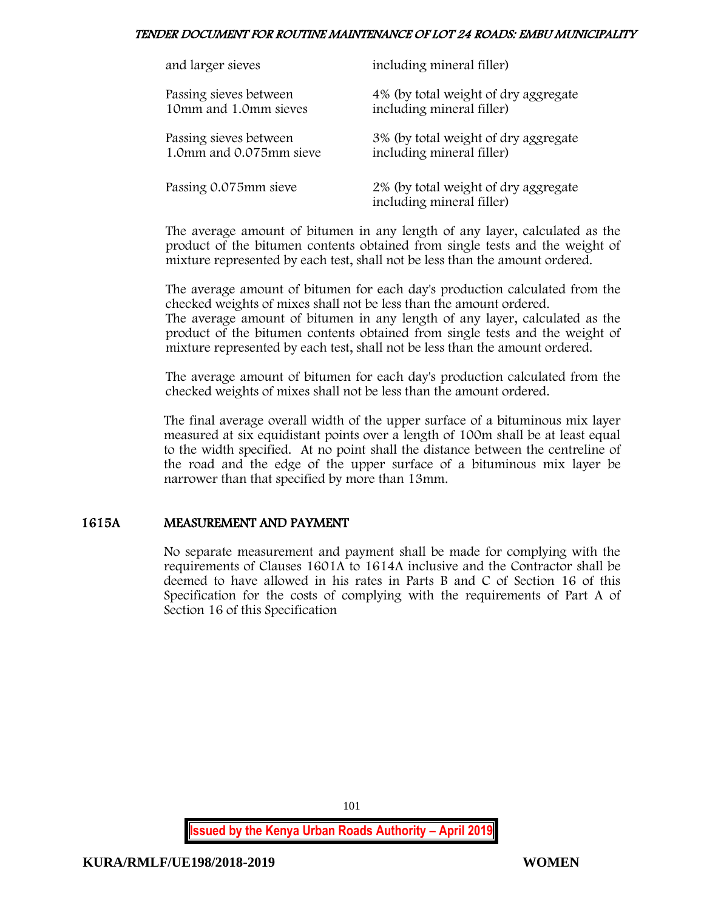| | |
|---|---|
| and larger sieves | including mineral filler) |
| Passing sieves between 10mm and 1.0mm sieves | 4% (by total weight of dry aggregate including mineral filler) |
| Passing sieves between 1.0mm and 0.075mm sieve | 3% (by total weight of dry aggregate including mineral filler) |
| Passing 0.075mm sieve | 2% (by total weight of dry aggregate including mineral filler) |

The average amount of bitumen in any length of any layer, calculated as the product of the bitumen contents obtained from single tests and the weight of mixture represented by each test, shall not be less than the amount ordered.

The average amount of bitumen for each day's production calculated from the checked weights of mixes shall not be less than the amount ordered.
The average amount of bitumen in any length of any layer, calculated as the product of the bitumen contents obtained from single tests and the weight of mixture represented by each test, shall not be less than the amount ordered.

The average amount of bitumen for each day's production calculated from the checked weights of mixes shall not be less than the amount ordered.

The final average overall width of the upper surface of a bituminous mix layer measured at six equidistant points over a length of 100m shall be at least equal to the width specified. At no point shall the distance between the centreline of the road and the edge of the upper surface of a bituminous mix layer be narrower than that specified by more than 13mm.

## 1615A MEASUREMENT AND PAYMENT

No separate measurement and payment shall be made for complying with the requirements of Clauses 1601A to 1614A inclusive and the Contractor shall be deemed to have allowed in his rates in Parts B and C of Section 16 of this Specification for the costs of complying with the requirements of Part A of Section 16 of this Specification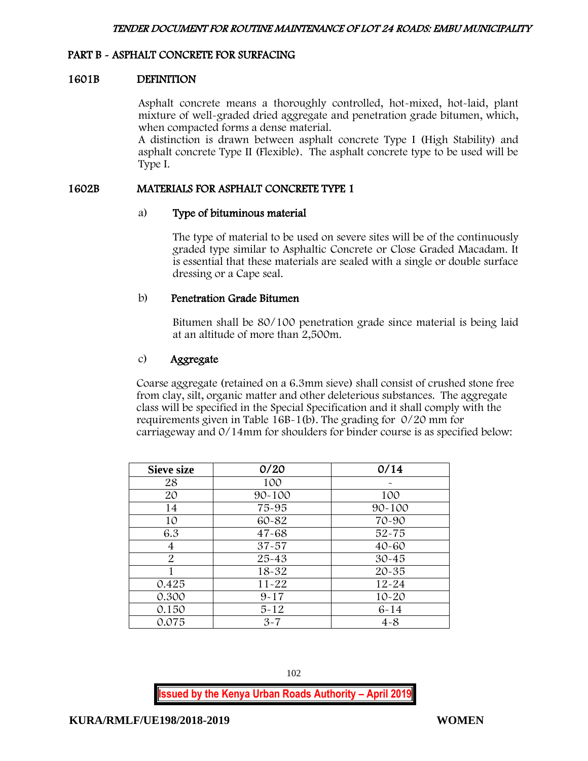## PART B - ASPHALT CONCRETE FOR SURFACING

### 1601B DEFINITION

Asphalt concrete means a thoroughly controlled, hot-mixed, hot-laid, plant mixture of well-graded dried aggregate and penetration grade bitumen, which, when compacted forms a dense material.

A distinction is drawn between asphalt concrete Type I (High Stability) and asphalt concrete Type II (Flexible). The asphalt concrete type to be used will be Type I.

### 1602B MATERIALS FOR ASPHALT CONCRETE TYPE 1

#### a) Type of bituminous material

The type of material to be used on severe sites will be of the continuously graded type similar to Asphaltic Concrete or Close Graded Macadam. It is essential that these materials are sealed with a single or double surface dressing or a Cape seal.

#### b) Penetration Grade Bitumen

Bitumen shall be 80/100 penetration grade since material is being laid at an altitude of more than 2,500m.

#### c) Aggregate

Coarse aggregate (retained on a 6.3mm sieve) shall consist of crushed stone free from clay, silt, organic matter and other deleterious substances. The aggregate class will be specified in the Special Specification and it shall comply with the requirements given in Table 16B-1(b). The grading for 0/20 mm for carriageway and 0/14mm for shoulders for binder course is as specified below:

| Sieve size | 0/20 | 0/14 |
|---|---|---|
| 28 | 100 | - |
| 20 | 90-100 | 100 |
| 14 | 75-95 | 90-100 |
| 10 | 60-82 | 70-90 |
| 6.3 | 47-68 | 52-75 |
| 4 | 37-57 | 40-60 |
| 2 | 25-43 | 30-45 |
| 1 | 18-32 | 20-35 |
| 0.425 | 11-22 | 12-24 |
| 0.300 | 9-17 | 10-20 |
| 0.150 | 5-12 | 6-14 |
| 0.075 | 3-7 | 4-8 |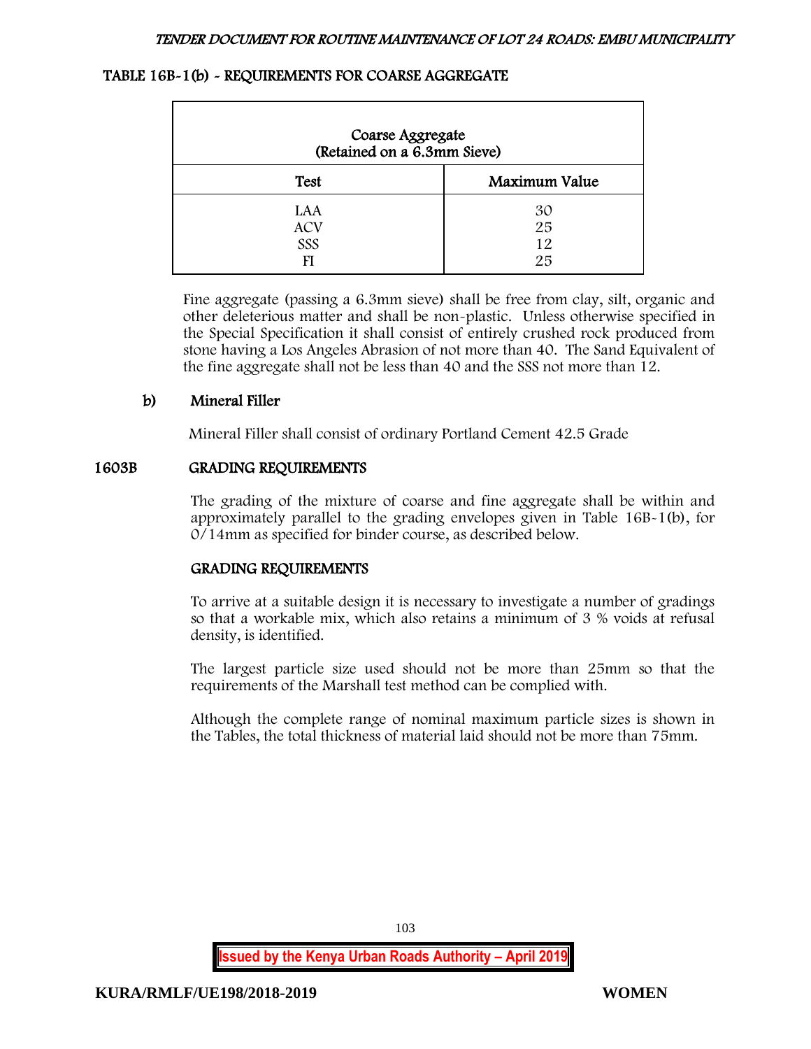### TABLE 16B-1(b) - REQUIREMENTS FOR COARSE AGGREGATE

| Coarse Aggregate (Retained on a 6.3mm Sieve) | |
|---|---|
| **Test** | **Maximum Value** |
| LAA | 30 |
| ACV | 25 |
| SSS | 12 |
| FI | 25 |

Fine aggregate (passing a 6.3mm sieve) shall be free from clay, silt, organic and other deleterious matter and shall be non-plastic. Unless otherwise specified in the Special Specification it shall consist of entirely crushed rock produced from stone having a Los Angeles Abrasion of not more than 40. The Sand Equivalent of the fine aggregate shall not be less than 40 and the SSS not more than 12.

**b) Mineral Filler**

Mineral Filler shall consist of ordinary Portland Cement 42.5 Grade

## 1603B GRADING REQUIREMENTS

The grading of the mixture of coarse and fine aggregate shall be within and approximately parallel to the grading envelopes given in Table 16B-1(b), for 0/14mm as specified for binder course, as described below.

### GRADING REQUIREMENTS

To arrive at a suitable design it is necessary to investigate a number of gradings so that a workable mix, which also retains a minimum of 3 % voids at refusal density, is identified.

The largest particle size used should not be more than 25mm so that the requirements of the Marshall test method can be complied with.

Although the complete range of nominal maximum particle sizes is shown in the Tables, the total thickness of material laid should not be more than 75mm.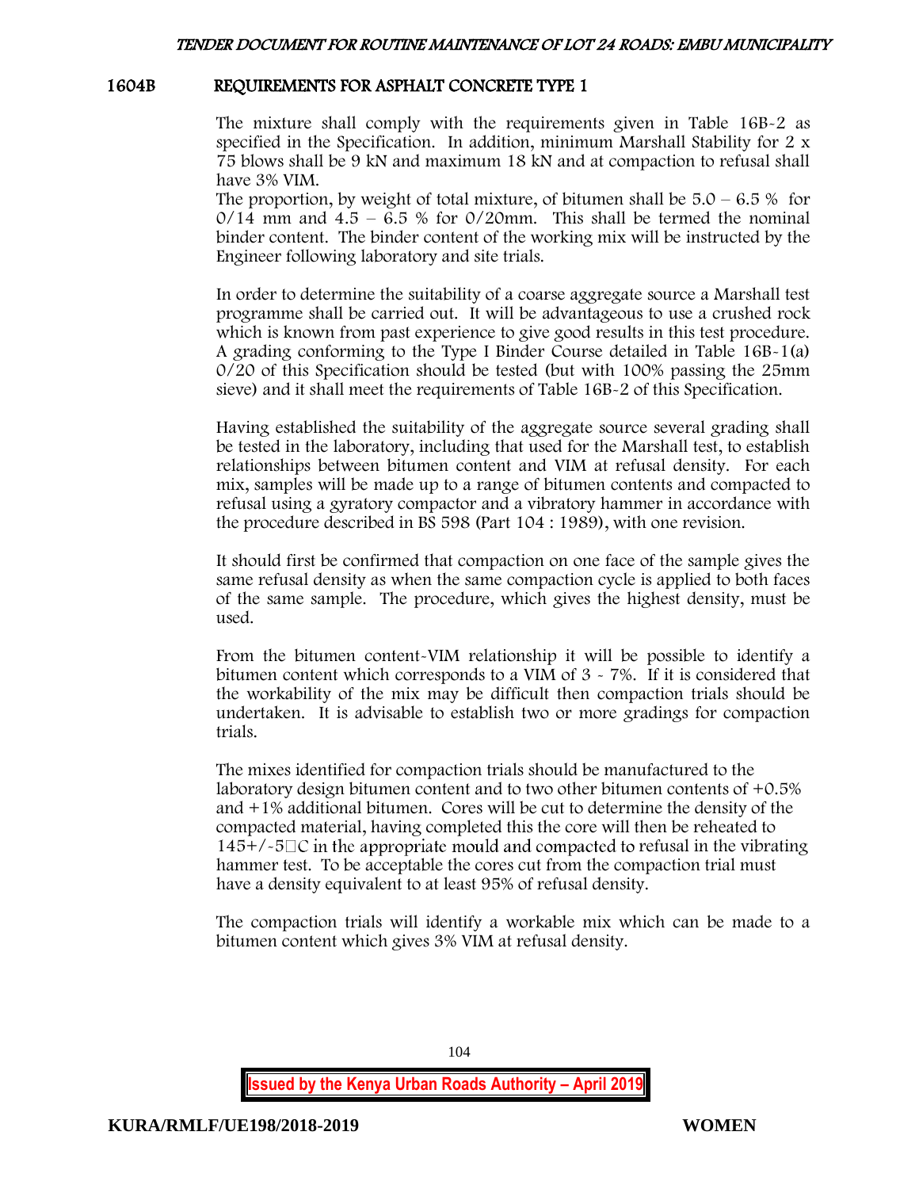## 1604B REQUIREMENTS FOR ASPHALT CONCRETE TYPE 1

The mixture shall comply with the requirements given in Table 16B-2 as specified in the Specification. In addition, minimum Marshall Stability for 2 x 75 blows shall be 9 kN and maximum 18 kN and at compaction to refusal shall have 3% VIM.

The proportion, by weight of total mixture, of bitumen shall be 5.0 – 6.5 % for 0/14 mm and 4.5 – 6.5 % for 0/20mm. This shall be termed the nominal binder content. The binder content of the working mix will be instructed by the Engineer following laboratory and site trials.

In order to determine the suitability of a coarse aggregate source a Marshall test programme shall be carried out. It will be advantageous to use a crushed rock which is known from past experience to give good results in this test procedure. A grading conforming to the Type I Binder Course detailed in Table 16B-1(a) 0/20 of this Specification should be tested (but with 100% passing the 25mm sieve) and it shall meet the requirements of Table 16B-2 of this Specification.

Having established the suitability of the aggregate source several grading shall be tested in the laboratory, including that used for the Marshall test, to establish relationships between bitumen content and VIM at refusal density. For each mix, samples will be made up to a range of bitumen contents and compacted to refusal using a gyratory compactor and a vibratory hammer in accordance with the procedure described in BS 598 (Part 104 : 1989), with one revision.

It should first be confirmed that compaction on one face of the sample gives the same refusal density as when the same compaction cycle is applied to both faces of the same sample. The procedure, which gives the highest density, must be used.

From the bitumen content-VIM relationship it will be possible to identify a bitumen content which corresponds to a VIM of 3 - 7%. If it is considered that the workability of the mix may be difficult then compaction trials should be undertaken. It is advisable to establish two or more gradings for compaction trials.

The mixes identified for compaction trials should be manufactured to the laboratory design bitumen content and to two other bitumen contents of +0.5% and +1% additional bitumen. Cores will be cut to determine the density of the compacted material, having completed this the core will then be reheated to 145+/-5°C in the appropriate mould and compacted to refusal in the vibrating hammer test. To be acceptable the cores cut from the compaction trial must have a density equivalent to at least 95% of refusal density.

The compaction trials will identify a workable mix which can be made to a bitumen content which gives 3% VIM at refusal density.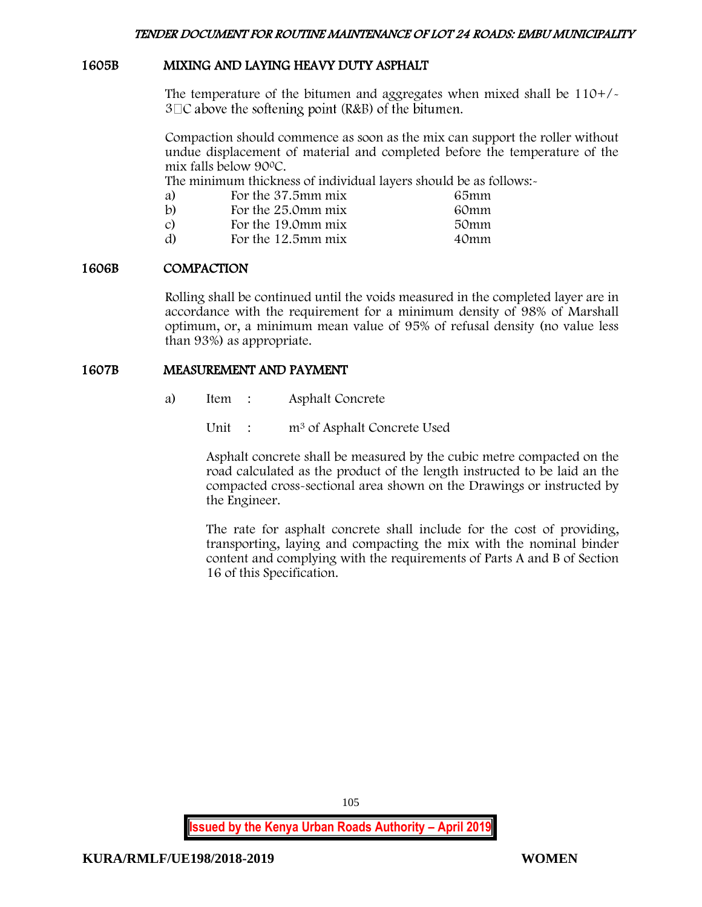## 1605B MIXING AND LAYING HEAVY DUTY ASPHALT

The temperature of the bitumen and aggregates when mixed shall be 110+/- 3$^{\circ}$C above the softening point (R&B) of the bitumen.

Compaction should commence as soon as the mix can support the roller without undue displacement of material and completed before the temperature of the mix falls below 90$^{0}$C.

The minimum thickness of individual layers should be as follows:-

| | | |
|---|---|---|
| a) | For the 37.5mm mix | 65mm |
| b) | For the 25.0mm mix | 60mm |
| c) | For the 19.0mm mix | 50mm |
| d) | For the 12.5mm mix | 40mm |

## 1606B COMPACTION

Rolling shall be continued until the voids measured in the completed layer are in accordance with the requirement for a minimum density of 98% of Marshall optimum, or, a minimum mean value of 95% of refusal density (no value less than 93%) as appropriate.

## 1607B MEASUREMENT AND PAYMENT

a) Item : Asphalt Concrete

Unit : $m^3$ of Asphalt Concrete Used

Asphalt concrete shall be measured by the cubic metre compacted on the road calculated as the product of the length instructed to be laid an the compacted cross-sectional area shown on the Drawings or instructed by the Engineer.

The rate for asphalt concrete shall include for the cost of providing, transporting, laying and compacting the mix with the nominal binder content and complying with the requirements of Parts A and B of Section 16 of this Specification.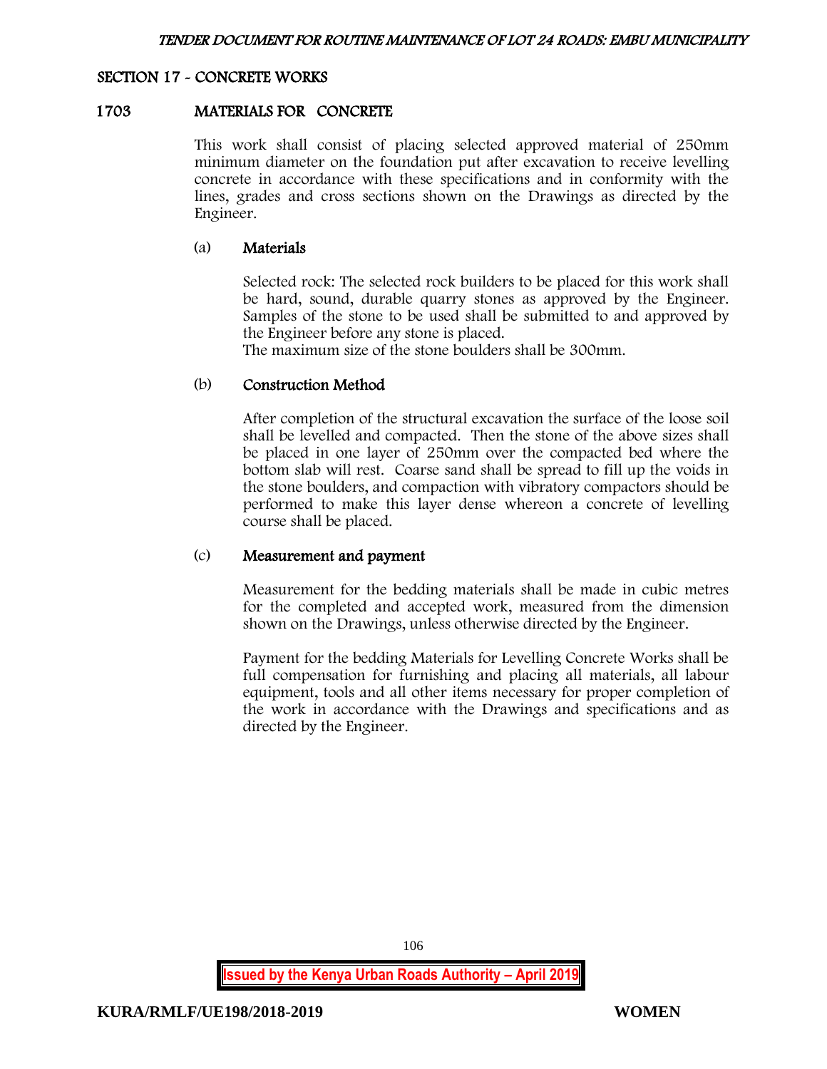## SECTION 17 - CONCRETE WORKS

### 1703 MATERIALS FOR CONCRETE

This work shall consist of placing selected approved material of 250mm minimum diameter on the foundation put after excavation to receive levelling concrete in accordance with these specifications and in conformity with the lines, grades and cross sections shown on the Drawings as directed by the Engineer.

#### (a) Materials

Selected rock: The selected rock builders to be placed for this work shall be hard, sound, durable quarry stones as approved by the Engineer. Samples of the stone to be used shall be submitted to and approved by the Engineer before any stone is placed.
The maximum size of the stone boulders shall be 300mm.

#### (b) Construction Method

After completion of the structural excavation the surface of the loose soil shall be levelled and compacted. Then the stone of the above sizes shall be placed in one layer of 250mm over the compacted bed where the bottom slab will rest. Coarse sand shall be spread to fill up the voids in the stone boulders, and compaction with vibratory compactors should be performed to make this layer dense whereon a concrete of levelling course shall be placed.

#### (c) Measurement and payment

Measurement for the bedding materials shall be made in cubic metres for the completed and accepted work, measured from the dimension shown on the Drawings, unless otherwise directed by the Engineer.

Payment for the bedding Materials for Levelling Concrete Works shall be full compensation for furnishing and placing all materials, all labour equipment, tools and all other items necessary for proper completion of the work in accordance with the Drawings and specifications and as directed by the Engineer.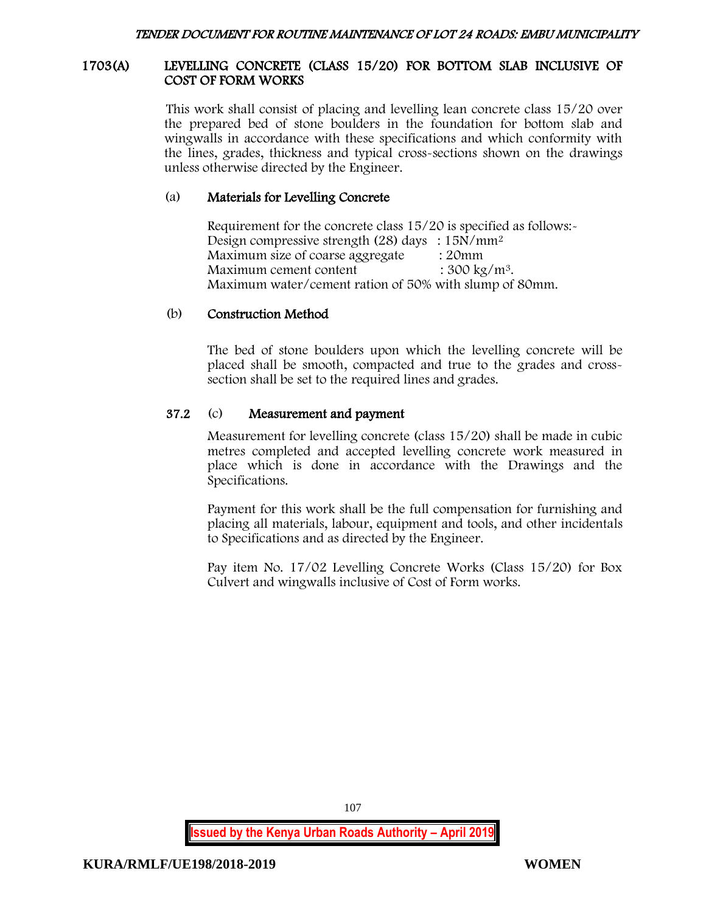## 1703(A) LEVELLING CONCRETE (CLASS 15/20) FOR BOTTOM SLAB INCLUSIVE OF COST OF FORM WORKS

This work shall consist of placing and levelling lean concrete class 15/20 over the prepared bed of stone boulders in the foundation for bottom slab and wingwalls in accordance with these specifications and which conformity with the lines, grades, thickness and typical cross-sections shown on the drawings unless otherwise directed by the Engineer.

### (a) Materials for Levelling Concrete

Requirement for the concrete class 15/20 is specified as follows:-
Design compressive strength (28) days : $15N/mm^2$
Maximum size of coarse aggregate : 20mm
Maximum cement content : $300\ kg/m^3$.
Maximum water/cement ration of 50% with slump of 80mm.

### (b) Construction Method

The bed of stone boulders upon which the levelling concrete will be placed shall be smooth, compacted and true to the grades and cross-section shall be set to the required lines and grades.

### 37.2 (c) Measurement and payment

Measurement for levelling concrete (class 15/20) shall be made in cubic metres completed and accepted levelling concrete work measured in place which is done in accordance with the Drawings and the Specifications.

Payment for this work shall be the full compensation for furnishing and placing all materials, labour, equipment and tools, and other incidentals to Specifications and as directed by the Engineer.

Pay item No. 17/02 Levelling Concrete Works (Class 15/20) for Box Culvert and wingwalls inclusive of Cost of Form works.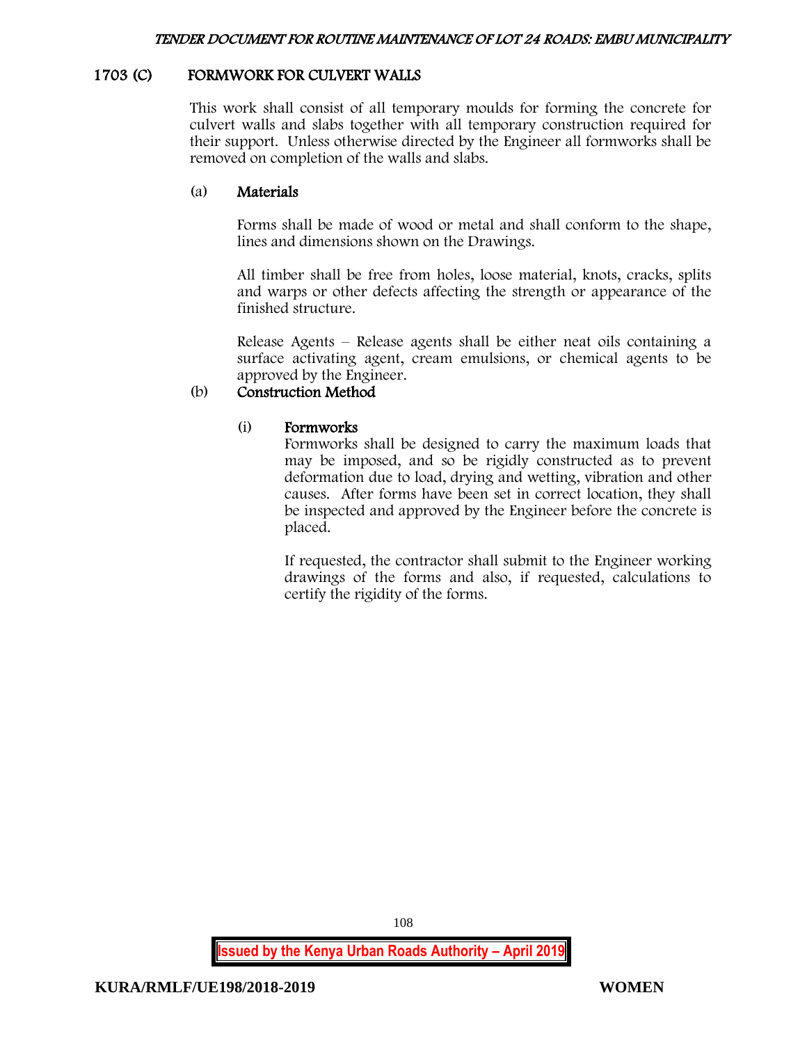## 1703 (C) FORMWORK FOR CULVERT WALLS

This work shall consist of all temporary moulds for forming the concrete for culvert walls and slabs together with all temporary construction required for their support. Unless otherwise directed by the Engineer all formworks shall be removed on completion of the walls and slabs.

### (a) Materials

Forms shall be made of wood or metal and shall conform to the shape, lines and dimensions shown on the Drawings.

All timber shall be free from holes, loose material, knots, cracks, splits and warps or other defects affecting the strength or appearance of the finished structure.

Release Agents – Release agents shall be either neat oils containing a surface activating agent, cream emulsions, or chemical agents to be approved by the Engineer.

### (b) Construction Method

#### (i) Formworks

Formworks shall be designed to carry the maximum loads that may be imposed, and so be rigidly constructed as to prevent deformation due to load, drying and wetting, vibration and other causes. After forms have been set in correct location, they shall be inspected and approved by the Engineer before the concrete is placed.

If requested, the contractor shall submit to the Engineer working drawings of the forms and also, if requested, calculations to certify the rigidity of the forms.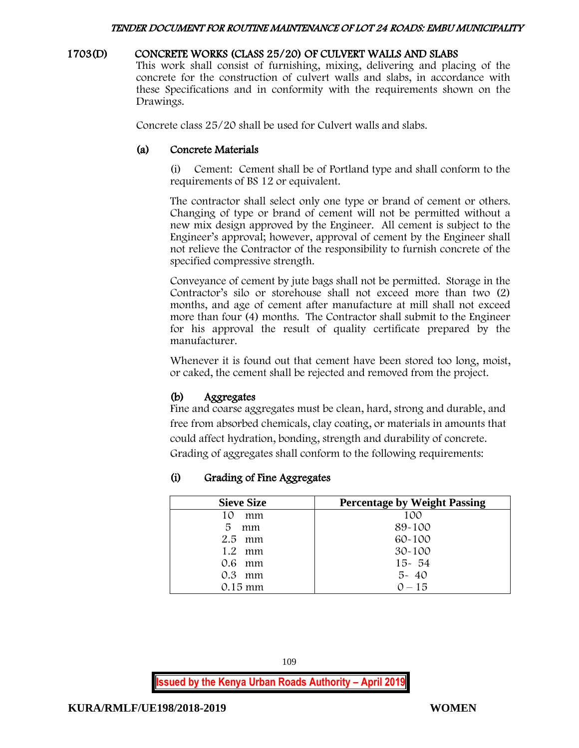## 1703(D) CONCRETE WORKS (CLASS 25/20) OF CULVERT WALLS AND SLABS

This work shall consist of furnishing, mixing, delivering and placing of the concrete for the construction of culvert walls and slabs, in accordance with these Specifications and in conformity with the requirements shown on the Drawings.

Concrete class 25/20 shall be used for Culvert walls and slabs.

### (a) Concrete Materials

(i) Cement: Cement shall be of Portland type and shall conform to the requirements of BS 12 or equivalent.

The contractor shall select only one type or brand of cement or others. Changing of type or brand of cement will not be permitted without a new mix design approved by the Engineer. All cement is subject to the Engineer's approval; however, approval of cement by the Engineer shall not relieve the Contractor of the responsibility to furnish concrete of the specified compressive strength.

Conveyance of cement by jute bags shall not be permitted. Storage in the Contractor's silo or storehouse shall not exceed more than two (2) months, and age of cement after manufacture at mill shall not exceed more than four (4) months. The Contractor shall submit to the Engineer for his approval the result of quality certificate prepared by the manufacturer.

Whenever it is found out that cement have been stored too long, moist, or caked, the cement shall be rejected and removed from the project.

### (b) Aggregates

Fine and coarse aggregates must be clean, hard, strong and durable, and free from absorbed chemicals, clay coating, or materials in amounts that could affect hydration, bonding, strength and durability of concrete. Grading of aggregates shall conform to the following requirements:

#### (i) Grading of Fine Aggregates

| Sieve Size | Percentage by Weight Passing |
|---|---|
| 10 mm | 100 |
| 5 mm | 89-100 |
| 2.5 mm | 60-100 |
| 1.2 mm | 30-100 |
| 0.6 mm | 15- 54 |
| 0.3 mm | 5- 40 |
| 0.15 mm | 0 – 15 |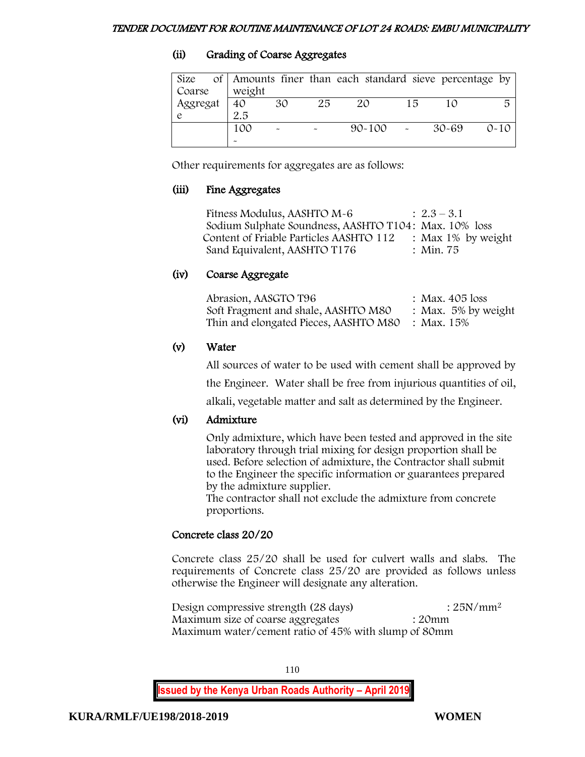### (ii) Grading of Coarse Aggregates

| Size of Coarse Aggregate | Amounts finer than each standard sieve percentage by weight | | | | | | |
|---|---|---|---|---|---|---|---|
| | 40 2.5 | 30 | 25 | 20 | 15 | 10 | 5 |
| | 100 - | - | - | 90-100 | - | 30-69 | 0-10 |

Other requirements for aggregates are as follows:

### (iii) Fine Aggregates

| | |
|---|---|
| Fitness Modulus, AASHTO M-6 | : 2.3 – 3.1 |
| Sodium Sulphate Soundness, AASHTO T104 | : Max. 10% loss |
| Content of Friable Particles AASHTO 112 | : Max 1% by weight |
| Sand Equivalent, AASHTO T176 | : Min. 75 |

### (iv) Coarse Aggregate

| | |
|---|---|
| Abrasion, AASGTO T96 | : Max. 405 loss |
| Soft Fragment and shale, AASHTO M80 | : Max. 5% by weight |
| Thin and elongated Pieces, AASHTO M80 | : Max. 15% |

### (v) Water

All sources of water to be used with cement shall be approved by the Engineer. Water shall be free from injurious quantities of oil, alkali, vegetable matter and salt as determined by the Engineer.

### (vi) Admixture

Only admixture, which have been tested and approved in the site laboratory through trial mixing for design proportion shall be used. Before selection of admixture, the Contractor shall submit to the Engineer the specific information or guarantees prepared by the admixture supplier.
The contractor shall not exclude the admixture from concrete proportions.

### Concrete class 20/20

Concrete class 25/20 shall be used for culvert walls and slabs. The requirements of Concrete class 25/20 are provided as follows unless otherwise the Engineer will designate any alteration.

Design compressive strength (28 days) : 25N/mm²
Maximum size of coarse aggregates : 20mm
Maximum water/cement ratio of 45% with slump of 80mm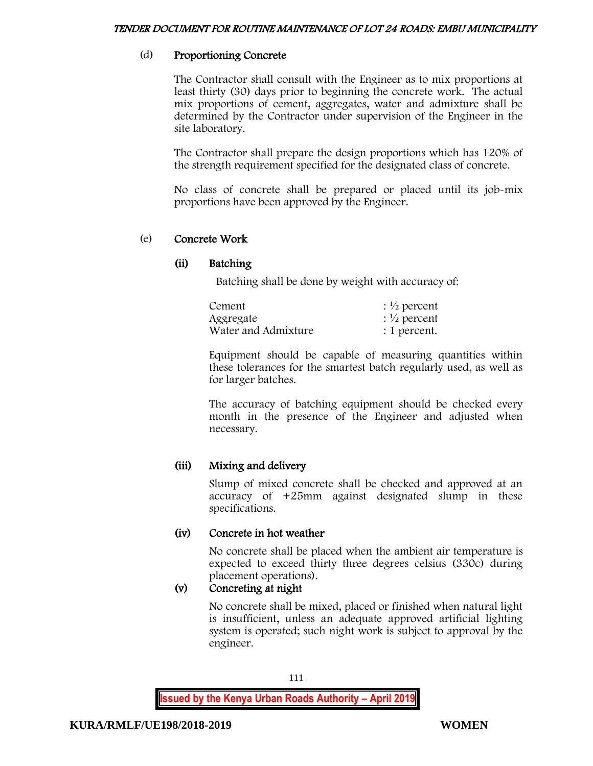(d) **Proportioning Concrete**

The Contractor shall consult with the Engineer as to mix proportions at least thirty (30) days prior to beginning the concrete work. The actual mix proportions of cement, aggregates, water and admixture shall be determined by the Contractor under supervision of the Engineer in the site laboratory.

The Contractor shall prepare the design proportions which has 120% of the strength requirement specified for the designated class of concrete.

No class of concrete shall be prepared or placed until its job-mix proportions have been approved by the Engineer.

(e) **Concrete Work**

**(ii) Batching**

Batching shall be done by weight with accuracy of:

| | |
|---|---|
| Cement | : ½ percent |
| Aggregate | : ½ percent |
| Water and Admixture | : 1 percent. |

Equipment should be capable of measuring quantities within these tolerances for the smartest batch regularly used, as well as for larger batches.

The accuracy of batching equipment should be checked every month in the presence of the Engineer and adjusted when necessary.

**(iii) Mixing and delivery**

Slump of mixed concrete shall be checked and approved at an accuracy of +25mm against designated slump in these specifications.

**(iv) Concrete in hot weather**

No concrete shall be placed when the ambient air temperature is expected to exceed thirty three degrees celsius (330c) during placement operations).

**(v) Concreting at night**

No concrete shall be mixed, placed or finished when natural light is insufficient, unless an adequate approved artificial lighting system is operated; such night work is subject to approval by the engineer.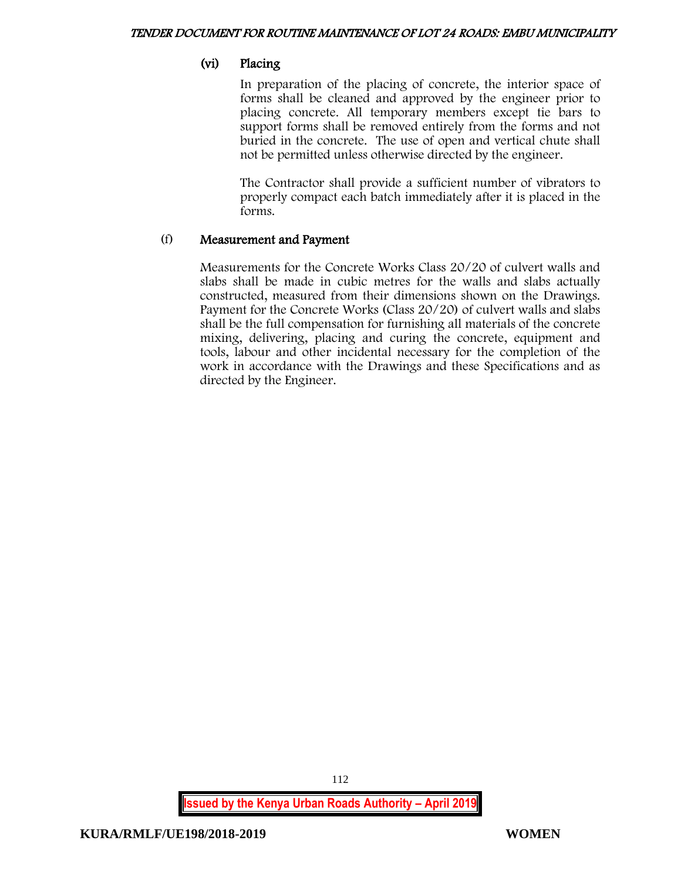#### (vi) Placing

In preparation of the placing of concrete, the interior space of forms shall be cleaned and approved by the engineer prior to placing concrete. All temporary members except tie bars to support forms shall be removed entirely from the forms and not buried in the concrete. The use of open and vertical chute shall not be permitted unless otherwise directed by the engineer.

The Contractor shall provide a sufficient number of vibrators to properly compact each batch immediately after it is placed in the forms.

### (f) Measurement and Payment

Measurements for the Concrete Works Class 20/20 of culvert walls and slabs shall be made in cubic metres for the walls and slabs actually constructed, measured from their dimensions shown on the Drawings. Payment for the Concrete Works (Class 20/20) of culvert walls and slabs shall be the full compensation for furnishing all materials of the concrete mixing, delivering, placing and curing the concrete, equipment and tools, labour and other incidental necessary for the completion of the work in accordance with the Drawings and these Specifications and as directed by the Engineer.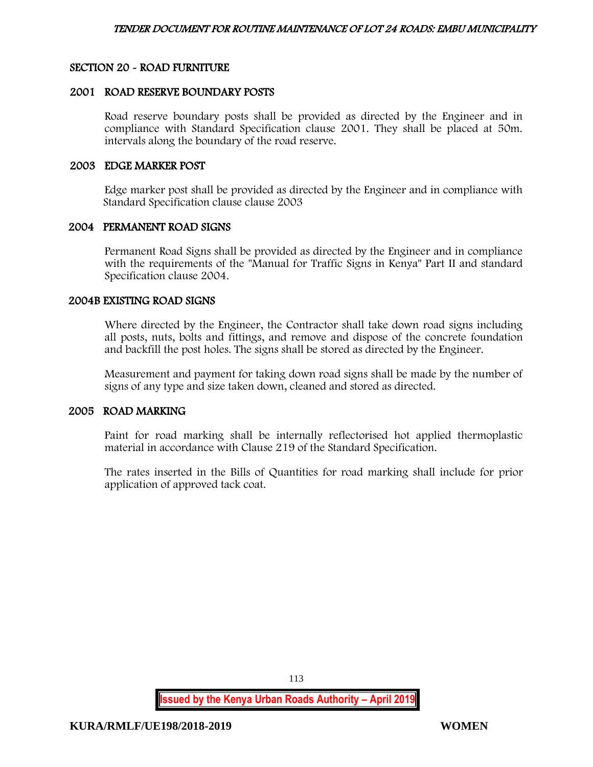## SECTION 20 - ROAD FURNITURE

### 2001 ROAD RESERVE BOUNDARY POSTS

Road reserve boundary posts shall be provided as directed by the Engineer and in compliance with Standard Specification clause 2001. They shall be placed at 50m. intervals along the boundary of the road reserve.

### 2003 EDGE MARKER POST

Edge marker post shall be provided as directed by the Engineer and in compliance with Standard Specification clause clause 2003

### 2004 PERMANENT ROAD SIGNS

Permanent Road Signs shall be provided as directed by the Engineer and in compliance with the requirements of the "Manual for Traffic Signs in Kenya" Part II and standard Specification clause 2004.

### 2004B EXISTING ROAD SIGNS

Where directed by the Engineer, the Contractor shall take down road signs including all posts, nuts, bolts and fittings, and remove and dispose of the concrete foundation and backfill the post holes. The signs shall be stored as directed by the Engineer.

Measurement and payment for taking down road signs shall be made by the number of signs of any type and size taken down, cleaned and stored as directed.

### 2005 ROAD MARKING

Paint for road marking shall be internally reflectorised hot applied thermoplastic material in accordance with Clause 219 of the Standard Specification.

The rates inserted in the Bills of Quantities for road marking shall include for prior application of approved tack coat.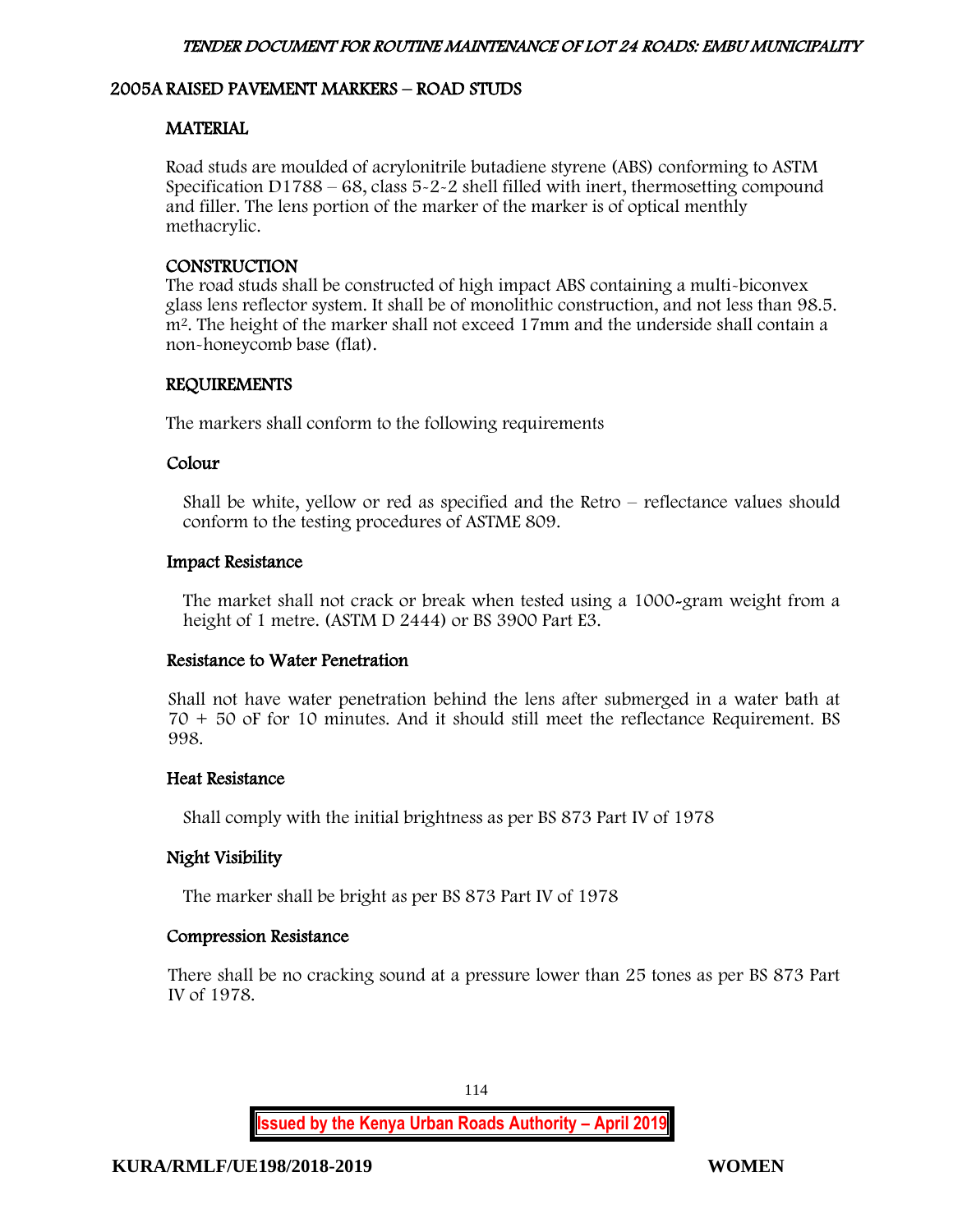## 2005A RAISED PAVEMENT MARKERS – ROAD STUDS

### MATERIAL

Road studs are moulded of acrylonitrile butadiene styrene (ABS) conforming to ASTM Specification D1788 – 68, class 5-2-2 shell filled with inert, thermosetting compound and filler. The lens portion of the marker of the marker is of optical menthly methacrylic.

### CONSTRUCTION

The road studs shall be constructed of high impact ABS containing a multi-biconvex glass lens reflector system. It shall be of monolithic construction, and not less than 98.5. $m^2$. The height of the marker shall not exceed 17mm and the underside shall contain a non-honeycomb base (flat).

### REQUIREMENTS

The markers shall conform to the following requirements

#### Colour

Shall be white, yellow or red as specified and the Retro – reflectance values should conform to the testing procedures of ASTME 809.

#### Impact Resistance

The market shall not crack or break when tested using a 1000-gram weight from a height of 1 metre. (ASTM D 2444) or BS 3900 Part E3.

#### Resistance to Water Penetration

Shall not have water penetration behind the lens after submerged in a water bath at 70 + 50 oF for 10 minutes. And it should still meet the reflectance Requirement. BS 998.

#### Heat Resistance

Shall comply with the initial brightness as per BS 873 Part IV of 1978

#### Night Visibility

The marker shall be bright as per BS 873 Part IV of 1978

#### Compression Resistance

There shall be no cracking sound at a pressure lower than 25 tones as per BS 873 Part IV of 1978.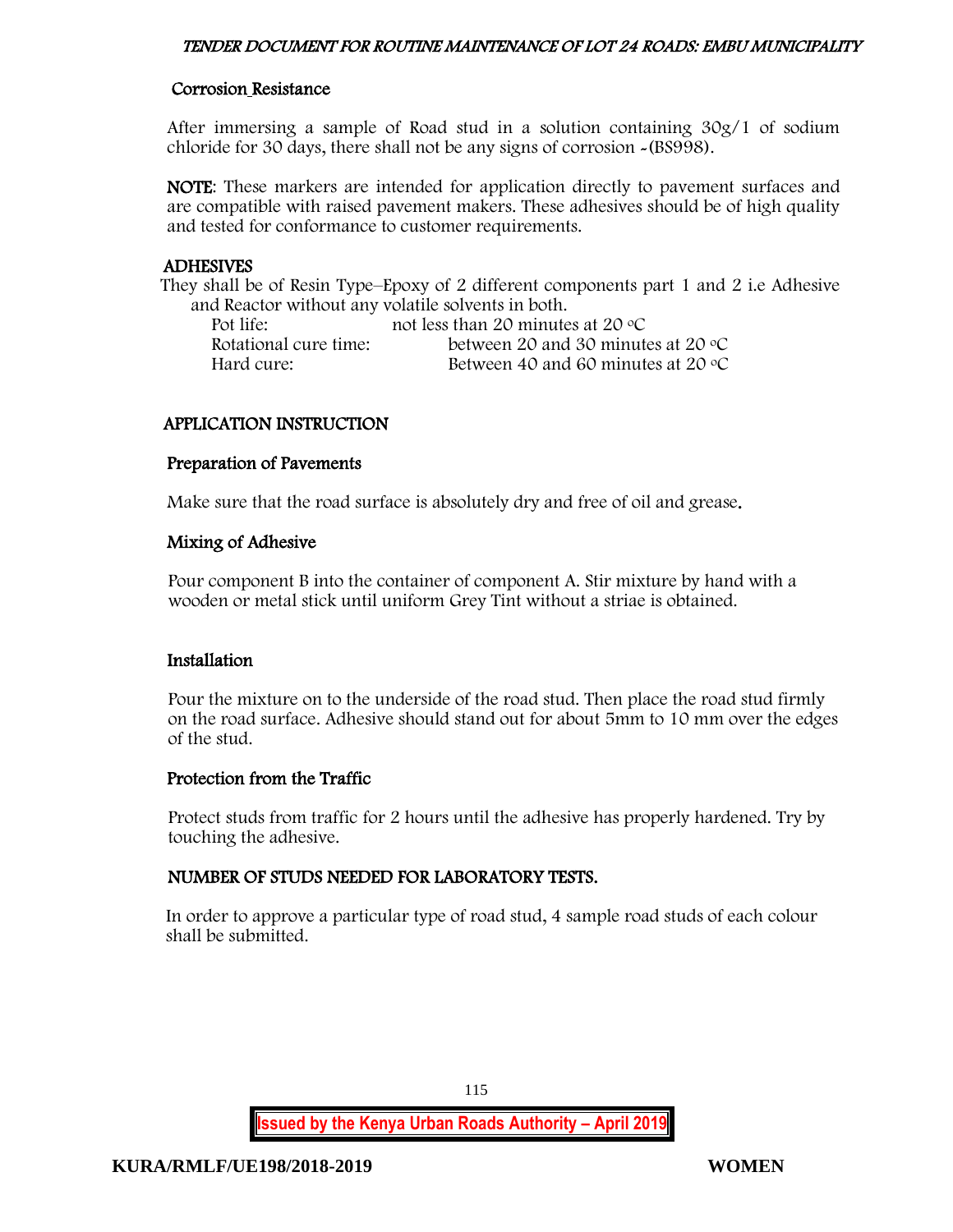### Corrosion Resistance

After immersing a sample of Road stud in a solution containing 30g/1 of sodium chloride for 30 days, there shall not be any signs of corrosion -(BS998).

**NOTE**: These markers are intended for application directly to pavement surfaces and are compatible with raised pavement makers. These adhesives should be of high quality and tested for conformance to customer requirements.

### ADHESIVES

They shall be of Resin Type–Epoxy of 2 different components part 1 and 2 i.e Adhesive and Reactor without any volatile solvents in both.

| | |
|---|---|
| Pot life: | not less than 20 minutes at 20 °C |
| Rotational cure time: | between 20 and 30 minutes at 20 °C |
| Hard cure: | Between 40 and 60 minutes at 20 °C |

### APPLICATION INSTRUCTION

#### Preparation of Pavements

Make sure that the road surface is absolutely dry and free of oil and grease.

#### Mixing of Adhesive

Pour component B into the container of component A. Stir mixture by hand with a wooden or metal stick until uniform Grey Tint without a striae is obtained.

#### Installation

Pour the mixture on to the underside of the road stud. Then place the road stud firmly on the road surface. Adhesive should stand out for about 5mm to 10 mm over the edges of the stud.

#### Protection from the Traffic

Protect studs from traffic for 2 hours until the adhesive has properly hardened. Try by touching the adhesive.

### NUMBER OF STUDS NEEDED FOR LABORATORY TESTS.

In order to approve a particular type of road stud, 4 sample road studs of each colour shall be submitted.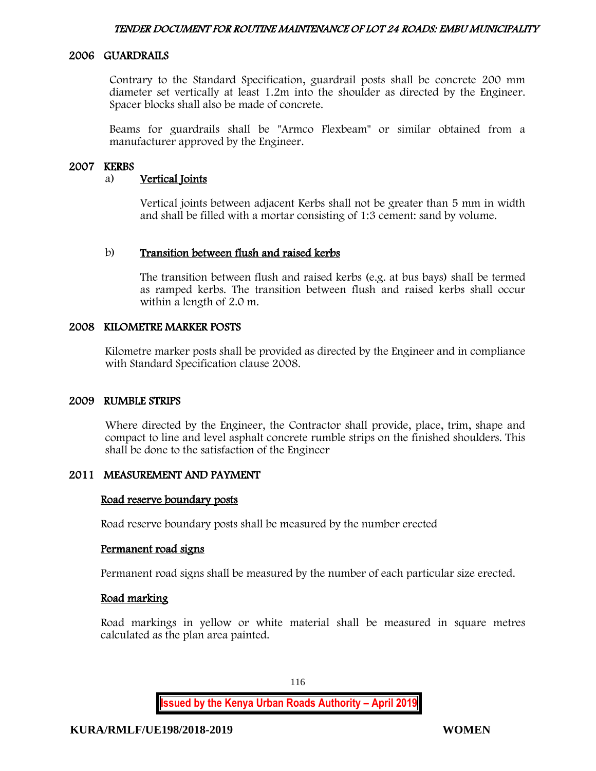## 2006 GUARDRAILS

Contrary to the Standard Specification, guardrail posts shall be concrete 200 mm diameter set vertically at least 1.2m into the shoulder as directed by the Engineer. Spacer blocks shall also be made of concrete.

Beams for guardrails shall be "Armco Flexbeam" or similar obtained from a manufacturer approved by the Engineer.

## 2007 KERBS

a) **Vertical Joints**

Vertical joints between adjacent Kerbs shall not be greater than 5 mm in width and shall be filled with a mortar consisting of 1:3 cement: sand by volume.

b) **Transition between flush and raised kerbs**

The transition between flush and raised kerbs (e.g. at bus bays) shall be termed as ramped kerbs. The transition between flush and raised kerbs shall occur within a length of 2.0 m.

## 2008 KILOMETRE MARKER POSTS

Kilometre marker posts shall be provided as directed by the Engineer and in compliance with Standard Specification clause 2008.

## 2009 RUMBLE STRIPS

Where directed by the Engineer, the Contractor shall provide, place, trim, shape and compact to line and level asphalt concrete rumble strips on the finished shoulders. This shall be done to the satisfaction of the Engineer

## 2011 MEASUREMENT AND PAYMENT

**Road reserve boundary posts**

Road reserve boundary posts shall be measured by the number erected

**Permanent road signs**

Permanent road signs shall be measured by the number of each particular size erected.

**Road marking**

Road markings in yellow or white material shall be measured in square metres calculated as the plan area painted.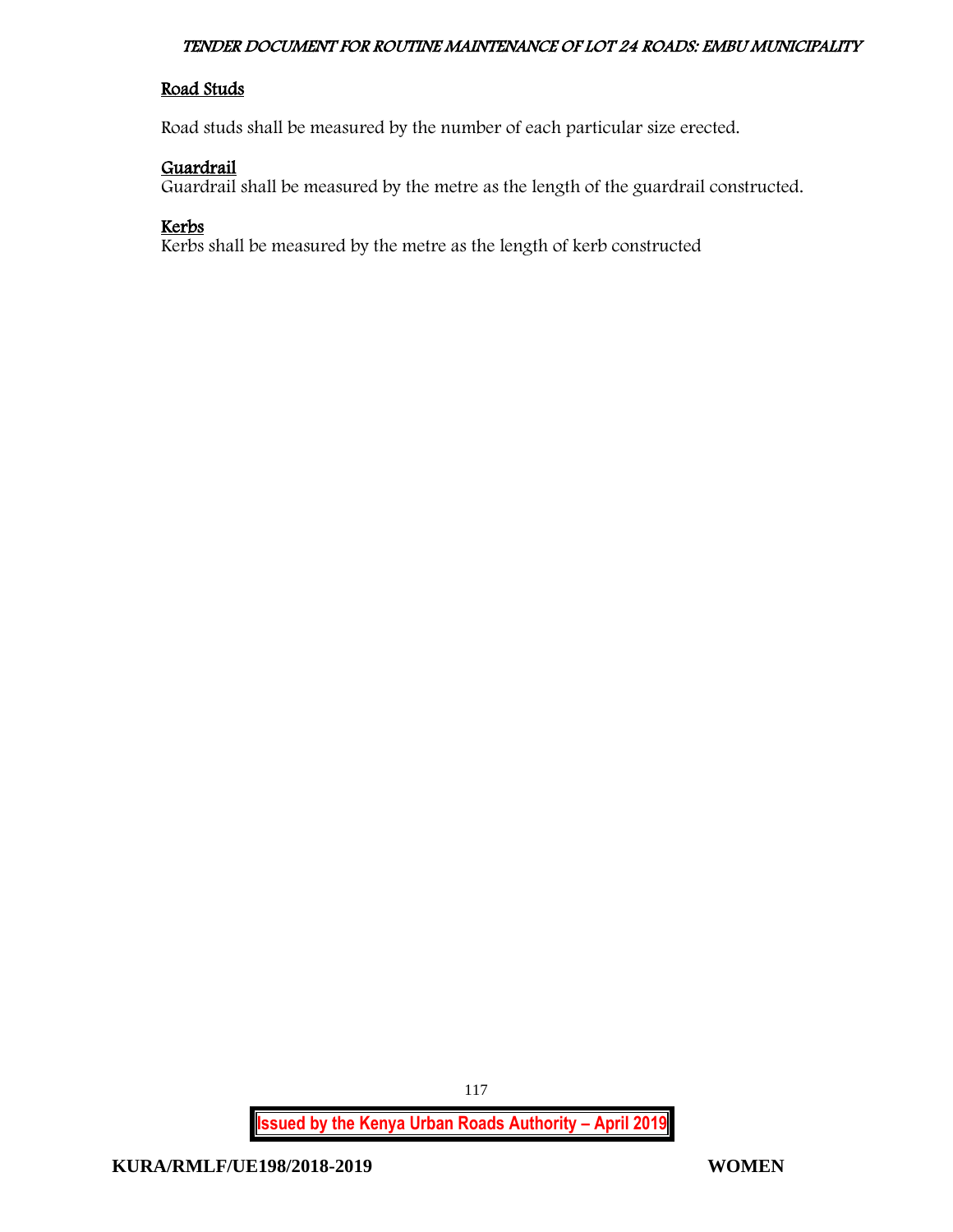Road Studs

Road studs shall be measured by the number of each particular size erected.

Guardrail

Guardrail shall be measured by the metre as the length of the guardrail constructed.

Kerbs

Kerbs shall be measured by the metre as the length of kerb constructed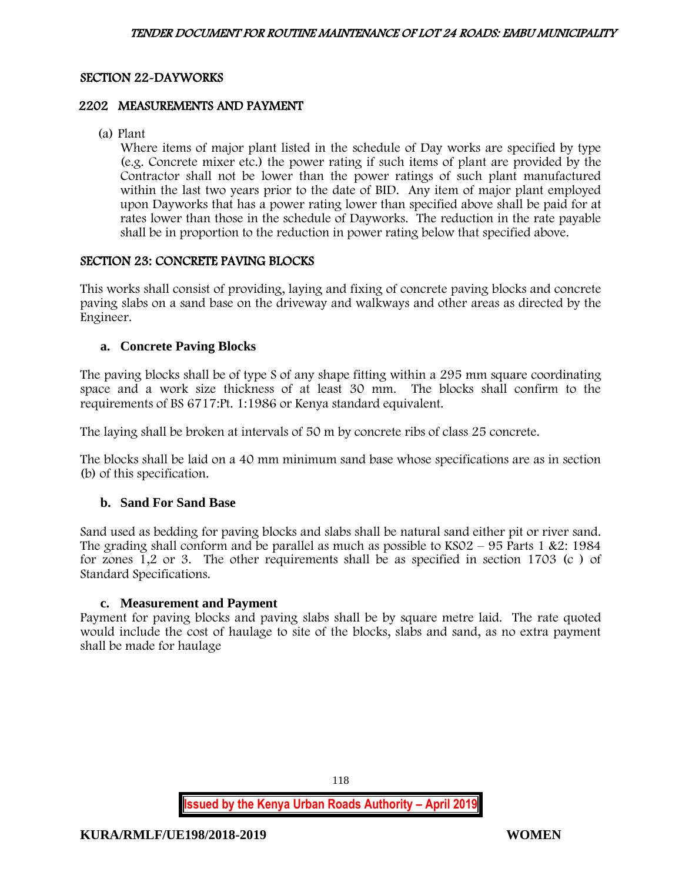## SECTION 22-DAYWORKS

### 2202 MEASUREMENTS AND PAYMENT

(a) Plant

Where items of major plant listed in the schedule of Day works are specified by type (e.g. Concrete mixer etc.) the power rating if such items of plant are provided by the Contractor shall not be lower than the power ratings of such plant manufactured within the last two years prior to the date of BID. Any item of major plant employed upon Dayworks that has a power rating lower than specified above shall be paid for at rates lower than those in the schedule of Dayworks. The reduction in the rate payable shall be in proportion to the reduction in power rating below that specified above.

## SECTION 23: CONCRETE PAVING BLOCKS

This works shall consist of providing, laying and fixing of concrete paving blocks and concrete paving slabs on a sand base on the driveway and walkways and other areas as directed by the Engineer.

### a. Concrete Paving Blocks

The paving blocks shall be of type S of any shape fitting within a 295 mm square coordinating space and a work size thickness of at least 30 mm. The blocks shall confirm to the requirements of BS 6717:Pt. 1:1986 or Kenya standard equivalent.

The laying shall be broken at intervals of 50 m by concrete ribs of class 25 concrete.

The blocks shall be laid on a 40 mm minimum sand base whose specifications are as in section (b) of this specification.

### b. Sand For Sand Base

Sand used as bedding for paving blocks and slabs shall be natural sand either pit or river sand. The grading shall conform and be parallel as much as possible to KS02 – 95 Parts 1 &2: 1984 for zones 1,2 or 3. The other requirements shall be as specified in section 1703 (c ) of Standard Specifications.

### c. Measurement and Payment

Payment for paving blocks and paving slabs shall be by square metre laid. The rate quoted would include the cost of haulage to site of the blocks, slabs and sand, as no extra payment shall be made for haulage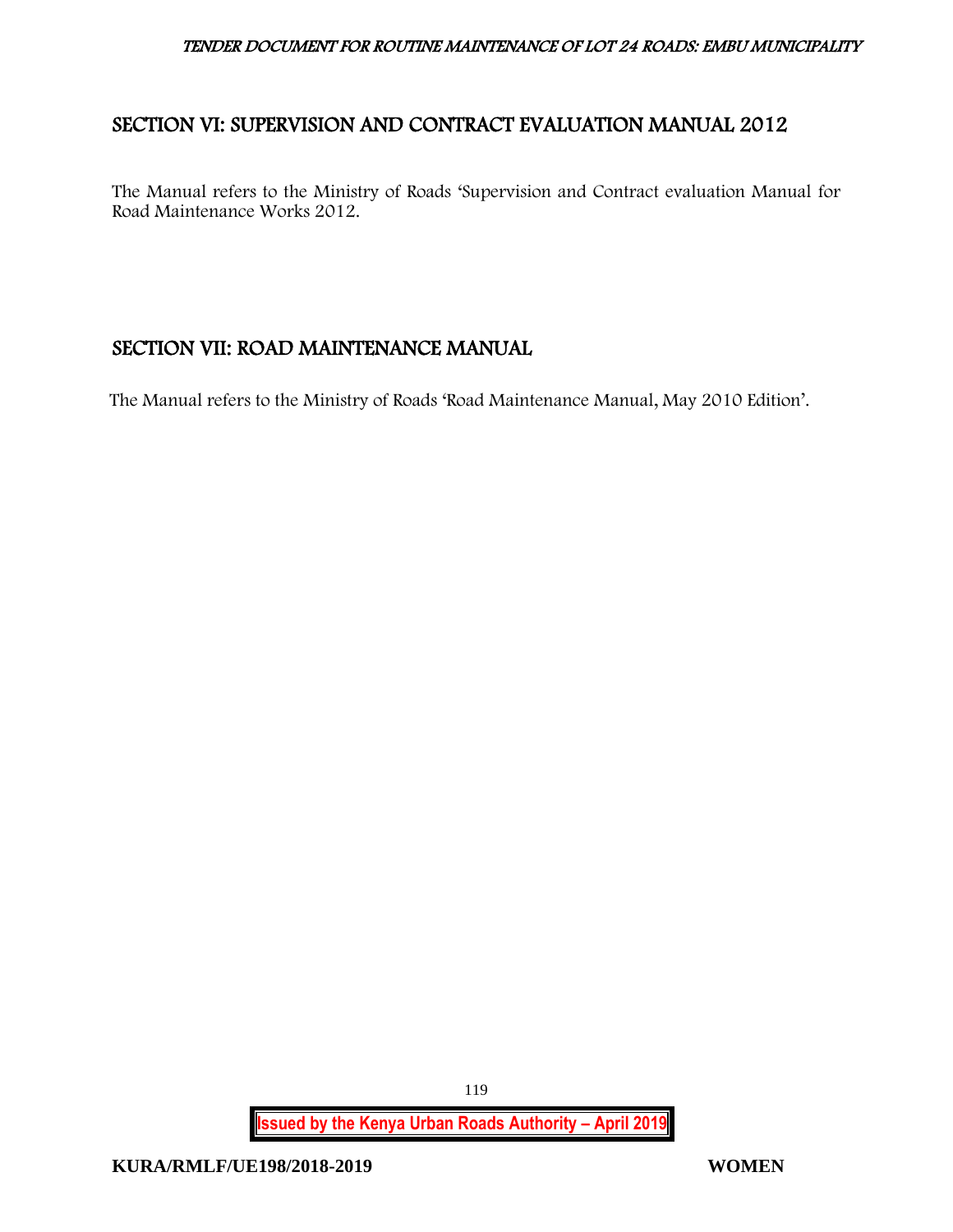## SECTION VI: SUPERVISION AND CONTRACT EVALUATION MANUAL 2012

The Manual refers to the Ministry of Roads 'Supervision and Contract evaluation Manual for Road Maintenance Works 2012.

## SECTION VII: ROAD MAINTENANCE MANUAL

The Manual refers to the Ministry of Roads 'Road Maintenance Manual, May 2010 Edition'.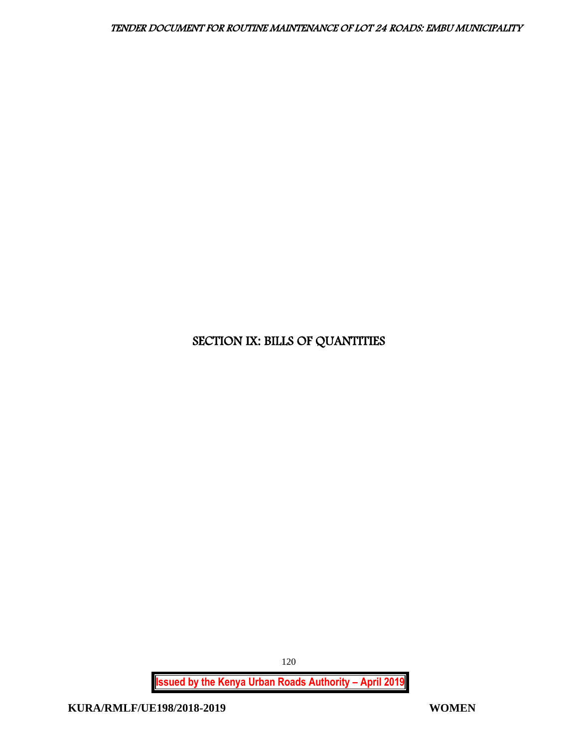# SECTION IX: BILLS OF QUANTITIES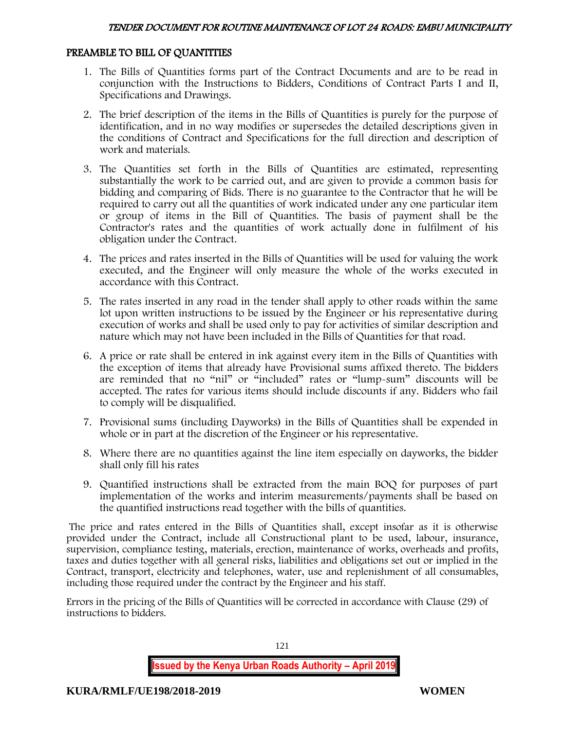## PREAMBLE TO BILL OF QUANTITIES

1. The Bills of Quantities forms part of the Contract Documents and are to be read in conjunction with the Instructions to Bidders, Conditions of Contract Parts I and II, Specifications and Drawings.
2. The brief description of the items in the Bills of Quantities is purely for the purpose of identification, and in no way modifies or supersedes the detailed descriptions given in the conditions of Contract and Specifications for the full direction and description of work and materials.
3. The Quantities set forth in the Bills of Quantities are estimated, representing substantially the work to be carried out, and are given to provide a common basis for bidding and comparing of Bids. There is no guarantee to the Contractor that he will be required to carry out all the quantities of work indicated under any one particular item or group of items in the Bill of Quantities. The basis of payment shall be the Contractor's rates and the quantities of work actually done in fulfilment of his obligation under the Contract.
4. The prices and rates inserted in the Bills of Quantities will be used for valuing the work executed, and the Engineer will only measure the whole of the works executed in accordance with this Contract.
5. The rates inserted in any road in the tender shall apply to other roads within the same lot upon written instructions to be issued by the Engineer or his representative during execution of works and shall be used only to pay for activities of similar description and nature which may not have been included in the Bills of Quantities for that road.
6. A price or rate shall be entered in ink against every item in the Bills of Quantities with the exception of items that already have Provisional sums affixed thereto. The bidders are reminded that no "nil" or "included" rates or "lump-sum" discounts will be accepted. The rates for various items should include discounts if any. Bidders who fail to comply will be disqualified.
7. Provisional sums (including Dayworks) in the Bills of Quantities shall be expended in whole or in part at the discretion of the Engineer or his representative.
8. Where there are no quantities against the line item especially on dayworks, the bidder shall only fill his rates
9. Quantified instructions shall be extracted from the main BOQ for purposes of part implementation of the works and interim measurements/payments shall be based on the quantified instructions read together with the bills of quantities.

The price and rates entered in the Bills of Quantities shall, except insofar as it is otherwise provided under the Contract, include all Constructional plant to be used, labour, insurance, supervision, compliance testing, materials, erection, maintenance of works, overheads and profits, taxes and duties together with all general risks, liabilities and obligations set out or implied in the Contract, transport, electricity and telephones, water, use and replenishment of all consumables, including those required under the contract by the Engineer and his staff.

Errors in the pricing of the Bills of Quantities will be corrected in accordance with Clause (29) of instructions to bidders.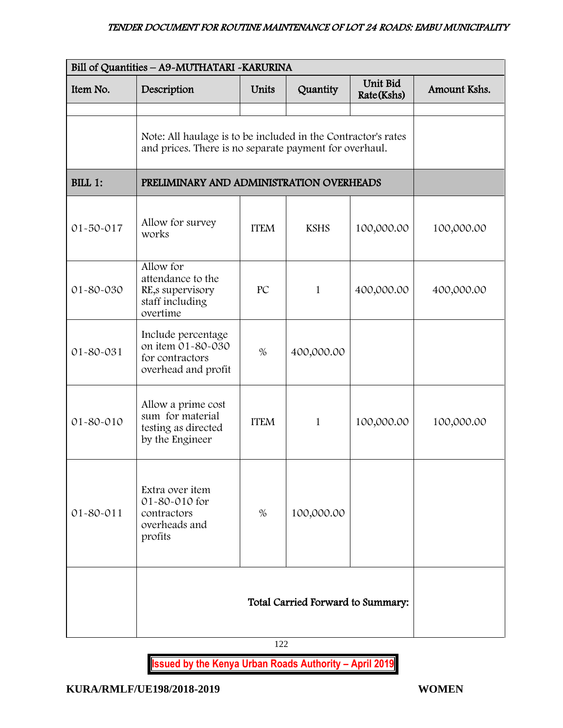| Bill of Quantities – A9-MUTHATARI -KARURINA | | | | | |
|---|---|---|---|---|---|
| Item No. | Description | Units | Quantity | Unit Bid Rate(Kshs) | Amount Kshs. |
| | | | | | |
| | Note: All haulage is to be included in the Contractor's rates and prices. There is no separate payment for overhaul. | | | | |
| **BILL 1:** | **PRELIMINARY AND ADMINISTRATION OVERHEADS** | | | | |
| 01-50-017 | Allow for survey works | ITEM | KSHS | 100,000.00 | 100,000.00 |
| 01-80-030 | Allow for attendance to the RE,s supervisory staff including overtime | PC | 1 | 400,000.00 | 400,000.00 |
| 01-80-031 | Include percentage on item 01-80-030 for contractors overhead and profit | % | 400,000.00 | | |
| 01-80-010 | Allow a prime cost sum for material testing as directed by the Engineer | ITEM | 1 | 100,000.00 | 100,000.00 |
| 01-80-011 | Extra over item 01-80-010 for contractors overheads and profits | % | 100,000.00 | | |
| | **Total Carried Forward to Summary:** | | | | |

**KURA/RMLF/UE198/2018-2019** **WOMEN**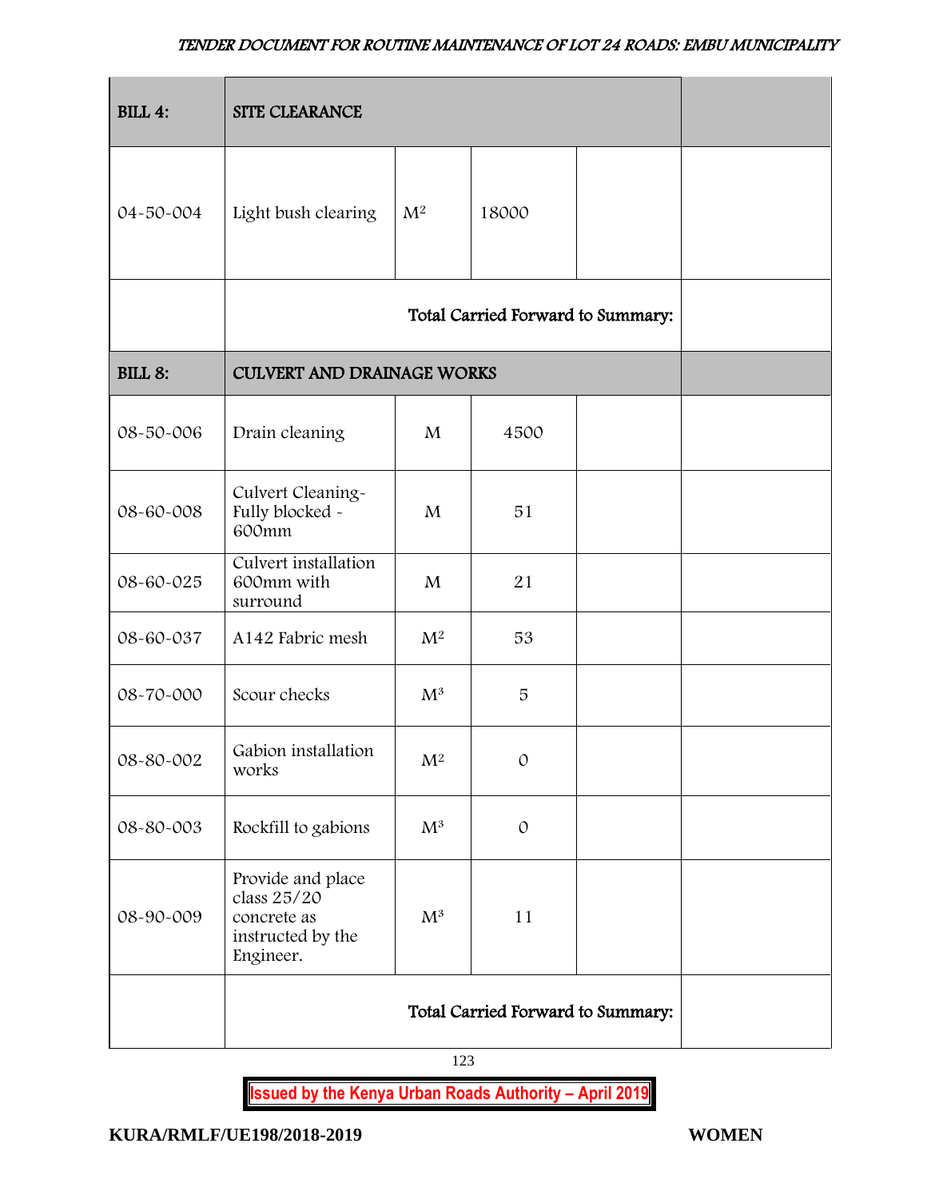| BILL 4: | SITE CLEARANCE | | | | |
|---|---|---|---|---|---|
| 04-50-004 | Light bush clearing | $M^2$ | 18000 | | |
| | Total Carried Forward to Summary: | | | | |
| BILL 8: | CULVERT AND DRAINAGE WORKS | | | | |
| 08-50-006 | Drain cleaning | M | 4500 | | |
| 08-60-008 | Culvert Cleaning-Fully blocked - 600mm | M | 51 | | |
| 08-60-025 | Culvert installation 600mm with surround | M | 21 | | |
| 08-60-037 | A142 Fabric mesh | $M^2$ | 53 | | |
| 08-70-000 | Scour checks | $M^3$ | 5 | | |
| 08-80-002 | Gabion installation works | $M^2$ | 0 | | |
| 08-80-003 | Rockfill to gabions | $M^3$ | 0 | | |
| 08-90-009 | Provide and place class 25/20 concrete as instructed by the Engineer. | $M^3$ | 11 | | |
| | Total Carried Forward to Summary: | | | | |

**Issued by the Kenya Urban Roads Authority – April 2019**

**KURA/RMLF/UE198/2018-2019** **WOMEN**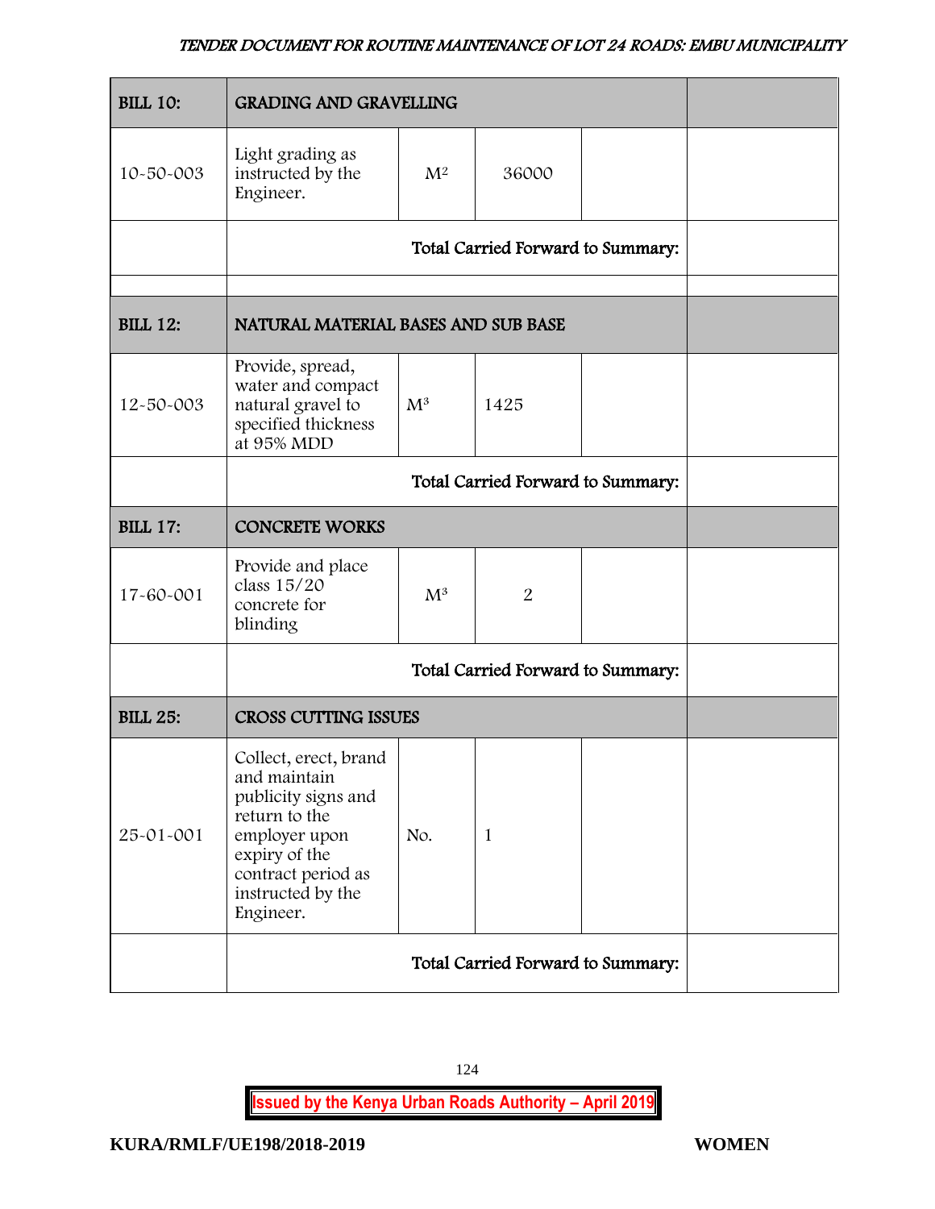| BILL 10: | GRADING AND GRAVELLING | | | | |
|---|---|---|---|---|---|
| 10-50-003 | Light grading as instructed by the Engineer. | $M^2$ | 36000 | | |
| | Total Carried Forward to Summary: | | | | |
| | | | | | |
| **BILL 12:** | **NATURAL MATERIAL BASES AND SUB BASE** | | | | |
| 12-50-003 | Provide, spread, water and compact natural gravel to specified thickness at 95% MDD | $M^3$ | 1425 | | |
| | Total Carried Forward to Summary: | | | | |
| **BILL 17:** | **CONCRETE WORKS** | | | | |
| 17-60-001 | Provide and place class 15/20 concrete for blinding | $M^3$ | 2 | | |
| | Total Carried Forward to Summary: | | | | |
| **BILL 25:** | **CROSS CUTTING ISSUES** | | | | |
| 25-01-001 | Collect, erect, brand and maintain publicity signs and return to the employer upon expiry of the contract period as instructed by the Engineer. | No. | 1 | | |
| | Total Carried Forward to Summary: | | | | |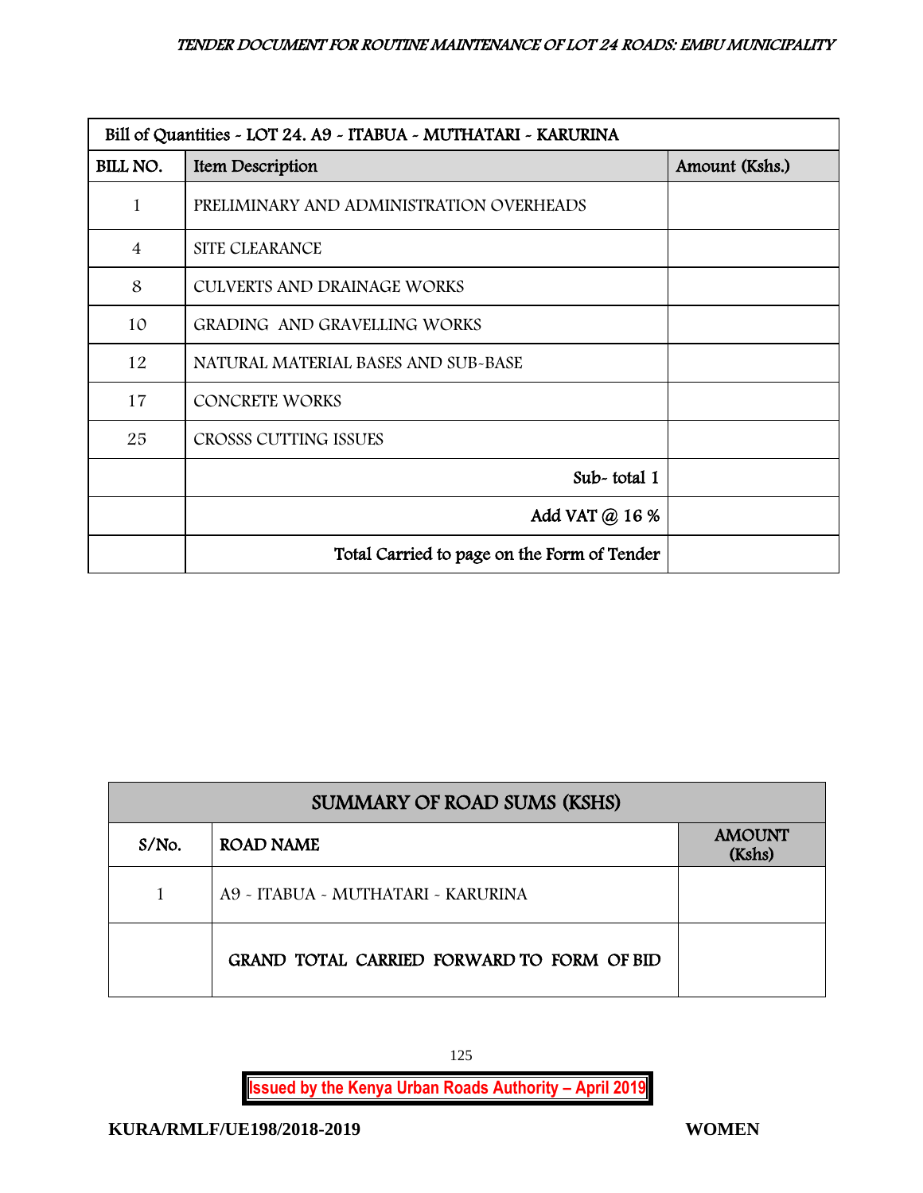| Bill of Quantities - LOT 24. A9 - ITABUA - MUTHATARI - KARURINA | | |
|---|---|---|
| **BILL NO.** | **Item Description** | **Amount (Kshs.)** |
| 1 | PRELIMINARY AND ADMINISTRATION OVERHEADS | |
| 4 | SITE CLEARANCE | |
| 8 | CULVERTS AND DRAINAGE WORKS | |
| 10 | GRADING AND GRAVELLING WORKS | |
| 12 | NATURAL MATERIAL BASES AND SUB-BASE | |
| 17 | CONCRETE WORKS | |
| 25 | CROSSS CUTTING ISSUES | |
| | Sub- total 1 | |
| | Add VAT @ 16 % | |
| | Total Carried to page on the Form of Tender | |

| SUMMARY OF ROAD SUMS (KSHS) | | |
|---|---|---|
| **S/No.** | **ROAD NAME** | **AMOUNT (Kshs)** |
| 1 | A9 - ITABUA - MUTHATARI - KARURINA | |
| | **GRAND TOTAL CARRIED FORWARD TO FORM OF BID** | |

**KURA/RMLF/UE198/2018-2019** **WOMEN**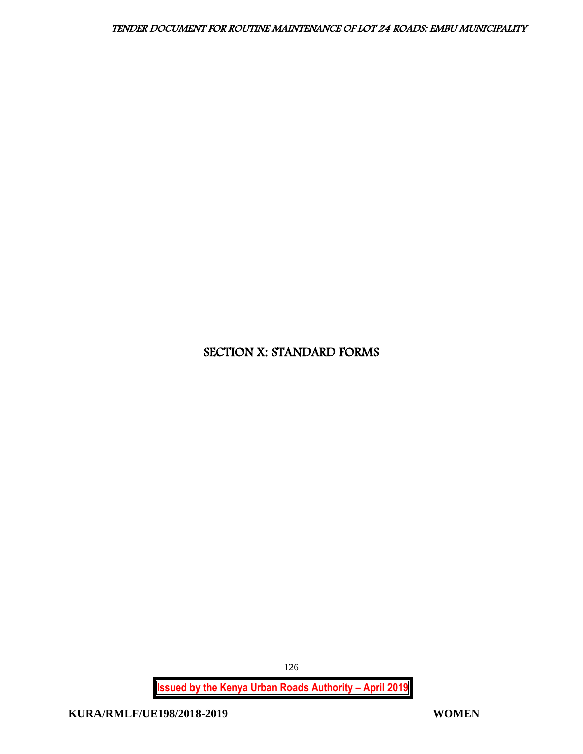# SECTION X: STANDARD FORMS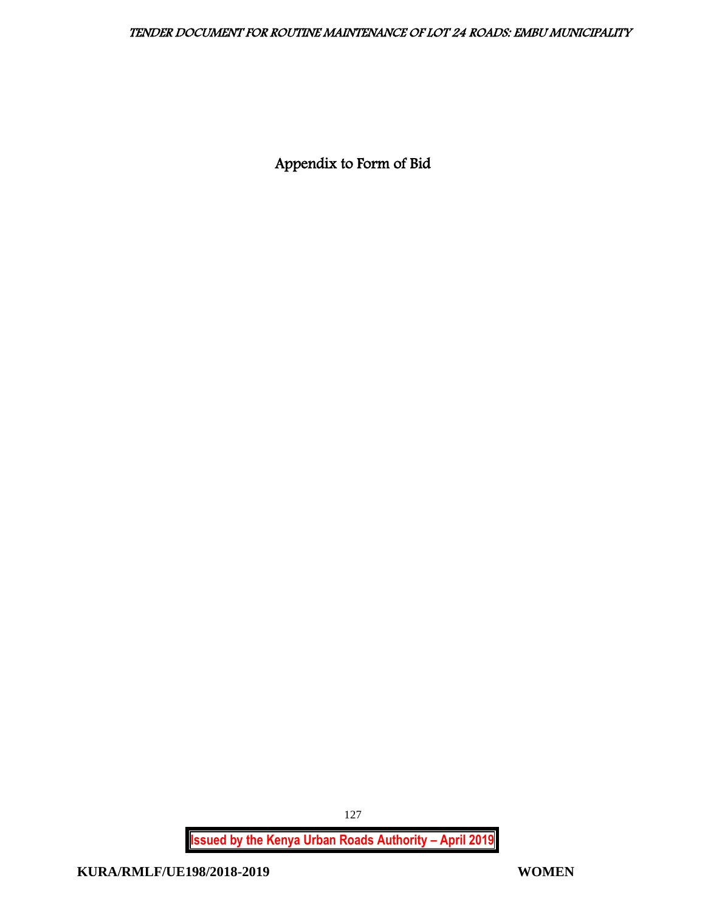# Appendix to Form of Bid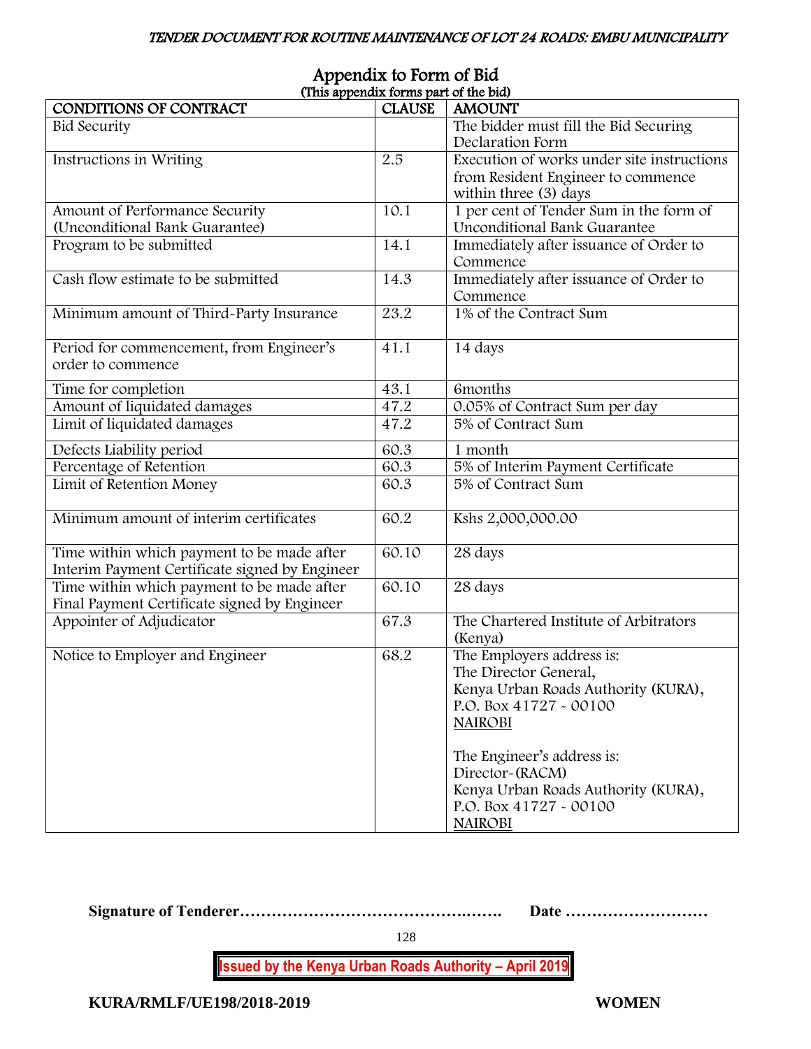## Appendix to Form of Bid

(This appendix forms part of the bid)

| CONDITIONS OF CONTRACT | CLAUSE | AMOUNT |
|---|---|---|
| Bid Security | | The bidder must fill the Bid Securing Declaration Form |
| Instructions in Writing | 2.5 | Execution of works under site instructions from Resident Engineer to commence within three (3) days |
| Amount of Performance Security (Unconditional Bank Guarantee) | 10.1 | 1 per cent of Tender Sum in the form of Unconditional Bank Guarantee |
| Program to be submitted | 14.1 | Immediately after issuance of Order to Commence |
| Cash flow estimate to be submitted | 14.3 | Immediately after issuance of Order to Commence |
| Minimum amount of Third-Party Insurance | 23.2 | 1% of the Contract Sum |
| Period for commencement, from Engineer's order to commence | 41.1 | 14 days |
| Time for completion | 43.1 | 6months |
| Amount of liquidated damages | 47.2 | 0.05% of Contract Sum per day |
| Limit of liquidated damages | 47.2 | 5% of Contract Sum |
| Defects Liability period | 60.3 | 1 month |
| Percentage of Retention | 60.3 | 5% of Interim Payment Certificate |
| Limit of Retention Money | 60.3 | 5% of Contract Sum |
| Minimum amount of interim certificates | 60.2 | Kshs 2,000,000.00 |
| Time within which payment to be made after Interim Payment Certificate signed by Engineer | 60.10 | 28 days |
| Time within which payment to be made after Final Payment Certificate signed by Engineer | 60.10 | 28 days |
| Appointer of Adjudicator | 67.3 | The Chartered Institute of Arbitrators (Kenya) |
| Notice to Employer and Engineer | 68.2 | The Employers address is:<br>The Director General,<br>Kenya Urban Roads Authority (KURA),<br>P.O. Box 41727 - 00100<br>NAIROBI<br><br>The Engineer's address is:<br>Director-(RACM)<br>Kenya Urban Roads Authority (KURA),<br>P.O. Box 41727 - 00100<br>NAIROBI |

**Signature of Tenderer……………………………………..…….      Date ………………………**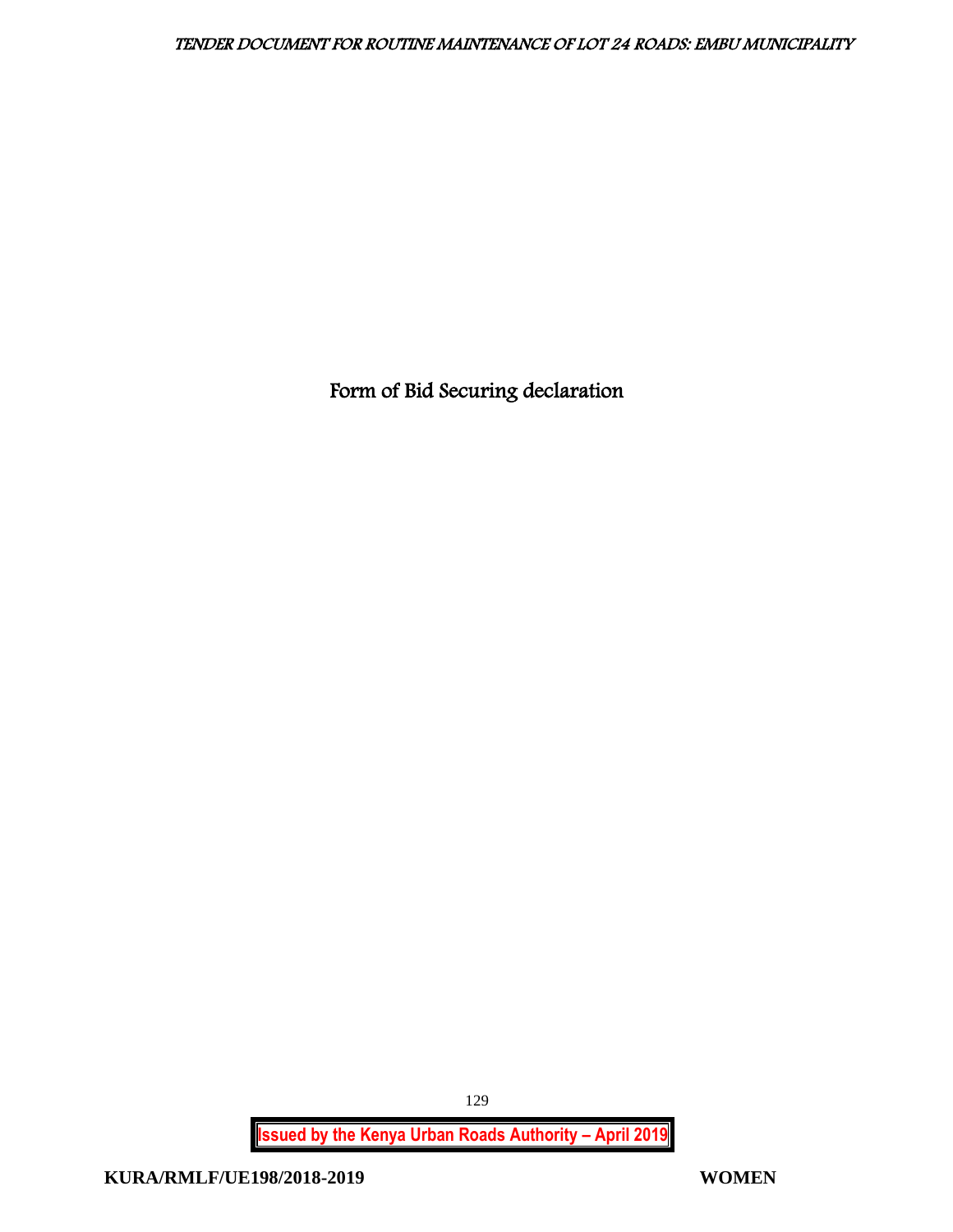# Form of Bid Securing declaration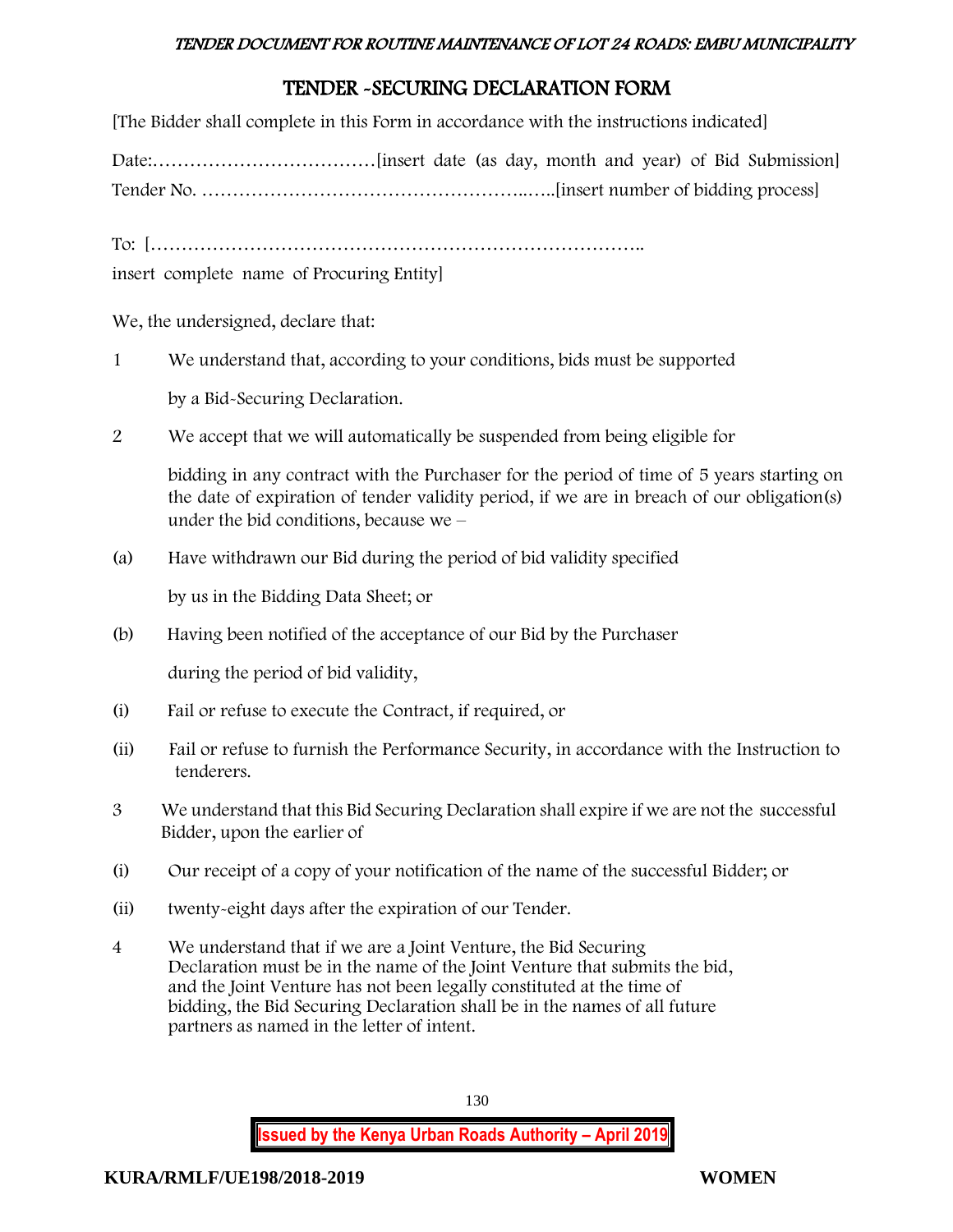# TENDER -SECURING DECLARATION FORM

[The Bidder shall complete in this Form in accordance with the instructions indicated]

Date:………………………………[insert date (as day, month and year) of Bid Submission]
Tender No. …………………………………………..…..[insert number of bidding process]

To: […………………………………………………………………..
insert complete name of Procuring Entity]

We, the undersigned, declare that:

1 We understand that, according to your conditions, bids must be supported by a Bid-Securing Declaration.

2 We accept that we will automatically be suspended from being eligible for bidding in any contract with the Purchaser for the period of time of 5 years starting on the date of expiration of tender validity period, if we are in breach of our obligation(s) under the bid conditions, because we –

(a) Have withdrawn our Bid during the period of bid validity specified by us in the Bidding Data Sheet; or

(b) Having been notified of the acceptance of our Bid by the Purchaser during the period of bid validity,

(i) Fail or refuse to execute the Contract, if required, or

(ii) Fail or refuse to furnish the Performance Security, in accordance with the Instruction to tenderers.

3 We understand that this Bid Securing Declaration shall expire if we are not the successful Bidder, upon the earlier of

(i) Our receipt of a copy of your notification of the name of the successful Bidder; or

(ii) twenty-eight days after the expiration of our Tender.

4 We understand that if we are a Joint Venture, the Bid Securing Declaration must be in the name of the Joint Venture that submits the bid, and the Joint Venture has not been legally constituted at the time of bidding, the Bid Securing Declaration shall be in the names of all future partners as named in the letter of intent.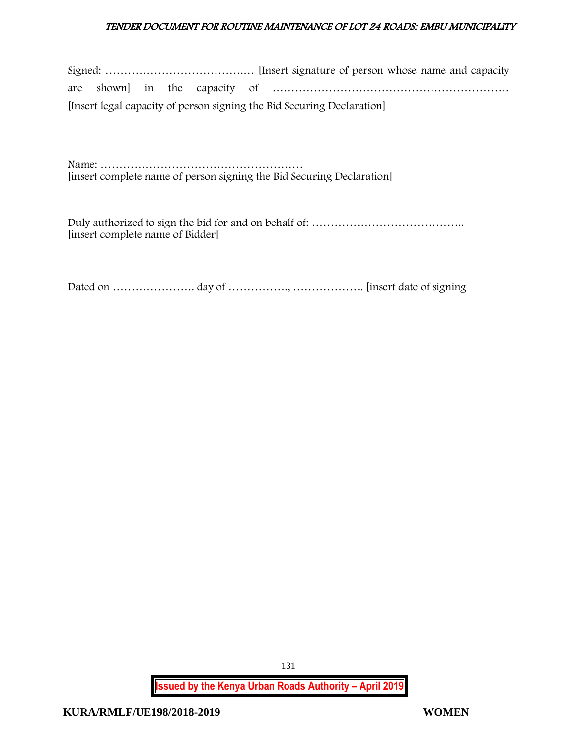Signed: ……………………………….… [Insert signature of person whose name and capacity are shown] in the capacity of ……………………………………………………… [Insert legal capacity of person signing the Bid Securing Declaration]

Name: ………………………………………………
[insert complete name of person signing the Bid Securing Declaration]

Duly authorized to sign the bid for and on behalf of: ………………………………….. [insert complete name of Bidder]

Dated on …………………. day of ……………., ………………. [insert date of signing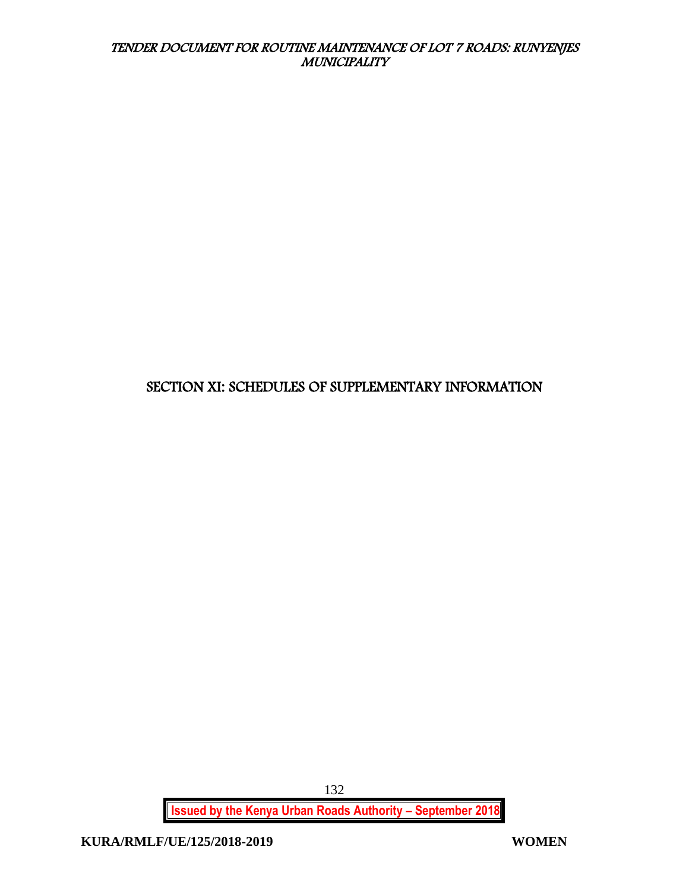# SECTION XI: SCHEDULES OF SUPPLEMENTARY INFORMATION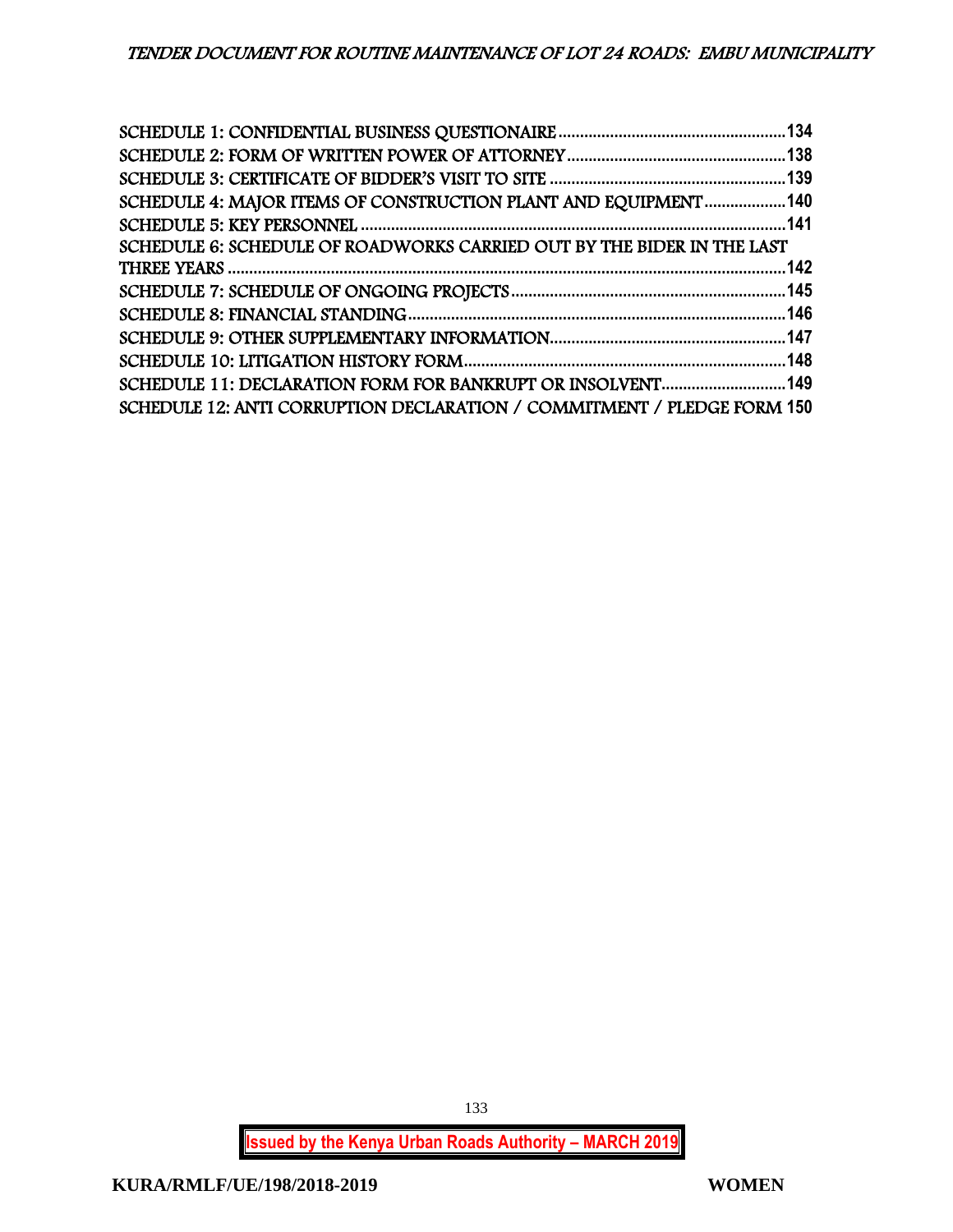SCHEDULE 1: CONFIDENTIAL BUSINESS QUESTIONAIRE ........................................ 134
SCHEDULE 2: FORM OF WRITTEN POWER OF ATTORNEY ........................................ 138
SCHEDULE 3: CERTIFICATE OF BIDDER'S VISIT TO SITE ........................................ 139
SCHEDULE 4: MAJOR ITEMS OF CONSTRUCTION PLANT AND EQUIPMENT ........................................ 140
SCHEDULE 5: KEY PERSONNEL ........................................ 141
SCHEDULE 6: SCHEDULE OF ROADWORKS CARRIED OUT BY THE BIDER IN THE LAST THREE YEARS ........................................ 142
SCHEDULE 7: SCHEDULE OF ONGOING PROJECTS ........................................ 145
SCHEDULE 8: FINANCIAL STANDING ........................................ 146
SCHEDULE 9: OTHER SUPPLEMENTARY INFORMATION ........................................ 147
SCHEDULE 10: LITIGATION HISTORY FORM ........................................ 148
SCHEDULE 11: DECLARATION FORM FOR BANKRUPT OR INSOLVENT ........................................ 149
SCHEDULE 12: ANTI CORRUPTION DECLARATION / COMMITMENT / PLEDGE FORM 150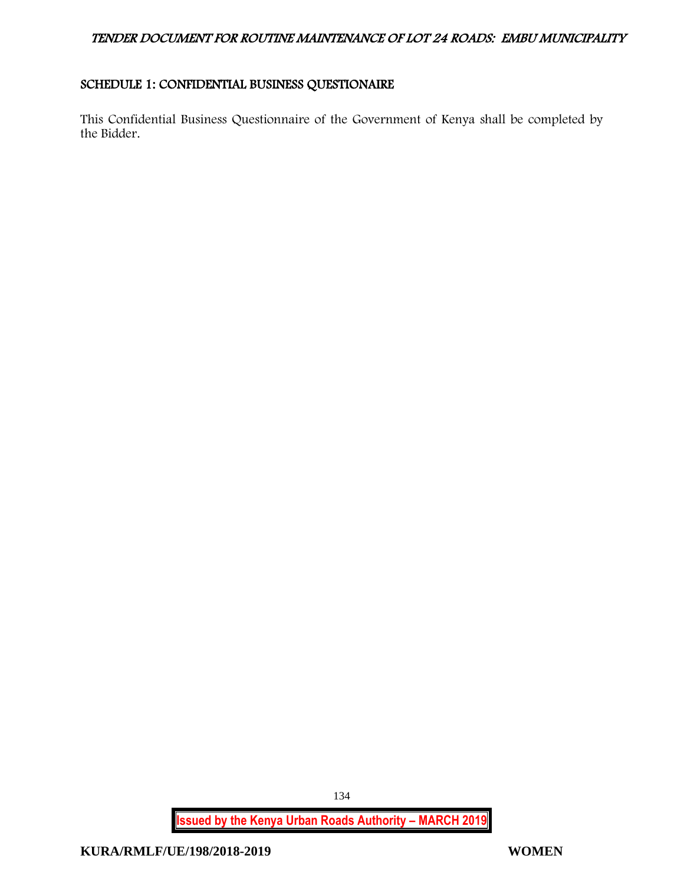## SCHEDULE 1: CONFIDENTIAL BUSINESS QUESTIONAIRE

This Confidential Business Questionnaire of the Government of Kenya shall be completed by the Bidder.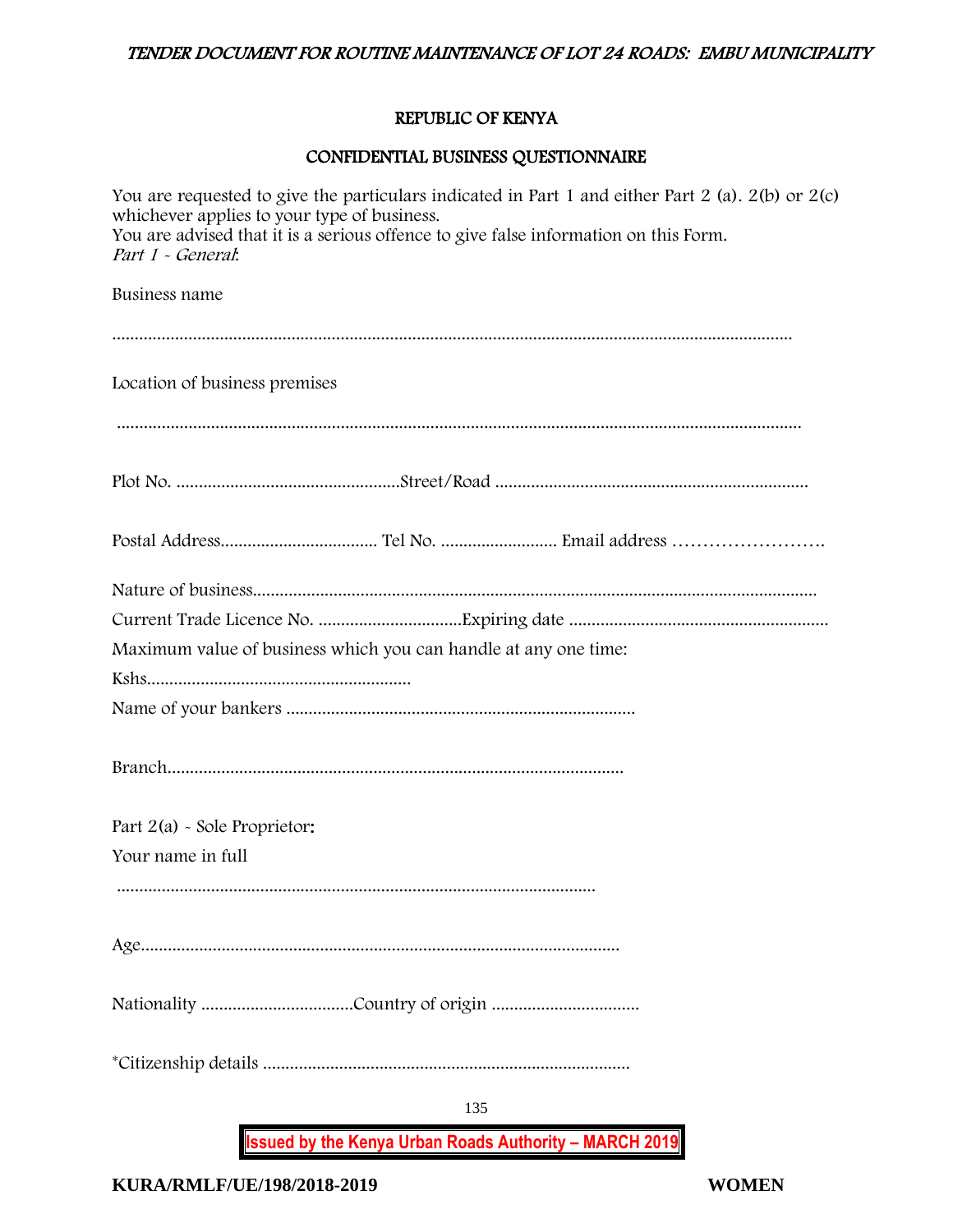## REPUBLIC OF KENYA

## CONFIDENTIAL BUSINESS QUESTIONNAIRE

You are requested to give the particulars indicated in Part 1 and either Part 2 (a). 2(b) or 2(c) whichever applies to your type of business.
You are advised that it is a serious offence to give false information on this Form.
*Part 1 - General*:

Business name

.............................................................................................................................................

Location of business premises

.............................................................................................................................................

Plot No. ..................................................Street/Road ......................................................................

Postal Address................................... Tel No. .......................... Email address …………………….

Nature of business............................................................................................................................
Current Trade Licence No. ................................Expiring date .........................................................
Maximum value of business which you can handle at any one time:
Kshs...........................................................
Name of your bankers .............................................................................

Branch.....................................................................................................

Part 2(a) - Sole Proprietor:
Your name in full

..........................................................................................................

Age..........................................................................................................

Nationality ..................................Country of origin .................................

*Citizenship details .................................................................................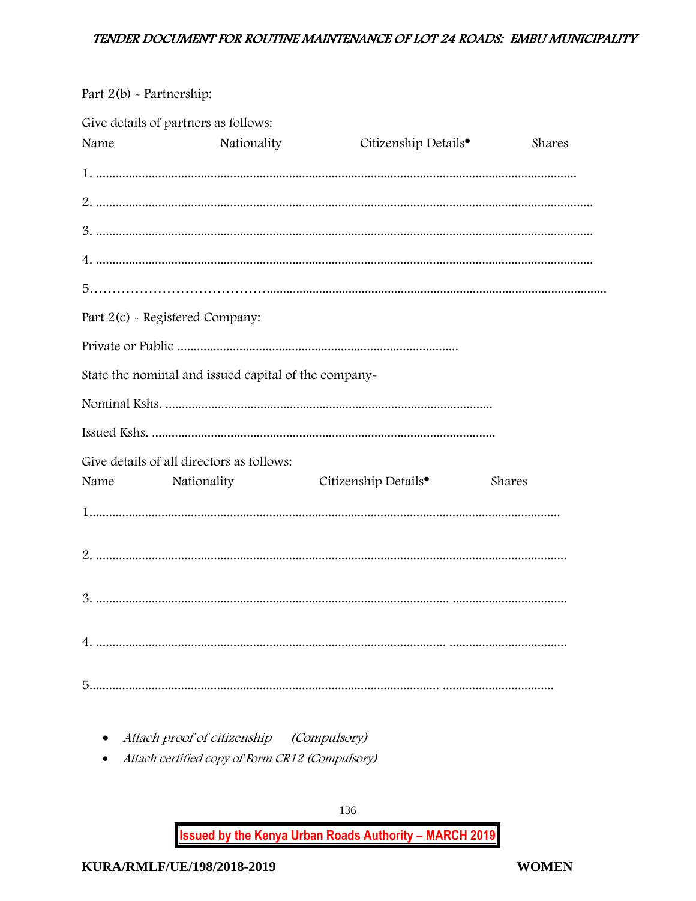Part 2(b) - Partnership:

Give details of partners as follows:

Name Nationality Citizenship Details• Shares

1. .................................................................................................................................................

2. .....................................................................................................................................................

3. .....................................................................................................................................................

4. .....................................................................................................................................................

5…………………………………...................................................................................................................

Part 2(c) - Registered Company:

Private or Public ....................................................................................

State the nominal and issued capital of the company-

Nominal Kshs. ..................................................................................................

Issued Kshs. ........................................................................................................

Give details of all directors as follows:

Name Nationality Citizenship Details• Shares

1.............................................................................................................................................

2. ...........................................................................................................................................

3. ........................................................................................................... ..................................

4. ........................................................................................................... ...................................

5.......................................................................................................... .................................

- *Attach proof of citizenship (Compulsory)*
- *Attach certified copy of Form CR12 (Compulsory)*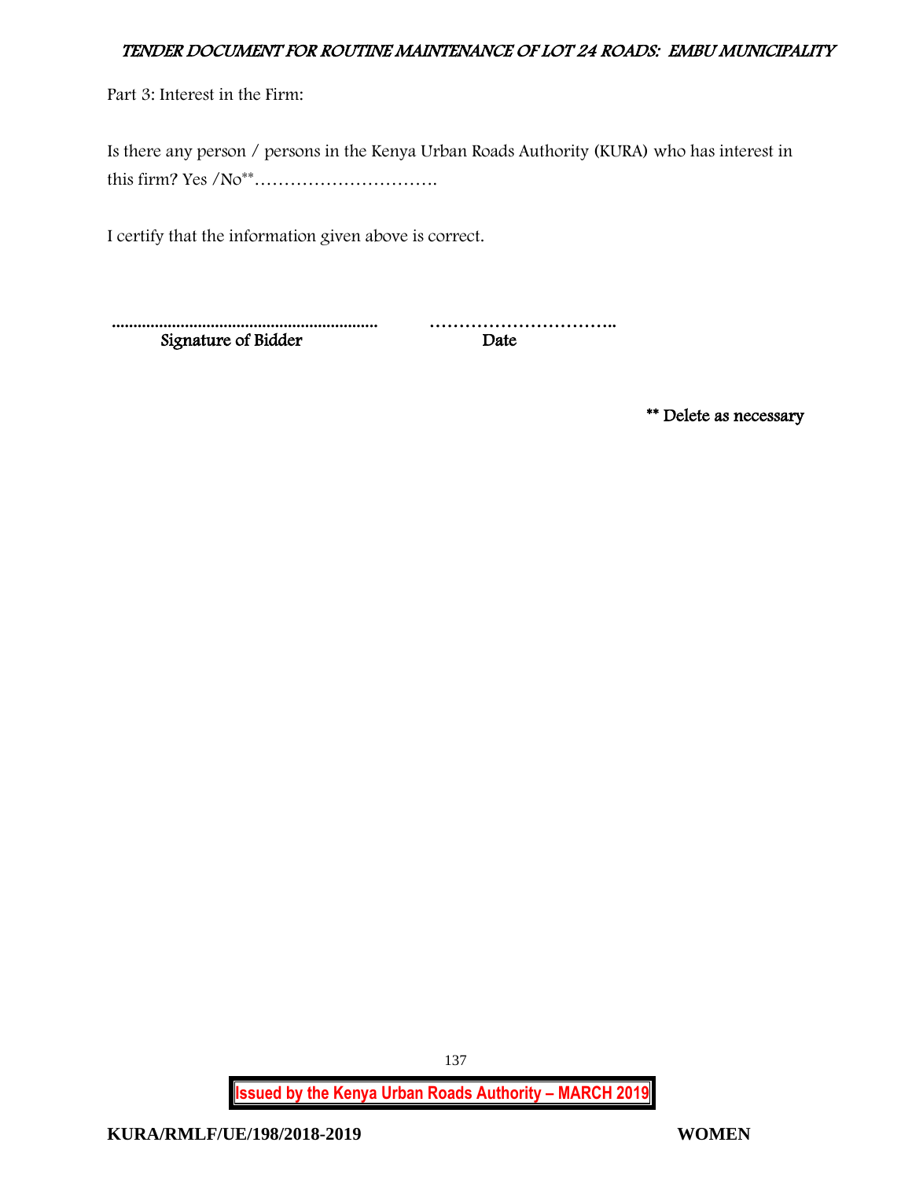Part 3: Interest in the Firm:

Is there any person / persons in the Kenya Urban Roads Authority (KURA) who has interest in this firm? Yes /No**………………………….

I certify that the information given above is correct.

.............................................................. …………………………..

**Signature of Bidder** **Date**

**\*\* Delete as necessary**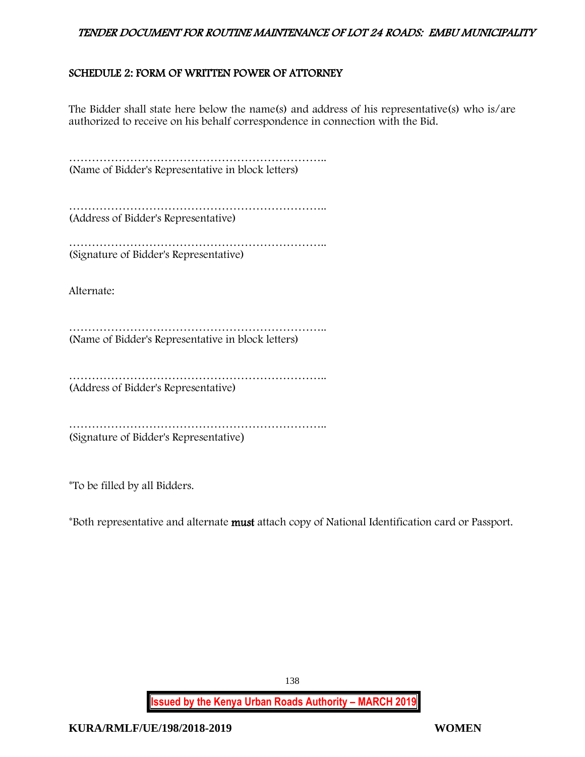## SCHEDULE 2: FORM OF WRITTEN POWER OF ATTORNEY

The Bidder shall state here below the name(s) and address of his representative(s) who is/are authorized to receive on his behalf correspondence in connection with the Bid.

…………………………………………………………..
(Name of Bidder's Representative in block letters)

…………………………………………………………..
(Address of Bidder's Representative)

…………………………………………………………..
(Signature of Bidder's Representative)

Alternate:

…………………………………………………………..
(Name of Bidder's Representative in block letters)

…………………………………………………………..
(Address of Bidder's Representative)

…………………………………………………………..
(Signature of Bidder's Representative)

*To be filled by all Bidders.

*Both representative and alternate **must** attach copy of National Identification card or Passport.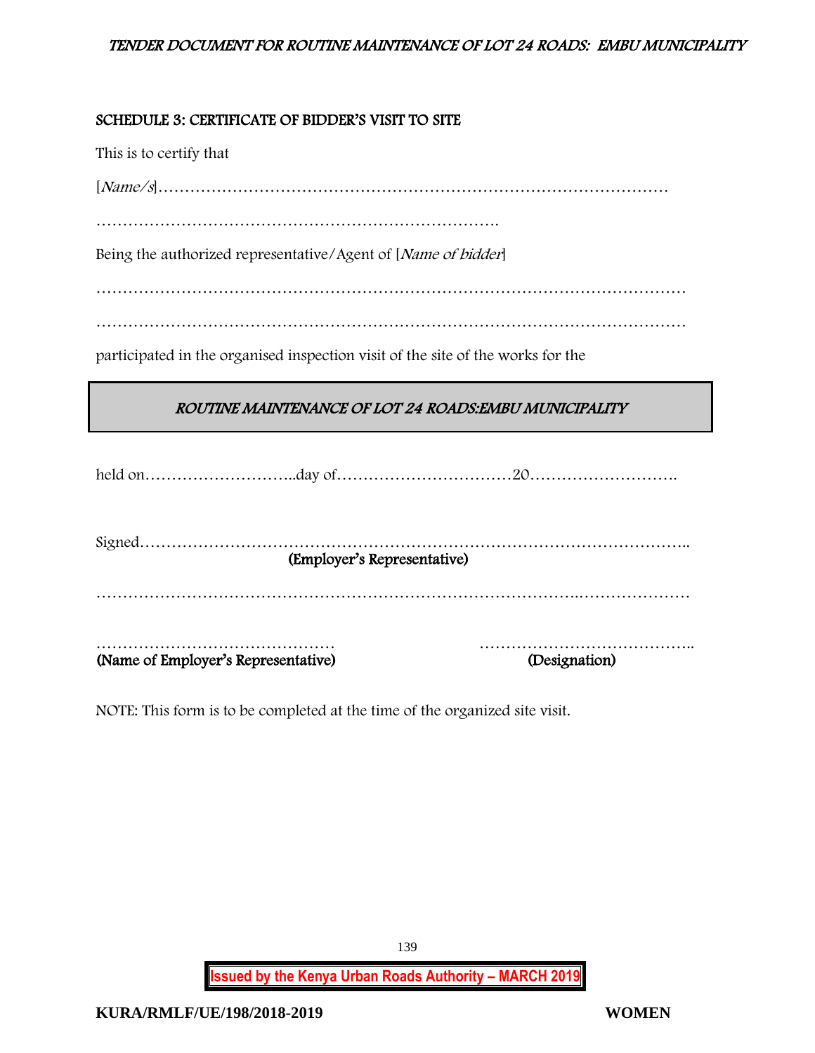## SCHEDULE 3: CERTIFICATE OF BIDDER'S VISIT TO SITE

This is to certify that

[*Name/s*]……………………………………………………………………………………

…………………………………………………………………….

Being the authorized representative/Agent of [*Name of bidder*]

…………………………………………………………………………………………………

…………………………………………………………………………………………………

participated in the organised inspection visit of the site of the works for the

***ROUTINE MAINTENANCE OF LOT 24 ROADS:EMBU MUNICIPALITY***

held on………………………..day of……………………………20……………………….

Signed…………………………………………………………………………………………..
**(Employer's Representative)**

…………………………………………………………………………………..…………………

……………………………………… …………………………………..
**(Name of Employer's Representative)** **(Designation)**

NOTE: This form is to be completed at the time of the organized site visit.

**Issued by the Kenya Urban Roads Authority – MARCH 2019**

**KURA/RMLF/UE/198/2018-2019** **WOMEN**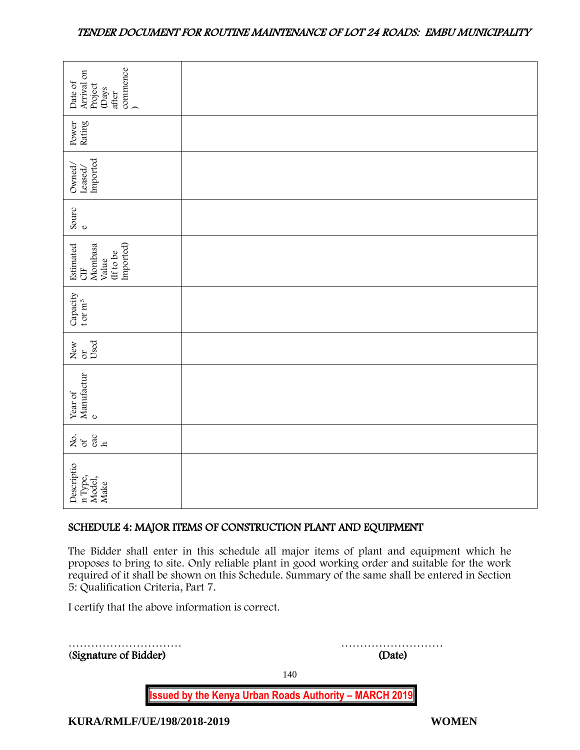| Description Type, Model, Make | No. of each | Year of Manufacture | New or Used | Capacity t or m³ | Estimated CIF Mombasa Value (If to be Imported) | Source | Owned/ Leased/ Imported | Power Rating | Date of Arrival on Project (Days after commence) |
|---|---|---|---|---|---|---|---|---|---|
| | | | | | | | | | |

## SCHEDULE 4: MAJOR ITEMS OF CONSTRUCTION PLANT AND EQUIPMENT

The Bidder shall enter in this schedule all major items of plant and equipment which he proposes to bring to site. Only reliable plant in good working order and suitable for the work required of it shall be shown on this Schedule. Summary of the same shall be entered in Section 5: Qualification Criteria, Part 7.

I certify that the above information is correct.

………………………… ………………………

**(Signature of Bidder)** **(Date)**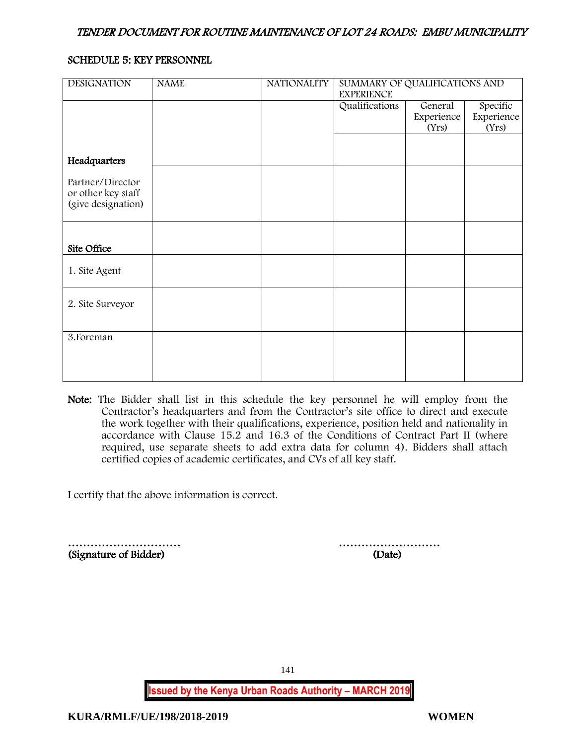## SCHEDULE 5: KEY PERSONNEL

| DESIGNATION | NAME | NATIONALITY | SUMMARY OF QUALIFICATIONS AND EXPERIENCE | | |
|---|---|---|---|---|---|
| | | | Qualifications | General Experience (Yrs) | Specific Experience (Yrs) |
| **Headquarters** | | | | | |
| Partner/Director or other key staff (give designation) | | | | | |
| **Site Office** | | | | | |
| 1. Site Agent | | | | | |
| 2. Site Surveyor | | | | | |
| 3.Foreman | | | | | |

**Note:** The Bidder shall list in this schedule the key personnel he will employ from the Contractor's headquarters and from the Contractor's site office to direct and execute the work together with their qualifications, experience, position held and nationality in accordance with Clause 15.2 and 16.3 of the Conditions of Contract Part II (where required, use separate sheets to add extra data for column 4). Bidders shall attach certified copies of academic certificates, and CVs of all key staff.

I certify that the above information is correct.

………………………… ………………………

**(Signature of Bidder)** **(Date)**

**Issued by the Kenya Urban Roads Authority – MARCH 2019**

**KURA/RMLF/UE/198/2018-2019** **WOMEN**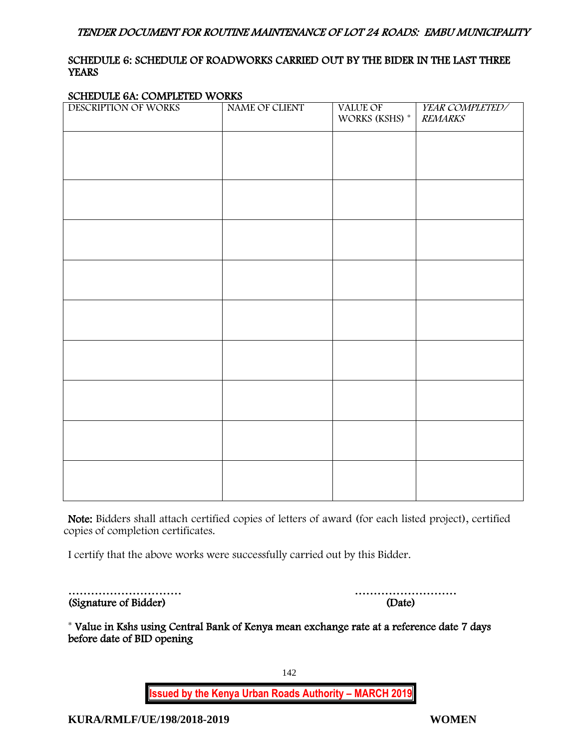## SCHEDULE 6: SCHEDULE OF ROADWORKS CARRIED OUT BY THE BIDER IN THE LAST THREE YEARS

### SCHEDULE 6A: COMPLETED WORKS

| DESCRIPTION OF WORKS | NAME OF CLIENT | VALUE OF WORKS (KSHS) * | *YEAR COMPLETED/ REMARKS* |
|---|---|---|---|
| | | | |
| | | | |
| | | | |
| | | | |
| | | | |
| | | | |
| | | | |
| | | | |
| | | | |

**Note:** Bidders shall attach certified copies of letters of award (for each listed project), certified copies of completion certificates.

I certify that the above works were successfully carried out by this Bidder.

………………………… ………………………

**(Signature of Bidder)** **(Date)**

* **Value in Kshs using Central Bank of Kenya mean exchange rate at a reference date 7 days before date of BID opening**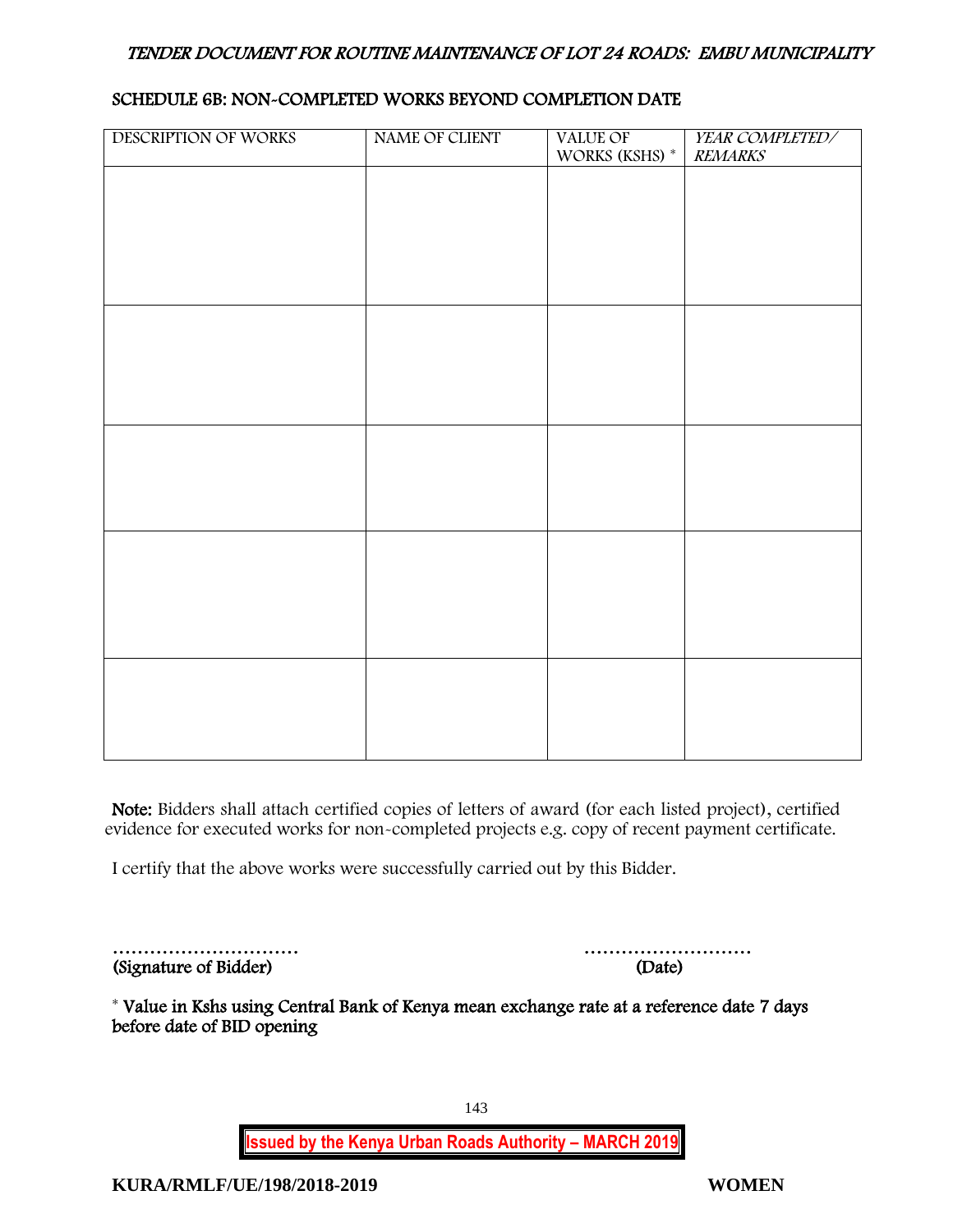## SCHEDULE 6B: NON-COMPLETED WORKS BEYOND COMPLETION DATE

| DESCRIPTION OF WORKS | NAME OF CLIENT | VALUE OF WORKS (KSHS) * | *YEAR COMPLETED/ REMARKS* |
|---|---|---|---|
| | | | |
| | | | |
| | | | |
| | | | |
| | | | |

**Note:** Bidders shall attach certified copies of letters of award (for each listed project), certified evidence for executed works for non-completed projects e.g. copy of recent payment certificate.

I certify that the above works were successfully carried out by this Bidder.

………………………… ………………………
**(Signature of Bidder)** **(Date)**

**\* Value in Kshs using Central Bank of Kenya mean exchange rate at a reference date 7 days before date of BID opening**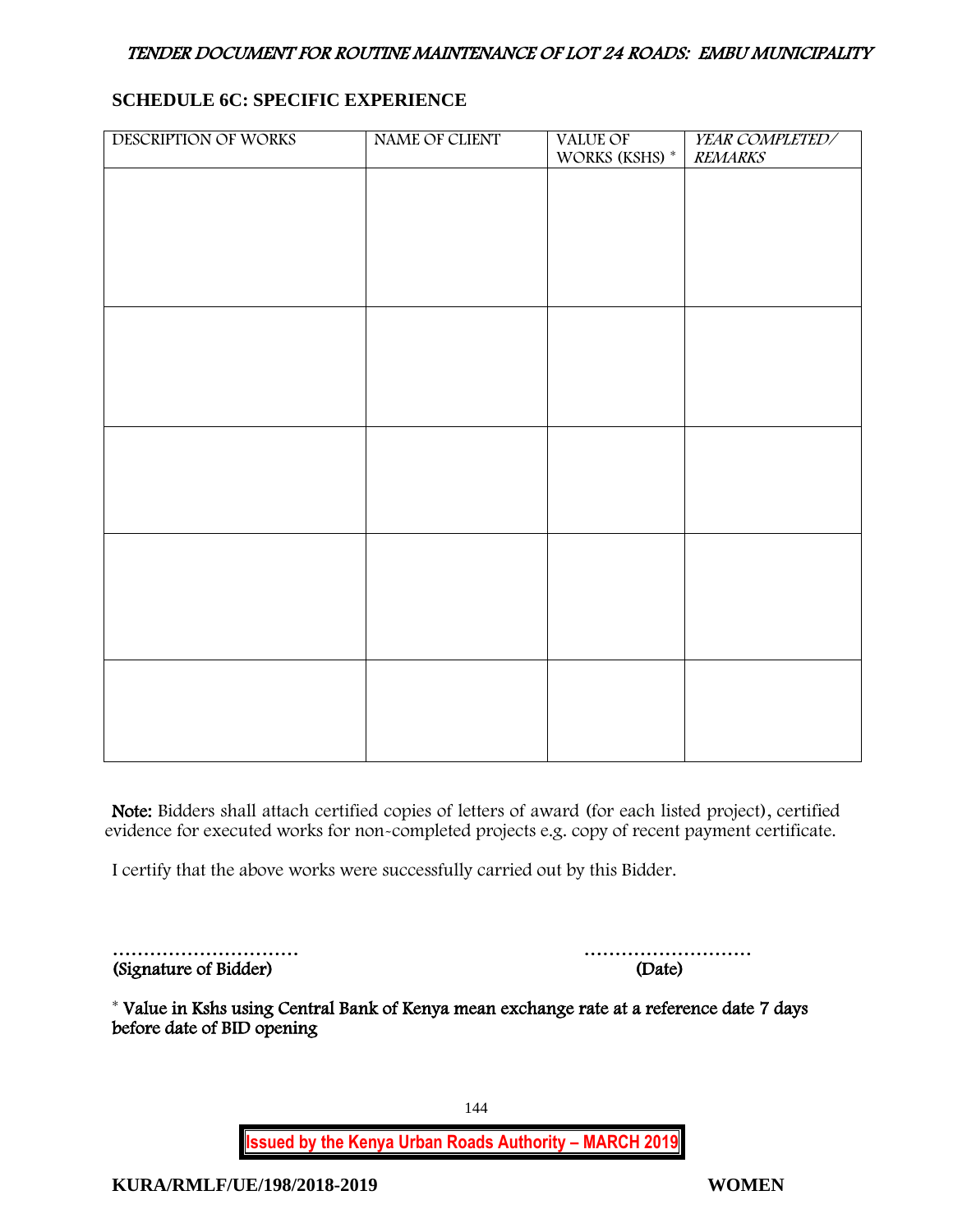## SCHEDULE 6C: SPECIFIC EXPERIENCE

| DESCRIPTION OF WORKS | NAME OF CLIENT | VALUE OF WORKS (KSHS) * | *YEAR COMPLETED/ REMARKS* |
|---|---|---|---|
| | | | |
| | | | |
| | | | |
| | | | |
| | | | |

**Note:** Bidders shall attach certified copies of letters of award (for each listed project), certified evidence for executed works for non-completed projects e.g. copy of recent payment certificate.

I certify that the above works were successfully carried out by this Bidder.

………………………… ………………………
(Signature of Bidder) (Date)

* Value in Kshs using Central Bank of Kenya mean exchange rate at a reference date 7 days before date of BID opening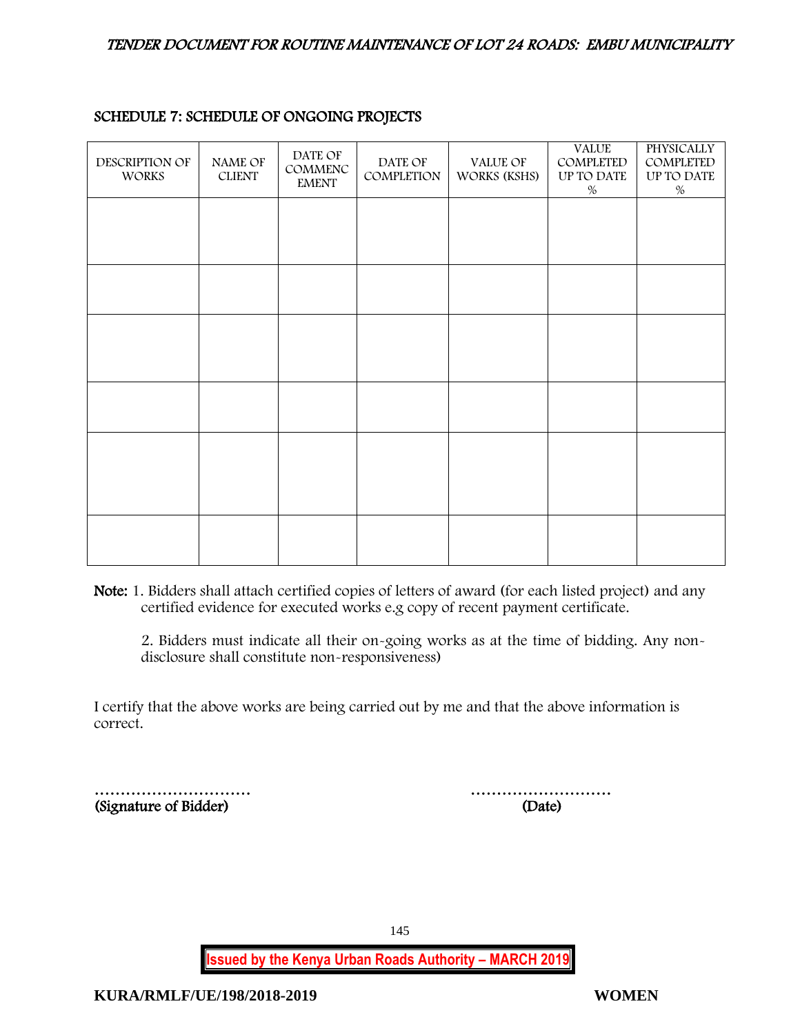## SCHEDULE 7: SCHEDULE OF ONGOING PROJECTS

| DESCRIPTION OF WORKS | NAME OF CLIENT | DATE OF COMMENCEMENT | DATE OF COMPLETION | VALUE OF WORKS (KSHS) | VALUE COMPLETED UP TO DATE % | PHYSICALLY COMPLETED UP TO DATE % |
|---|---|---|---|---|---|---|
| | | | | | | |
| | | | | | | |
| | | | | | | |
| | | | | | | |
| | | | | | | |
| | | | | | | |

**Note:** 1. Bidders shall attach certified copies of letters of award (for each listed project) and any certified evidence for executed works e.g copy of recent payment certificate.

2. Bidders must indicate all their on-going works as at the time of bidding. Any non-disclosure shall constitute non-responsiveness)

I certify that the above works are being carried out by me and that the above information is correct.

…………………………                                        ………………………
**(Signature of Bidder)**                                        **(Date)**

**Issued by the Kenya Urban Roads Authority – MARCH 2019**

**KURA/RMLF/UE/198/2018-2019**                                        **WOMEN**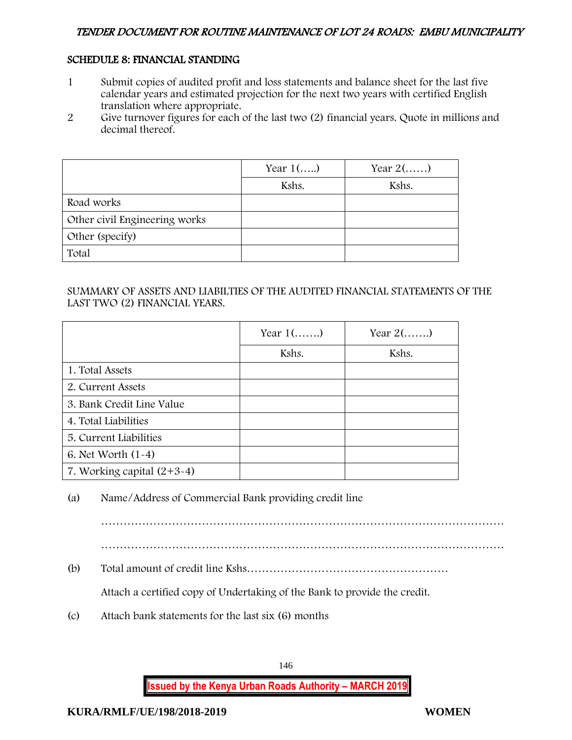## SCHEDULE 8: FINANCIAL STANDING

1. Submit copies of audited profit and loss statements and balance sheet for the last five calendar years and estimated projection for the next two years with certified English translation where appropriate.
2. Give turnover figures for each of the last two (2) financial years. Quote in millions and decimal thereof.

| | Year 1(…..) | Year 2(……) |
|---|---|---|
| | Kshs. | Kshs. |
| Road works | | |
| Other civil Engineering works | | |
| Other (specify) | | |
| Total | | |

SUMMARY OF ASSETS AND LIABILTIES OF THE AUDITED FINANCIAL STATEMENTS OF THE LAST TWO (2) FINANCIAL YEARS.

| | Year 1(…….) | Year 2(…….) |
|---|---|---|
| | Kshs. | Kshs. |
| 1. Total Assets | | |
| 2. Current Assets | | |
| 3. Bank Credit Line Value | | |
| 4. Total Liabilities | | |
| 5. Current Liabilities | | |
| 6. Net Worth (1-4) | | |
| 7. Working capital (2+3-4) | | |

(a) Name/Address of Commercial Bank providing credit line

…………………………………………………………………………………………

…………………………………………………………………………………………

(b) Total amount of credit line Kshs………………………………………………

Attach a certified copy of Undertaking of the Bank to provide the credit.

(c) Attach bank statements for the last six (6) months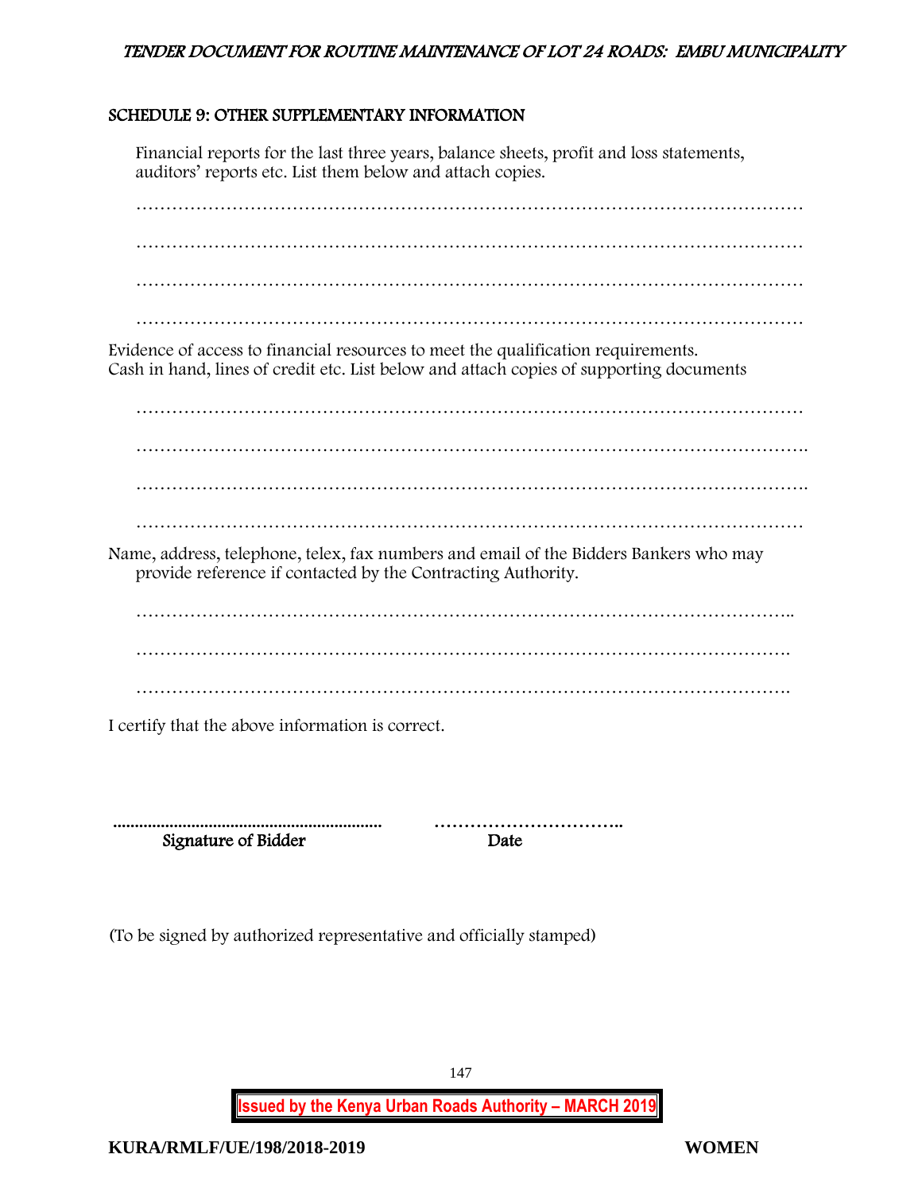## SCHEDULE 9: OTHER SUPPLEMENTARY INFORMATION

Financial reports for the last three years, balance sheets, profit and loss statements, auditors' reports etc. List them below and attach copies.

…………………………………………………………………………………………………

…………………………………………………………………………………………………

…………………………………………………………………………………………………

…………………………………………………………………………………………………

Evidence of access to financial resources to meet the qualification requirements. Cash in hand, lines of credit etc. List below and attach copies of supporting documents

…………………………………………………………………………………………………

………………………………………………………………………………………………….

………………………………………………………………………………………………….

…………………………………………………………………………………………………

Name, address, telephone, telex, fax numbers and email of the Bidders Bankers who may provide reference if contacted by the Contracting Authority.

………………………………………………………………………………………………..

……………………………………………………………………………………………….

……………………………………………………………………………………………….

I certify that the above information is correct.

............................................................... ……………………………..

**Signature of Bidder** **Date**

(To be signed by authorized representative and officially stamped)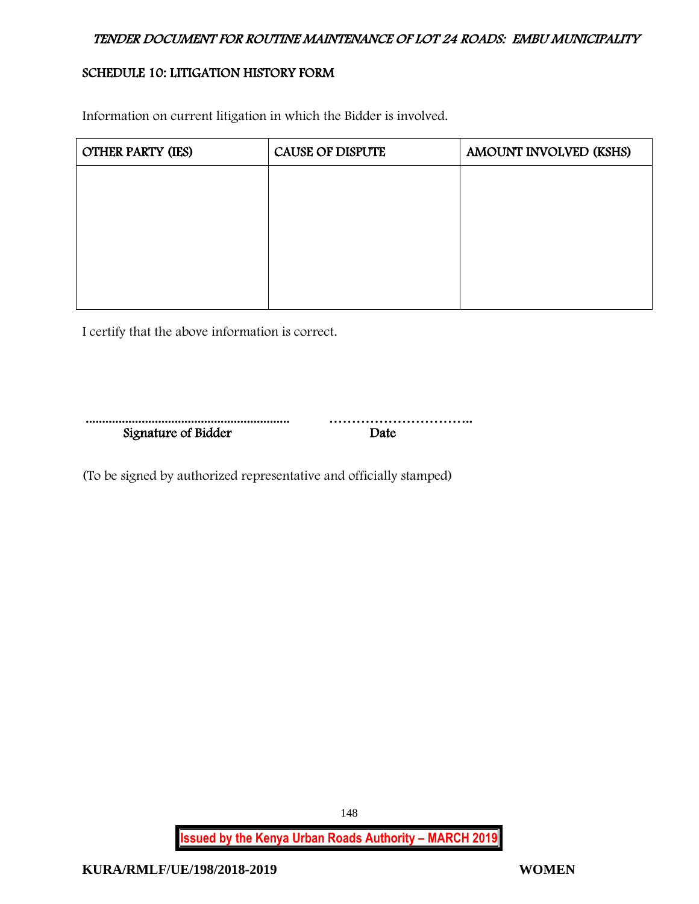## SCHEDULE 10: LITIGATION HISTORY FORM

Information on current litigation in which the Bidder is involved.

| OTHER PARTY (IES) | CAUSE OF DISPUTE | AMOUNT INVOLVED (KSHS) |
|---|---|---|
| | | |

I certify that the above information is correct.

............................................................... ……………………………..

Signature of Bidder Date

(To be signed by authorized representative and officially stamped)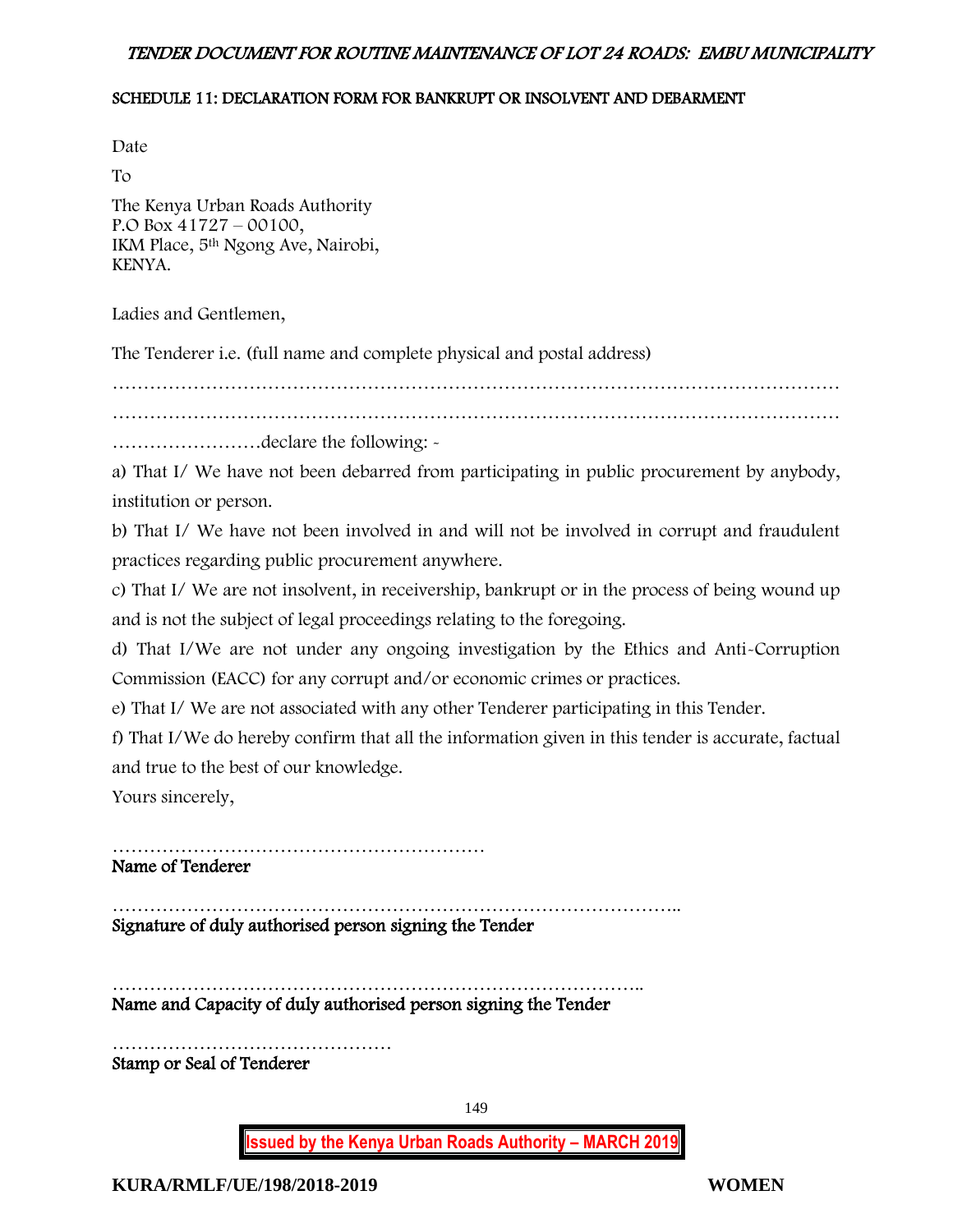## SCHEDULE 11: DECLARATION FORM FOR BANKRUPT OR INSOLVENT AND DEBARMENT

Date

To

The Kenya Urban Roads Authority  
P.O Box 41727 – 00100,  
IKM Place, 5th Ngong Ave, Nairobi,  
KENYA.

Ladies and Gentlemen,

The Tenderer i.e. (full name and complete physical and postal address)

……………………………………………………………………………………………………
……………………………………………………………………………………………………
……………………declare the following: -

a) That I/ We have not been debarred from participating in public procurement by anybody, institution or person.

b) That I/ We have not been involved in and will not be involved in corrupt and fraudulent practices regarding public procurement anywhere.

c) That I/ We are not insolvent, in receivership, bankrupt or in the process of being wound up and is not the subject of legal proceedings relating to the foregoing.

d) That I/We are not under any ongoing investigation by the Ethics and Anti-Corruption Commission (EACC) for any corrupt and/or economic crimes or practices.

e) That I/ We are not associated with any other Tenderer participating in this Tender.

f) That I/We do hereby confirm that all the information given in this tender is accurate, factual and true to the best of our knowledge.

Yours sincerely,

……………………………………………………  
**Name of Tenderer**

………………………………………………………………………………..  
**Signature of duly authorised person signing the Tender**

…………………………………………………………………………..  
**Name and Capacity of duly authorised person signing the Tender**

………………………………………  
**Stamp or Seal of Tenderer**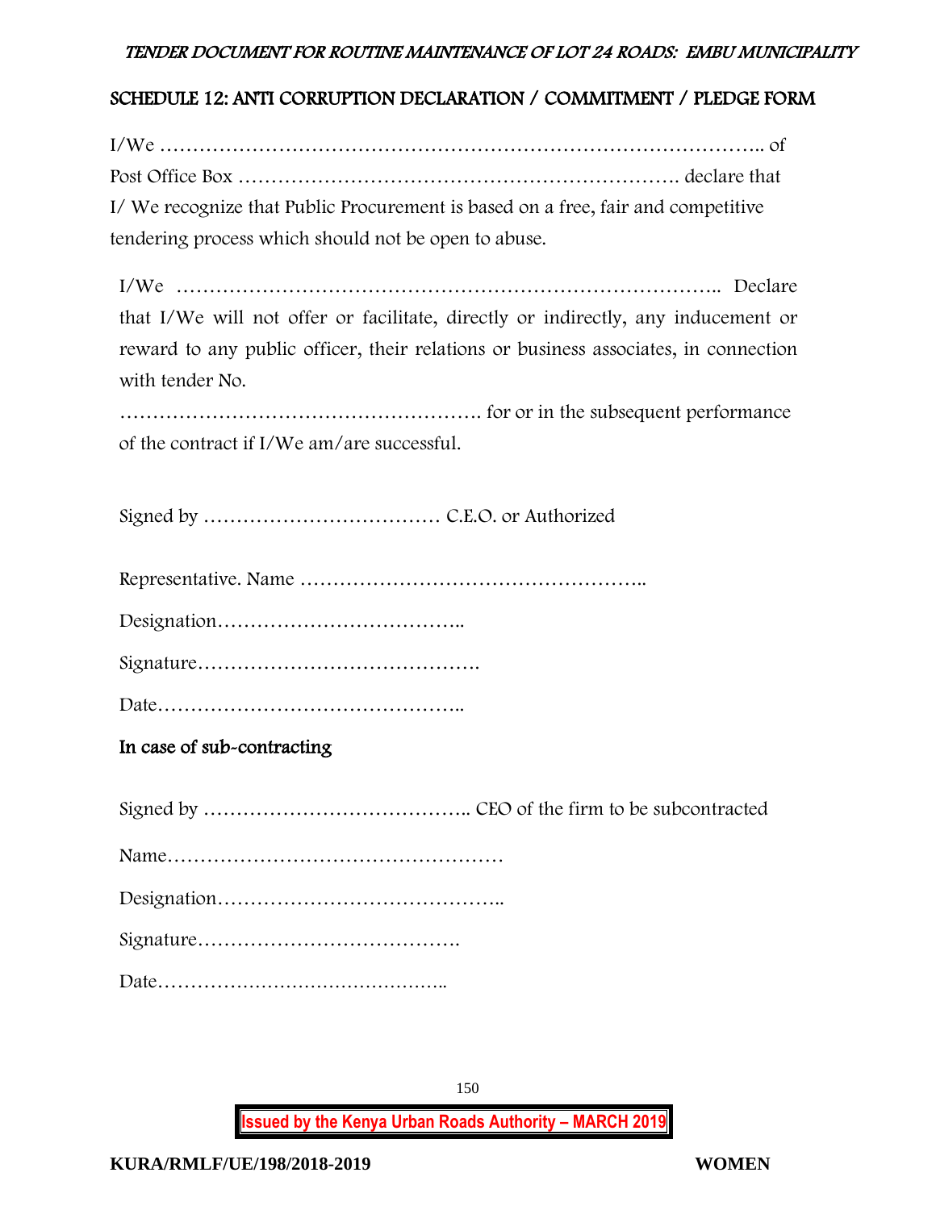## SCHEDULE 12: ANTI CORRUPTION DECLARATION / COMMITMENT / PLEDGE FORM

I/We ……………………………………………………………………………….. of Post Office Box …………………………………………………………. declare that I/ We recognize that Public Procurement is based on a free, fair and competitive tendering process which should not be open to abuse.

I/We ……………………………………………………………………….. Declare that I/We will not offer or facilitate, directly or indirectly, any inducement or reward to any public officer, their relations or business associates, in connection with tender No.

………………………………………………. for or in the subsequent performance of the contract if I/We am/are successful.

Signed by ……………………………… C.E.O. or Authorized

Representative. Name ……………………………………………..

Designation………………………………..

Signature…………………………………….

Date………………………………………..

**In case of sub-contracting**

Signed by ………………………………….. CEO of the firm to be subcontracted

Name……………………………………………

Designation……………………………………..

Signature………………………………….

Date………………………………………..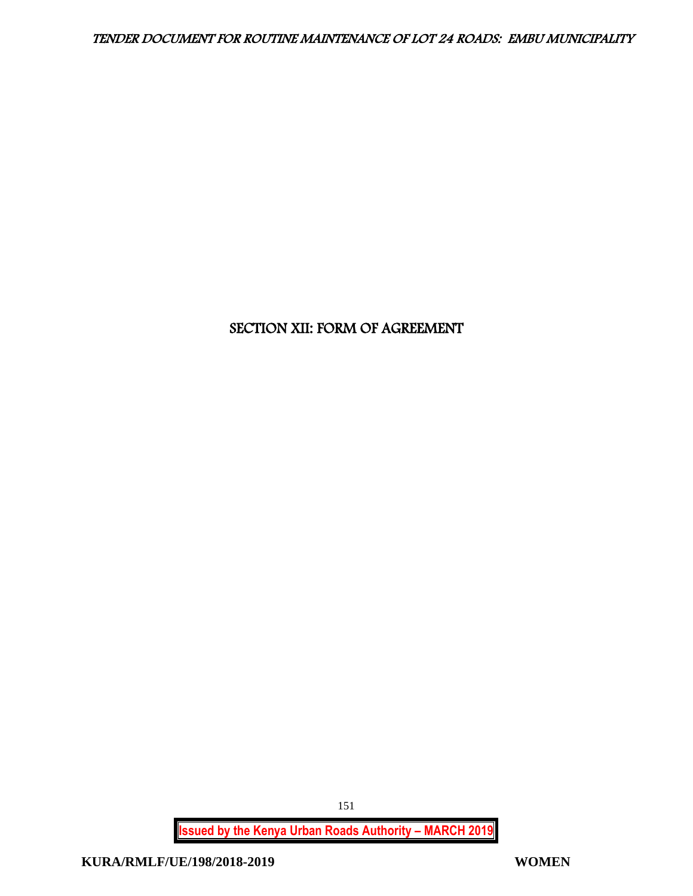# SECTION XII: FORM OF AGREEMENT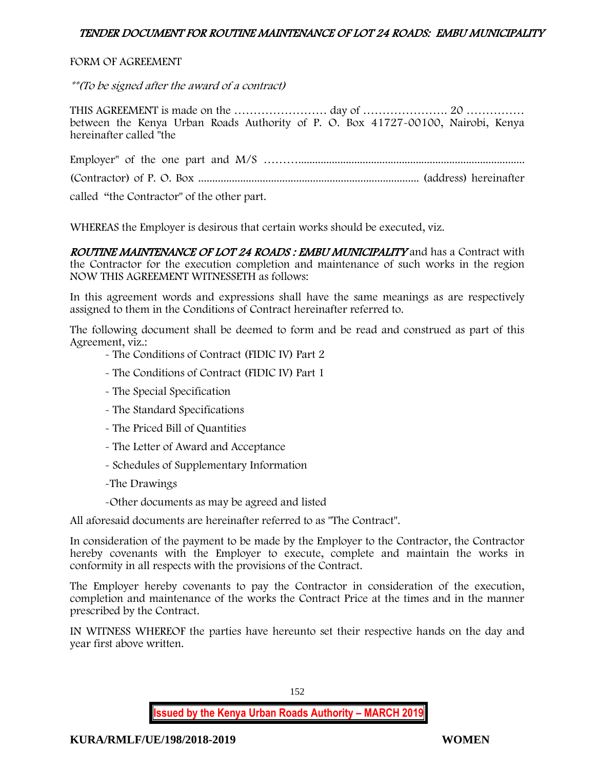FORM OF AGREEMENT

*\*\*(To be signed after the award of a contract)*

THIS AGREEMENT is made on the …………………… day of …………………. 20 …………… between the Kenya Urban Roads Authority of P. O. Box 41727-00100, Nairobi, Kenya hereinafter called "the

Employer" of the one part and M/S ………..................................................................................

(Contractor) of P. O. Box .............................................................................. (address) hereinafter

called "the Contractor" of the other part.

WHEREAS the Employer is desirous that certain works should be executed, viz.

***ROUTINE MAINTENANCE OF LOT 24 ROADS : EMBU MUNICIPALITY*** and has a Contract with the Contractor for the execution completion and maintenance of such works in the region NOW THIS AGREEMENT WITNESSETH as follows:

In this agreement words and expressions shall have the same meanings as are respectively assigned to them in the Conditions of Contract hereinafter referred to.

The following document shall be deemed to form and be read and construed as part of this Agreement, viz.:

- The Conditions of Contract (FIDIC IV) Part 2
- The Conditions of Contract (FIDIC IV) Part 1
- The Special Specification
- The Standard Specifications
- The Priced Bill of Quantities
- The Letter of Award and Acceptance
- Schedules of Supplementary Information
- The Drawings
- Other documents as may be agreed and listed

All aforesaid documents are hereinafter referred to as "The Contract".

In consideration of the payment to be made by the Employer to the Contractor, the Contractor hereby covenants with the Employer to execute, complete and maintain the works in conformity in all respects with the provisions of the Contract.

The Employer hereby covenants to pay the Contractor in consideration of the execution, completion and maintenance of the works the Contract Price at the times and in the manner prescribed by the Contract.

IN WITNESS WHEREOF the parties have hereunto set their respective hands on the day and year first above written.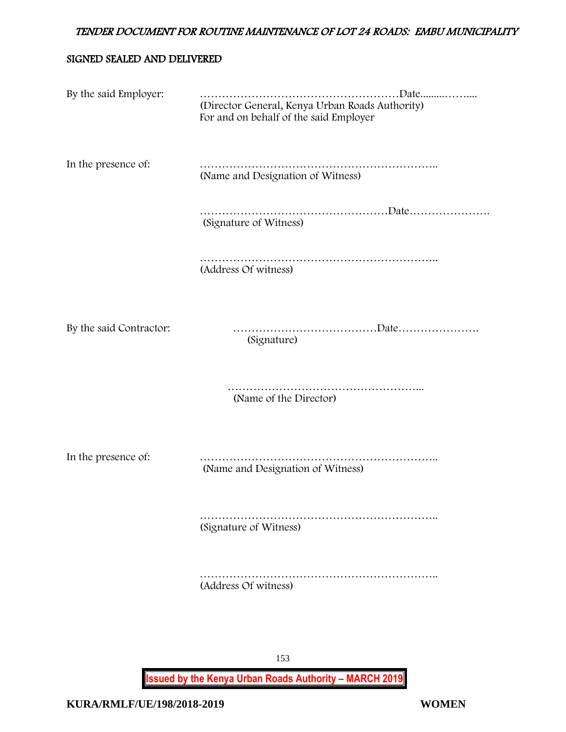**SIGNED SEALED AND DELIVERED**

By the said Employer: ………………………………………………Date.........……....
(Director General, Kenya Urban Roads Authority)
For and on behalf of the said Employer

In the presence of: ………………………………………………………..
(Name and Designation of Witness)

……………………………………………Date………………….
(Signature of Witness)

………………………………………………………..
(Address Of witness)

By the said Contractor: …………………………………Date………………….
(Signature)

……………………………………………...
(Name of the Director)

In the presence of: ………………………………………………………..
(Name and Designation of Witness)

………………………………………………………..
(Signature of Witness)

………………………………………………………..
(Address Of witness)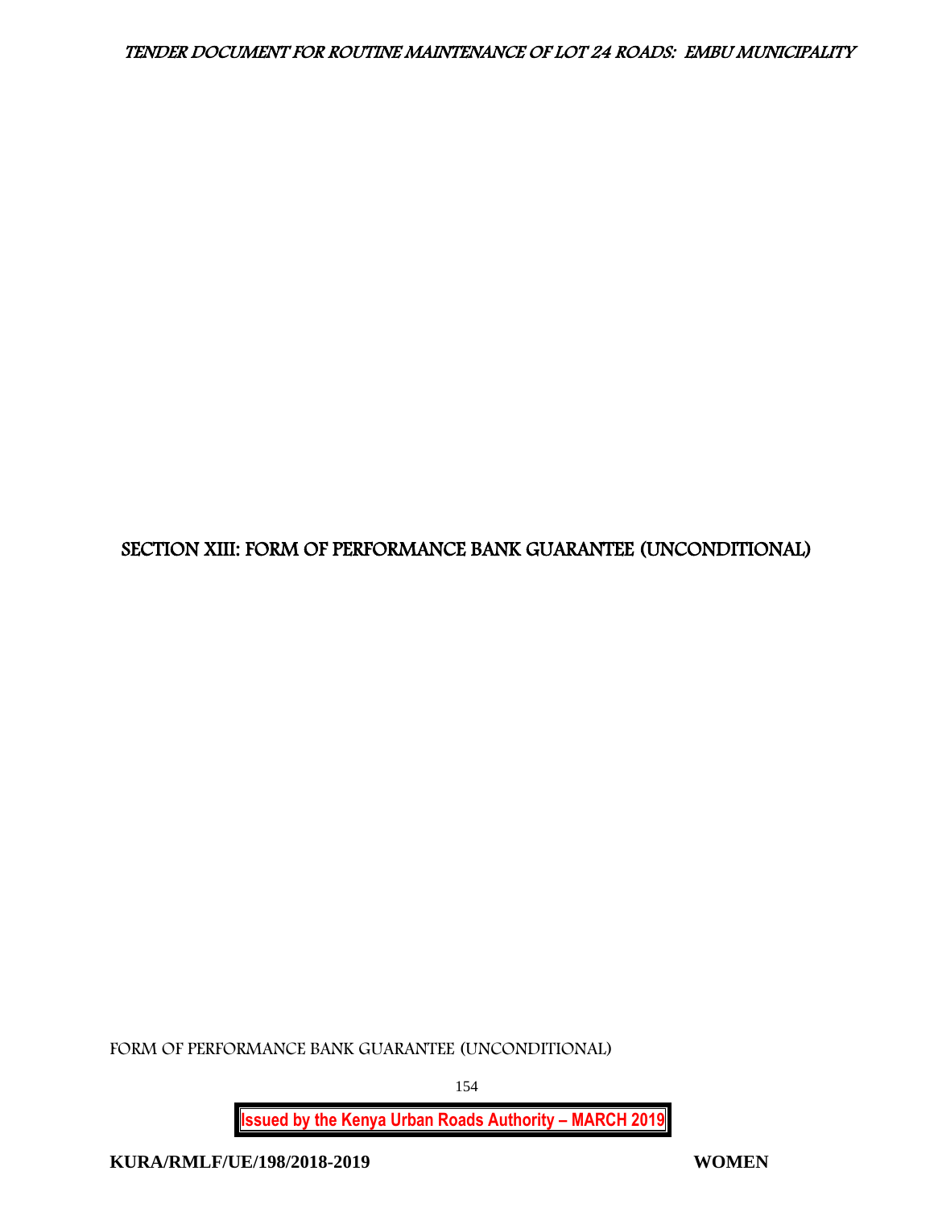# SECTION XIII: FORM OF PERFORMANCE BANK GUARANTEE (UNCONDITIONAL)

FORM OF PERFORMANCE BANK GUARANTEE (UNCONDITIONAL)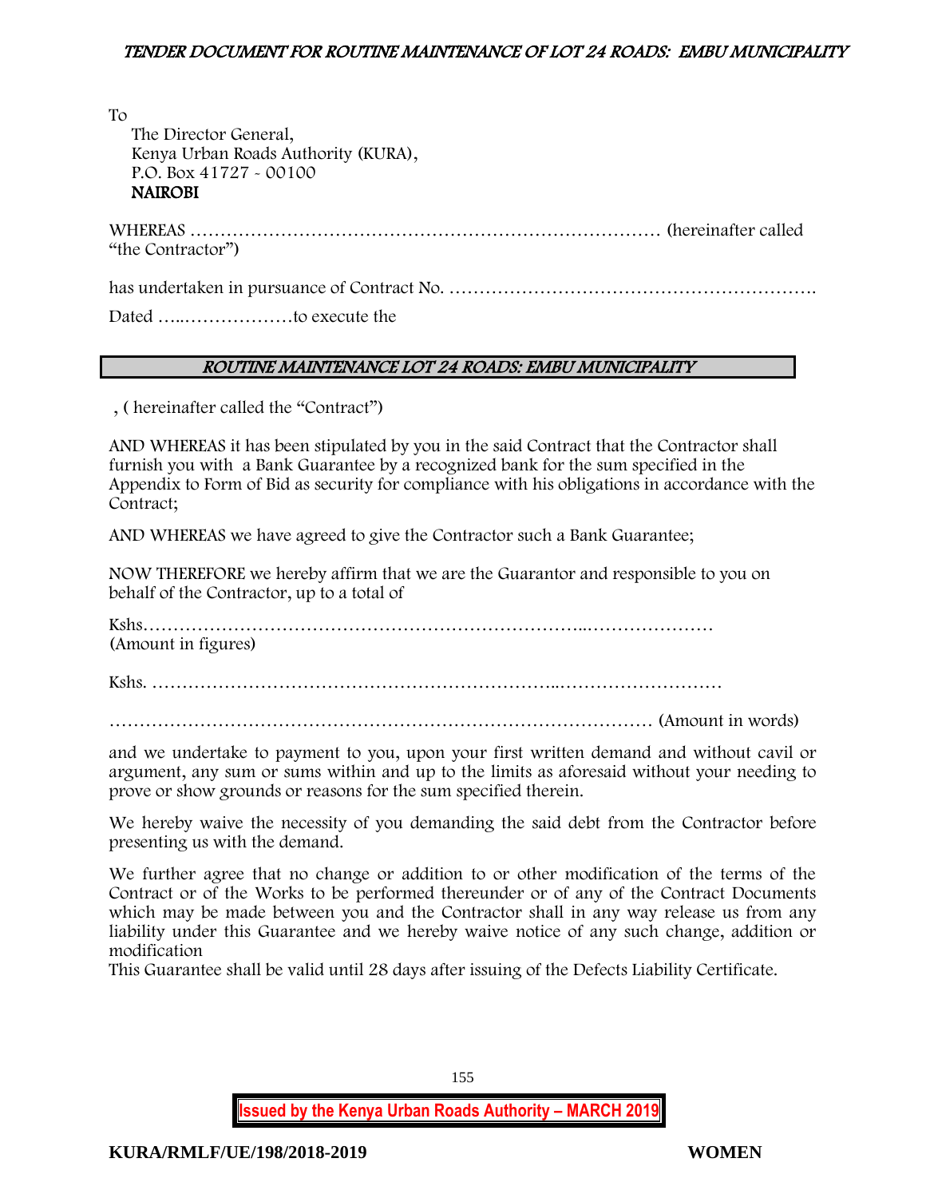To

The Director General,
Kenya Urban Roads Authority (KURA),
P.O. Box 41727 - 00100
**NAIROBI**

WHEREAS …………………………………………………………………… (hereinafter called "the Contractor")

has undertaken in pursuance of Contract No. …………………………………………………….

Dated …..………………to execute the

***ROUTINE MAINTENANCE LOT 24 ROADS: EMBU MUNICIPALITY***

, ( hereinafter called the "Contract")

AND WHEREAS it has been stipulated by you in the said Contract that the Contractor shall furnish you with a Bank Guarantee by a recognized bank for the sum specified in the Appendix to Form of Bid as security for compliance with his obligations in accordance with the Contract;

AND WHEREAS we have agreed to give the Contractor such a Bank Guarantee;

NOW THEREFORE we hereby affirm that we are the Guarantor and responsible to you on behalf of the Contractor, up to a total of

Kshs………………………………………………………………...…………………
(Amount in figures)

Kshs. ………………………………………………………..………………………

……………………………………………………………………………… (Amount in words)

and we undertake to payment to you, upon your first written demand and without cavil or argument, any sum or sums within and up to the limits as aforesaid without your needing to prove or show grounds or reasons for the sum specified therein.

We hereby waive the necessity of you demanding the said debt from the Contractor before presenting us with the demand.

We further agree that no change or addition to or other modification of the terms of the Contract or of the Works to be performed thereunder or of any of the Contract Documents which may be made between you and the Contractor shall in any way release us from any liability under this Guarantee and we hereby waive notice of any such change, addition or modification
This Guarantee shall be valid until 28 days after issuing of the Defects Liability Certificate.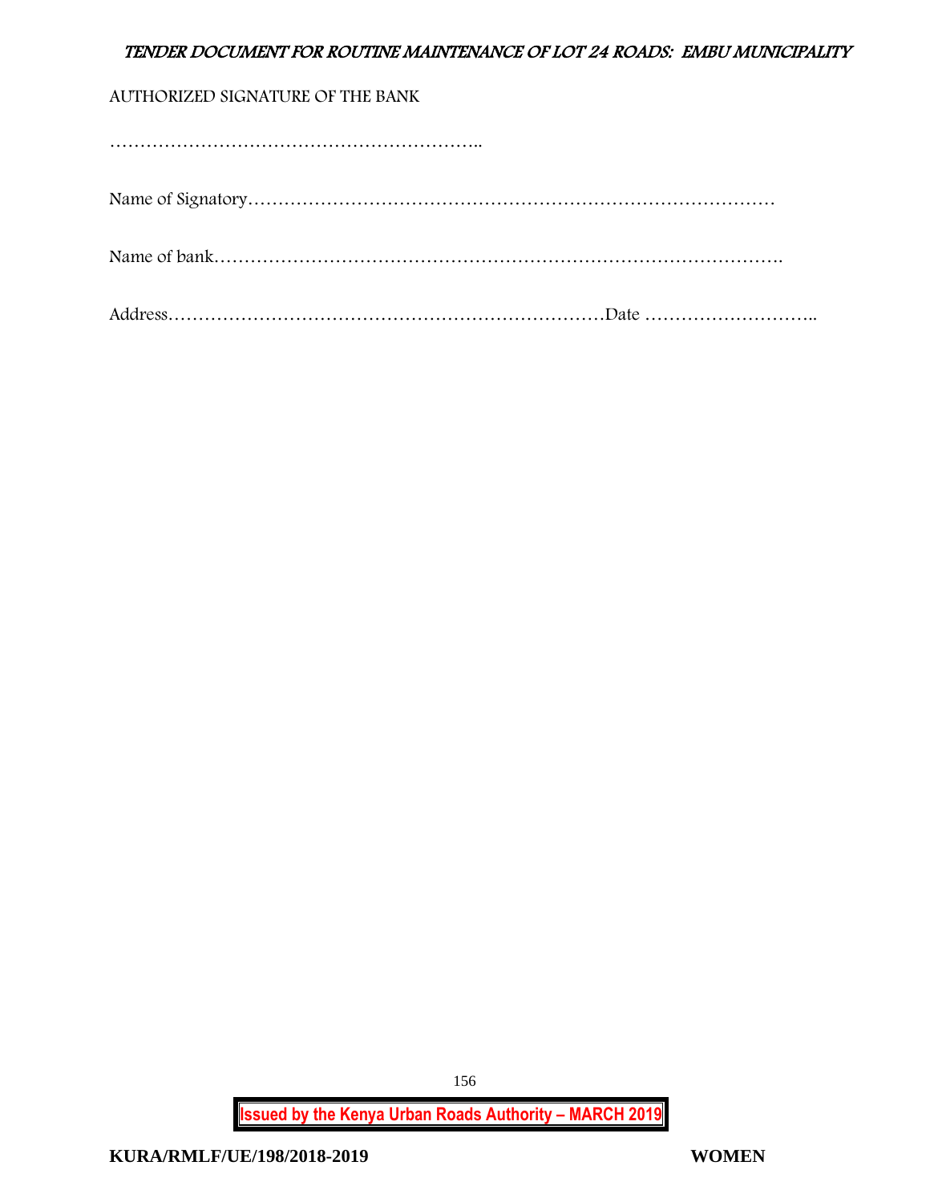AUTHORIZED SIGNATURE OF THE BANK

……………………………………………………..

Name of Signatory……………………………………………………………………………

Name of bank……………………………………………………………………………….

Address………………………………………………………………Date ………………………..